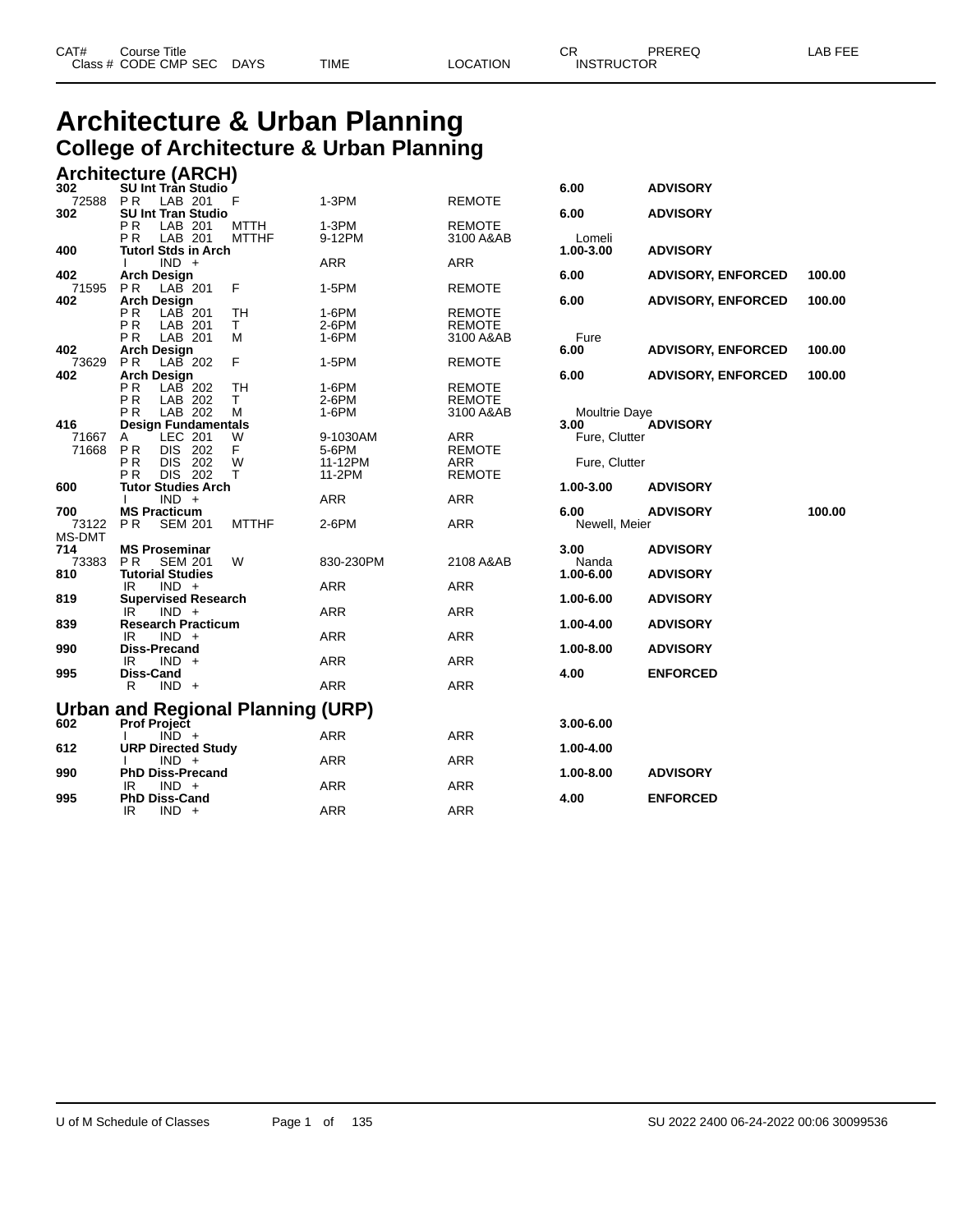# Architecture & Urban Planning

## College of Architecture & Urban Planning

### Architecture (ARCH)

| CAT# / Class # | Course Title / CODE CMP SEC | DAYS | TIME | LOCATION | CR / INSTRUCTOR | PREREQ | LAB FEE |
|---|---|---|---|---|---|---|---|
| 302 | **SU Int Tran Studio** | | | | 6.00 | ADVISORY | |
| 72588 | P R LAB 201 | F | 1-3PM | REMOTE | | | |
| 302 | **SU Int Tran Studio** | | | | 6.00 | ADVISORY | |
| | P R LAB 201 | MTTH | 1-3PM | REMOTE | | | |
| | P R LAB 201 | MTTHF | 9-12PM | 3100 A&AB | Lomeli | | |
| 400 | **Tutorl Stds in Arch** | | | | 1.00-3.00 | ADVISORY | |
| | I IND + | | ARR | ARR | | | |
| 402 | **Arch Design** | | | | 6.00 | ADVISORY, ENFORCED | 100.00 |
| 71595 | P R LAB 201 | F | 1-5PM | REMOTE | | | |
| 402 | **Arch Design** | | | | 6.00 | ADVISORY, ENFORCED | 100.00 |
| | P R LAB 201 | TH | 1-6PM | REMOTE | | | |
| | P R LAB 201 | T | 2-6PM | REMOTE | | | |
| | P R LAB 201 | M | 1-6PM | 3100 A&AB | Fure | | |
| 402 | **Arch Design** | | | | 6.00 | ADVISORY, ENFORCED | 100.00 |
| 73629 | P R LAB 202 | F | 1-5PM | REMOTE | | | |
| 402 | **Arch Design** | | | | 6.00 | ADVISORY, ENFORCED | 100.00 |
| | P R LAB 202 | TH | 1-6PM | REMOTE | | | |
| | P R LAB 202 | T | 2-6PM | REMOTE | | | |
| | P R LAB 202 | M | 1-6PM | 3100 A&AB | Moultrie Daye | | |
| 416 | **Design Fundamentals** | | | | 3.00 | ADVISORY | |
| 71667 | A LEC 201 | W | 9-1030AM | ARR | Fure, Clutter | | |
| 71668 | P R DIS 202 | F | 5-6PM | REMOTE | | | |
| | P R DIS 202 | W | 11-12PM | ARR | Fure, Clutter | | |
| | P R DIS 202 | T | 11-2PM | REMOTE | | | |
| 600 | **Tutor Studies Arch** | | | | 1.00-3.00 | ADVISORY | |
| | I IND + | | ARR | ARR | | | |
| 700 | **MS Practicum** | | | | 6.00 | ADVISORY | 100.00 |
| 73122 | P R SEM 201 | MTTHF | 2-6PM | ARR | Newell, Meier | | |
| MS-DMT | | | | | | | |
| 714 | **MS Proseminar** | | | | 3.00 | ADVISORY | |
| 73383 | P R SEM 201 | W | 830-230PM | 2108 A&AB | Nanda | | |
| 810 | **Tutorial Studies** | | | | 1.00-6.00 | ADVISORY | |
| | IR IND + | | ARR | ARR | | | |
| 819 | **Supervised Research** | | | | 1.00-6.00 | ADVISORY | |
| | IR IND + | | ARR | ARR | | | |
| 839 | **Research Practicum** | | | | 1.00-4.00 | ADVISORY | |
| | IR IND + | | ARR | ARR | | | |
| 990 | **Diss-Precand** | | | | 1.00-8.00 | ADVISORY | |
| | IR IND + | | ARR | ARR | | | |
| 995 | **Diss-Cand** | | | | 4.00 | ENFORCED | |
| | R IND + | | ARR | ARR | | | |

### Urban and Regional Planning (URP)

| CAT# / Class # | Course Title / CODE CMP SEC | DAYS | TIME | LOCATION | CR / INSTRUCTOR | PREREQ | LAB FEE |
|---|---|---|---|---|---|---|---|
| 602 | **Prof Project** | | | | 3.00-6.00 | | |
| | I IND + | | ARR | ARR | | | |
| 612 | **URP Directed Study** | | | | 1.00-4.00 | | |
| | I IND + | | ARR | ARR | | | |
| 990 | **PhD Diss-Precand** | | | | 1.00-8.00 | ADVISORY | |
| | IR IND + | | ARR | ARR | | | |
| 995 | **PhD Diss-Cand** | | | | 4.00 | ENFORCED | |
| | IR IND + | | ARR | ARR | | | |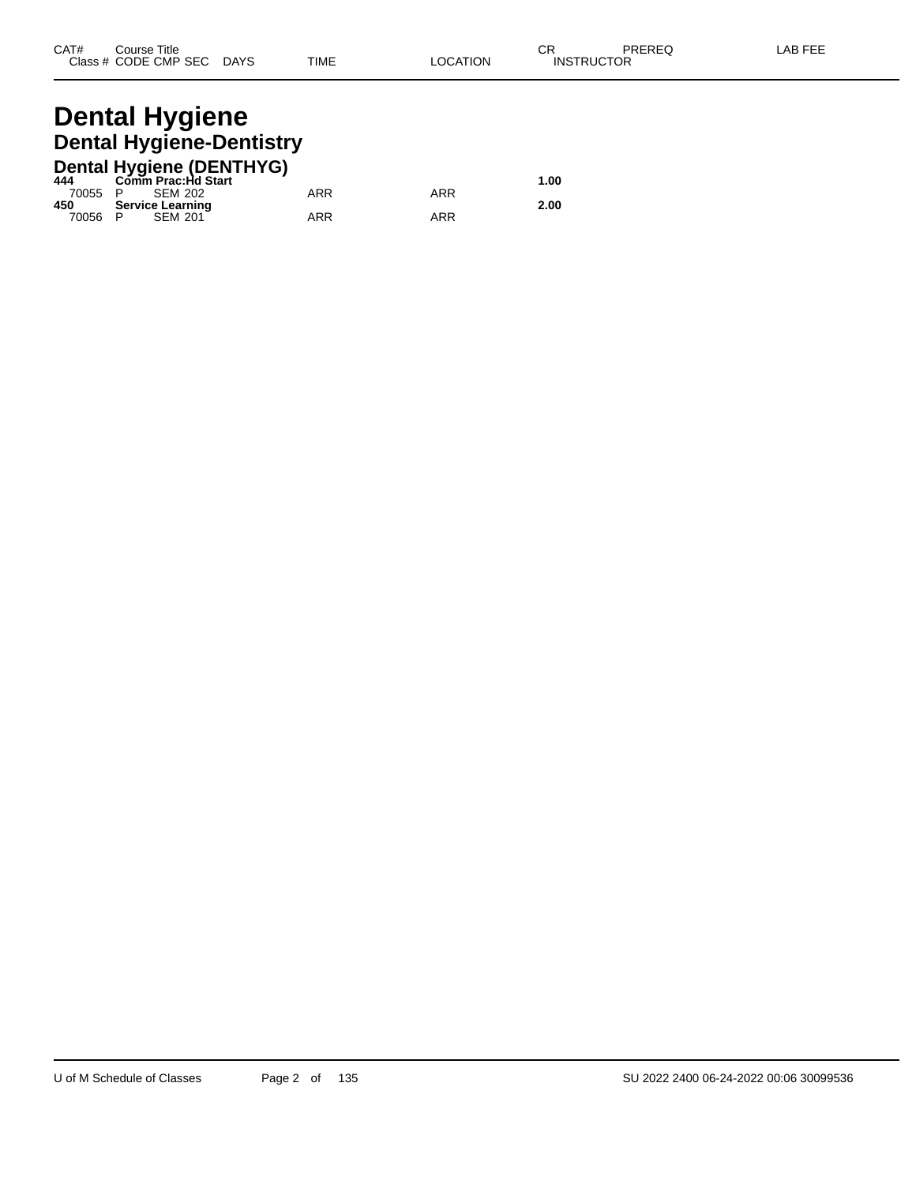| CAT# | Course Title | | | | | | CR | PREREQ | LAB FEE |
|---|---|---|---|---|---|---|---|---|---|
| Class # | CODE | CMP | SEC | DAYS | TIME | LOCATION | INSTRUCTOR | | |

# Dental Hygiene

## Dental Hygiene-Dentistry

### Dental Hygiene (DENTHYG)

| CAT# | Course Title | | | | | | CR | PREREQ | LAB FEE |
|---|---|---|---|---|---|---|---|---|---|
| **444** | **Comm Prac:Hd Start** | | | | | | **1.00** | | |
| 70055 | P | SEM | 202 | | ARR | ARR | | | |
| **450** | **Service Learning** | | | | | | **2.00** | | |
| 70056 | P | SEM | 201 | | ARR | ARR | | | |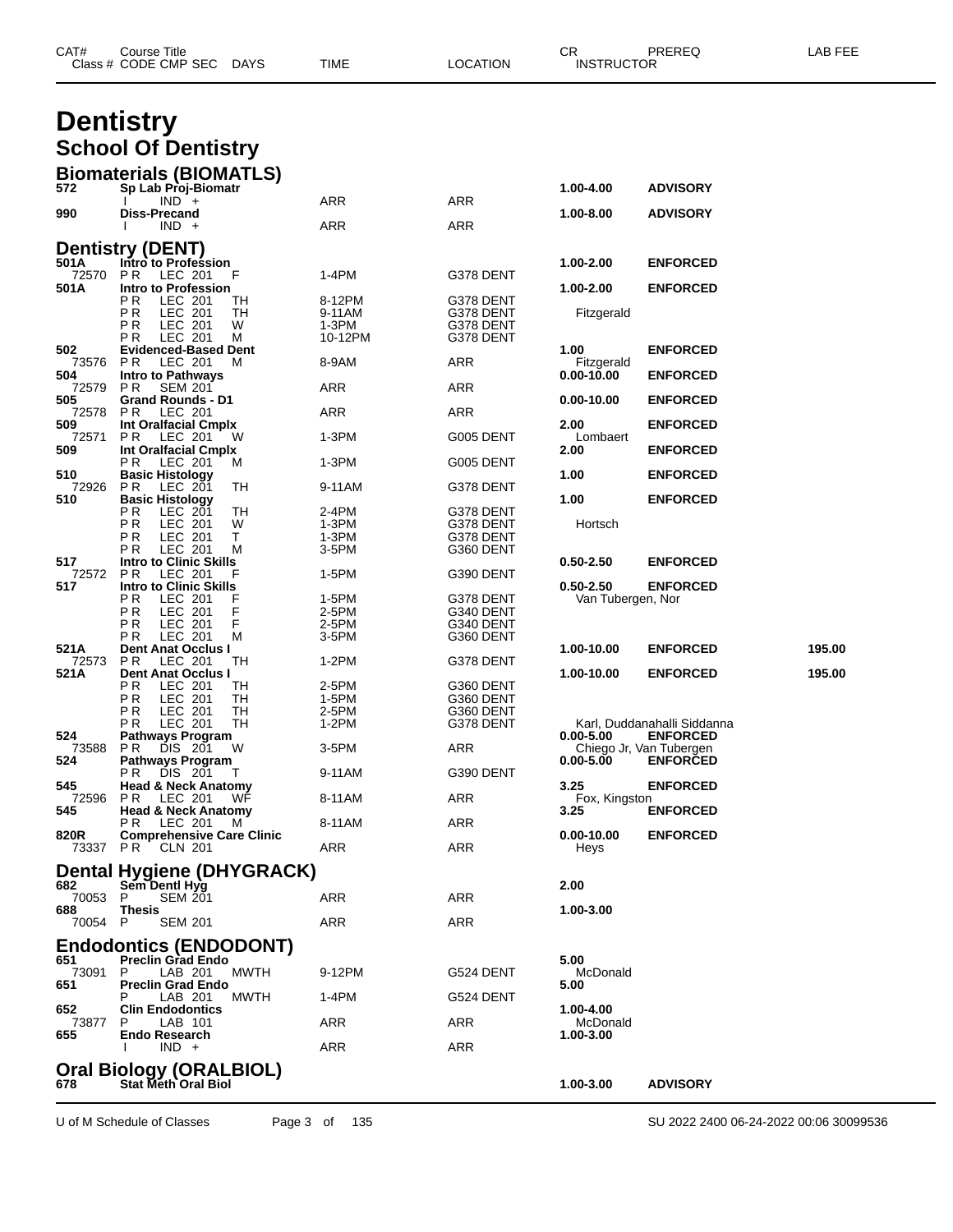# Dentistry

## School Of Dentistry

### Biomaterials (BIOMATLS)

| CAT# Class # | Course Title CODE CMP SEC | DAYS | TIME | LOCATION | CR INSTRUCTOR | PREREQ | LAB FEE |
|---|---|---|---|---|---|---|---|
| 572 | Sp Lab Proj-Biomatr | | | | 1.00-4.00 | ADVISORY | |
| | I IND + | | ARR | ARR | | | |
| 990 | Diss-Precand | | | | 1.00-8.00 | ADVISORY | |
| | I IND + | | ARR | ARR | | | |

### Dentistry (DENT)

| CAT# Class # | Course Title CODE CMP SEC | DAYS | TIME | LOCATION | CR INSTRUCTOR | PREREQ | LAB FEE |
|---|---|---|---|---|---|---|---|
| 501A | Intro to Profession | | | | 1.00-2.00 | ENFORCED | |
| 72570 | P R LEC 201 | F | 1-4PM | G378 DENT | | | |
| 501A | Intro to Profession | | | | 1.00-2.00 | ENFORCED | |
| | P R LEC 201 | TH | 8-12PM | G378 DENT | | | |
| | P R LEC 201 | TH | 9-11AM | G378 DENT | Fitzgerald | | |
| | P R LEC 201 | W | 1-3PM | G378 DENT | | | |
| | P R LEC 201 | M | 10-12PM | G378 DENT | | | |
| 502 | Evidenced-Based Dent | | | | 1.00 | ENFORCED | |
| 73576 | P R LEC 201 | M | 8-9AM | ARR | Fitzgerald | | |
| 504 | Intro to Pathways | | | | 0.00-10.00 | ENFORCED | |
| 72579 | P R SEM 201 | | ARR | ARR | | | |
| 505 | Grand Rounds - D1 | | | | 0.00-10.00 | ENFORCED | |
| 72578 | P R LEC 201 | | ARR | ARR | | | |
| 509 | Int Oralfacial Cmplx | | | | 2.00 | ENFORCED | |
| 72571 | P R LEC 201 | W | 1-3PM | G005 DENT | Lombaert | | |
| 509 | Int Oralfacial Cmplx | | | | 2.00 | ENFORCED | |
| | P R LEC 201 | M | 1-3PM | G005 DENT | | | |
| 510 | Basic Histology | | | | 1.00 | ENFORCED | |
| 72926 | P R LEC 201 | TH | 9-11AM | G378 DENT | | | |
| 510 | Basic Histology | | | | 1.00 | ENFORCED | |
| | P R LEC 201 | TH | 2-4PM | G378 DENT | | | |
| | P R LEC 201 | W | 1-3PM | G378 DENT | Hortsch | | |
| | P R LEC 201 | T | 1-3PM | G378 DENT | | | |
| | P R LEC 201 | M | 3-5PM | G360 DENT | | | |
| 517 | Intro to Clinic Skills | | | | 0.50-2.50 | ENFORCED | |
| 72572 | P R LEC 201 | F | 1-5PM | G390 DENT | | | |
| 517 | Intro to Clinic Skills | | | | 0.50-2.50 | ENFORCED | |
| | P R LEC 201 | F | 1-5PM | G378 DENT | Van Tubergen, Nor | | |
| | P R LEC 201 | F | 2-5PM | G340 DENT | | | |
| | P R LEC 201 | F | 2-5PM | G340 DENT | | | |
| | P R LEC 201 | M | 3-5PM | G360 DENT | | | |
| 521A | Dent Anat Occlus I | | | | 1.00-10.00 | ENFORCED | 195.00 |
| 72573 | P R LEC 201 | TH | 1-2PM | G378 DENT | | | |
| 521A | Dent Anat Occlus I | | | | 1.00-10.00 | ENFORCED | 195.00 |
| | P R LEC 201 | TH | 2-5PM | G360 DENT | | | |
| | P R LEC 201 | TH | 1-5PM | G360 DENT | | | |
| | P R LEC 201 | TH | 2-5PM | G360 DENT | | | |
| | P R LEC 201 | TH | 1-2PM | G378 DENT | Karl, Duddanahalli Siddanna | | |
| 524 | Pathways Program | | | | 0.00-5.00 | ENFORCED | |
| 73588 | P R DIS 201 | W | 3-5PM | ARR | Chiego Jr, Van Tubergen | | |
| 524 | Pathways Program | | | | 0.00-5.00 | ENFORCED | |
| | P R DIS 201 | T | 9-11AM | G390 DENT | | | |
| 545 | Head & Neck Anatomy | | | | 3.25 | ENFORCED | |
| 72596 | P R LEC 201 | WF | 8-11AM | ARR | Fox, Kingston | | |
| 545 | Head & Neck Anatomy | | | | 3.25 | ENFORCED | |
| | P R LEC 201 | M | 8-11AM | ARR | | | |
| 820R | Comprehensive Care Clinic | | | | 0.00-10.00 | ENFORCED | |
| 73337 | P R CLN 201 | | ARR | ARR | Heys | | |

### Dental Hygiene (DHYGRACK)

| CAT# Class # | Course Title CODE CMP SEC | DAYS | TIME | LOCATION | CR INSTRUCTOR | PREREQ | LAB FEE |
|---|---|---|---|---|---|---|---|
| 682 | Sem Dentl Hyg | | | | 2.00 | | |
| 70053 | P SEM 201 | | ARR | ARR | | | |
| 688 | Thesis | | | | 1.00-3.00 | | |
| 70054 | P SEM 201 | | ARR | ARR | | | |

### Endodontics (ENDODONT)

| CAT# Class # | Course Title CODE CMP SEC | DAYS | TIME | LOCATION | CR INSTRUCTOR | PREREQ | LAB FEE |
|---|---|---|---|---|---|---|---|
| 651 | Preclin Grad Endo | | | | 5.00 | | |
| 73091 | P LAB 201 | MWTH | 9-12PM | G524 DENT | McDonald | | |
| 651 | Preclin Grad Endo | | | | 5.00 | | |
| | P LAB 201 | MWTH | 1-4PM | G524 DENT | | | |
| 652 | Clin Endodontics | | | | 1.00-4.00 | | |
| 73877 | P LAB 101 | | ARR | ARR | McDonald | | |
| 655 | Endo Research | | | | 1.00-3.00 | | |
| | I IND + | | ARR | ARR | | | |

### Oral Biology (ORALBIOL)

| CAT# Class # | Course Title CODE CMP SEC | DAYS | TIME | LOCATION | CR INSTRUCTOR | PREREQ | LAB FEE |
|---|---|---|---|---|---|---|---|
| 678 | Stat Meth Oral Biol | | | | 1.00-3.00 | ADVISORY | |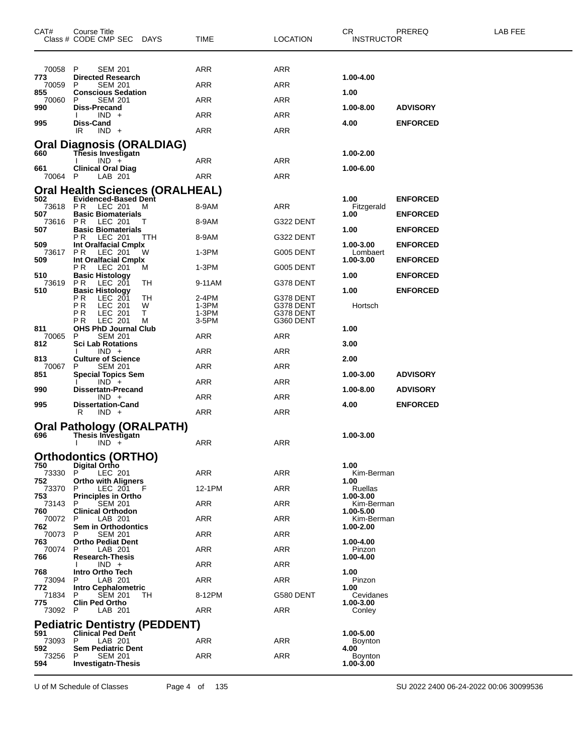| CAT# | Course Title<br>Class # CODE CMP SEC DAYS | TIME | LOCATION | CR<br>INSTRUCTOR | PREREQ | LAB FEE |
|---|---|---|---|---|---|---|
| 70058 | P SEM 201 | ARR | ARR | | | |
| 773 | **Directed Research** | | | 1.00-4.00 | | |
| 70059 | P SEM 201 | ARR | ARR | | | |
| 855 | **Conscious Sedation** | | | 1.00 | | |
| 70060 | P SEM 201 | ARR | ARR | | | |
| 990 | **Diss-Precand** | | | 1.00-8.00 | ADVISORY | |
| | I IND + | ARR | ARR | | | |
| 995 | **Diss-Cand** | | | 4.00 | ENFORCED | |
| | IR IND + | ARR | ARR | | | |

## Oral Diagnosis (ORALDIAG)

| CAT# | Course Title<br>Class # CODE CMP SEC DAYS | TIME | LOCATION | CR<br>INSTRUCTOR | PREREQ | LAB FEE |
|---|---|---|---|---|---|---|
| 660 | **Thesis Investigatn** | | | 1.00-2.00 | | |
| | I IND + | ARR | ARR | | | |
| 661 | **Clinical Oral Diag** | | | 1.00-6.00 | | |
| 70064 | P LAB 201 | ARR | ARR | | | |

## Oral Health Sciences (ORALHEAL)

| CAT# | Course Title<br>Class # CODE CMP SEC DAYS | TIME | LOCATION | CR<br>INSTRUCTOR | PREREQ | LAB FEE |
|---|---|---|---|---|---|---|
| 502 | **Evidenced-Based Dent** | | | 1.00 | ENFORCED | |
| 73618 | P R LEC 201 M | 8-9AM | ARR | Fitzgerald | | |
| 507 | **Basic Biomaterials** | | | 1.00 | ENFORCED | |
| 73616 | P R LEC 201 T | 8-9AM | G322 DENT | | | |
| 507 | **Basic Biomaterials** | | | 1.00 | ENFORCED | |
| | P R LEC 201 TTH | 8-9AM | G322 DENT | | | |
| 509 | **Int Oralfacial Cmplx** | | | 1.00-3.00 | ENFORCED | |
| 73617 | P R LEC 201 W | 1-3PM | G005 DENT | Lombaert | | |
| 509 | **Int Oralfacial Cmplx** | | | 1.00-3.00 | ENFORCED | |
| | P R LEC 201 M | 1-3PM | G005 DENT | | | |
| 510 | **Basic Histology** | | | 1.00 | ENFORCED | |
| 73619 | P R LEC 201 TH | 9-11AM | G378 DENT | | | |
| 510 | **Basic Histology** | | | 1.00 | ENFORCED | |
| | P R LEC 201 TH | 2-4PM | G378 DENT | | | |
| | P R LEC 201 W | 1-3PM | G378 DENT | Hortsch | | |
| | P R LEC 201 T | 1-3PM | G378 DENT | | | |
| | P R LEC 201 M | 3-5PM | G360 DENT | | | |
| 811 | **OHS PhD Journal Club** | | | 1.00 | | |
| 70065 | P SEM 201 | ARR | ARR | | | |
| 812 | **Sci Lab Rotations** | | | 3.00 | | |
| | I IND + | ARR | ARR | | | |
| 813 | **Culture of Science** | | | 2.00 | | |
| 70067 | P SEM 201 | ARR | ARR | | | |
| 851 | **Special Topics Sem** | | | 1.00-3.00 | ADVISORY | |
| | I IND + | ARR | ARR | | | |
| 990 | **Dissertatn-Precand** | | | 1.00-8.00 | ADVISORY | |
| | IND + | ARR | ARR | | | |
| 995 | **Dissertation-Cand** | | | 4.00 | ENFORCED | |
| | R IND + | ARR | ARR | | | |

## Oral Pathology (ORALPATH)

| CAT# | Course Title<br>Class # CODE CMP SEC DAYS | TIME | LOCATION | CR<br>INSTRUCTOR | PREREQ | LAB FEE |
|---|---|---|---|---|---|---|
| 696 | **Thesis Investigatn** | | | 1.00-3.00 | | |
| | I IND + | ARR | ARR | | | |

## Orthodontics (ORTHO)

| CAT# | Course Title<br>Class # CODE CMP SEC DAYS | TIME | LOCATION | CR<br>INSTRUCTOR | PREREQ | LAB FEE |
|---|---|---|---|---|---|---|
| 750 | **Digital Ortho** | | | 1.00 | | |
| 73330 | P LEC 201 | ARR | ARR | Kim-Berman | | |
| 752 | **Ortho with Aligners** | | | 1.00 | | |
| 73370 | P LEC 201 F | 12-1PM | ARR | Ruellas | | |
| 753 | **Principles in Ortho** | | | 1.00-3.00 | | |
| 73143 | P SEM 201 | ARR | ARR | Kim-Berman | | |
| 760 | **Clinical Orthodon** | | | 1.00-5.00 | | |
| 70072 | P LAB 201 | ARR | ARR | Kim-Berman | | |
| 762 | **Sem in Orthodontics** | | | 1.00-2.00 | | |
| 70073 | P SEM 201 | ARR | ARR | | | |
| 763 | **Ortho Pediat Dent** | | | 1.00-4.00 | | |
| 70074 | P LAB 201 | ARR | ARR | Pinzon | | |
| 766 | **Research-Thesis** | | | 1.00-4.00 | | |
| | I IND + | ARR | ARR | | | |
| 768 | **Intro Ortho Tech** | | | 1.00 | | |
| 73094 | P LAB 201 | ARR | ARR | Pinzon | | |
| 772 | **Intro Cephalometric** | | | 1.00 | | |
| 71834 | P SEM 201 TH | 8-12PM | G580 DENT | Cevidanes | | |
| 775 | **Clin Ped Ortho** | | | 1.00-3.00 | | |
| 73092 | P LAB 201 | ARR | ARR | Conley | | |

## Pediatric Dentistry (PEDDENT)

| CAT# | Course Title<br>Class # CODE CMP SEC DAYS | TIME | LOCATION | CR<br>INSTRUCTOR | PREREQ | LAB FEE |
|---|---|---|---|---|---|---|
| 591 | **Clinical Ped Dent** | | | 1.00-5.00 | | |
| 73093 | P LAB 201 | ARR | ARR | Boynton | | |
| 592 | **Sem Pediatric Dent** | | | 4.00 | | |
| 73256 | P SEM 201 | ARR | ARR | Boynton | | |
| 594 | **Investigatn-Thesis** | | | 1.00-3.00 | | |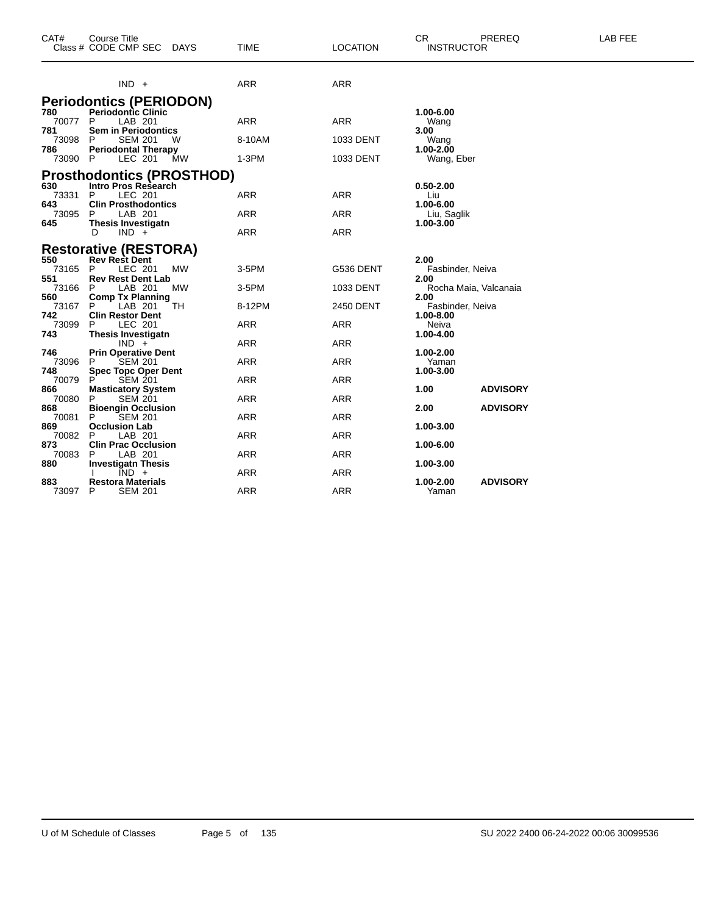| CAT# | Course Title<br>Class # CODE CMP SEC DAYS | TIME | LOCATION | CR<br>INSTRUCTOR | PREREQ | LAB FEE |
|---|---|---|---|---|---|---|
| | IND + | ARR | ARR | | | |

## Periodontics (PERIODON)

| CAT# | Course Title / Class # CODE CMP SEC DAYS | TIME | LOCATION | CR / INSTRUCTOR | PREREQ | LAB FEE |
|---|---|---|---|---|---|---|
| **780** | **Periodontic Clinic** | | | **1.00-6.00** | | |
| 70077 | P LAB 201 | ARR | ARR | Wang | | |
| **781** | **Sem in Periodontics** | | | **3.00** | | |
| 73098 | P SEM 201 W | 8-10AM | 1033 DENT | Wang | | |
| **786** | **Periodontal Therapy** | | | **1.00-2.00** | | |
| 73090 | P LEC 201 MW | 1-3PM | 1033 DENT | Wang, Eber | | |

## Prosthodontics (PROSTHOD)

| CAT# | Course Title / Class # CODE CMP SEC DAYS | TIME | LOCATION | CR / INSTRUCTOR | PREREQ | LAB FEE |
|---|---|---|---|---|---|---|
| **630** | **Intro Pros Research** | | | **0.50-2.00** | | |
| 73331 | P LEC 201 | ARR | ARR | Liu | | |
| **643** | **Clin Prosthodontics** | | | **1.00-6.00** | | |
| 73095 | P LAB 201 | ARR | ARR | Liu, Saglik | | |
| **645** | **Thesis Investigatn** | | | **1.00-3.00** | | |
| | D IND + | ARR | ARR | | | |

## Restorative (RESTORA)

| CAT# | Course Title / Class # CODE CMP SEC DAYS | TIME | LOCATION | CR / INSTRUCTOR | PREREQ | LAB FEE |
|---|---|---|---|---|---|---|
| **550** | **Rev Rest Dent** | | | **2.00** | | |
| 73165 | P LEC 201 MW | 3-5PM | G536 DENT | Fasbinder, Neiva | | |
| **551** | **Rev Rest Dent Lab** | | | **2.00** | | |
| 73166 | P LAB 201 MW | 3-5PM | 1033 DENT | Rocha Maia, Valcanaia | | |
| **560** | **Comp Tx Planning** | | | **2.00** | | |
| 73167 | P LAB 201 TH | 8-12PM | 2450 DENT | Fasbinder, Neiva | | |
| **742** | **Clin Restor Dent** | | | **1.00-8.00** | | |
| 73099 | P LEC 201 | ARR | ARR | Neiva | | |
| **743** | **Thesis Investigatn** | | | **1.00-4.00** | | |
| | IND + | ARR | ARR | | | |
| **746** | **Prin Operative Dent** | | | **1.00-2.00** | | |
| 73096 | P SEM 201 | ARR | ARR | Yaman | | |
| **748** | **Spec Topc Oper Dent** | | | **1.00-3.00** | | |
| 70079 | P SEM 201 | ARR | ARR | | | |
| **866** | **Masticatory System** | | | **1.00** | **ADVISORY** | |
| 70080 | P SEM 201 | ARR | ARR | | | |
| **868** | **Bioengin Occlusion** | | | **2.00** | **ADVISORY** | |
| 70081 | P SEM 201 | ARR | ARR | | | |
| **869** | **Occlusion Lab** | | | **1.00-3.00** | | |
| 70082 | P LAB 201 | ARR | ARR | | | |
| **873** | **Clin Prac Occlusion** | | | **1.00-6.00** | | |
| 70083 | P LAB 201 | ARR | ARR | | | |
| **880** | **Investigatn Thesis** | | | **1.00-3.00** | | |
| | I IND + | ARR | ARR | | | |
| **883** | **Restora Materials** | | | **1.00-2.00** | **ADVISORY** | |
| 73097 | P SEM 201 | ARR | ARR | Yaman | | |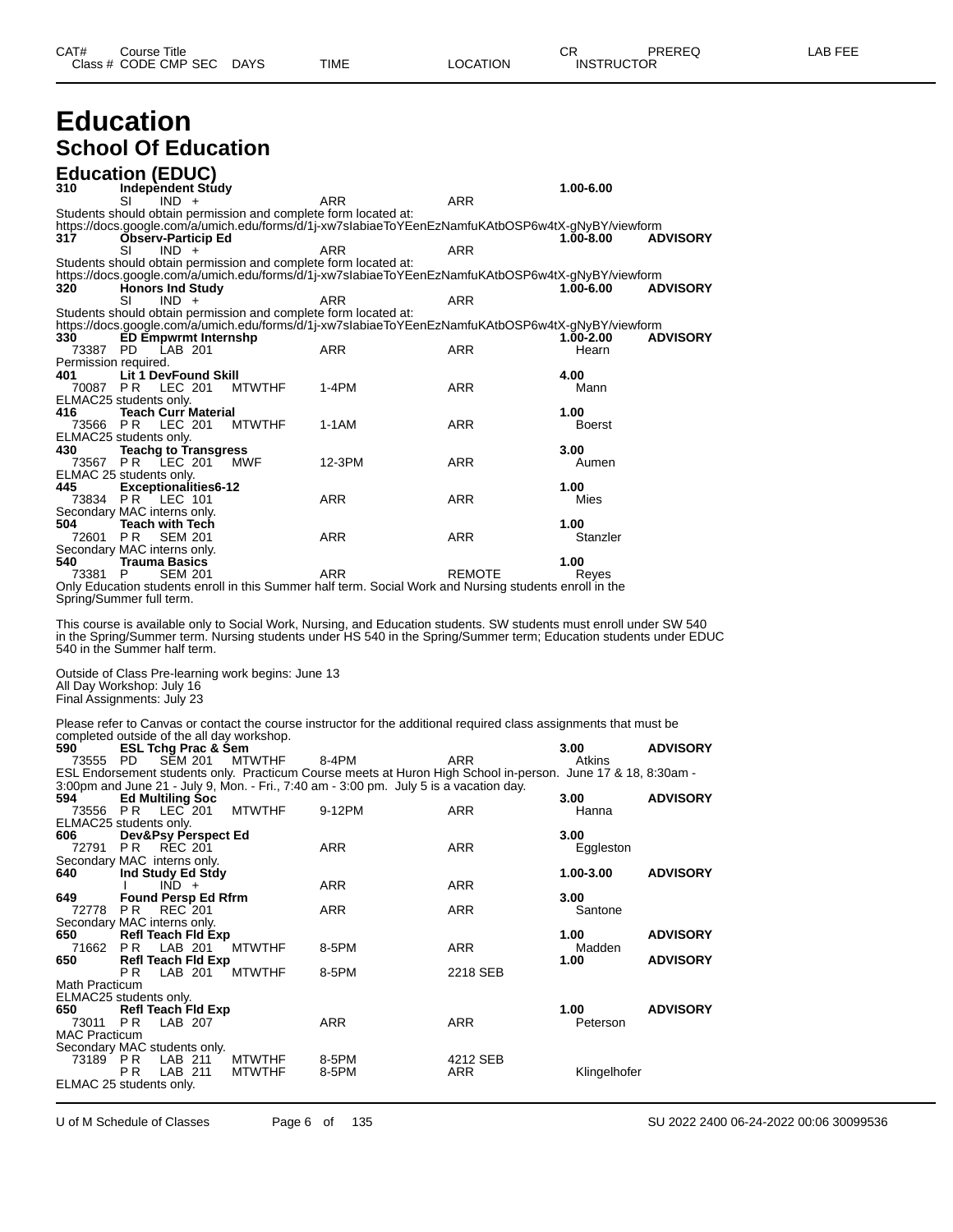# Education

## School Of Education

### Education (EDUC)

| CAT# | Course Title | | | | | | CR | PREREQ | LAB FEE |
|---|---|---|---|---|---|---|---|---|---|
| Class # | CODE | CMP | SEC | DAYS | TIME | LOCATION | INSTRUCTOR | | |
| **310** | **Independent Study** | | | | | | **1.00-6.00** | | |
| | SI | IND | + | | ARR | ARR | | | |

Students should obtain permission and complete form located at:
https://docs.google.com/a/umich.edu/forms/d/1j-xw7sIabiaeToYEenEzNamfuKAtbOSP6w4tX-gNyBY/viewform

| CAT# | Course Title | | | | | | CR | PREREQ |
|---|---|---|---|---|---|---|---|---|
| **317** | **Observ-Particip Ed** | | | | | | **1.00-8.00** | **ADVISORY** |
| | SI | IND | + | | ARR | ARR | | |

Students should obtain permission and complete form located at:
https://docs.google.com/a/umich.edu/forms/d/1j-xw7sIabiaeToYEenEzNamfuKAtbOSP6w4tX-gNyBY/viewform

| CAT# | Course Title | | | | | | CR | PREREQ |
|---|---|---|---|---|---|---|---|---|
| **320** | **Honors Ind Study** | | | | | | **1.00-6.00** | **ADVISORY** |
| | SI | IND | + | | ARR | ARR | | |

Students should obtain permission and complete form located at:
https://docs.google.com/a/umich.edu/forms/d/1j-xw7sIabiaeToYEenEzNamfuKAtbOSP6w4tX-gNyBY/viewform

| CAT# | Course Title | | | | | | CR | PREREQ |
|---|---|---|---|---|---|---|---|---|
| **330** | **ED Empwrmt Internshp** | | | | | | **1.00-2.00** | **ADVISORY** |
| 73387 | PD | LAB | 201 | | ARR | ARR | Hearn | |

Permission required.

| CAT# | Course Title | | | | | | CR |
|---|---|---|---|---|---|---|---|
| **401** | **Lit 1 DevFound Skill** | | | | | | **4.00** |
| 70087 | P R | LEC | 201 | MTWTHF | 1-4PM | ARR | Mann |

ELMAC25 students only.

| CAT# | Course Title | | | | | | CR |
|---|---|---|---|---|---|---|---|
| **416** | **Teach Curr Material** | | | | | | **1.00** |
| 73566 | P R | LEC | 201 | MTWTHF | 1-1AM | ARR | Boerst |

ELMAC25 students only.

| CAT# | Course Title | | | | | | CR |
|---|---|---|---|---|---|---|---|
| **430** | **Teachg to Transgress** | | | | | | **3.00** |
| 73567 | P R | LEC | 201 | MWF | 12-3PM | ARR | Aumen |

ELMAC 25 students only.

| CAT# | Course Title | | | | | | CR |
|---|---|---|---|---|---|---|---|
| **445** | **Exceptionalities6-12** | | | | | | **1.00** |
| 73834 | P R | LEC | 101 | | ARR | ARR | Mies |

Secondary MAC interns only.

| CAT# | Course Title | | | | | | CR |
|---|---|---|---|---|---|---|---|
| **504** | **Teach with Tech** | | | | | | **1.00** |
| 72601 | P R | SEM | 201 | | ARR | ARR | Stanzler |

Secondary MAC interns only.

| CAT# | Course Title | | | | | | CR |
|---|---|---|---|---|---|---|---|
| **540** | **Trauma Basics** | | | | | | **1.00** |
| 73381 | P | SEM | 201 | | ARR | REMOTE | Reyes |

Only Education students enroll in this Summer half term. Social Work and Nursing students enroll in the Spring/Summer full term.

This course is available only to Social Work, Nursing, and Education students. SW students must enroll under SW 540 in the Spring/Summer term. Nursing students under HS 540 in the Spring/Summer term; Education students under EDUC 540 in the Summer half term.

Outside of Class Pre-learning work begins: June 13
All Day Workshop: July 16
Final Assignments: July 23

Please refer to Canvas or contact the course instructor for the additional required class assignments that must be completed outside of the all day workshop.

| CAT# | Course Title | | | | | | CR | PREREQ |
|---|---|---|---|---|---|---|---|---|
| **590** | **ESL Tchg Prac & Sem** | | | | | | **3.00** | **ADVISORY** |
| 73555 | PD | SEM | 201 | MTWTHF | 8-4PM | ARR | Atkins | |

ESL Endorsement students only. Practicum Course meets at Huron High School in-person. June 17 & 18, 8:30am - 3:00pm and June 21 - July 9, Mon. - Fri., 7:40 am - 3:00 pm. July 5 is a vacation day.

| CAT# | Course Title | | | | | | CR | PREREQ |
|---|---|---|---|---|---|---|---|---|
| **594** | **Ed Multiling Soc** | | | | | | **3.00** | **ADVISORY** |
| 73556 | P R | LEC | 201 | MTWTHF | 9-12PM | ARR | Hanna | |

ELMAC25 students only.

| CAT# | Course Title | | | | | | CR |
|---|---|---|---|---|---|---|---|
| **606** | **Dev&Psy Perspect Ed** | | | | | | **3.00** |
| 72791 | P R | REC | 201 | | ARR | ARR | Eggleston |

Secondary MAC interns only.

| CAT# | Course Title | | | | | | CR | PREREQ |
|---|---|---|---|---|---|---|---|---|
| **640** | **Ind Study Ed Stdy** | | | | | | **1.00-3.00** | **ADVISORY** |
| | I | IND | + | | ARR | ARR | | |
| **649** | **Found Persp Ed Rfrm** | | | | | | **3.00** | |
| 72778 | P R | REC | 201 | | ARR | ARR | Santone | |

Secondary MAC interns only.

| CAT# | Course Title | | | | | | CR | PREREQ |
|---|---|---|---|---|---|---|---|---|
| **650** | **Refl Teach Fld Exp** | | | | | | **1.00** | **ADVISORY** |
| 71662 | P R | LAB | 201 | MTWTHF | 8-5PM | ARR | Madden | |
| **650** | **Refl Teach Fld Exp** | | | | | | **1.00** | **ADVISORY** |
| | P R | LAB | 201 | MTWTHF | 8-5PM | 2218 SEB | | |

Math Practicum
ELMAC25 students only.

| CAT# | Course Title | | | | | | CR | PREREQ |
|---|---|---|---|---|---|---|---|---|
| **650** | **Refl Teach Fld Exp** | | | | | | **1.00** | **ADVISORY** |
| 73011 | P R | LAB | 207 | | ARR | ARR | Peterson | |

MAC Practicum
Secondary MAC students only.

| Class # | CODE | CMP | SEC | DAYS | TIME | LOCATION | INSTRUCTOR |
|---|---|---|---|---|---|---|---|
| 73189 | P R | LAB | 211 | MTWTHF | 8-5PM | 4212 SEB | |
| | P R | LAB | 211 | MTWTHF | 8-5PM | ARR | Klingelhofer |

ELMAC 25 students only.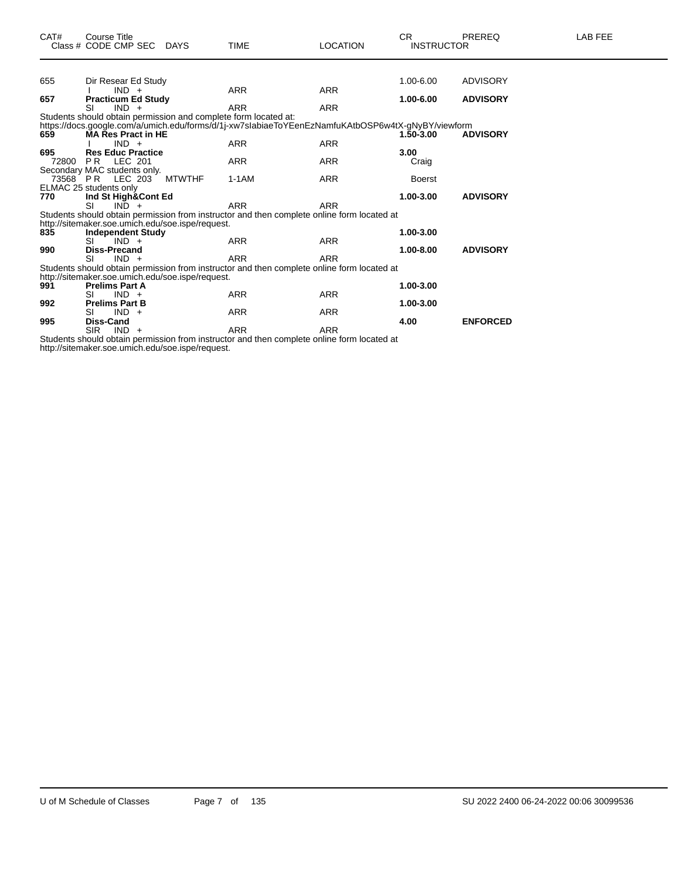| CAT# | Course Title<br>Class # CODE CMP SEC | DAYS | TIME | LOCATION | CR<br>INSTRUCTOR | PREREQ | LAB FEE |
|---|---|---|---|---|---|---|---|
| 655 | Dir Resear Ed Study | | | | 1.00-6.00 | ADVISORY | |
| | I IND + | | ARR | ARR | | | |
| **657** | **Practicum Ed Study** | | | | **1.00-6.00** | **ADVISORY** | |
| | SI IND + | | ARR | ARR | | | |

Students should obtain permission and complete form located at:
https://docs.google.com/a/umich.edu/forms/d/1j-xw7sIabiaeToYEenEzNamfuKAtbOSP6w4tX-gNyBY/viewform

| CAT# | Course Title<br>Class # CODE CMP SEC | DAYS | TIME | LOCATION | CR<br>INSTRUCTOR | PREREQ | LAB FEE |
|---|---|---|---|---|---|---|---|
| **659** | **MA Res Pract in HE** | | | | **1.50-3.00** | **ADVISORY** | |
| | I IND + | | ARR | ARR | | | |
| **695** | **Res Educ Practice** | | | | **3.00** | | |
| 72800 | P R LEC 201 | | ARR | ARR | Craig | | |

Secondary MAC students only.

| CAT# | Course Title<br>Class # CODE CMP SEC | DAYS | TIME | LOCATION | CR<br>INSTRUCTOR | PREREQ | LAB FEE |
|---|---|---|---|---|---|---|---|
| 73568 | P R LEC 203 | MTWTHF | 1-1AM | ARR | Boerst | | |

ELMAC 25 students only

| CAT# | Course Title<br>Class # CODE CMP SEC | DAYS | TIME | LOCATION | CR<br>INSTRUCTOR | PREREQ | LAB FEE |
|---|---|---|---|---|---|---|---|
| **770** | **Ind St High&Cont Ed** | | | | **1.00-3.00** | **ADVISORY** | |
| | SI IND + | | ARR | ARR | | | |

Students should obtain permission from instructor and then complete online form located at
http://sitemaker.soe.umich.edu/soe.ispe/request.

| CAT# | Course Title<br>Class # CODE CMP SEC | DAYS | TIME | LOCATION | CR<br>INSTRUCTOR | PREREQ | LAB FEE |
|---|---|---|---|---|---|---|---|
| **835** | **Independent Study** | | | | **1.00-3.00** | | |
| | SI IND + | | ARR | ARR | | | |
| **990** | **Diss-Precand** | | | | **1.00-8.00** | **ADVISORY** | |
| | SI IND + | | ARR | ARR | | | |

Students should obtain permission from instructor and then complete online form located at
http://sitemaker.soe.umich.edu/soe.ispe/request.

| CAT# | Course Title<br>Class # CODE CMP SEC | DAYS | TIME | LOCATION | CR<br>INSTRUCTOR | PREREQ | LAB FEE |
|---|---|---|---|---|---|---|---|
| **991** | **Prelims Part A** | | | | **1.00-3.00** | | |
| | SI IND + | | ARR | ARR | | | |
| **992** | **Prelims Part B** | | | | **1.00-3.00** | | |
| | SI IND + | | ARR | ARR | | | |
| **995** | **Diss-Cand** | | | | **4.00** | **ENFORCED** | |
| | SIR IND + | | ARR | ARR | | | |

Students should obtain permission from instructor and then complete online form located at
http://sitemaker.soe.umich.edu/soe.ispe/request.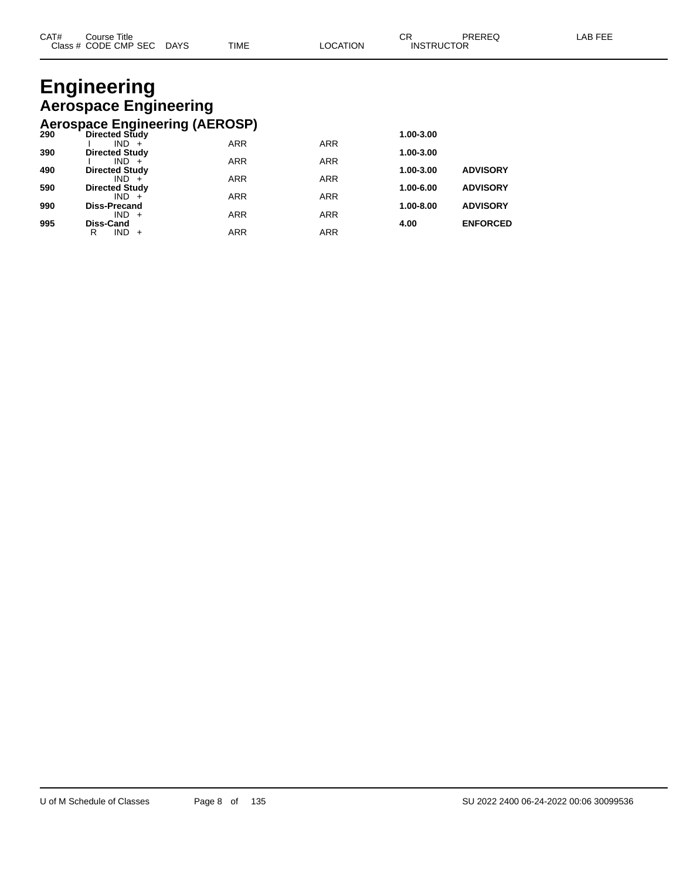| CAT# | Course Title<br>Class # CODE CMP SEC DAYS | TIME | LOCATION | CR<br>INSTRUCTOR | PREREQ | LAB FEE |
|---|---|---|---|---|---|---|

# Engineering

## Aerospace Engineering

### Aerospace Engineering (AEROSP)

| CAT# | Course Title / Class # CODE CMP SEC DAYS | TIME | LOCATION | CR / INSTRUCTOR | PREREQ | LAB FEE |
|---|---|---|---|---|---|---|
| **290** | **Directed Study** | | | **1.00-3.00** | | |
| | I IND + | ARR | ARR | | | |
| **390** | **Directed Study** | | | **1.00-3.00** | | |
| | I IND + | ARR | ARR | | | |
| **490** | **Directed Study** | | | **1.00-3.00** | **ADVISORY** | |
| | IND + | ARR | ARR | | | |
| **590** | **Directed Study** | | | **1.00-6.00** | **ADVISORY** | |
| | IND + | ARR | ARR | | | |
| **990** | **Diss-Precand** | | | **1.00-8.00** | **ADVISORY** | |
| | IND + | ARR | ARR | | | |
| **995** | **Diss-Cand** | | | **4.00** | **ENFORCED** | |
| | R IND + | ARR | ARR | | | |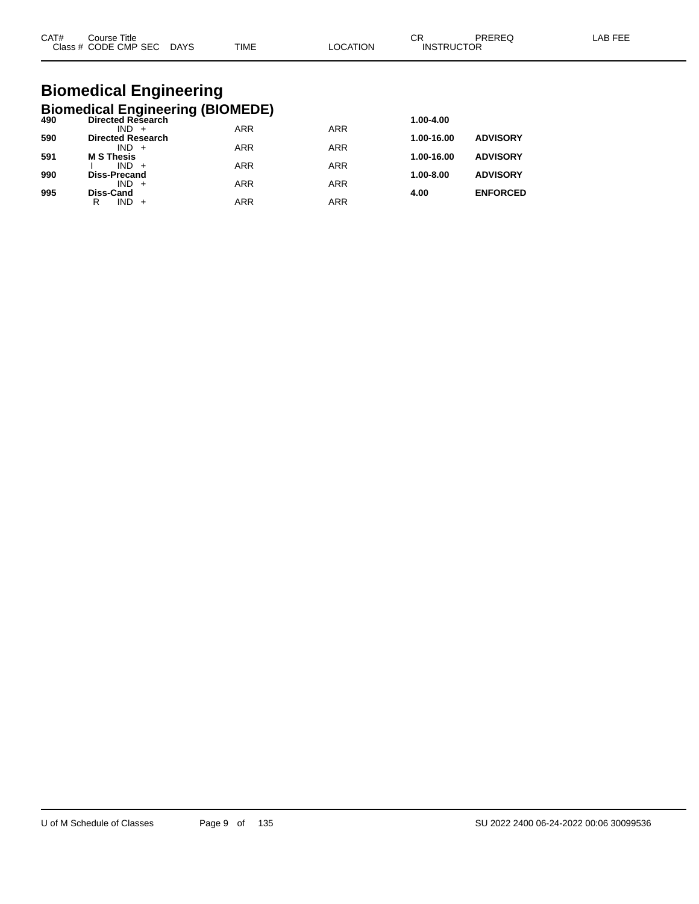| CAT# | Course Title<br>Class # CODE CMP SEC DAYS | TIME | LOCATION | CR<br>INSTRUCTOR | PREREQ | LAB FEE |
|---|---|---|---|---|---|---|

# Biomedical Engineering

## Biomedical Engineering (BIOMEDE)

| CAT# | Course Title / Class # CODE CMP SEC DAYS | TIME | LOCATION | CR | PREREQ | LAB FEE |
|---|---|---|---|---|---|---|
| **490** | **Directed Research** | | | **1.00-4.00** | | |
| | IND + | ARR | ARR | | | |
| **590** | **Directed Research** | | | **1.00-16.00** | **ADVISORY** | |
| | IND + | ARR | ARR | | | |
| **591** | **M S Thesis** | | | **1.00-16.00** | **ADVISORY** | |
| | I IND + | ARR | ARR | | | |
| **990** | **Diss-Precand** | | | **1.00-8.00** | **ADVISORY** | |
| | IND + | ARR | ARR | | | |
| **995** | **Diss-Cand** | | | **4.00** | **ENFORCED** | |
| | R IND + | ARR | ARR | | | |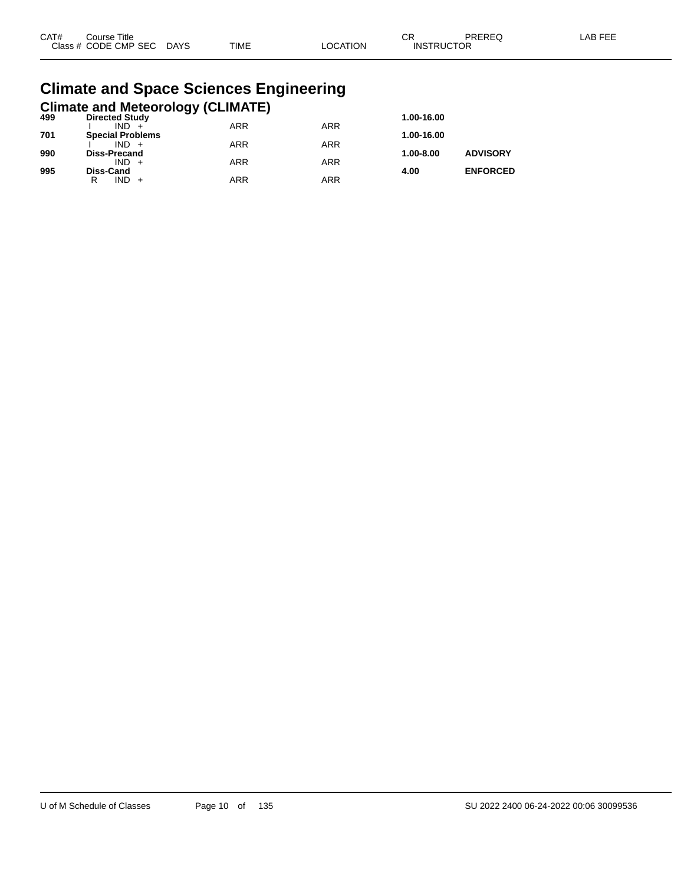# Climate and Space Sciences Engineering

## Climate and Meteorology (CLIMATE)

| CAT# | Course Title | | | | CR | PREREQ | LAB FEE |
|---|---|---|---|---|---|---|---|
| Class # | CODE CMP SEC | DAYS | TIME | LOCATION | INSTRUCTOR | | |
| **499** | **Directed Study** | | | | **1.00-16.00** | | |
| | I IND + | | ARR | ARR | | | |
| **701** | **Special Problems** | | | | **1.00-16.00** | | |
| | I IND + | | ARR | ARR | | | |
| **990** | **Diss-Precand** | | | | **1.00-8.00** | **ADVISORY** | |
| | IND + | | ARR | ARR | | | |
| **995** | **Diss-Cand** | | | | **4.00** | **ENFORCED** | |
| | R IND + | | ARR | ARR | | | |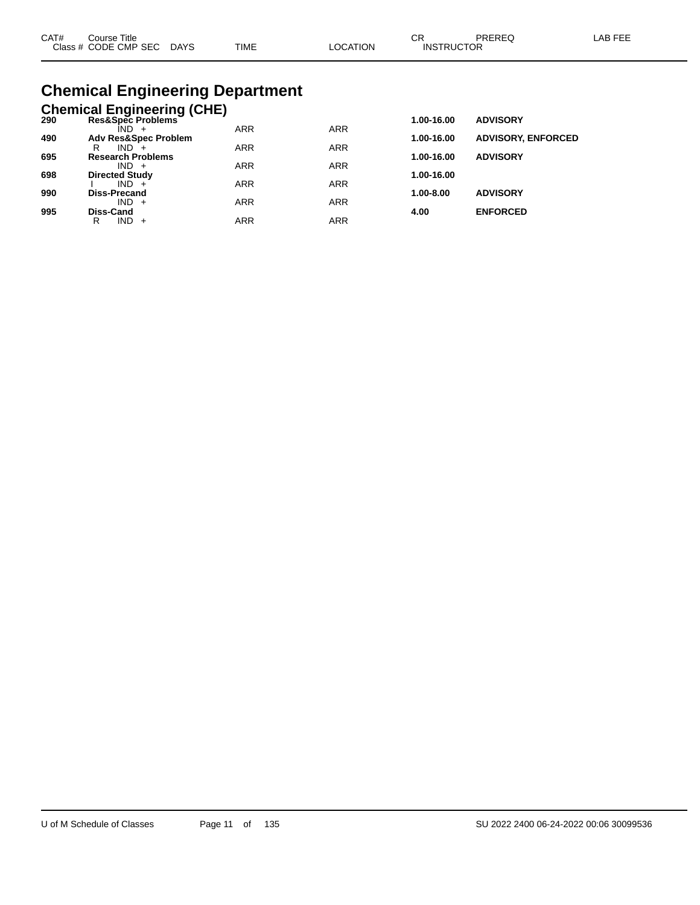# Chemical Engineering Department

## Chemical Engineering (CHE)

| CAT# | Course Title / Class # CODE CMP SEC DAYS | TIME | LOCATION | CR / INSTRUCTOR | PREREQ | LAB FEE |
|---|---|---|---|---|---|---|
| **290** | **Res&Spec Problems** | | | **1.00-16.00** | **ADVISORY** | |
| | IND + | ARR | ARR | | | |
| **490** | **Adv Res&Spec Problem** | | | **1.00-16.00** | **ADVISORY, ENFORCED** | |
| | R IND + | ARR | ARR | | | |
| **695** | **Research Problems** | | | **1.00-16.00** | **ADVISORY** | |
| | IND + | ARR | ARR | | | |
| **698** | **Directed Study** | | | **1.00-16.00** | | |
| | I IND + | ARR | ARR | | | |
| **990** | **Diss-Precand** | | | **1.00-8.00** | **ADVISORY** | |
| | IND + | ARR | ARR | | | |
| **995** | **Diss-Cand** | | | **4.00** | **ENFORCED** | |
| | R IND + | ARR | ARR | | | |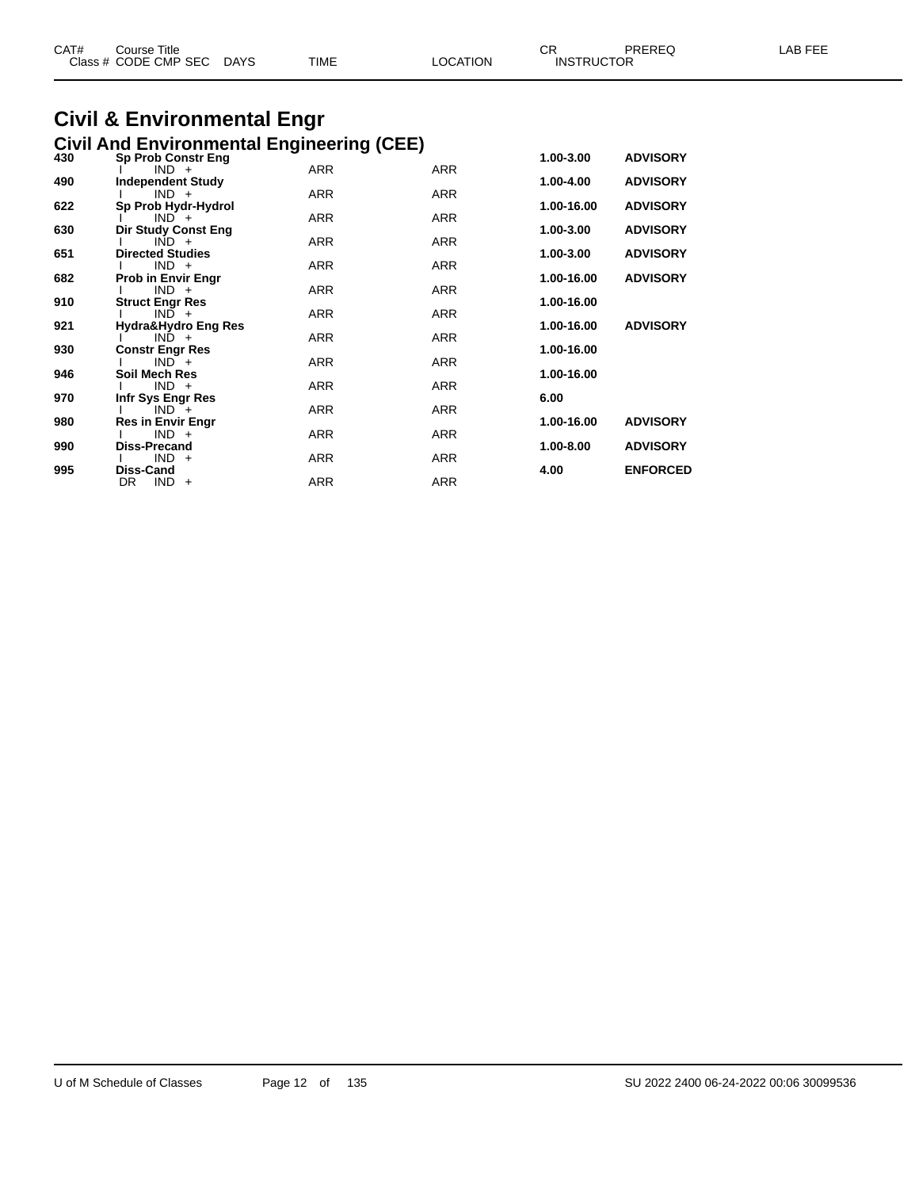# Civil & Environmental Engr

## Civil And Environmental Engineering (CEE)

| CAT# | Course Title / Class # CODE CMP SEC DAYS | TIME | LOCATION | CR / INSTRUCTOR | PREREQ | LAB FEE |
|---|---|---|---|---|---|---|
| 430 | **Sp Prob Constr Eng** | | | 1.00-3.00 | ADVISORY | |
| | I IND + | ARR | ARR | | | |
| 490 | **Independent Study** | | | 1.00-4.00 | ADVISORY | |
| | I IND + | ARR | ARR | | | |
| 622 | **Sp Prob Hydr-Hydrol** | | | 1.00-16.00 | ADVISORY | |
| | I IND + | ARR | ARR | | | |
| 630 | **Dir Study Const Eng** | | | 1.00-3.00 | ADVISORY | |
| | I IND + | ARR | ARR | | | |
| 651 | **Directed Studies** | | | 1.00-3.00 | ADVISORY | |
| | I IND + | ARR | ARR | | | |
| 682 | **Prob in Envir Engr** | | | 1.00-16.00 | ADVISORY | |
| | I IND + | ARR | ARR | | | |
| 910 | **Struct Engr Res** | | | 1.00-16.00 | | |
| | I IND + | ARR | ARR | | | |
| 921 | **Hydra&Hydro Eng Res** | | | 1.00-16.00 | ADVISORY | |
| | I IND + | ARR | ARR | | | |
| 930 | **Constr Engr Res** | | | 1.00-16.00 | | |
| | I IND + | ARR | ARR | | | |
| 946 | **Soil Mech Res** | | | 1.00-16.00 | | |
| | I IND + | ARR | ARR | | | |
| 970 | **Infr Sys Engr Res** | | | 6.00 | | |
| | I IND + | ARR | ARR | | | |
| 980 | **Res in Envir Engr** | | | 1.00-16.00 | ADVISORY | |
| | I IND + | ARR | ARR | | | |
| 990 | **Diss-Precand** | | | 1.00-8.00 | ADVISORY | |
| | I IND + | ARR | ARR | | | |
| 995 | **Diss-Cand** | | | 4.00 | ENFORCED | |
| | DR IND + | ARR | ARR | | | |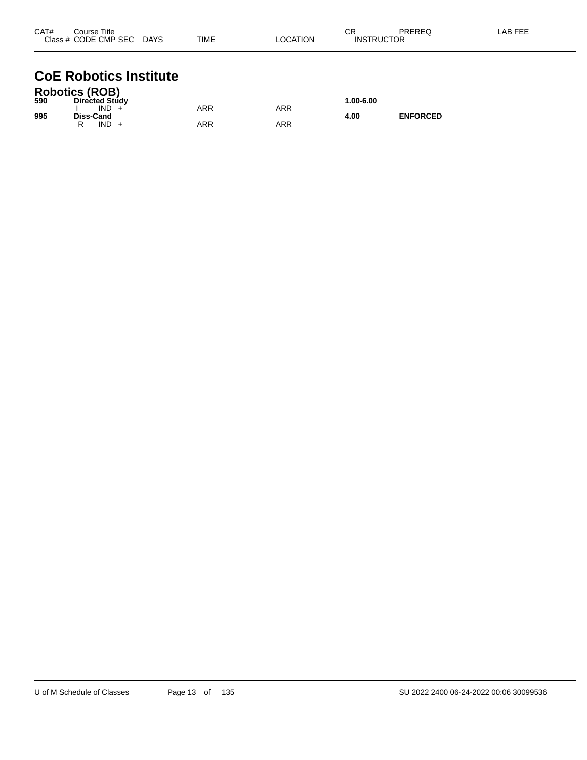| CAT# | Course Title<br>Class # CODE CMP SEC DAYS | TIME | LOCATION | CR<br>INSTRUCTOR | PREREQ | LAB FEE |
|---|---|---|---|---|---|---|

# CoE Robotics Institute

## Robotics (ROB)

| CAT# | Course Title / Class # CODE CMP SEC DAYS | TIME | LOCATION | CR / INSTRUCTOR | PREREQ | LAB FEE |
|---|---|---|---|---|---|---|
| **590** | **Directed Study** | | | **1.00-6.00** | | |
| | I IND + | ARR | ARR | | | |
| **995** | **Diss-Cand** | | | **4.00** | **ENFORCED** | |
| | R IND + | ARR | ARR | | | |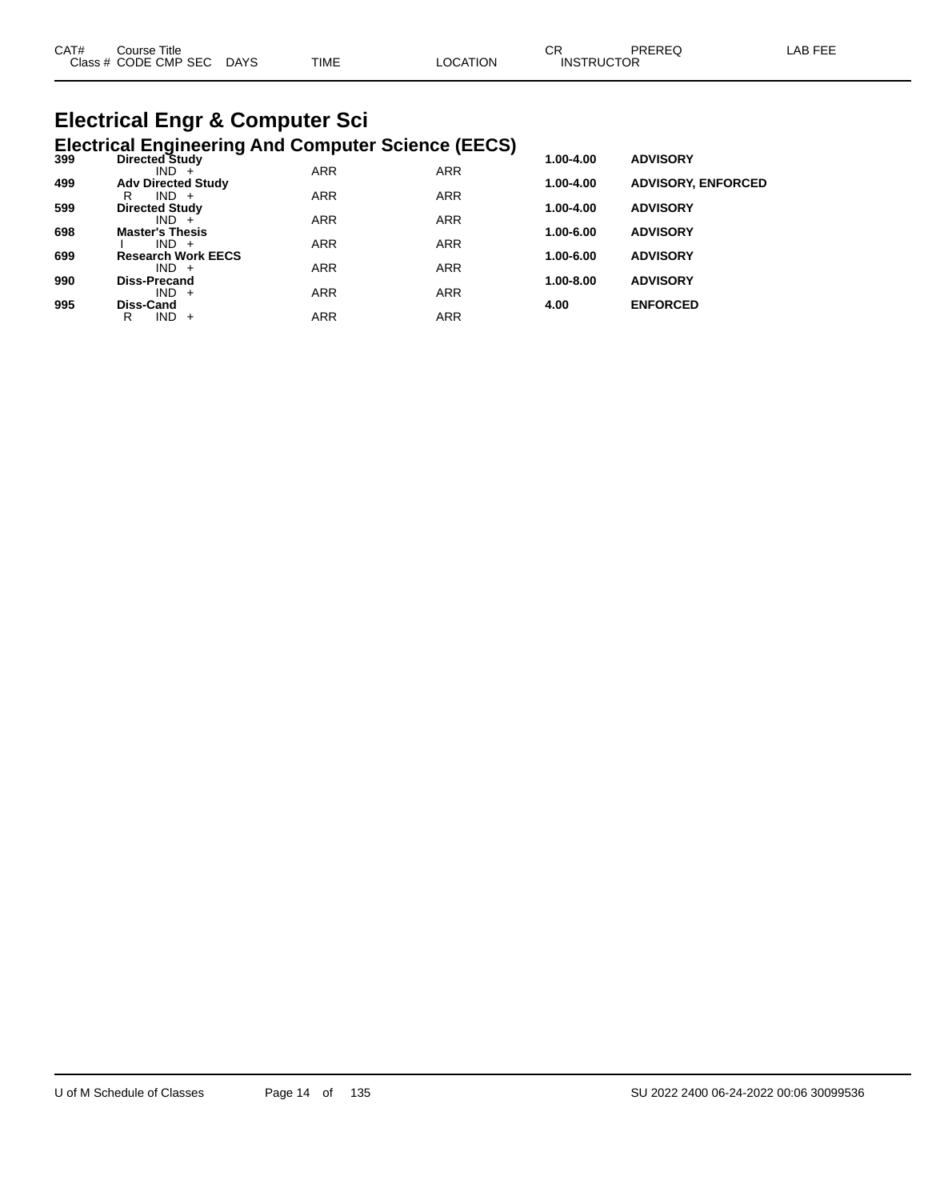| CAT# | Course Title | | | | | CR | PREREQ | LAB FEE |
|---|---|---|---|---|---|---|---|---|
| Class # | CODE CMP SEC | DAYS | TIME | LOCATION | | INSTRUCTOR | | |

# Electrical Engr & Computer Sci

## Electrical Engineering And Computer Science (EECS)

| CAT# | Course Title | | | | CR | PREREQ |
|---|---|---|---|---|---|---|
| **399** | **Directed Study** | | | | **1.00-4.00** | **ADVISORY** |
| | IND + | | ARR | ARR | | |
| **499** | **Adv Directed Study** | | | | **1.00-4.00** | **ADVISORY, ENFORCED** |
| | R IND + | | ARR | ARR | | |
| **599** | **Directed Study** | | | | **1.00-4.00** | **ADVISORY** |
| | IND + | | ARR | ARR | | |
| **698** | **Master's Thesis** | | | | **1.00-6.00** | **ADVISORY** |
| | I IND + | | ARR | ARR | | |
| **699** | **Research Work EECS** | | | | **1.00-6.00** | **ADVISORY** |
| | IND + | | ARR | ARR | | |
| **990** | **Diss-Precand** | | | | **1.00-8.00** | **ADVISORY** |
| | IND + | | ARR | ARR | | |
| **995** | **Diss-Cand** | | | | **4.00** | **ENFORCED** |
| | R IND + | | ARR | ARR | | |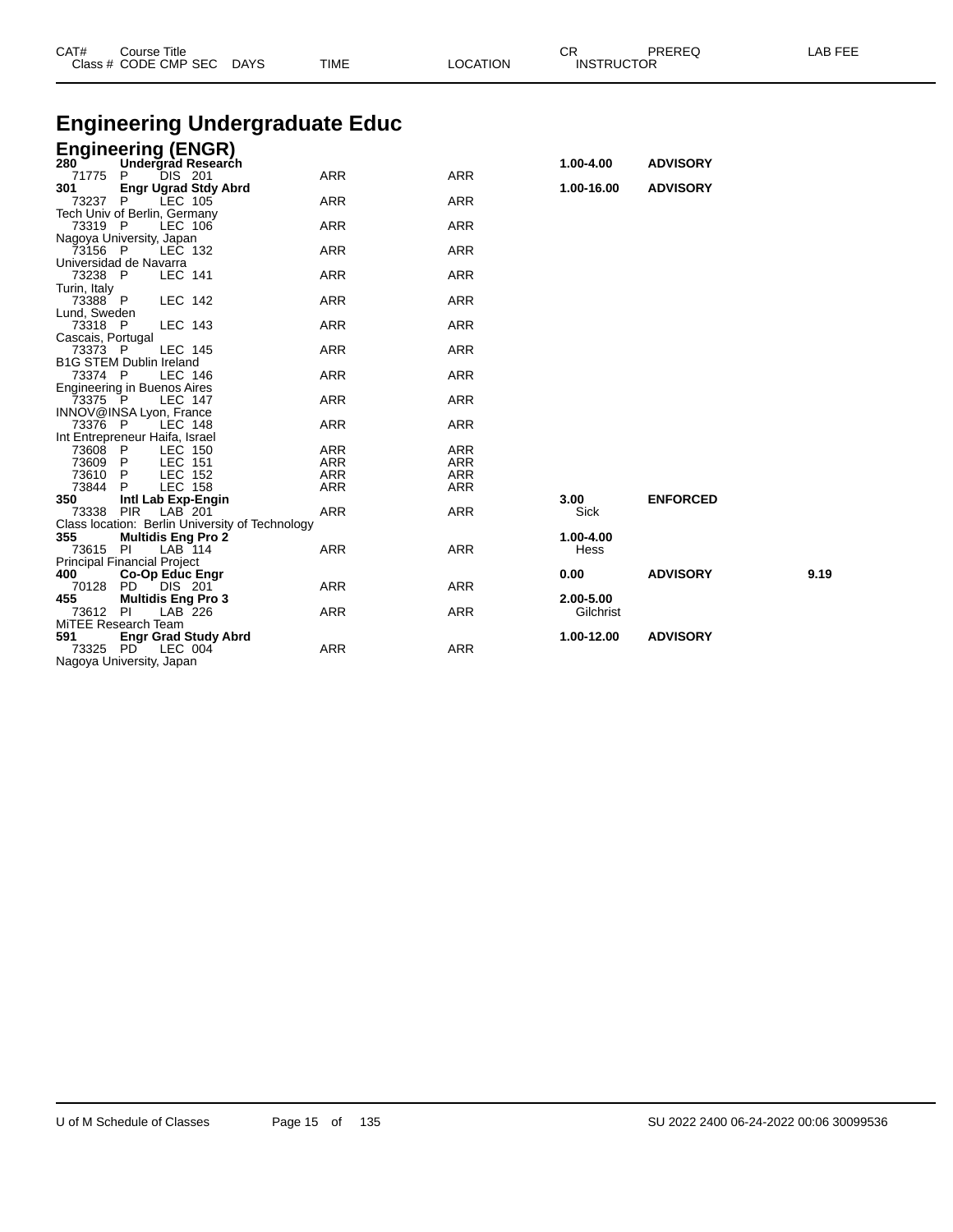# Engineering Undergraduate Educ

## Engineering (ENGR)

| CAT# / Class # | Course Title / CODE CMP SEC | DAYS | TIME | LOCATION | CR / INSTRUCTOR | PREREQ | LAB FEE |
|---|---|---|---|---|---|---|---|
| **280** | **Undergrad Research** | | | | **1.00-4.00** | **ADVISORY** | |
| 71775 | P DIS 201 | | ARR | ARR | | | |
| **301** | **Engr Ugrad Stdy Abrd** | | | | **1.00-16.00** | **ADVISORY** | |
| 73237 | P LEC 105 | | ARR | ARR | | | |
| Tech Univ of Berlin, Germany | | | | | | | |
| 73319 | P LEC 106 | | ARR | ARR | | | |
| Nagoya University, Japan | | | | | | | |
| 73156 | P LEC 132 | | ARR | ARR | | | |
| Universidad de Navarra | | | | | | | |
| 73238 | P LEC 141 | | ARR | ARR | | | |
| Turin, Italy | | | | | | | |
| 73388 | P LEC 142 | | ARR | ARR | | | |
| Lund, Sweden | | | | | | | |
| 73318 | P LEC 143 | | ARR | ARR | | | |
| Cascais, Portugal | | | | | | | |
| 73373 | P LEC 145 | | ARR | ARR | | | |
| B1G STEM Dublin Ireland | | | | | | | |
| 73374 | P LEC 146 | | ARR | ARR | | | |
| Engineering in Buenos Aires | | | | | | | |
| 73375 | P LEC 147 | | ARR | ARR | | | |
| INNOV@INSA Lyon, France | | | | | | | |
| 73376 | P LEC 148 | | ARR | ARR | | | |
| Int Entrepreneur Haifa, Israel | | | | | | | |
| 73608 | P LEC 150 | | ARR | ARR | | | |
| 73609 | P LEC 151 | | ARR | ARR | | | |
| 73610 | P LEC 152 | | ARR | ARR | | | |
| 73844 | P LEC 158 | | ARR | ARR | | | |
| **350** | **Intl Lab Exp-Engin** | | | | **3.00** | **ENFORCED** | |
| 73338 | PIR LAB 201 | | ARR | ARR | Sick | | |
| Class location: Berlin University of Technology | | | | | | | |
| **355** | **Multidis Eng Pro 2** | | | | **1.00-4.00** | | |
| 73615 | PI LAB 114 | | ARR | ARR | Hess | | |
| Principal Financial Project | | | | | | | |
| **400** | **Co-Op Educ Engr** | | | | **0.00** | **ADVISORY** | **9.19** |
| 70128 | PD DIS 201 | | ARR | ARR | | | |
| **455** | **Multidis Eng Pro 3** | | | | **2.00-5.00** | | |
| 73612 | PI LAB 226 | | ARR | ARR | Gilchrist | | |
| MiTEE Research Team | | | | | | | |
| **591** | **Engr Grad Study Abrd** | | | | **1.00-12.00** | **ADVISORY** | |
| 73325 | PD LEC 004 | | ARR | ARR | | | |
| Nagoya University, Japan | | | | | | | |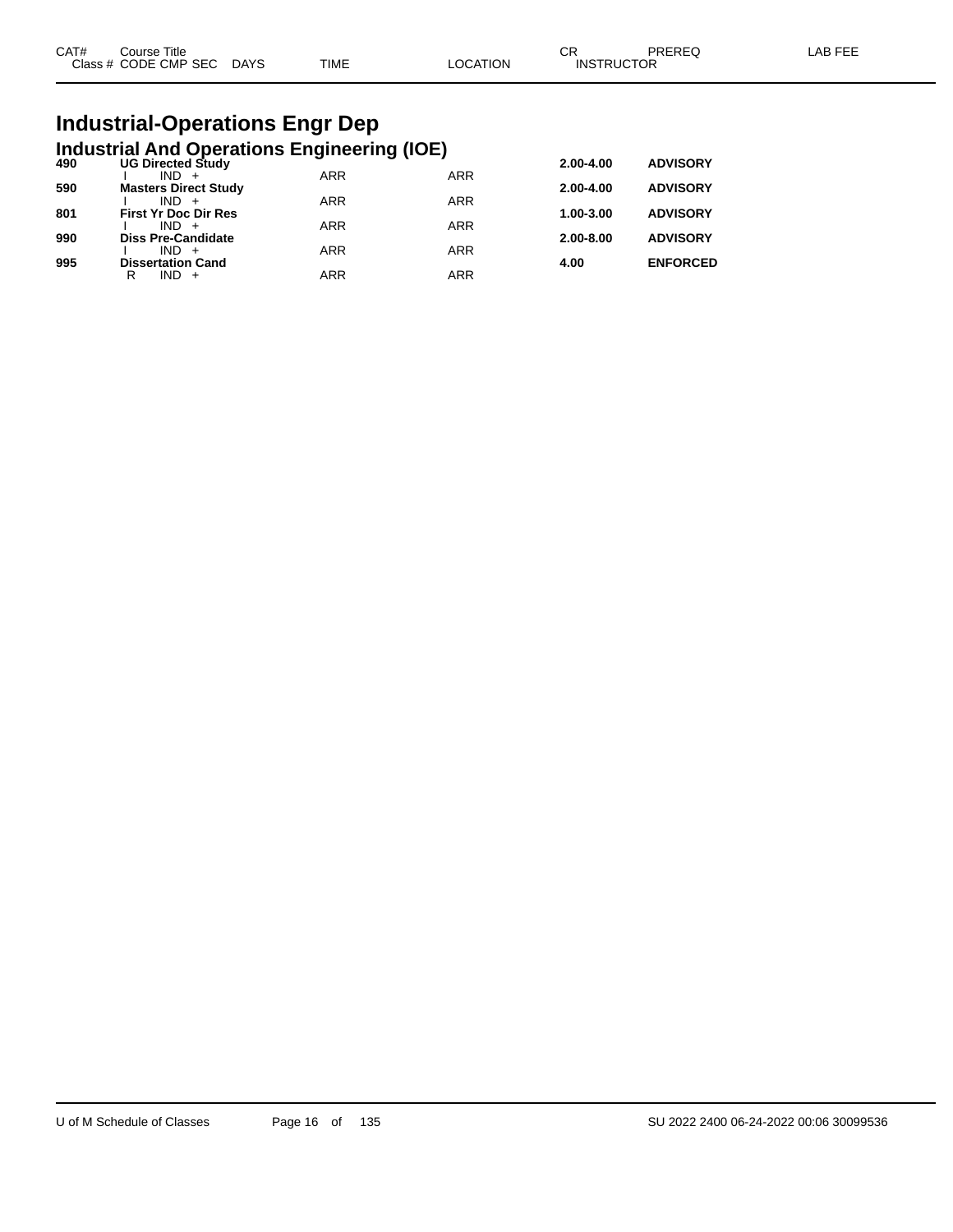# Industrial-Operations Engr Dep

## Industrial And Operations Engineering (IOE)

| CAT# Class # | Course Title CODE CMP SEC | DAYS | TIME | LOCATION | CR INSTRUCTOR | PREREQ | LAB FEE |
|---|---|---|---|---|---|---|---|
| **490** | **UG Directed Study** | | | | **2.00-4.00** | **ADVISORY** | |
| | I IND + | | ARR | ARR | | | |
| **590** | **Masters Direct Study** | | | | **2.00-4.00** | **ADVISORY** | |
| | I IND + | | ARR | ARR | | | |
| **801** | **First Yr Doc Dir Res** | | | | **1.00-3.00** | **ADVISORY** | |
| | I IND + | | ARR | ARR | | | |
| **990** | **Diss Pre-Candidate** | | | | **2.00-8.00** | **ADVISORY** | |
| | I IND + | | ARR | ARR | | | |
| **995** | **Dissertation Cand** | | | | **4.00** | **ENFORCED** | |
| | R IND + | | ARR | ARR | | | |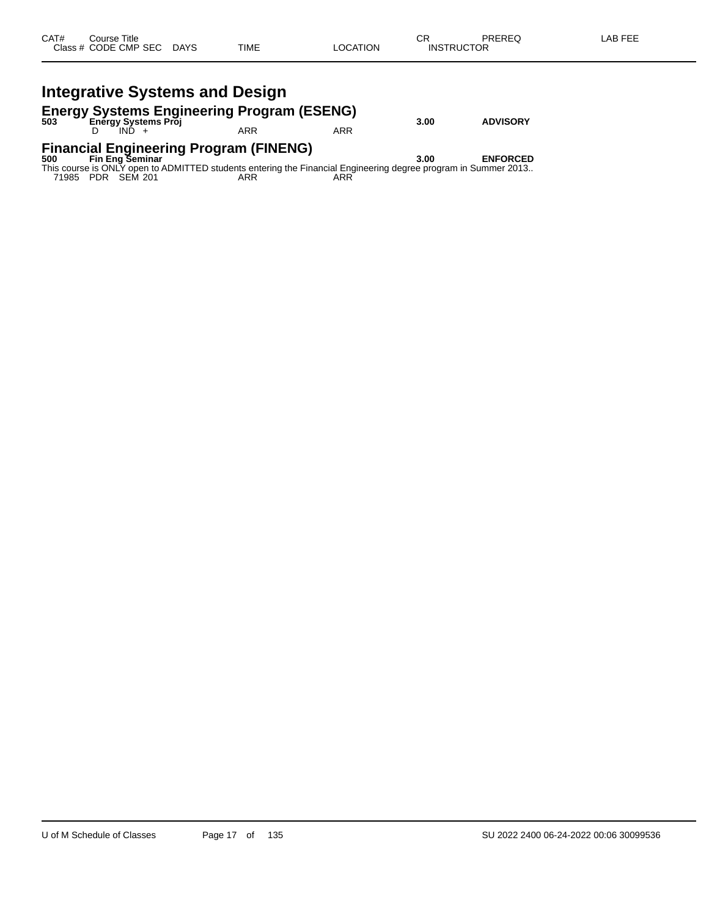| CAT# | Course Title | | | | | CR | PREREQ | LAB FEE |
|---|---|---|---|---|---|---|---|---|
| Class # | CODE CMP SEC | DAYS | TIME | LOCATION | | INSTRUCTOR | | |

# Integrative Systems and Design

## Energy Systems Engineering Program (ESENG)

| CAT# | Course Title | | | | | CR | PREREQ | LAB FEE |
|---|---|---|---|---|---|---|---|---|
| **503** | **Energy Systems Proj** | | | | | **3.00** | **ADVISORY** | |
| | D IND + | | ARR | ARR | | | | |

## Financial Engineering Program (FINENG)

| CAT# | Course Title | | | | | CR | PREREQ | LAB FEE |
|---|---|---|---|---|---|---|---|---|
| **500** | **Fin Eng Seminar** | | | | | **3.00** | **ENFORCED** | |

This course is ONLY open to ADMITTED students entering the Financial Engineering degree program in Summer 2013..

| Class # | CODE CMP SEC | DAYS | TIME | LOCATION | INSTRUCTOR |
|---|---|---|---|---|---|
| 71985 | PDR SEM 201 | | ARR | ARR | |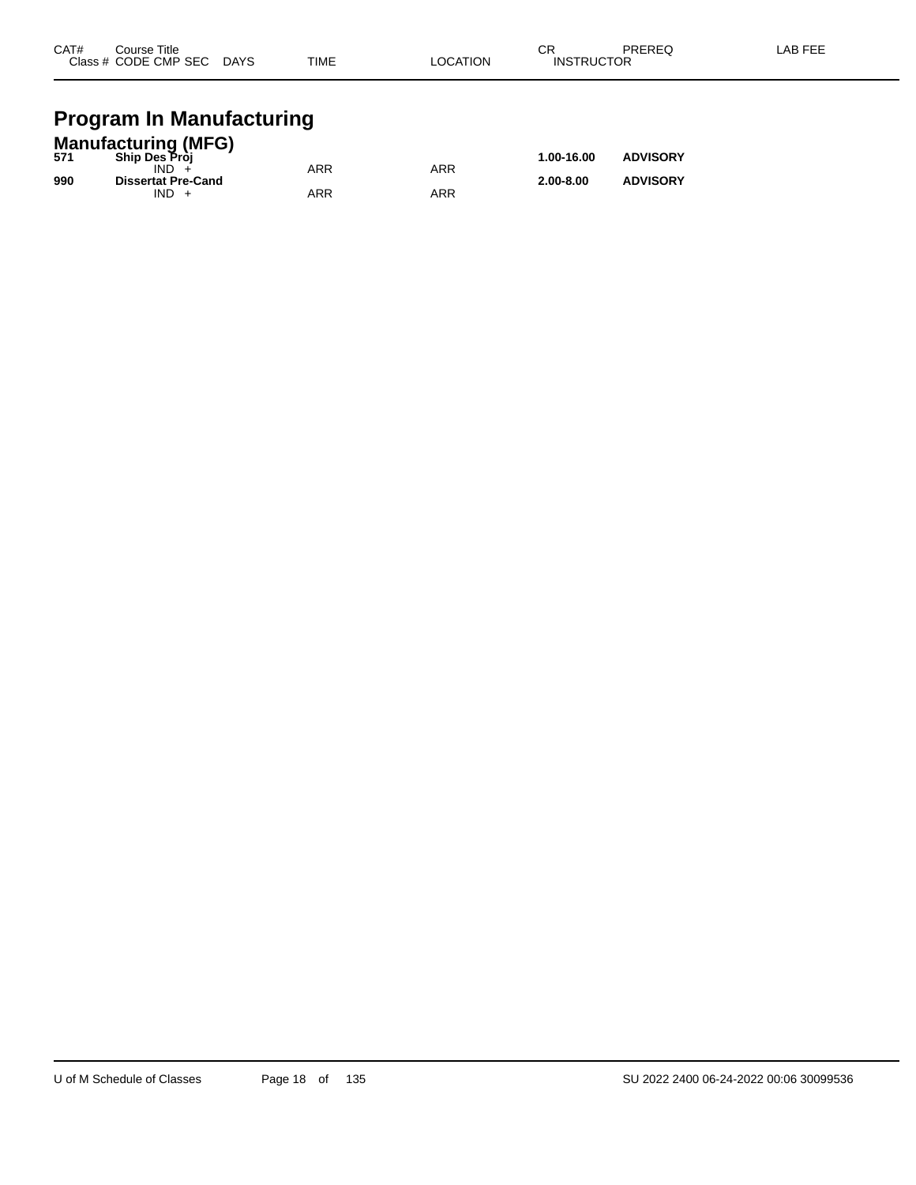| CAT# | Course Title Class # CODE CMP SEC DAYS | TIME | LOCATION | CR INSTRUCTOR | PREREQ | LAB FEE |
|---|---|---|---|---|---|---|

# Program In Manufacturing

## Manufacturing (MFG)

| CAT# | Course Title Class # CODE CMP SEC DAYS | TIME | LOCATION | CR INSTRUCTOR | PREREQ | LAB FEE |
|---|---|---|---|---|---|---|
| **571** | **Ship Des Proj** | | | **1.00-16.00** | **ADVISORY** | |
| | IND + | ARR | ARR | | | |
| **990** | **Dissertat Pre-Cand** | | | **2.00-8.00** | **ADVISORY** | |
| | IND + | ARR | ARR | | | |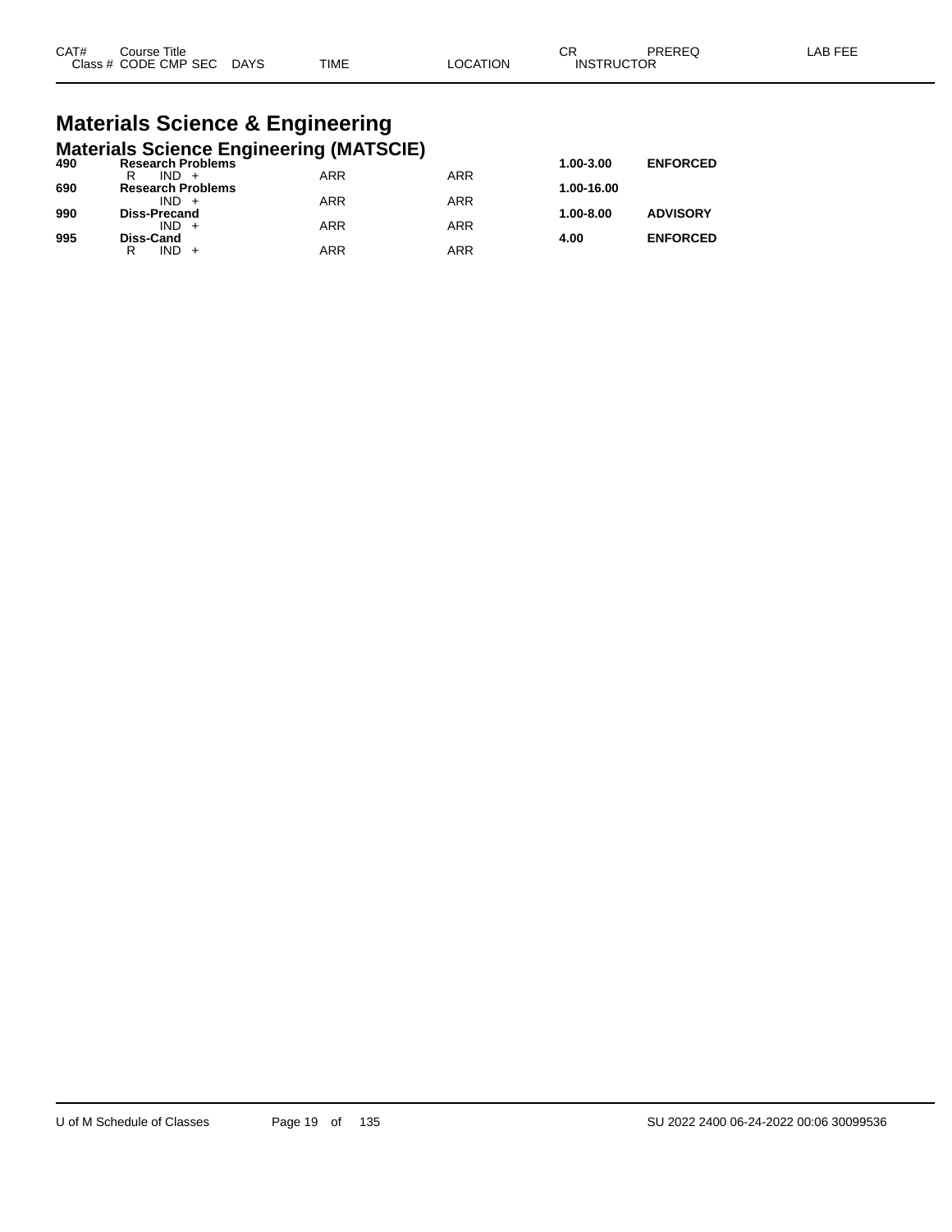| CAT# | Course Title | | | | | CR | PREREQ | LAB FEE |
|---|---|---|---|---|---|---|---|---|
| Class # | CODE | CMP | SEC | DAYS | TIME | LOCATION | INSTRUCTOR | |

# Materials Science & Engineering

## Materials Science Engineering (MATSCIE)

| CAT# | Course Title | | | | | CR | PREREQ | LAB FEE |
|---|---|---|---|---|---|---|---|---|
| **490** | **Research Problems** | | | | | **1.00-3.00** | **ENFORCED** | |
| | R | IND | + | ARR | ARR | | | |
| **690** | **Research Problems** | | | | | **1.00-16.00** | | |
| | | IND | + | ARR | ARR | | | |
| **990** | **Diss-Precand** | | | | | **1.00-8.00** | **ADVISORY** | |
| | | IND | + | ARR | ARR | | | |
| **995** | **Diss-Cand** | | | | | **4.00** | **ENFORCED** | |
| | R | IND | + | ARR | ARR | | | |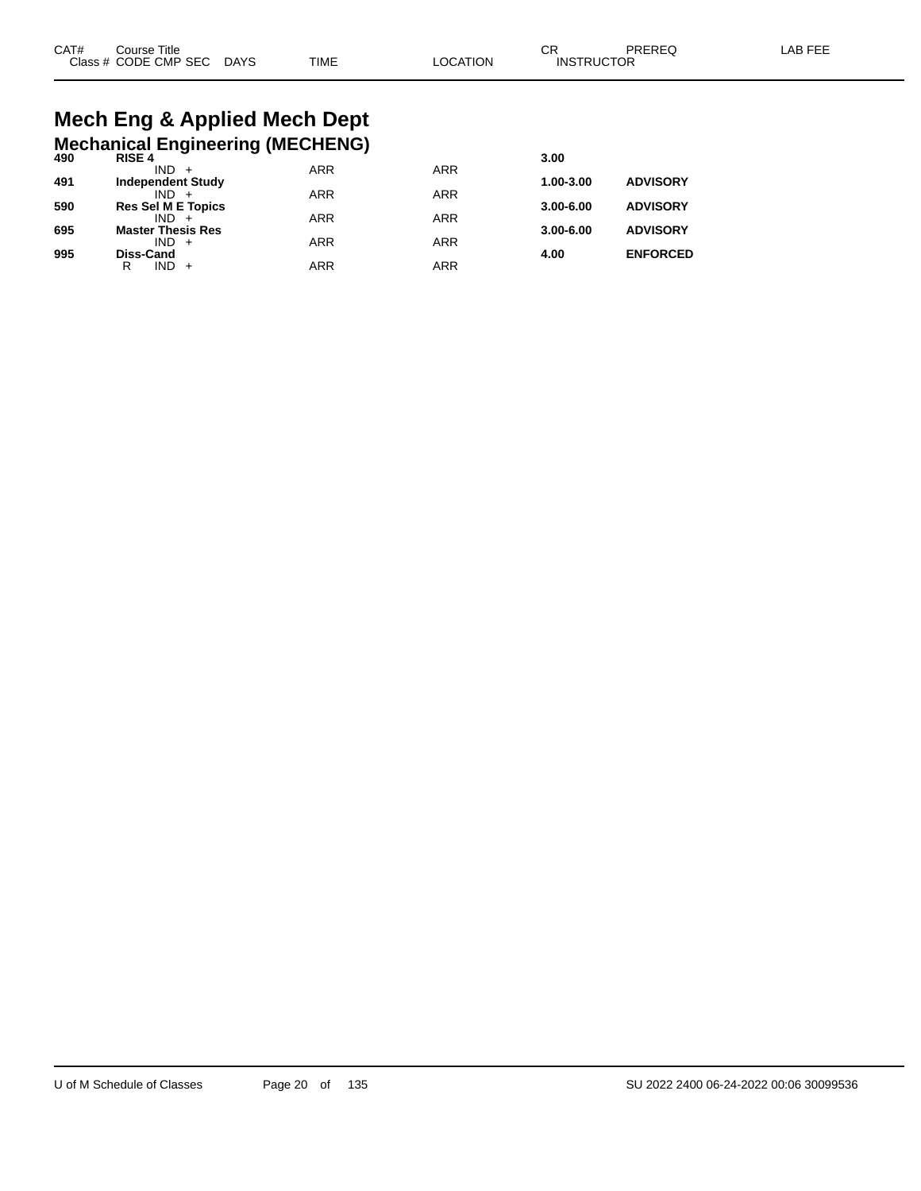# Mech Eng & Applied Mech Dept

## Mechanical Engineering (MECHENG)

| CAT# | Course Title / Class # CODE CMP SEC DAYS | TIME | LOCATION | CR / INSTRUCTOR | PREREQ | LAB FEE |
|---|---|---|---|---|---|---|
| **490** | **RISE 4** | | | **3.00** | | |
| | IND + | ARR | ARR | | | |
| **491** | **Independent Study** | | | **1.00-3.00** | **ADVISORY** | |
| | IND + | ARR | ARR | | | |
| **590** | **Res Sel M E Topics** | | | **3.00-6.00** | **ADVISORY** | |
| | IND + | ARR | ARR | | | |
| **695** | **Master Thesis Res** | | | **3.00-6.00** | **ADVISORY** | |
| | IND + | ARR | ARR | | | |
| **995** | **Diss-Cand** | | | **4.00** | **ENFORCED** | |
| | R IND + | ARR | ARR | | | |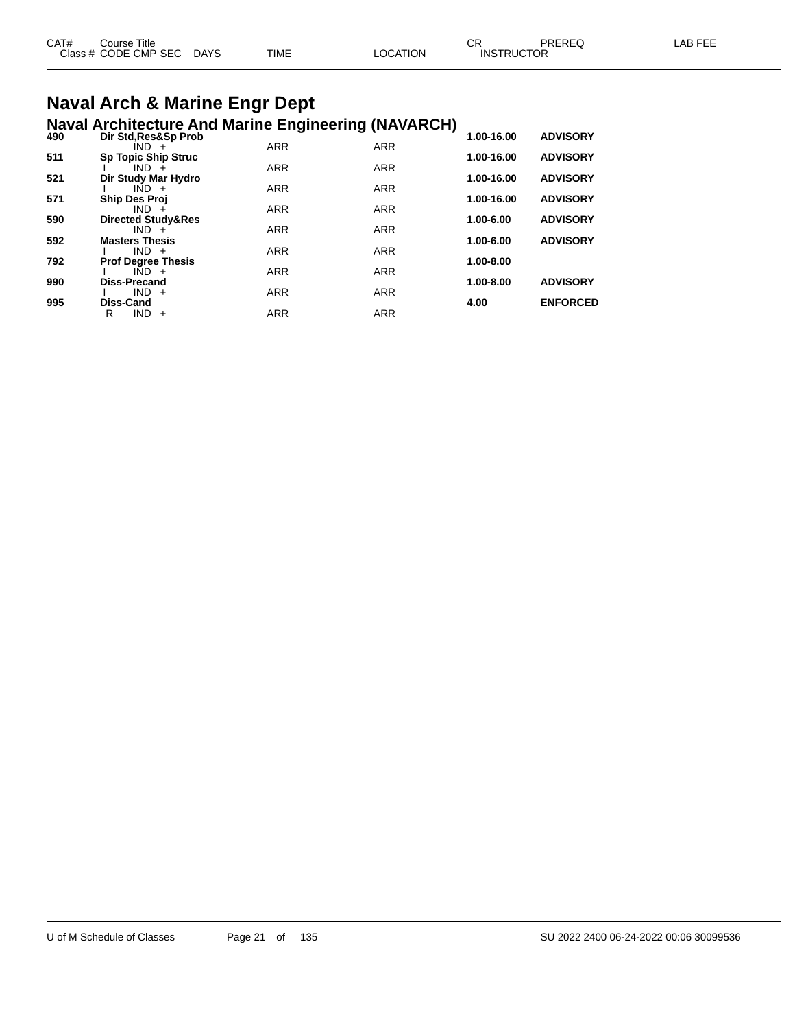| CAT# | Course Title | | | | | CR | PREREQ | LAB FEE |
|---|---|---|---|---|---|---|---|---|
| Class # | CODE CMP SEC | DAYS | TIME | LOCATION | | INSTRUCTOR | | |

# Naval Arch & Marine Engr Dept

## Naval Architecture And Marine Engineering (NAVARCH)

| CAT# | Course Title / Class # CODE CMP SEC | DAYS | TIME | LOCATION | CR | PREREQ |
|---|---|---|---|---|---|---|
| **490** | **Dir Std,Res&Sp Prob** | | | | **1.00-16.00** | **ADVISORY** |
| | IND + | | ARR | ARR | | |
| **511** | **Sp Topic Ship Struc** | | | | **1.00-16.00** | **ADVISORY** |
| | I IND + | | ARR | ARR | | |
| **521** | **Dir Study Mar Hydro** | | | | **1.00-16.00** | **ADVISORY** |
| | I IND + | | ARR | ARR | | |
| **571** | **Ship Des Proj** | | | | **1.00-16.00** | **ADVISORY** |
| | IND + | | ARR | ARR | | |
| **590** | **Directed Study&Res** | | | | **1.00-6.00** | **ADVISORY** |
| | IND + | | ARR | ARR | | |
| **592** | **Masters Thesis** | | | | **1.00-6.00** | **ADVISORY** |
| | I IND + | | ARR | ARR | | |
| **792** | **Prof Degree Thesis** | | | | **1.00-8.00** | |
| | I IND + | | ARR | ARR | | |
| **990** | **Diss-Precand** | | | | **1.00-8.00** | **ADVISORY** |
| | I IND + | | ARR | ARR | | |
| **995** | **Diss-Cand** | | | | **4.00** | **ENFORCED** |
| | R IND + | | ARR | ARR | | |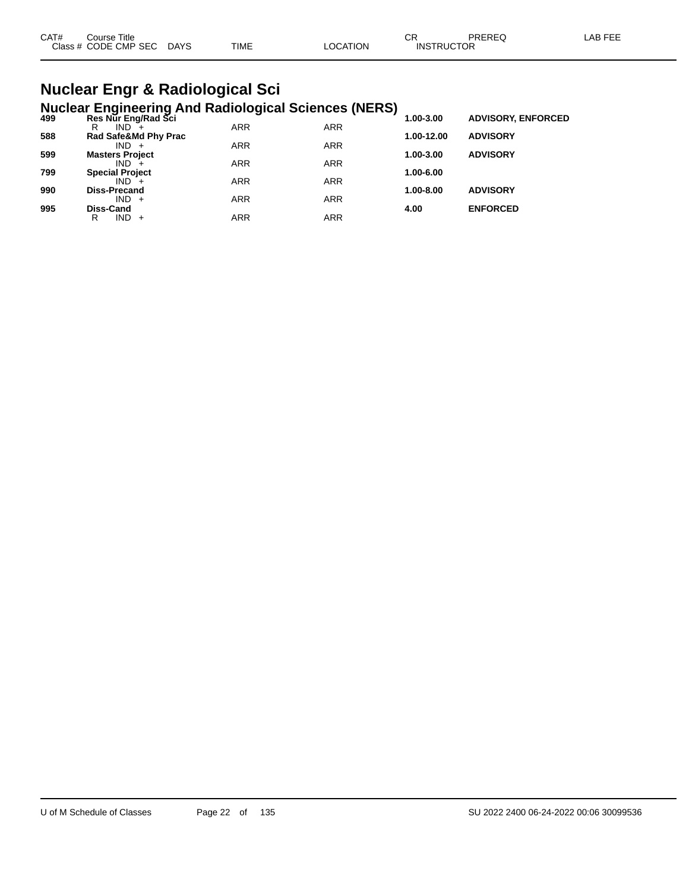| CAT# | Course Title<br>Class # CODE CMP SEC DAYS | TIME | LOCATION | CR<br>INSTRUCTOR | PREREQ | LAB FEE |
|---|---|---|---|---|---|---|

# Nuclear Engr & Radiological Sci

## Nuclear Engineering And Radiological Sciences (NERS)

| CAT# | Course Title / Class # CODE CMP SEC DAYS | TIME | LOCATION | CR | PREREQ | LAB FEE |
|---|---|---|---|---|---|---|
| **499** | **Res Nur Eng/Rad Sci** | | | **1.00-3.00** | **ADVISORY, ENFORCED** | |
| | R IND + | ARR | ARR | | | |
| **588** | **Rad Safe&Md Phy Prac** | | | **1.00-12.00** | **ADVISORY** | |
| | IND + | ARR | ARR | | | |
| **599** | **Masters Project** | | | **1.00-3.00** | **ADVISORY** | |
| | IND + | ARR | ARR | | | |
| **799** | **Special Project** | | | **1.00-6.00** | | |
| | IND + | ARR | ARR | | | |
| **990** | **Diss-Precand** | | | **1.00-8.00** | **ADVISORY** | |
| | IND + | ARR | ARR | | | |
| **995** | **Diss-Cand** | | | **4.00** | **ENFORCED** | |
| | R IND + | ARR | ARR | | | |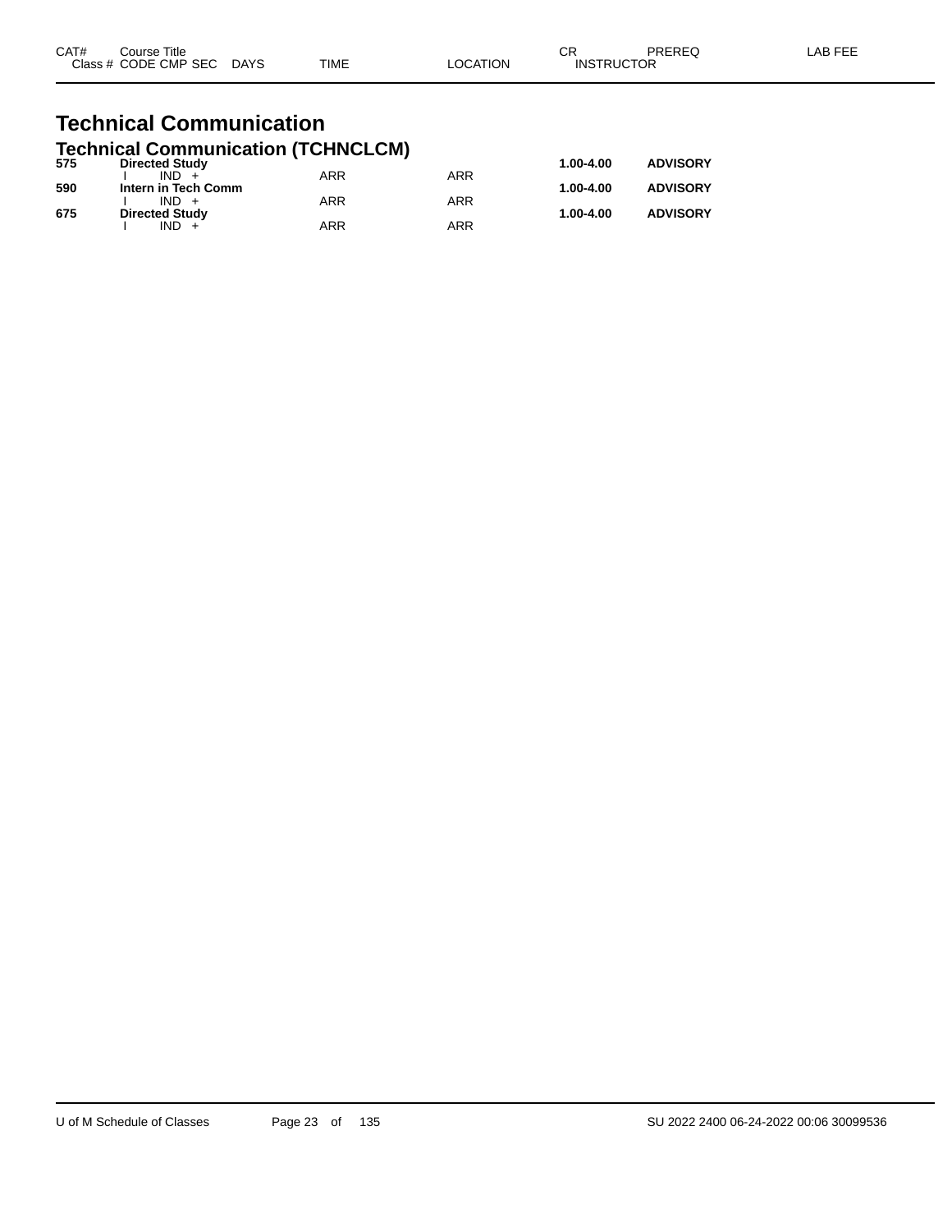| CAT# | Course Title | | | | | CR | PREREQ | LAB FEE |
|---|---|---|---|---|---|---|---|---|
| Class # | CODE CMP SEC | DAYS | TIME | LOCATION | INSTRUCTOR | | | |

# Technical Communication

## Technical Communication (TCHNCLCM)

| CAT# | Course Title | | | | | CR | PREREQ | LAB FEE |
|---|---|---|---|---|---|---|---|---|
| **575** | **Directed Study** | | | | | **1.00-4.00** | **ADVISORY** | |
| | I IND + | | ARR | ARR | | | | |
| **590** | **Intern in Tech Comm** | | | | | **1.00-4.00** | **ADVISORY** | |
| | I IND + | | ARR | ARR | | | | |
| **675** | **Directed Study** | | | | | **1.00-4.00** | **ADVISORY** | |
| | I IND + | | ARR | ARR | | | | |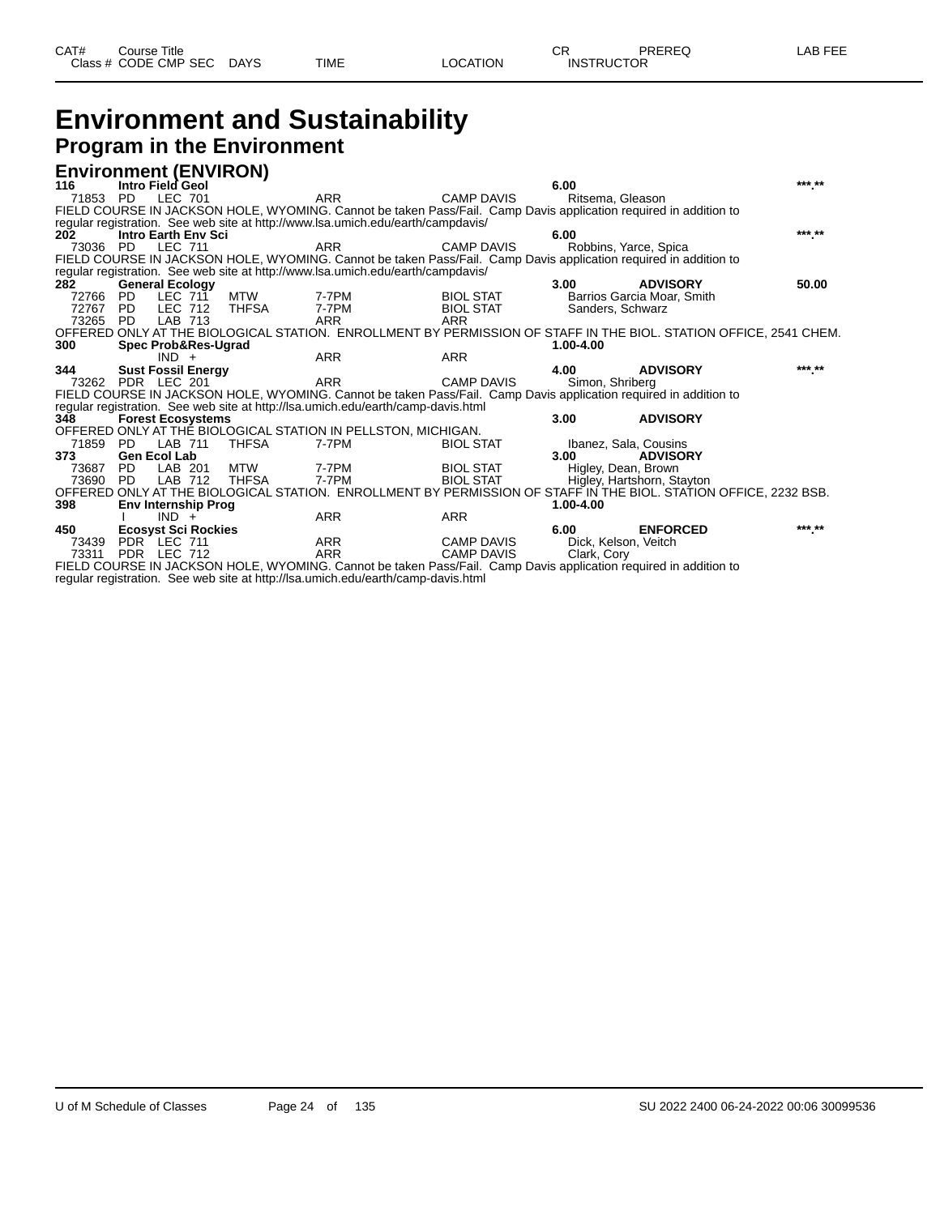| CAT# | Course Title | | | | | | CR | PREREQ | LAB FEE |
|---|---|---|---|---|---|---|---|---|---|
| Class # | CODE | CMP | SEC | DAYS | TIME | LOCATION | INSTRUCTOR | | |

# Environment and Sustainability

## Program in the Environment

### Environment (ENVIRON)

**116 Intro Field Geol** — **6.00** — ***.**

| Class # | CODE | CMP | SEC | DAYS | TIME | LOCATION | INSTRUCTOR |
|---|---|---|---|---|---|---|---|
| 71853 | PD | LEC | 701 | | ARR | CAMP DAVIS | Ritsema, Gleason |

FIELD COURSE IN JACKSON HOLE, WYOMING. Cannot be taken Pass/Fail. Camp Davis application required in addition to regular registration. See web site at http://www.lsa.umich.edu/earth/campdavis/

**202 Intro Earth Env Sci** — **6.00** — ***.**

| Class # | CODE | CMP | SEC | DAYS | TIME | LOCATION | INSTRUCTOR |
|---|---|---|---|---|---|---|---|
| 73036 | PD | LEC | 711 | | ARR | CAMP DAVIS | Robbins, Yarce, Spica |

FIELD COURSE IN JACKSON HOLE, WYOMING. Cannot be taken Pass/Fail. Camp Davis application required in addition to regular registration. See web site at http://www.lsa.umich.edu/earth/campdavis/

**282 General Ecology** — **3.00** — **ADVISORY** — **50.00**

| Class # | CODE | CMP | SEC | DAYS | TIME | LOCATION | INSTRUCTOR |
|---|---|---|---|---|---|---|---|
| 72766 | PD | LEC | 711 | MTW | 7-7PM | BIOL STAT | Barrios Garcia Moar, Smith |
| 72767 | PD | LEC | 712 | THFSA | 7-7PM | BIOL STAT | Sanders, Schwarz |
| 73265 | PD | LAB | 713 | | ARR | ARR | |

OFFERED ONLY AT THE BIOLOGICAL STATION. ENROLLMENT BY PERMISSION OF STAFF IN THE BIOL. STATION OFFICE, 2541 CHEM.

**300 Spec Prob&Res-Ugrad** — **1.00-4.00**

| Class # | CODE | CMP | SEC | DAYS | TIME | LOCATION | INSTRUCTOR |
|---|---|---|---|---|---|---|---|
| | | IND | + | | ARR | ARR | |

**344 Sust Fossil Energy** — **4.00** — **ADVISORY** — ***.**

| Class # | CODE | CMP | SEC | DAYS | TIME | LOCATION | INSTRUCTOR |
|---|---|---|---|---|---|---|---|
| 73262 | PDR | LEC | 201 | | ARR | CAMP DAVIS | Simon, Shriberg |

FIELD COURSE IN JACKSON HOLE, WYOMING. Cannot be taken Pass/Fail. Camp Davis application required in addition to regular registration. See web site at http://lsa.umich.edu/earth/camp-davis.html

**348 Forest Ecosystems** — **3.00** — **ADVISORY**

OFFERED ONLY AT THE BIOLOGICAL STATION IN PELLSTON, MICHIGAN.

| Class # | CODE | CMP | SEC | DAYS | TIME | LOCATION | INSTRUCTOR |
|---|---|---|---|---|---|---|---|
| 71859 | PD | LAB | 711 | THFSA | 7-7PM | BIOL STAT | Ibanez, Sala, Cousins |

**373 Gen Ecol Lab** — **3.00** — **ADVISORY**

| Class # | CODE | CMP | SEC | DAYS | TIME | LOCATION | INSTRUCTOR |
|---|---|---|---|---|---|---|---|
| 73687 | PD | LAB | 201 | MTW | 7-7PM | BIOL STAT | Higley, Dean, Brown |
| 73690 | PD | LAB | 712 | THFSA | 7-7PM | BIOL STAT | Higley, Hartshorn, Stayton |

OFFERED ONLY AT THE BIOLOGICAL STATION. ENROLLMENT BY PERMISSION OF STAFF IN THE BIOL. STATION OFFICE, 2232 BSB.

**398 Env Internship Prog** — **1.00-4.00**

| Class # | CODE | CMP | SEC | DAYS | TIME | LOCATION | INSTRUCTOR |
|---|---|---|---|---|---|---|---|
| | I | IND | + | | ARR | ARR | |

**450 Ecosyst Sci Rockies** — **6.00** — **ENFORCED** — ***.**

| Class # | CODE | CMP | SEC | DAYS | TIME | LOCATION | INSTRUCTOR |
|---|---|---|---|---|---|---|---|
| 73439 | PDR | LEC | 711 | | ARR | CAMP DAVIS | Dick, Kelson, Veitch |
| 73311 | PDR | LEC | 712 | | ARR | CAMP DAVIS | Clark, Cory |

FIELD COURSE IN JACKSON HOLE, WYOMING. Cannot be taken Pass/Fail. Camp Davis application required in addition to regular registration. See web site at http://lsa.umich.edu/earth/camp-davis.html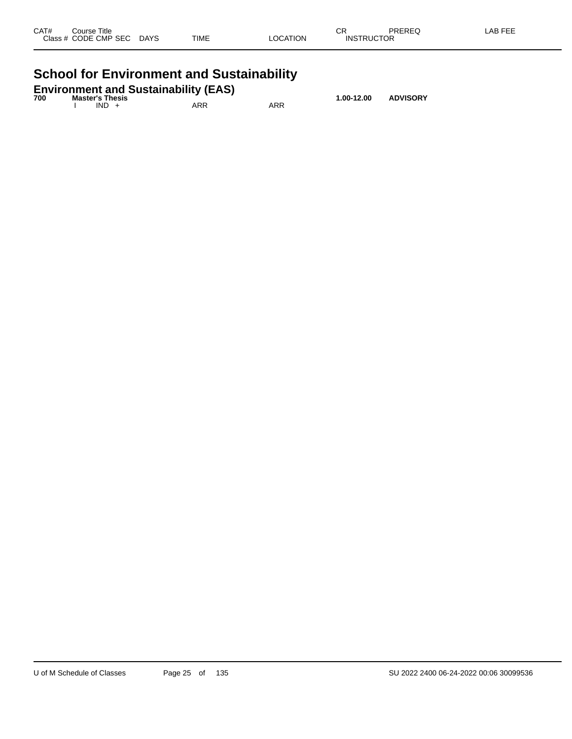| CAT# | Course Title |  |  |  | CR | PREREQ | LAB FEE |
| --- | --- | --- | --- | --- | --- | --- | --- |
| Class # | CODE CMP SEC | DAYS | TIME | LOCATION | INSTRUCTOR |  |  |

# School for Environment and Sustainability

## Environment and Sustainability (EAS)

| CAT# | Course Title |  |  |  | CR | PREREQ | LAB FEE |
| --- | --- | --- | --- | --- | --- | --- | --- |
| **700** | **Master's Thesis** |  |  |  | **1.00-12.00** | **ADVISORY** |  |
|  | I IND + |  | ARR | ARR |  |  |  |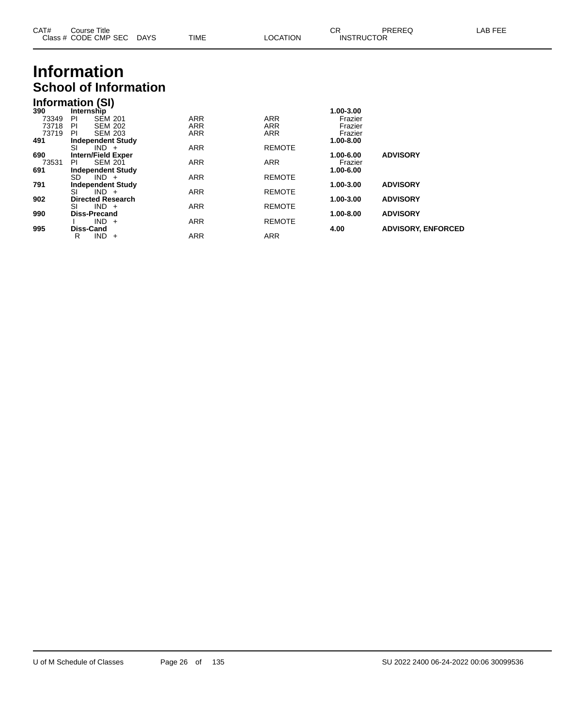# Information

## School of Information

### Information (SI)

| CAT# / Class # | Course Title / CODE CMP SEC | DAYS | TIME | LOCATION | CR / INSTRUCTOR | PREREQ | LAB FEE |
|---|---|---|---|---|---|---|---|
| **390** | **Internship** | | | | **1.00-3.00** | | |
| 73349 | PI SEM 201 | | ARR | ARR | Frazier | | |
| 73718 | PI SEM 202 | | ARR | ARR | Frazier | | |
| 73719 | PI SEM 203 | | ARR | ARR | Frazier | | |
| **491** | **Independent Study** | | | | **1.00-8.00** | | |
| | SI IND + | | ARR | REMOTE | | | |
| **690** | **Intern/Field Exper** | | | | **1.00-6.00** | **ADVISORY** | |
| 73531 | PI SEM 201 | | ARR | ARR | Frazier | | |
| **691** | **Independent Study** | | | | **1.00-6.00** | | |
| | SD IND + | | ARR | REMOTE | | | |
| **791** | **Independent Study** | | | | **1.00-3.00** | **ADVISORY** | |
| | SI IND + | | ARR | REMOTE | | | |
| **902** | **Directed Research** | | | | **1.00-3.00** | **ADVISORY** | |
| | SI IND + | | ARR | REMOTE | | | |
| **990** | **Diss-Precand** | | | | **1.00-8.00** | **ADVISORY** | |
| | I IND + | | ARR | REMOTE | | | |
| **995** | **Diss-Cand** | | | | **4.00** | **ADVISORY, ENFORCED** | |
| | R IND + | | ARR | ARR | | | |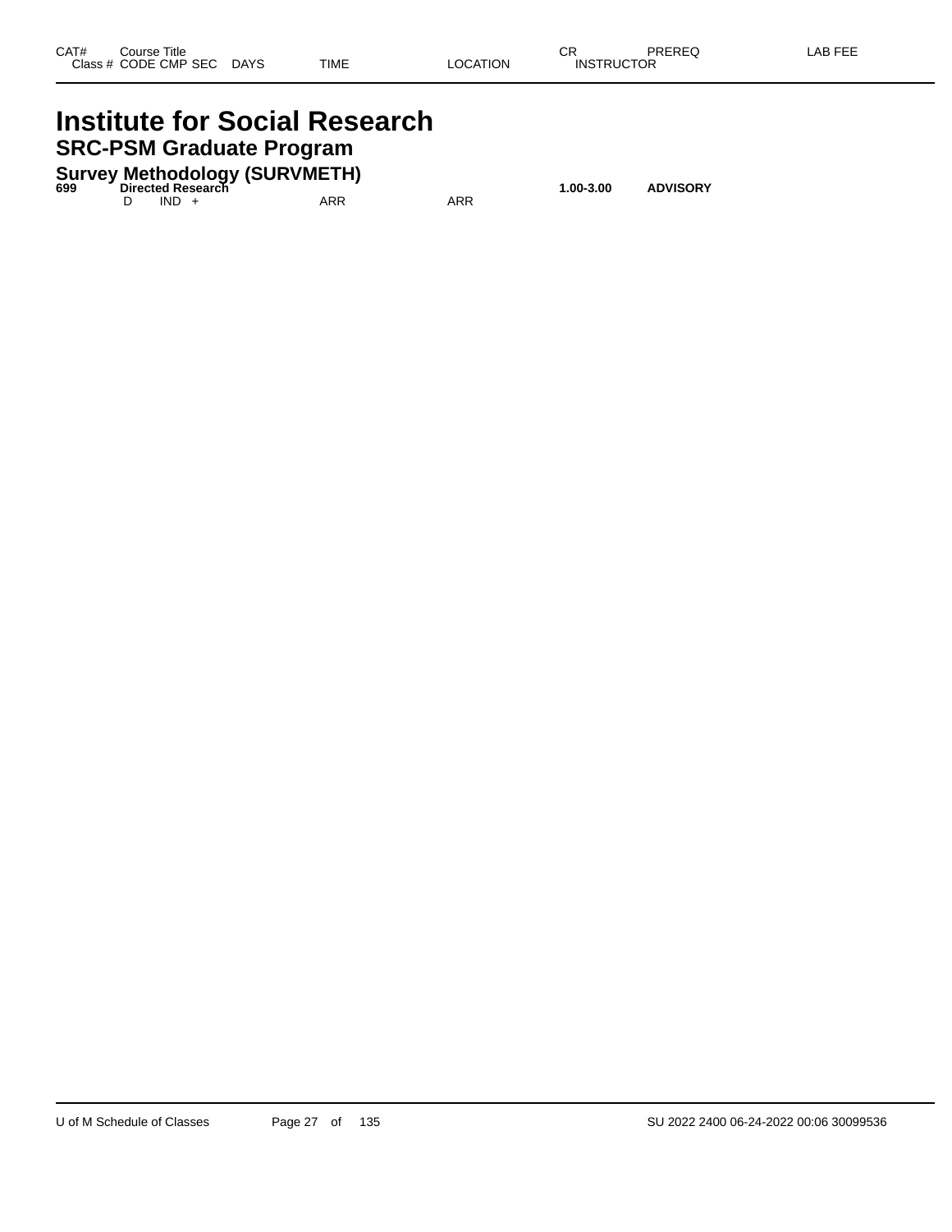| CAT# | Course Title | | | | | | CR | PREREQ | LAB FEE |
|---|---|---|---|---|---|---|---|---|---|
| Class # | CODE | CMP | SEC | DAYS | TIME | LOCATION | INSTRUCTOR | | |

# Institute for Social Research

## SRC-PSM Graduate Program

### Survey Methodology (SURVMETH)

| CAT# | Course Title | | | | | | CR | PREREQ | LAB FEE |
|---|---|---|---|---|---|---|---|---|---|
| **699** | **Directed Research** | | | | | | **1.00-3.00** | **ADVISORY** | |
| | D | IND | + | | ARR | ARR | | | |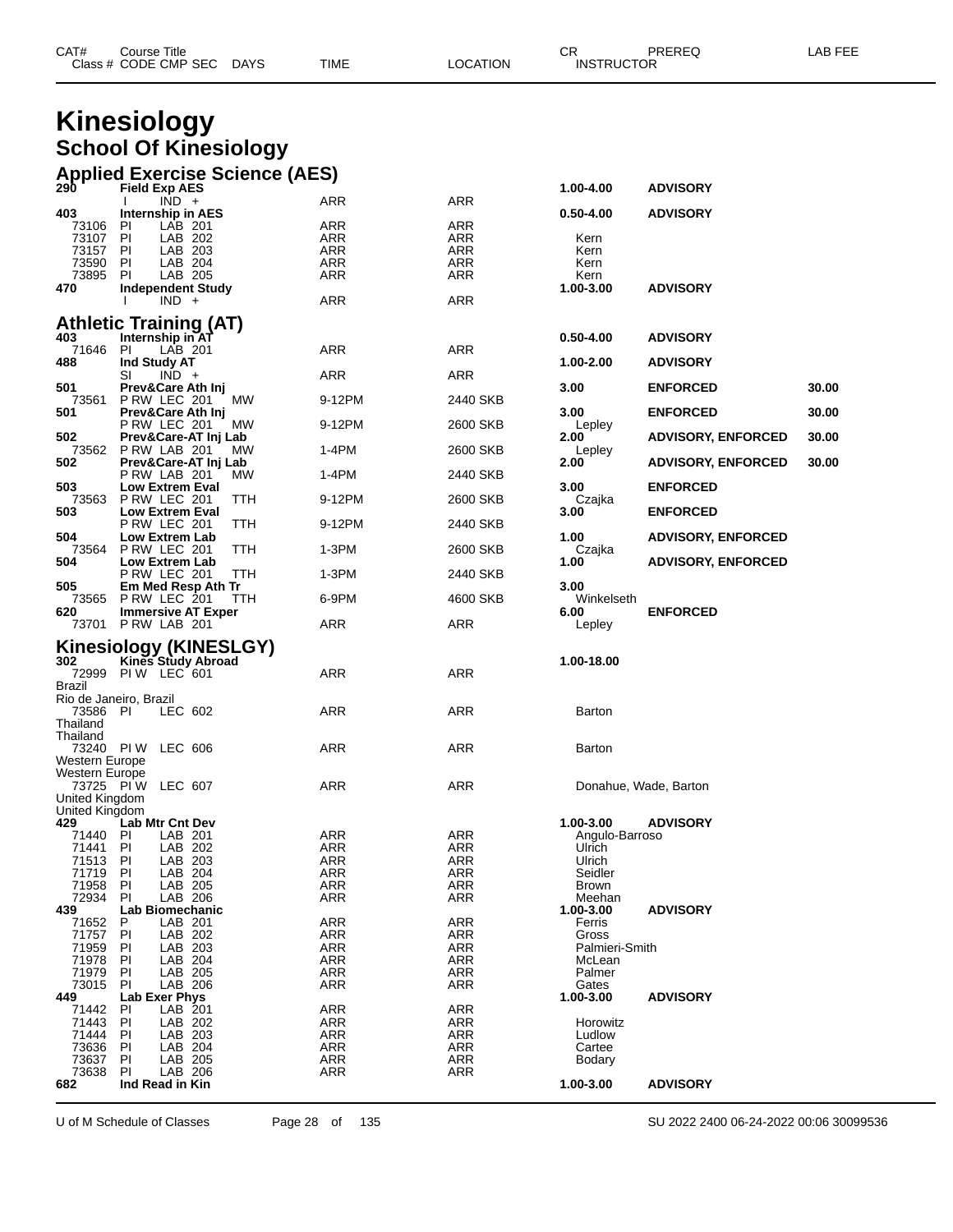# Kinesiology

## School Of Kinesiology

### Applied Exercise Science (AES)

| CAT# | Course Title | | | | | | CR | PREREQ | LAB FEE |
|---|---|---|---|---|---|---|---|---|---|
| Class # | CODE CMP SEC | DAYS | TIME | LOCATION | INSTRUCTOR | | | | |
| 290 | Field Exp AES | | | | | | 1.00-4.00 | ADVISORY | |
| | I IND + | | ARR | ARR | | | | | |
| 403 | Internship in AES | | | | | | 0.50-4.00 | ADVISORY | |
| 73106 | PI LAB 201 | | ARR | ARR | | | | | |
| 73107 | PI LAB 202 | | ARR | ARR | Kern | | | | |
| 73157 | PI LAB 203 | | ARR | ARR | Kern | | | | |
| 73590 | PI LAB 204 | | ARR | ARR | Kern | | | | |
| 73895 | PI LAB 205 | | ARR | ARR | Kern | | | | |
| 470 | Independent Study | | | | | | 1.00-3.00 | ADVISORY | |
| | I IND + | | ARR | ARR | | | | | |

### Athletic Training (AT)

| CAT# | Course Title | DAYS | TIME | LOCATION | INSTRUCTOR | CR | PREREQ | LAB FEE |
|---|---|---|---|---|---|---|---|---|
| 403 | Internship in AT | | | | | 0.50-4.00 | ADVISORY | |
| 71646 | PI LAB 201 | | ARR | ARR | | | | |
| 488 | Ind Study AT | | | | | 1.00-2.00 | ADVISORY | |
| | SI IND + | | ARR | ARR | | | | |
| 501 | Prev&Care Ath Inj | | | | | 3.00 | ENFORCED | 30.00 |
| 73561 | P RW LEC 201 | MW | 9-12PM | 2440 SKB | | | | |
| 501 | Prev&Care Ath Inj | | | | | 3.00 | ENFORCED | 30.00 |
| | P RW LEC 201 | MW | 9-12PM | 2600 SKB | Lepley | | | |
| 502 | Prev&Care-AT Inj Lab | | | | | 2.00 | ADVISORY, ENFORCED | 30.00 |
| 73562 | P RW LAB 201 | MW | 1-4PM | 2600 SKB | Lepley | | | |
| 502 | Prev&Care-AT Inj Lab | | | | | 2.00 | ADVISORY, ENFORCED | 30.00 |
| | P RW LAB 201 | MW | 1-4PM | 2440 SKB | | | | |
| 503 | Low Extrem Eval | | | | | 3.00 | ENFORCED | |
| 73563 | P RW LEC 201 | TTH | 9-12PM | 2600 SKB | Czajka | | | |
| 503 | Low Extrem Eval | | | | | 3.00 | ENFORCED | |
| | P RW LEC 201 | TTH | 9-12PM | 2440 SKB | | | | |
| 504 | Low Extrem Lab | | | | | 1.00 | ADVISORY, ENFORCED | |
| 73564 | P RW LEC 201 | TTH | 1-3PM | 2600 SKB | Czajka | | | |
| 504 | Low Extrem Lab | | | | | 1.00 | ADVISORY, ENFORCED | |
| | P RW LEC 201 | TTH | 1-3PM | 2440 SKB | | | | |
| 505 | Em Med Resp Ath Tr | | | | | 3.00 | | |
| 73565 | P RW LEC 201 | TTH | 6-9PM | 4600 SKB | Winkelseth | | | |
| 620 | Immersive AT Exper | | | | | 6.00 | ENFORCED | |
| 73701 | P RW LAB 201 | | ARR | ARR | Lepley | | | |

### Kinesiology (KINESLGY)

| CAT# | Course Title | TIME | LOCATION | INSTRUCTOR | CR | PREREQ |
|---|---|---|---|---|---|---|
| 302 | Kines Study Abroad | | | | 1.00-18.00 | |
| 72999 | PI W LEC 601 | ARR | ARR | | | |
| Brazil<br>Rio de Janeiro, Brazil | | | | | | |
| 73586 | PI LEC 602 | ARR | ARR | Barton | | |
| Thailand<br>Thailand | | | | | | |
| 73240 | PI W LEC 606 | ARR | ARR | Barton | | |
| Western Europe<br>Western Europe | | | | | | |
| 73725 | PI W LEC 607 | ARR | ARR | Donahue, Wade, Barton | | |
| United Kingdom<br>United Kingdom | | | | | | |
| 429 | Lab Mtr Cnt Dev | | | | 1.00-3.00 | ADVISORY |
| 71440 | PI LAB 201 | ARR | ARR | Angulo-Barroso | | |
| 71441 | PI LAB 202 | ARR | ARR | Ulrich | | |
| 71513 | PI LAB 203 | ARR | ARR | Ulrich | | |
| 71719 | PI LAB 204 | ARR | ARR | Seidler | | |
| 71958 | PI LAB 205 | ARR | ARR | Brown | | |
| 72934 | PI LAB 206 | ARR | ARR | Meehan | | |
| 439 | Lab Biomechanic | | | | 1.00-3.00 | ADVISORY |
| 71652 | P LAB 201 | ARR | ARR | Ferris | | |
| 71757 | PI LAB 202 | ARR | ARR | Gross | | |
| 71959 | PI LAB 203 | ARR | ARR | Palmieri-Smith | | |
| 71978 | PI LAB 204 | ARR | ARR | McLean | | |
| 71979 | PI LAB 205 | ARR | ARR | Palmer | | |
| 73015 | PI LAB 206 | ARR | ARR | Gates | | |
| 449 | Lab Exer Phys | | | | 1.00-3.00 | ADVISORY |
| 71442 | PI LAB 201 | ARR | ARR | | | |
| 71443 | PI LAB 202 | ARR | ARR | Horowitz | | |
| 71444 | PI LAB 203 | ARR | ARR | Ludlow | | |
| 73636 | PI LAB 204 | ARR | ARR | Cartee | | |
| 73637 | PI LAB 205 | ARR | ARR | Bodary | | |
| 73638 | PI LAB 206 | ARR | ARR | | | |
| 682 | Ind Read in Kin | | | | 1.00-3.00 | ADVISORY |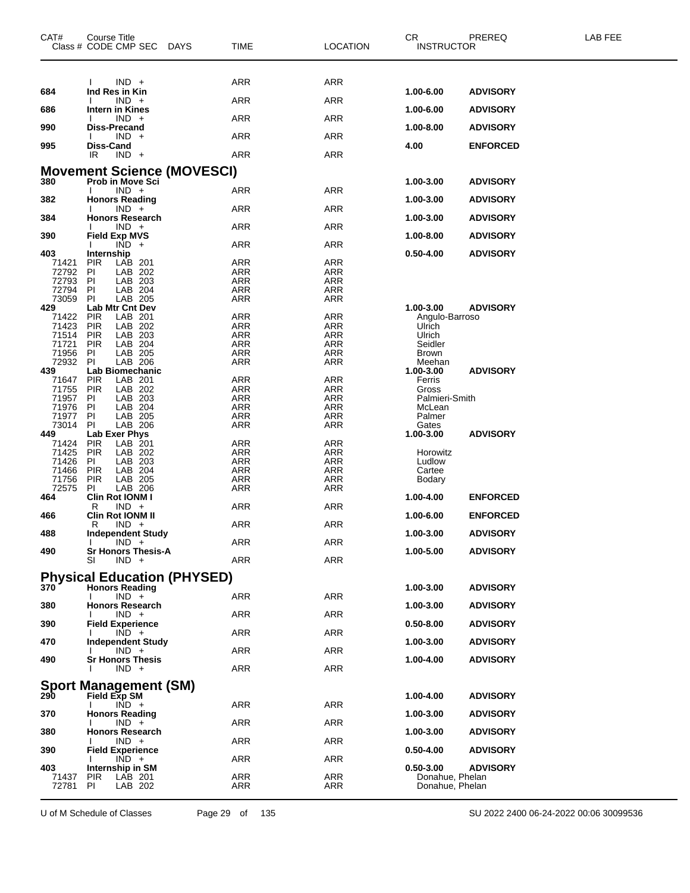| CAT# | Course Title<br>Class # CODE CMP SEC DAYS | TIME | LOCATION | CR<br>INSTRUCTOR | PREREQ | LAB FEE |
|---|---|---|---|---|---|---|
| | I IND + | ARR | ARR | | | |
| 684 | Ind Res in Kin | | | 1.00-6.00 | ADVISORY | |
| | I IND + | ARR | ARR | | | |
| 686 | Intern in Kines | | | 1.00-6.00 | ADVISORY | |
| | I IND + | ARR | ARR | | | |
| 990 | Diss-Precand | | | 1.00-8.00 | ADVISORY | |
| | I IND + | ARR | ARR | | | |
| 995 | Diss-Cand | | | 4.00 | ENFORCED | |
| | IR IND + | ARR | ARR | | | |

## Movement Science (MOVESCI)

| CAT# | Course Title<br>Class # CODE CMP SEC DAYS | TIME | LOCATION | CR<br>INSTRUCTOR | PREREQ | LAB FEE |
|---|---|---|---|---|---|---|
| 380 | Prob in Move Sci | | | 1.00-3.00 | ADVISORY | |
| | I IND + | ARR | ARR | | | |
| 382 | Honors Reading | | | 1.00-3.00 | ADVISORY | |
| | I IND + | ARR | ARR | | | |
| 384 | Honors Research | | | 1.00-3.00 | ADVISORY | |
| | I IND + | ARR | ARR | | | |
| 390 | Field Exp MVS | | | 1.00-8.00 | ADVISORY | |
| | I IND + | ARR | ARR | | | |
| 403 | Internship | | | 0.50-4.00 | ADVISORY | |
| 71421 | PIR LAB 201 | ARR | ARR | | | |
| 72792 | PI LAB 202 | ARR | ARR | | | |
| 72793 | PI LAB 203 | ARR | ARR | | | |
| 72794 | PI LAB 204 | ARR | ARR | | | |
| 73059 | PI LAB 205 | ARR | ARR | | | |
| 429 | Lab Mtr Cnt Dev | | | 1.00-3.00 | ADVISORY | |
| 71422 | PIR LAB 201 | ARR | ARR | Angulo-Barroso | | |
| 71423 | PIR LAB 202 | ARR | ARR | Ulrich | | |
| 71514 | PIR LAB 203 | ARR | ARR | Ulrich | | |
| 71721 | PIR LAB 204 | ARR | ARR | Seidler | | |
| 71956 | PI LAB 205 | ARR | ARR | Brown | | |
| 72932 | PI LAB 206 | ARR | ARR | Meehan | | |
| 439 | Lab Biomechanic | | | 1.00-3.00 | ADVISORY | |
| 71647 | PIR LAB 201 | ARR | ARR | Ferris | | |
| 71755 | PIR LAB 202 | ARR | ARR | Gross | | |
| 71957 | PI LAB 203 | ARR | ARR | Palmieri-Smith | | |
| 71976 | PI LAB 204 | ARR | ARR | McLean | | |
| 71977 | PI LAB 205 | ARR | ARR | Palmer | | |
| 73014 | PI LAB 206 | ARR | ARR | Gates | | |
| 449 | Lab Exer Phys | | | 1.00-3.00 | ADVISORY | |
| 71424 | PIR LAB 201 | ARR | ARR | | | |
| 71425 | PIR LAB 202 | ARR | ARR | Horowitz | | |
| 71426 | PI LAB 203 | ARR | ARR | Ludlow | | |
| 71466 | PIR LAB 204 | ARR | ARR | Cartee | | |
| 71756 | PIR LAB 205 | ARR | ARR | Bodary | | |
| 72575 | PI LAB 206 | ARR | ARR | | | |
| 464 | Clin Rot IONM I | | | 1.00-4.00 | ENFORCED | |
| | R IND + | ARR | ARR | | | |
| 466 | Clin Rot IONM II | | | 1.00-6.00 | ENFORCED | |
| | R IND + | ARR | ARR | | | |
| 488 | Independent Study | | | 1.00-3.00 | ADVISORY | |
| | I IND + | ARR | ARR | | | |
| 490 | Sr Honors Thesis-A | | | 1.00-5.00 | ADVISORY | |
| | SI IND + | ARR | ARR | | | |

## Physical Education (PHYSED)

| CAT# | Course Title<br>Class # CODE CMP SEC DAYS | TIME | LOCATION | CR<br>INSTRUCTOR | PREREQ | LAB FEE |
|---|---|---|---|---|---|---|
| 370 | Honors Reading | | | 1.00-3.00 | ADVISORY | |
| | I IND + | ARR | ARR | | | |
| 380 | Honors Research | | | 1.00-3.00 | ADVISORY | |
| | I IND + | ARR | ARR | | | |
| 390 | Field Experience | | | 0.50-8.00 | ADVISORY | |
| | I IND + | ARR | ARR | | | |
| 470 | Independent Study | | | 1.00-3.00 | ADVISORY | |
| | I IND + | ARR | ARR | | | |
| 490 | Sr Honors Thesis | | | 1.00-4.00 | ADVISORY | |
| | I IND + | ARR | ARR | | | |

## Sport Management (SM)

| CAT# | Course Title<br>Class # CODE CMP SEC DAYS | TIME | LOCATION | CR<br>INSTRUCTOR | PREREQ | LAB FEE |
|---|---|---|---|---|---|---|
| 290 | Field Exp SM | | | 1.00-4.00 | ADVISORY | |
| | I IND + | ARR | ARR | | | |
| 370 | Honors Reading | | | 1.00-3.00 | ADVISORY | |
| | I IND + | ARR | ARR | | | |
| 380 | Honors Research | | | 1.00-3.00 | ADVISORY | |
| | I IND + | ARR | ARR | | | |
| 390 | Field Experience | | | 0.50-4.00 | ADVISORY | |
| | I IND + | ARR | ARR | | | |
| 403 | Internship in SM | | | 0.50-3.00 | ADVISORY | |
| 71437 | PIR LAB 201 | ARR | ARR | Donahue, Phelan | | |
| 72781 | PI LAB 202 | ARR | ARR | Donahue, Phelan | | |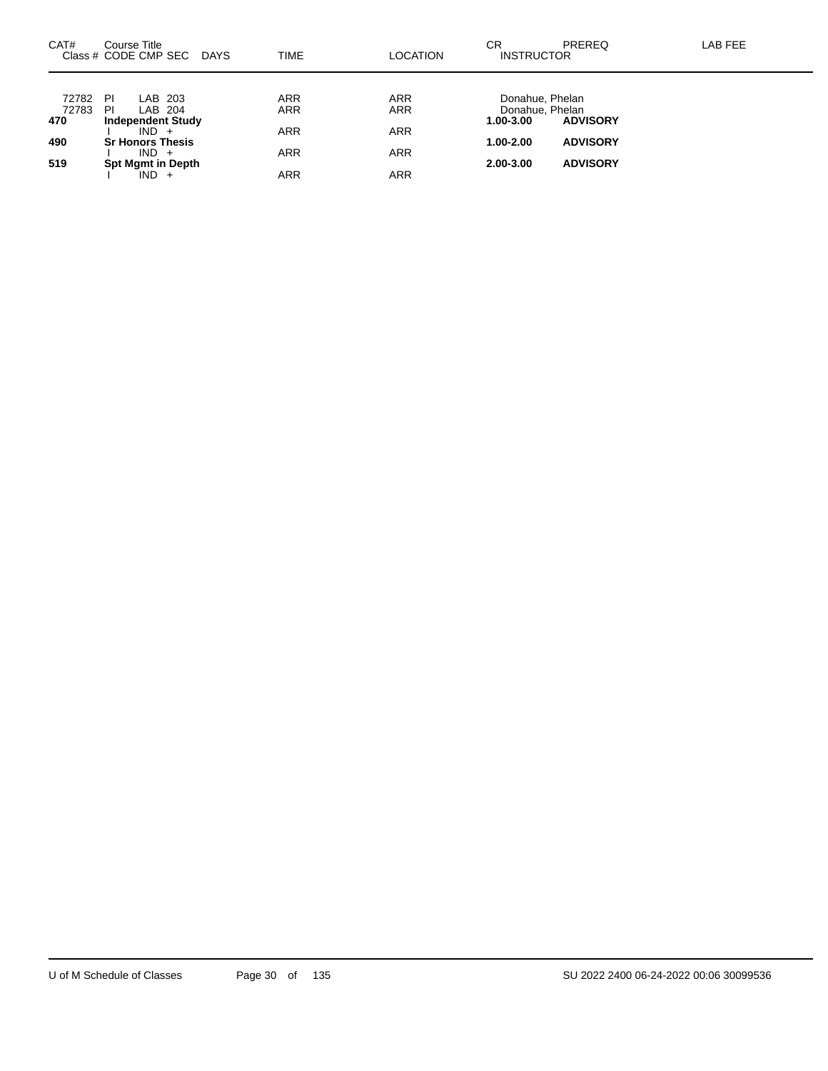| CAT# | Course Title Class # CODE CMP SEC DAYS | TIME | LOCATION | CR INSTRUCTOR | PREREQ | LAB FEE |
|---|---|---|---|---|---|---|
| 72782 | PI LAB 203 | ARR | ARR | Donahue, Phelan | | |
| 72783 | PI LAB 204 | ARR | ARR | Donahue, Phelan | | |
| **470** | **Independent Study** | | | **1.00-3.00** | **ADVISORY** | |
| | I IND + | ARR | ARR | | | |
| **490** | **Sr Honors Thesis** | | | **1.00-2.00** | **ADVISORY** | |
| | I IND + | ARR | ARR | | | |
| **519** | **Spt Mgmt in Depth** | | | **2.00-3.00** | **ADVISORY** | |
| | I IND + | ARR | ARR | | | |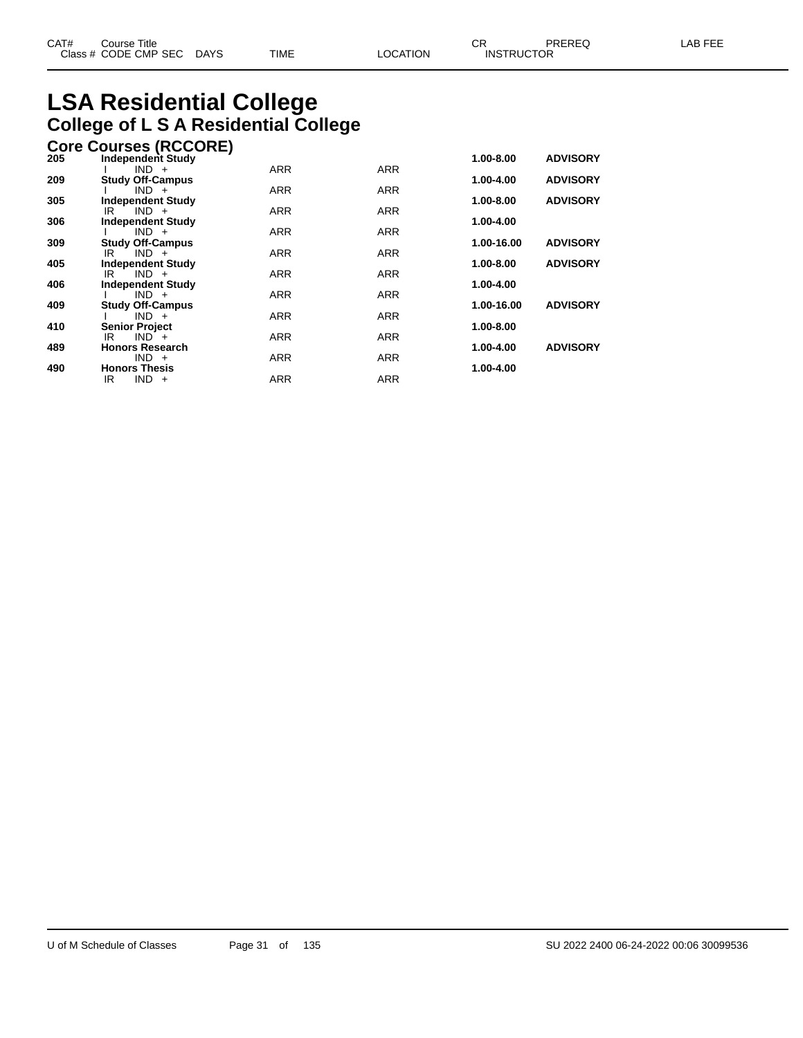# LSA Residential College

## College of L S A Residential College

### Core Courses (RCCORE)

| CAT# | Course Title / Class # CODE CMP SEC | DAYS | TIME | LOCATION | CR / INSTRUCTOR | PREREQ | LAB FEE |
|---|---|---|---|---|---|---|---|
| 205 | **Independent Study** | | | | **1.00-8.00** | **ADVISORY** | |
| | I IND + | | ARR | ARR | | | |
| 209 | **Study Off-Campus** | | | | **1.00-4.00** | **ADVISORY** | |
| | I IND + | | ARR | ARR | | | |
| 305 | **Independent Study** | | | | **1.00-8.00** | **ADVISORY** | |
| | IR IND + | | ARR | ARR | | | |
| 306 | **Independent Study** | | | | **1.00-4.00** | | |
| | I IND + | | ARR | ARR | | | |
| 309 | **Study Off-Campus** | | | | **1.00-16.00** | **ADVISORY** | |
| | IR IND + | | ARR | ARR | | | |
| 405 | **Independent Study** | | | | **1.00-8.00** | **ADVISORY** | |
| | IR IND + | | ARR | ARR | | | |
| 406 | **Independent Study** | | | | **1.00-4.00** | | |
| | I IND + | | ARR | ARR | | | |
| 409 | **Study Off-Campus** | | | | **1.00-16.00** | **ADVISORY** | |
| | I IND + | | ARR | ARR | | | |
| 410 | **Senior Project** | | | | **1.00-8.00** | | |
| | IR IND + | | ARR | ARR | | | |
| 489 | **Honors Research** | | | | **1.00-4.00** | **ADVISORY** | |
| | IND + | | ARR | ARR | | | |
| 490 | **Honors Thesis** | | | | **1.00-4.00** | | |
| | IR IND + | | ARR | ARR | | | |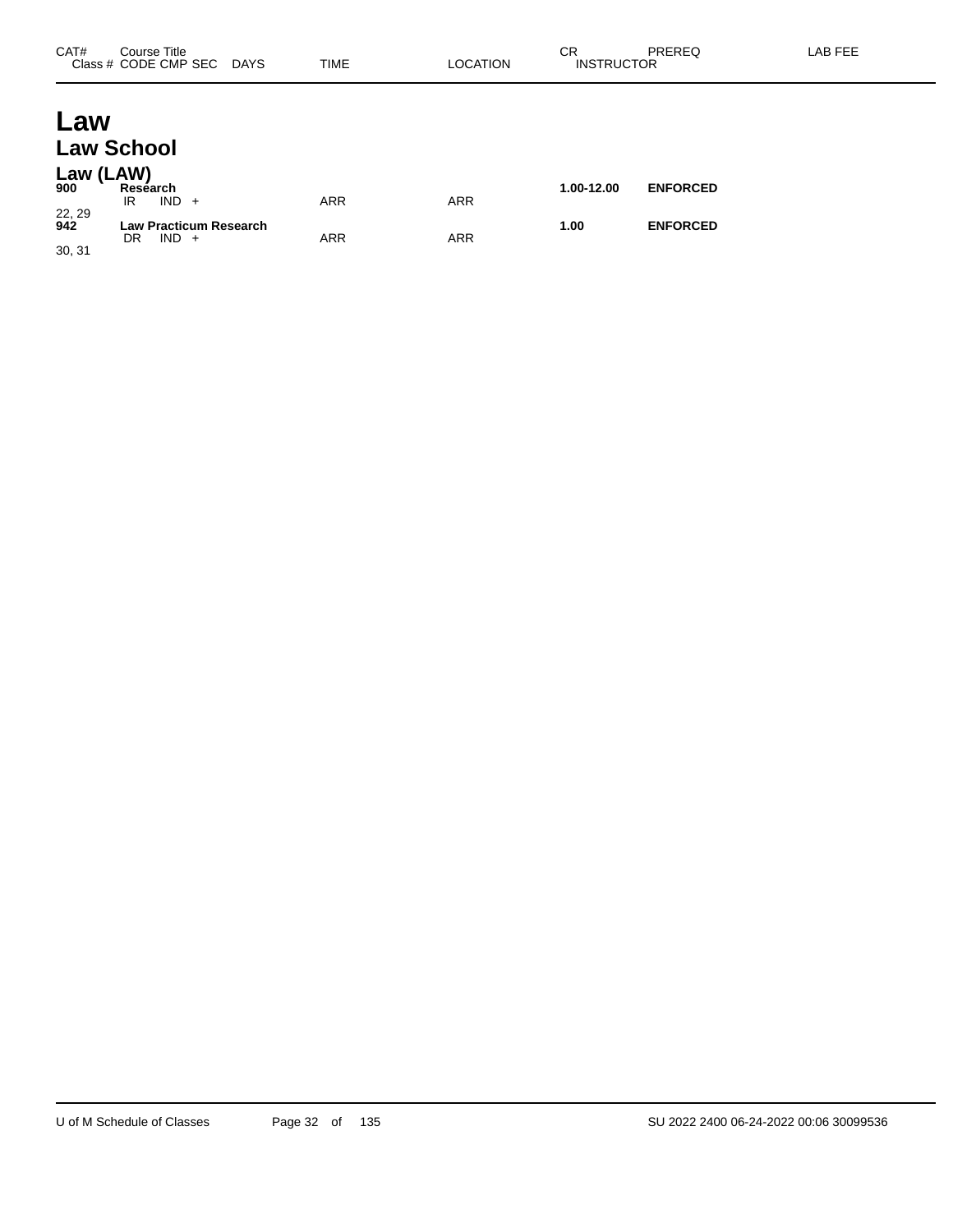| CAT# | Course Title<br>Class # CODE CMP SEC DAYS | TIME | LOCATION | CR<br>INSTRUCTOR | PREREQ | LAB FEE |
|---|---|---|---|---|---|---|

# Law

## Law School

### Law (LAW)

| CAT# | Course Title<br>Class # CODE CMP SEC DAYS | TIME | LOCATION | CR<br>INSTRUCTOR | PREREQ | LAB FEE |
|---|---|---|---|---|---|---|
| 900 | **Research** | | | **1.00-12.00** | **ENFORCED** | |
| | IR IND + | ARR | ARR | | | |
| 22, 29 | | | | | | |
| 942 | **Law Practicum Research** | | | **1.00** | **ENFORCED** | |
| | DR IND + | ARR | ARR | | | |
| 30, 31 | | | | | | |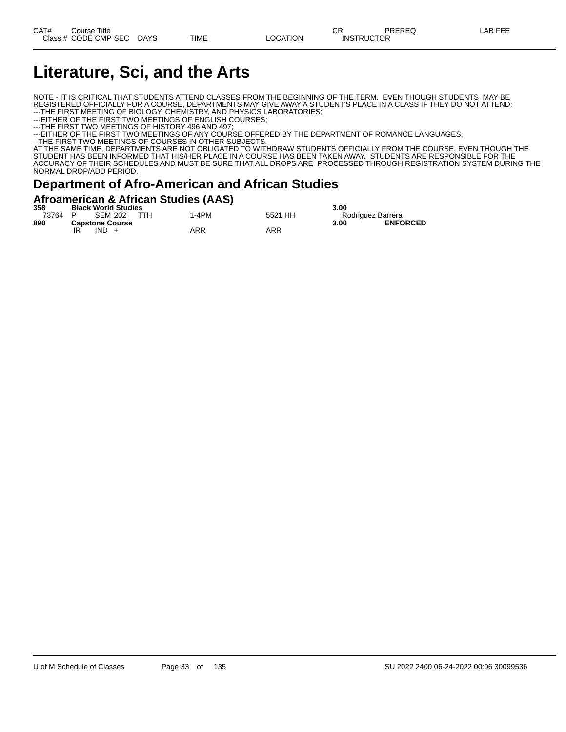# Literature, Sci, and the Arts

NOTE - IT IS CRITICAL THAT STUDENTS ATTEND CLASSES FROM THE BEGINNING OF THE TERM. EVEN THOUGH STUDENTS MAY BE REGISTERED OFFICIALLY FOR A COURSE, DEPARTMENTS MAY GIVE AWAY A STUDENT'S PLACE IN A CLASS IF THEY DO NOT ATTEND:
---THE FIRST MEETING OF BIOLOGY, CHEMISTRY, AND PHYSICS LABORATORIES;
---EITHER OF THE FIRST TWO MEETINGS OF ENGLISH COURSES;
---THE FIRST TWO MEETINGS OF HISTORY 496 AND 497;
---EITHER OF THE FIRST TWO MEETINGS OF ANY COURSE OFFERED BY THE DEPARTMENT OF ROMANCE LANGUAGES;
--THE FIRST TWO MEETINGS OF COURSES IN OTHER SUBJECTS.
AT THE SAME TIME, DEPARTMENTS ARE NOT OBLIGATED TO WITHDRAW STUDENTS OFFICIALLY FROM THE COURSE, EVEN THOUGH THE STUDENT HAS BEEN INFORMED THAT HIS/HER PLACE IN A COURSE HAS BEEN TAKEN AWAY. STUDENTS ARE RESPONSIBLE FOR THE ACCURACY OF THEIR SCHEDULES AND MUST BE SURE THAT ALL DROPS ARE PROCESSED THROUGH REGISTRATION SYSTEM DURING THE NORMAL DROP/ADD PERIOD.

## Department of Afro-American and African Studies

### Afroamerican & African Studies (AAS)

| CAT# / Class # | Course Title / CODE | CMP | SEC | DAYS | TIME | LOCATION | CR / INSTRUCTOR | PREREQ | LAB FEE |
|---|---|---|---|---|---|---|---|---|---|
| **358** | **Black World Studies** | | | | | | **3.00** | | |
| 73764 | P | SEM | 202 | TTH | 1-4PM | 5521 HH | Rodriguez Barrera | | |
| **890** | **Capstone Course** | | | | | | **3.00** | **ENFORCED** | |
| | IR | IND | + | | ARR | ARR | | | |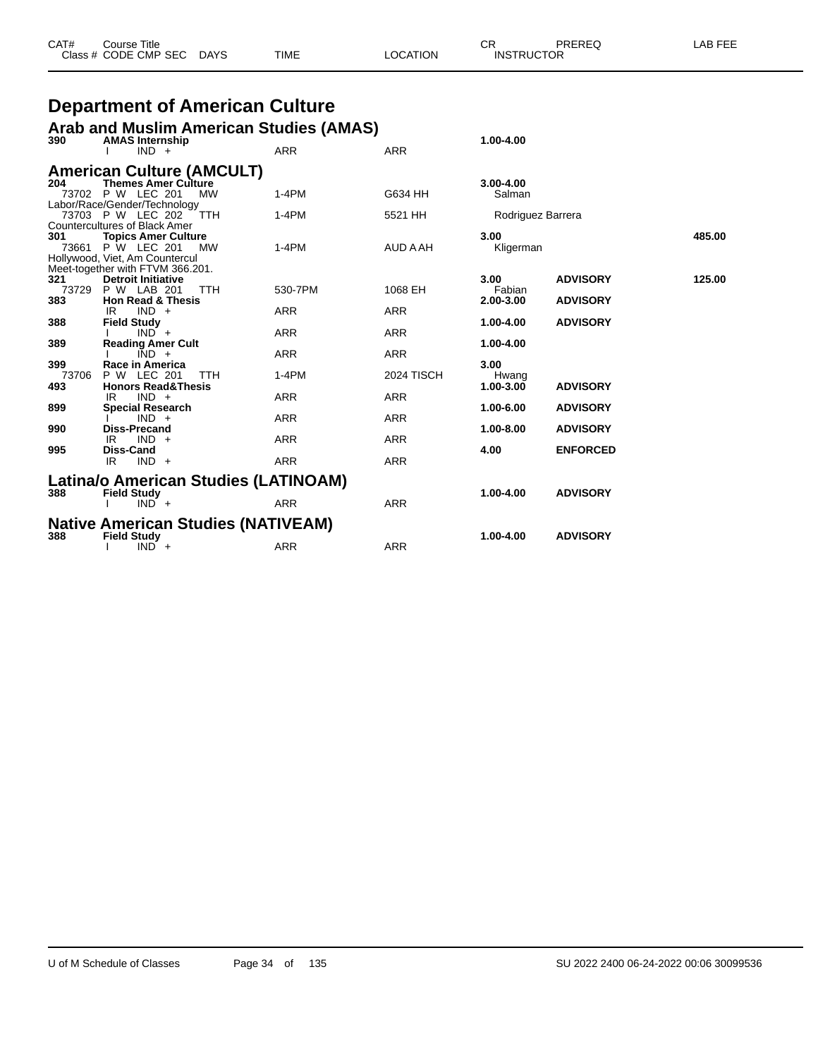| CAT# | Course Title | | | | | CR | PREREQ | LAB FEE |
|---|---|---|---|---|---|---|---|---|
| Class # | CODE CMP SEC | DAYS | TIME | LOCATION | | INSTRUCTOR | | |

# Department of American Culture

## Arab and Muslim American Studies (AMAS)

| CAT# | Course / Section | DAYS | TIME | LOCATION | CR / INSTRUCTOR | PREREQ | LAB FEE |
|---|---|---|---|---|---|---|---|
| 390 | **AMAS Internship** | | | | 1.00-4.00 | | |
| | I IND + | | ARR | ARR | | | |

## American Culture (AMCULT)

| CAT# | Course / Section | DAYS | TIME | LOCATION | CR / INSTRUCTOR | PREREQ | LAB FEE |
|---|---|---|---|---|---|---|---|
| 204 | **Themes Amer Culture** | | | | 3.00-4.00 | | |
| 73702 | P W LEC 201 | MW | 1-4PM | G634 HH | Salman | | |
| | Labor/Race/Gender/Technology | | | | | | |
| 73703 | P W LEC 202 | TTH | 1-4PM | 5521 HH | Rodriguez Barrera | | |
| | Countercultures of Black Amer | | | | | | |
| 301 | **Topics Amer Culture** | | | | 3.00 | | 485.00 |
| 73661 | P W LEC 201 | MW | 1-4PM | AUD A AH | Kligerman | | |
| | Hollywood, Viet, Am Countercul | | | | | | |
| | Meet-together with FTVM 366.201. | | | | | | |
| 321 | **Detroit Initiative** | | | | 3.00 | ADVISORY | 125.00 |
| 73729 | P W LAB 201 | TTH | 530-7PM | 1068 EH | Fabian | | |
| 383 | **Hon Read & Thesis** | | | | 2.00-3.00 | ADVISORY | |
| | IR IND + | | ARR | ARR | | | |
| 388 | **Field Study** | | | | 1.00-4.00 | ADVISORY | |
| | I IND + | | ARR | ARR | | | |
| 389 | **Reading Amer Cult** | | | | 1.00-4.00 | | |
| | I IND + | | ARR | ARR | | | |
| 399 | **Race in America** | | | | 3.00 | | |
| 73706 | P W LEC 201 | TTH | 1-4PM | 2024 TISCH | Hwang | | |
| 493 | **Honors Read&Thesis** | | | | 1.00-3.00 | ADVISORY | |
| | IR IND + | | ARR | ARR | | | |
| 899 | **Special Research** | | | | 1.00-6.00 | ADVISORY | |
| | I IND + | | ARR | ARR | | | |
| 990 | **Diss-Precand** | | | | 1.00-8.00 | ADVISORY | |
| | IR IND + | | ARR | ARR | | | |
| 995 | **Diss-Cand** | | | | 4.00 | ENFORCED | |
| | IR IND + | | ARR | ARR | | | |

## Latina/o American Studies (LATINOAM)

| CAT# | Course / Section | DAYS | TIME | LOCATION | CR / INSTRUCTOR | PREREQ | LAB FEE |
|---|---|---|---|---|---|---|---|
| 388 | **Field Study** | | | | 1.00-4.00 | ADVISORY | |
| | I IND + | | ARR | ARR | | | |

## Native American Studies (NATIVEAM)

| CAT# | Course / Section | DAYS | TIME | LOCATION | CR / INSTRUCTOR | PREREQ | LAB FEE |
|---|---|---|---|---|---|---|---|
| 388 | **Field Study** | | | | 1.00-4.00 | ADVISORY | |
| | I IND + | | ARR | ARR | | | |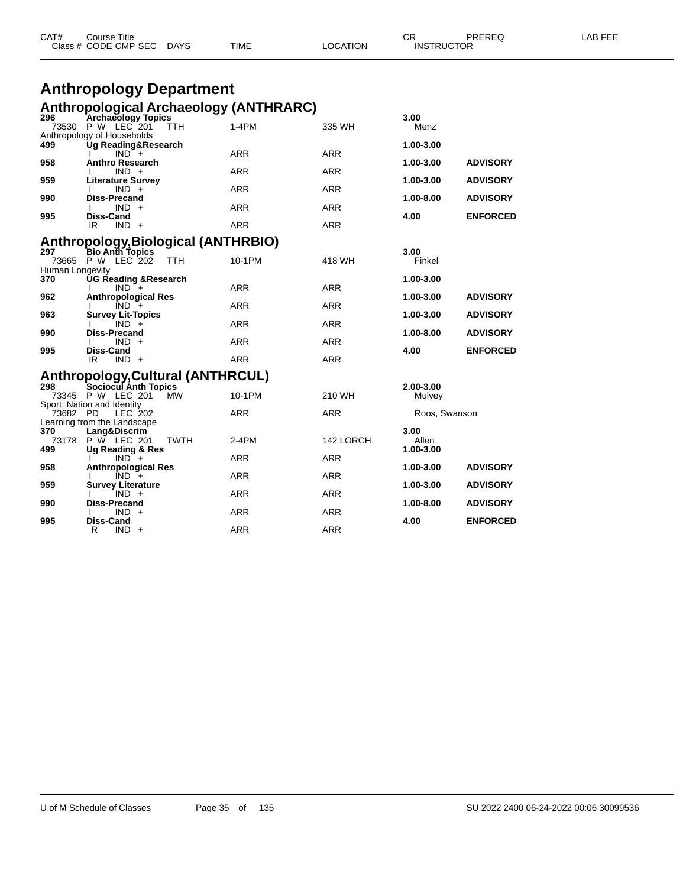| CAT# | Course Title | | | | | CR | PREREQ | LAB FEE |
|---|---|---|---|---|---|---|---|---|
| Class # | CODE CMP SEC | DAYS | TIME | LOCATION | | INSTRUCTOR | | |

# Anthropology Department

## Anthropological Archaeology (ANTHRARC)

| CAT# | Course Title / Class # CODE CMP SEC | DAYS | TIME | LOCATION | CR / INSTRUCTOR | PREREQ |
|---|---|---|---|---|---|---|
| **296** | **Archaeology Topics** | | | | **3.00** | |
| 73530 | P W LEC 201 | TTH | 1-4PM | 335 WH | Menz | |
| Anthropology of Households | | | | | | |
| **499** | **Ug Reading&Research** | | | | **1.00-3.00** | |
| | I IND + | | ARR | ARR | | |
| **958** | **Anthro Research** | | | | **1.00-3.00** | **ADVISORY** |
| | I IND + | | ARR | ARR | | |
| **959** | **Literature Survey** | | | | **1.00-3.00** | **ADVISORY** |
| | I IND + | | ARR | ARR | | |
| **990** | **Diss-Precand** | | | | **1.00-8.00** | **ADVISORY** |
| | I IND + | | ARR | ARR | | |
| **995** | **Diss-Cand** | | | | **4.00** | **ENFORCED** |
| | IR IND + | | ARR | ARR | | |

## Anthropology,Biological (ANTHRBIO)

| CAT# | Course Title / Class # CODE CMP SEC | DAYS | TIME | LOCATION | CR / INSTRUCTOR | PREREQ |
|---|---|---|---|---|---|---|
| **297** | **Bio Anth Topics** | | | | **3.00** | |
| 73665 | P W LEC 202 | TTH | 10-1PM | 418 WH | Finkel | |
| Human Longevity | | | | | | |
| **370** | **UG Reading &Research** | | | | **1.00-3.00** | |
| | I IND + | | ARR | ARR | | |
| **962** | **Anthropological Res** | | | | **1.00-3.00** | **ADVISORY** |
| | I IND + | | ARR | ARR | | |
| **963** | **Survey Lit-Topics** | | | | **1.00-3.00** | **ADVISORY** |
| | I IND + | | ARR | ARR | | |
| **990** | **Diss-Precand** | | | | **1.00-8.00** | **ADVISORY** |
| | I IND + | | ARR | ARR | | |
| **995** | **Diss-Cand** | | | | **4.00** | **ENFORCED** |
| | IR IND + | | ARR | ARR | | |

## Anthropology,Cultural (ANTHRCUL)

| CAT# | Course Title / Class # CODE CMP SEC | DAYS | TIME | LOCATION | CR / INSTRUCTOR | PREREQ |
|---|---|---|---|---|---|---|
| **298** | **Sociocul Anth Topics** | | | | **2.00-3.00** | |
| 73345 | P W LEC 201 | MW | 10-1PM | 210 WH | Mulvey | |
| Sport: Nation and Identity | | | | | | |
| 73682 | PD LEC 202 | | ARR | ARR | Roos, Swanson | |
| Learning from the Landscape | | | | | | |
| **370** | **Lang&Discrim** | | | | **3.00** | |
| 73178 | P W LEC 201 | TWTH | 2-4PM | 142 LORCH | Allen | |
| **499** | **Ug Reading & Res** | | | | **1.00-3.00** | |
| | I IND + | | ARR | ARR | | |
| **958** | **Anthropological Res** | | | | **1.00-3.00** | **ADVISORY** |
| | I IND + | | ARR | ARR | | |
| **959** | **Survey Literature** | | | | **1.00-3.00** | **ADVISORY** |
| | I IND + | | ARR | ARR | | |
| **990** | **Diss-Precand** | | | | **1.00-8.00** | **ADVISORY** |
| | I IND + | | ARR | ARR | | |
| **995** | **Diss-Cand** | | | | **4.00** | **ENFORCED** |
| | R IND + | | ARR | ARR | | |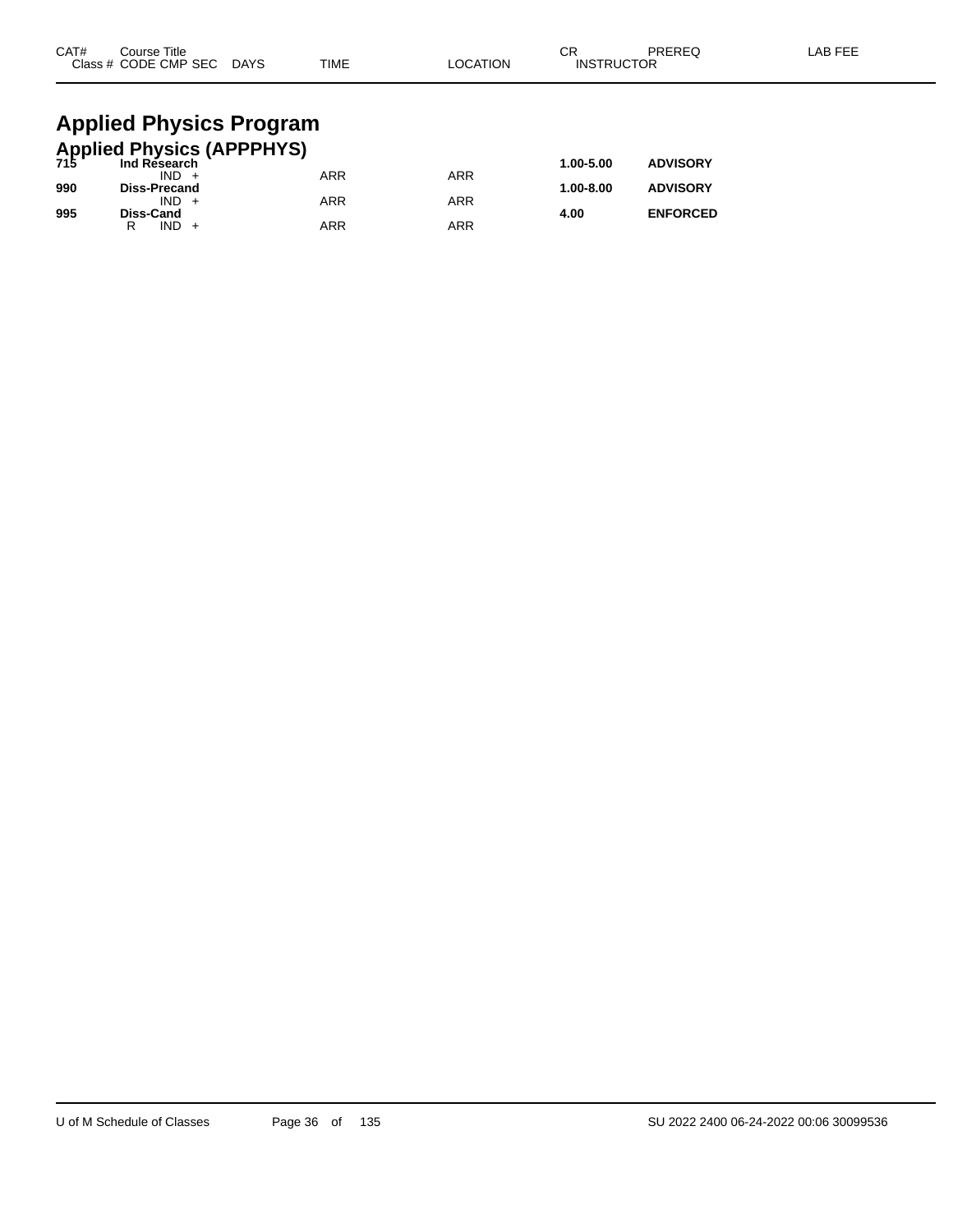| CAT# | Course Title | | | | | CR | PREREQ | LAB FEE |
|---|---|---|---|---|---|---|---|---|
| Class # | CODE CMP SEC | DAYS | TIME | LOCATION | | INSTRUCTOR | | |

# Applied Physics Program

## Applied Physics (APPPHYS)

| CAT# | Course Title | DAYS | TIME | LOCATION | CR | PREREQ |
|---|---|---|---|---|---|---|
| **715** | **Ind Research** | | | | **1.00-5.00** | **ADVISORY** |
| | IND + | | ARR | ARR | | |
| **990** | **Diss-Precand** | | | | **1.00-8.00** | **ADVISORY** |
| | IND + | | ARR | ARR | | |
| **995** | **Diss-Cand** | | | | **4.00** | **ENFORCED** |
| | R IND + | | ARR | ARR | | |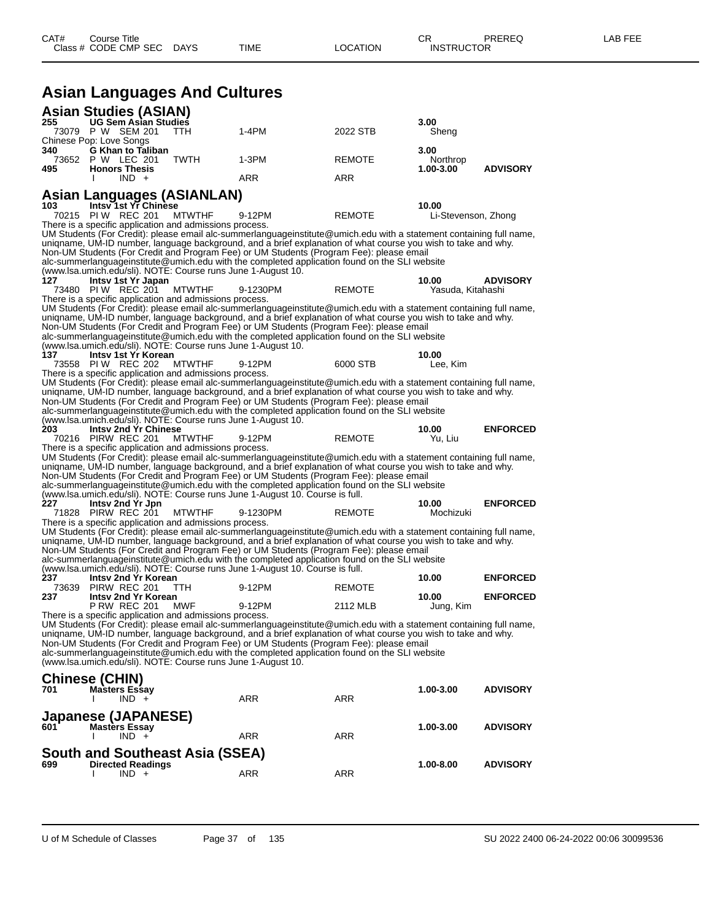| CAT# | Course Title | | | | CR | PREREQ | LAB FEE |
|---|---|---|---|---|---|---|---|
| Class # | CODE CMP SEC | DAYS | TIME | LOCATION | INSTRUCTOR | | |

# Asian Languages And Cultures

## Asian Studies (ASIAN)

**255 UG Sem Asian Studies** — 3.00
73079 P W SEM 201 TTH 1-4PM 2022 STB Sheng
Chinese Pop: Love Songs

**340 G Khan to Taliban** — 3.00
73652 P W LEC 201 TWTH 1-3PM REMOTE Northrop

**495 Honors Thesis** — 1.00-3.00 **ADVISORY**
I IND + ARR ARR

## Asian Languages (ASIANLAN)

**103 Intsv 1st Yr Chinese** — 10.00
70215 PI W REC 201 MTWTHF 9-12PM REMOTE Li-Stevenson, Zhong
There is a specific application and admissions process.
UM Students (For Credit): please email alc-summerlanguageinstitute@umich.edu with a statement containing full name, uniqname, UM-ID number, language background, and a brief explanation of what course you wish to take and why.
Non-UM Students (For Credit and Program Fee) or UM Students (Program Fee): please email alc-summerlanguageinstitute@umich.edu with the completed application found on the SLI website (www.lsa.umich.edu/sli). NOTE: Course runs June 1-August 10.

**127 Intsv 1st Yr Japan** — 10.00 **ADVISORY**
73480 PI W REC 201 MTWTHF 9-1230PM REMOTE Yasuda, Kitahashi
There is a specific application and admissions process.
UM Students (For Credit): please email alc-summerlanguageinstitute@umich.edu with a statement containing full name, uniqname, UM-ID number, language background, and a brief explanation of what course you wish to take and why.
Non-UM Students (For Credit and Program Fee) or UM Students (Program Fee): please email alc-summerlanguageinstitute@umich.edu with the completed application found on the SLI website (www.lsa.umich.edu/sli). NOTE: Course runs June 1-August 10.

**137 Intsv 1st Yr Korean** — 10.00
73558 PI W REC 202 MTWTHF 9-12PM 6000 STB Lee, Kim
There is a specific application and admissions process.
UM Students (For Credit): please email alc-summerlanguageinstitute@umich.edu with a statement containing full name, uniqname, UM-ID number, language background, and a brief explanation of what course you wish to take and why.
Non-UM Students (For Credit and Program Fee) or UM Students (Program Fee): please email alc-summerlanguageinstitute@umich.edu with the completed application found on the SLI website (www.lsa.umich.edu/sli). NOTE: Course runs June 1-August 10.

**203 Intsv 2nd Yr Chinese** — 10.00 **ENFORCED**
70216 PIRW REC 201 MTWTHF 9-12PM REMOTE Yu, Liu
There is a specific application and admissions process.
UM Students (For Credit): please email alc-summerlanguageinstitute@umich.edu with a statement containing full name, uniqname, UM-ID number, language background, and a brief explanation of what course you wish to take and why.
Non-UM Students (For Credit and Program Fee) or UM Students (Program Fee): please email alc-summerlanguageinstitute@umich.edu with the completed application found on the SLI website (www.lsa.umich.edu/sli). NOTE: Course runs June 1-August 10. Course is full.

**227 Intsv 2nd Yr Jpn** — 10.00 **ENFORCED**
71828 PIRW REC 201 MTWTHF 9-1230PM REMOTE Mochizuki
There is a specific application and admissions process.
UM Students (For Credit): please email alc-summerlanguageinstitute@umich.edu with a statement containing full name, uniqname, UM-ID number, language background, and a brief explanation of what course you wish to take and why.
Non-UM Students (For Credit and Program Fee) or UM Students (Program Fee): please email alc-summerlanguageinstitute@umich.edu with the completed application found on the SLI website (www.lsa.umich.edu/sli). NOTE: Course runs June 1-August 10. Course is full.

**237 Intsv 2nd Yr Korean** — 10.00 **ENFORCED**
73639 PIRW REC 201 TTH 9-12PM REMOTE

**237 Intsv 2nd Yr Korean** — 10.00 **ENFORCED**
P RW REC 201 MWF 9-12PM 2112 MLB Jung, Kim
There is a specific application and admissions process.
UM Students (For Credit): please email alc-summerlanguageinstitute@umich.edu with a statement containing full name, uniqname, UM-ID number, language background, and a brief explanation of what course you wish to take and why.
Non-UM Students (For Credit and Program Fee) or UM Students (Program Fee): please email alc-summerlanguageinstitute@umich.edu with the completed application found on the SLI website (www.lsa.umich.edu/sli). NOTE: Course runs June 1-August 10.

## Chinese (CHIN)

**701 Masters Essay** — 1.00-3.00 **ADVISORY**
I IND + ARR ARR

## Japanese (JAPANESE)

**601 Masters Essay** — 1.00-3.00 **ADVISORY**
I IND + ARR ARR

## South and Southeast Asia (SSEA)

**699 Directed Readings** — 1.00-8.00 **ADVISORY**
I IND + ARR ARR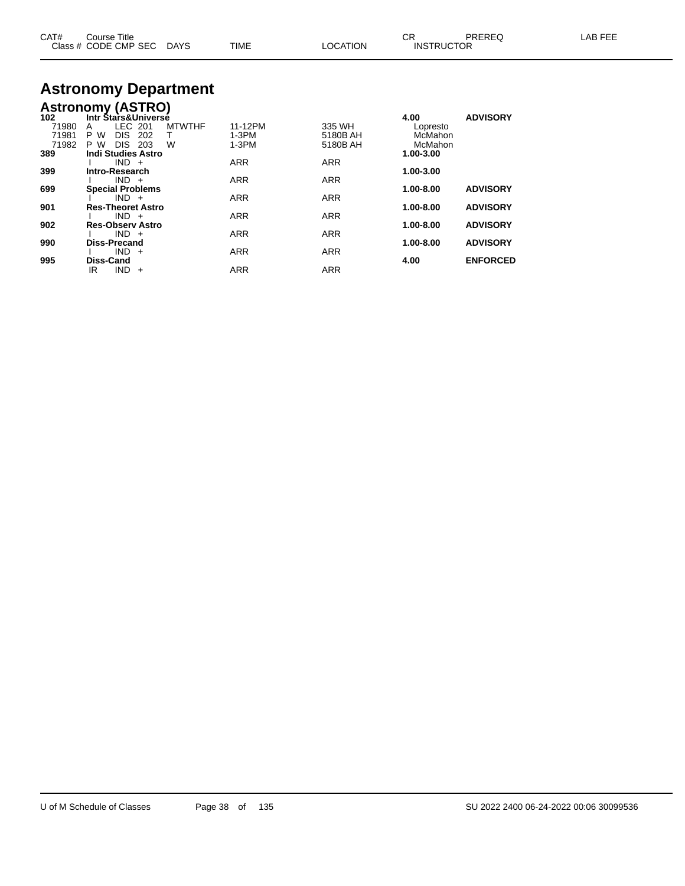# Astronomy Department

## Astronomy (ASTRO)

| CAT# / Class # | Course Title / CODE CMP SEC | DAYS | TIME | LOCATION | CR / INSTRUCTOR | PREREQ | LAB FEE |
|---|---|---|---|---|---|---|---|
| **102** | **Intr Stars&Universe** | | | | **4.00** | **ADVISORY** | |
| 71980 | A LEC 201 | MTWTHF | 11-12PM | 335 WH | Lopresto | | |
| 71981 | P W DIS 202 | T | 1-3PM | 5180B AH | McMahon | | |
| 71982 | P W DIS 203 | W | 1-3PM | 5180B AH | McMahon | | |
| **389** | **Indi Studies Astro** | | | | **1.00-3.00** | | |
| | I IND + | | ARR | ARR | | | |
| **399** | **Intro-Research** | | | | **1.00-3.00** | | |
| | I IND + | | ARR | ARR | | | |
| **699** | **Special Problems** | | | | **1.00-8.00** | **ADVISORY** | |
| | I IND + | | ARR | ARR | | | |
| **901** | **Res-Theoret Astro** | | | | **1.00-8.00** | **ADVISORY** | |
| | I IND + | | ARR | ARR | | | |
| **902** | **Res-Observ Astro** | | | | **1.00-8.00** | **ADVISORY** | |
| | I IND + | | ARR | ARR | | | |
| **990** | **Diss-Precand** | | | | **1.00-8.00** | **ADVISORY** | |
| | I IND + | | ARR | ARR | | | |
| **995** | **Diss-Cand** | | | | **4.00** | **ENFORCED** | |
| | IR IND + | | ARR | ARR | | | |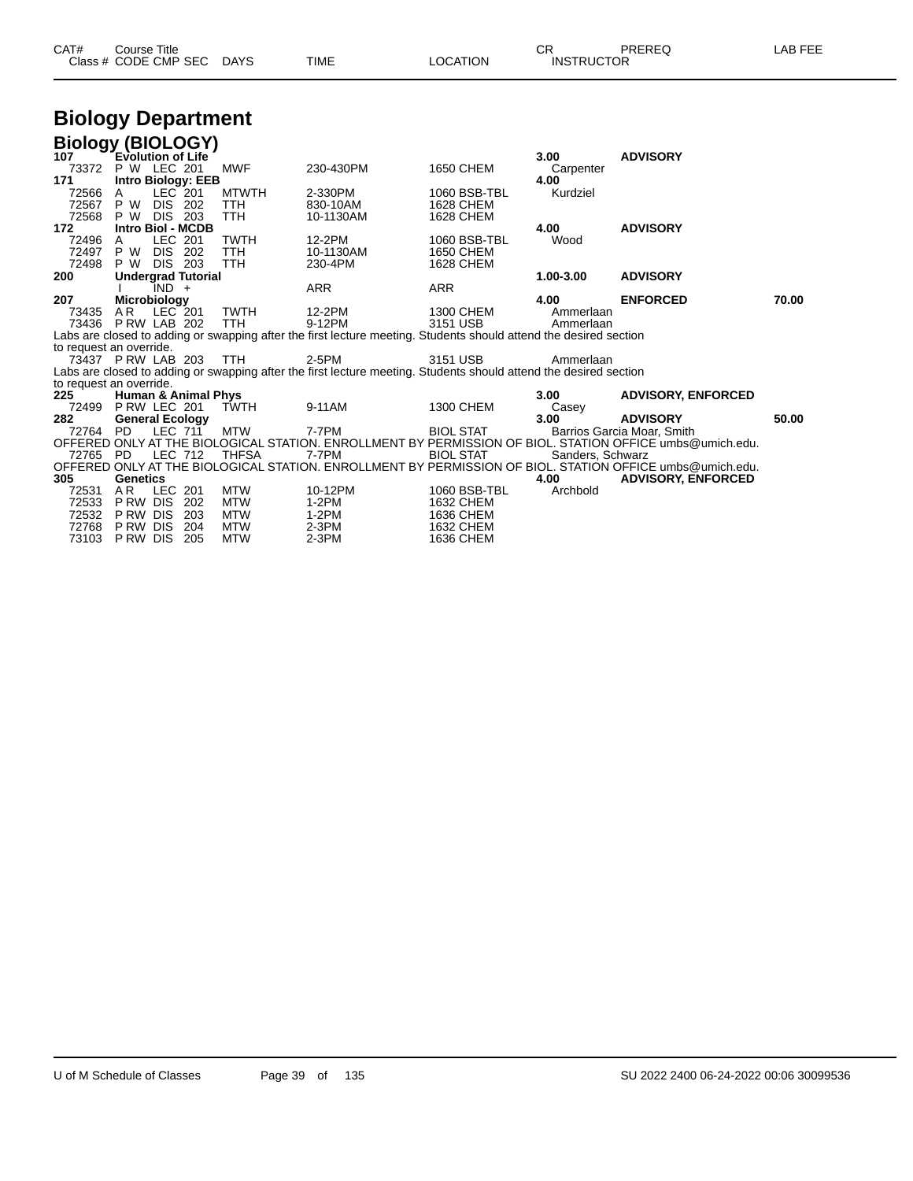# Biology Department

## Biology (BIOLOGY)

| CAT# / Class # | Course Title / CODE CMP SEC | DAYS | TIME | LOCATION | CR / INSTRUCTOR | PREREQ | LAB FEE |
|---|---|---|---|---|---|---|---|
| **107** | **Evolution of Life** | | | | **3.00** | **ADVISORY** | |
| 73372 | P W LEC 201 | MWF | 230-430PM | 1650 CHEM | Carpenter | | |
| **171** | **Intro Biology: EEB** | | | | **4.00** | | |
| 72566 | A LEC 201 | MTWTH | 2-330PM | 1060 BSB-TBL | Kurdziel | | |
| 72567 | P W DIS 202 | TTH | 830-10AM | 1628 CHEM | | | |
| 72568 | P W DIS 203 | TTH | 10-1130AM | 1628 CHEM | | | |
| **172** | **Intro Biol - MCDB** | | | | **4.00** | **ADVISORY** | |
| 72496 | A LEC 201 | TWTH | 12-2PM | 1060 BSB-TBL | Wood | | |
| 72497 | P W DIS 202 | TTH | 10-1130AM | 1650 CHEM | | | |
| 72498 | P W DIS 203 | TTH | 230-4PM | 1628 CHEM | | | |
| **200** | **Undergrad Tutorial** | | | | **1.00-3.00** | **ADVISORY** | |
| | I IND + | | ARR | ARR | | | |
| **207** | **Microbiology** | | | | **4.00** | **ENFORCED** | **70.00** |
| 73435 | A R LEC 201 | TWTH | 12-2PM | 1300 CHEM | Ammerlaan | | |
| 73436 | P RW LAB 202 | TTH | 9-12PM | 3151 USB | Ammerlaan | | |
| | Labs are closed to adding or swapping after the first lecture meeting. Students should attend the desired section to request an override. | | | | | | |
| 73437 | P RW LAB 203 | TTH | 2-5PM | 3151 USB | Ammerlaan | | |
| | Labs are closed to adding or swapping after the first lecture meeting. Students should attend the desired section to request an override. | | | | | | |
| **225** | **Human & Animal Phys** | | | | **3.00** | **ADVISORY, ENFORCED** | |
| 72499 | P RW LEC 201 | TWTH | 9-11AM | 1300 CHEM | Casey | | |
| **282** | **General Ecology** | | | | **3.00** | **ADVISORY** | **50.00** |
| 72764 | PD LEC 711 | MTW | 7-7PM | BIOL STAT | Barrios Garcia Moar, Smith | | |
| | OFFERED ONLY AT THE BIOLOGICAL STATION. ENROLLMENT BY PERMISSION OF BIOL. STATION OFFICE umbs@umich.edu. | | | | | | |
| 72765 | PD LEC 712 | THFSA | 7-7PM | BIOL STAT | Sanders, Schwarz | | |
| | OFFERED ONLY AT THE BIOLOGICAL STATION. ENROLLMENT BY PERMISSION OF BIOL. STATION OFFICE umbs@umich.edu. | | | | | | |
| **305** | **Genetics** | | | | **4.00** | **ADVISORY, ENFORCED** | |
| 72531 | A R LEC 201 | MTW | 10-12PM | 1060 BSB-TBL | Archbold | | |
| 72533 | P RW DIS 202 | MTW | 1-2PM | 1632 CHEM | | | |
| 72532 | P RW DIS 203 | MTW | 1-2PM | 1636 CHEM | | | |
| 72768 | P RW DIS 204 | MTW | 2-3PM | 1632 CHEM | | | |
| 73103 | P RW DIS 205 | MTW | 2-3PM | 1636 CHEM | | | |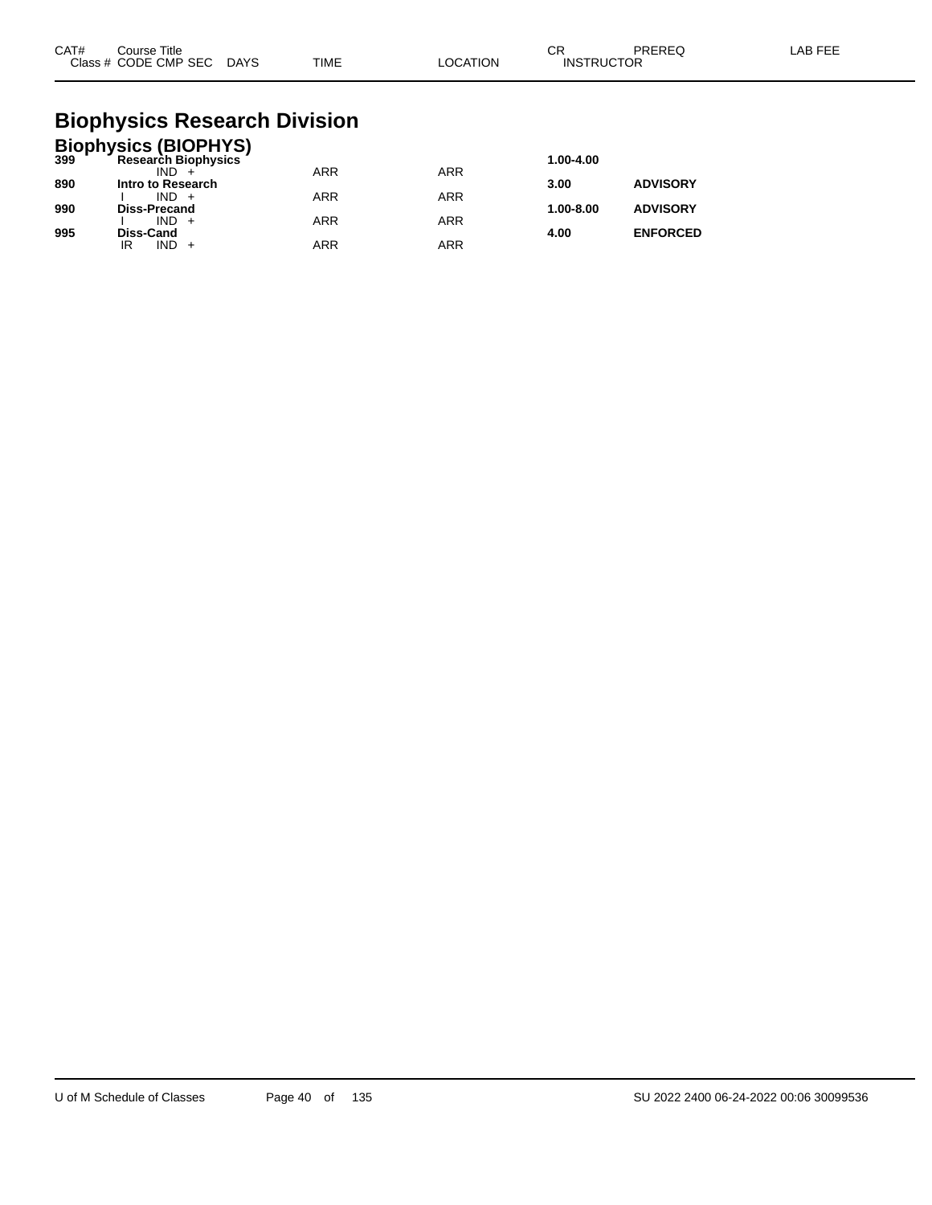| CAT# | Course Title<br>Class # CODE CMP SEC DAYS | TIME | LOCATION | CR<br>INSTRUCTOR | PREREQ | LAB FEE |
|---|---|---|---|---|---|---|

# Biophysics Research Division

## Biophysics (BIOPHYS)

| CAT# | Course Title / Class # CODE CMP SEC DAYS | TIME | LOCATION | CR / INSTRUCTOR | PREREQ | LAB FEE |
|---|---|---|---|---|---|---|
| **399** | **Research Biophysics** | | | **1.00-4.00** | | |
| | IND + | ARR | ARR | | | |
| **890** | **Intro to Research** | | | **3.00** | **ADVISORY** | |
| | I IND + | ARR | ARR | | | |
| **990** | **Diss-Precand** | | | **1.00-8.00** | **ADVISORY** | |
| | I IND + | ARR | ARR | | | |
| **995** | **Diss-Cand** | | | **4.00** | **ENFORCED** | |
| | IR IND + | ARR | ARR | | | |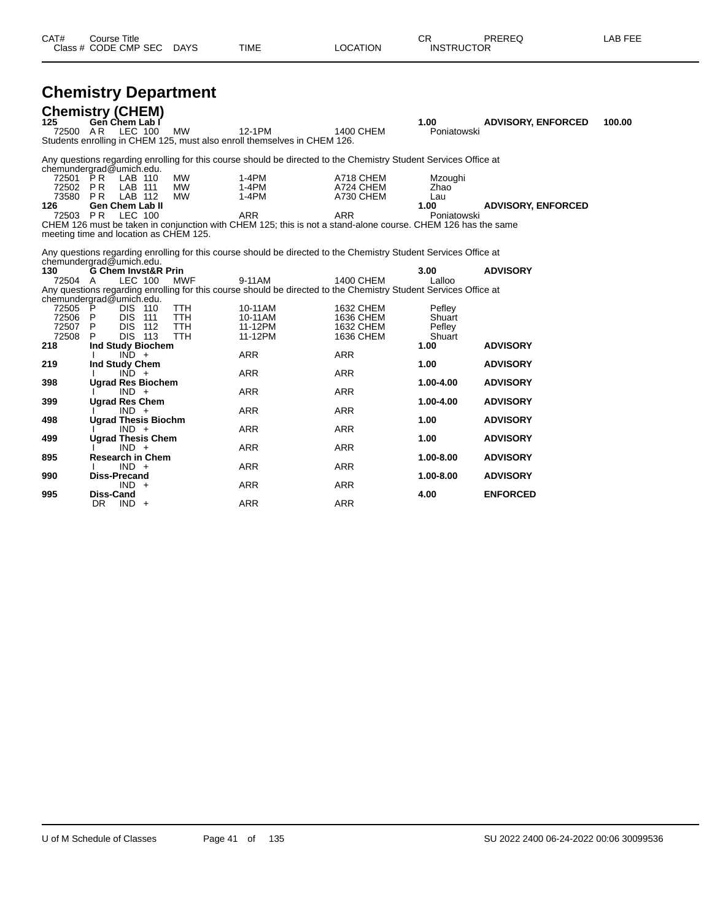| CAT# | Course Title | | | | | | CR | PREREQ | LAB FEE |
|---|---|---|---|---|---|---|---|---|---|
| Class # | CODE | CMP | SEC | DAYS | TIME | LOCATION | INSTRUCTOR | | |

# Chemistry Department

## Chemistry (CHEM)

| CAT# | Course Title | | | | | | CR | PREREQ | LAB FEE |
|---|---|---|---|---|---|---|---|---|---|
| **125** | **Gen Chem Lab I** | | | | | | **1.00** | **ADVISORY, ENFORCED** | **100.00** |
| 72500 | A R | LEC | 100 | MW | 12-1PM | 1400 CHEM | Poniatowski | | |

Students enrolling in CHEM 125, must also enroll themselves in CHEM 126.

Any questions regarding enrolling for this course should be directed to the Chemistry Student Services Office at chemundergrad@umich.edu.

| Class # | CODE | CMP | SEC | DAYS | TIME | LOCATION | INSTRUCTOR | | |
|---|---|---|---|---|---|---|---|---|---|
| 72501 | P R | LAB | 110 | MW | 1-4PM | A718 CHEM | Mzoughi | | |
| 72502 | P R | LAB | 111 | MW | 1-4PM | A724 CHEM | Zhao | | |
| 73580 | P R | LAB | 112 | MW | 1-4PM | A730 CHEM | Lau | | |
| **126** | **Gen Chem Lab II** | | | | | | **1.00** | **ADVISORY, ENFORCED** | |
| 72503 | P R | LEC | 100 | | ARR | ARR | Poniatowski | | |

CHEM 126 must be taken in conjunction with CHEM 125; this is not a stand-alone course. CHEM 126 has the same meeting time and location as CHEM 125.

Any questions regarding enrolling for this course should be directed to the Chemistry Student Services Office at chemundergrad@umich.edu.

| CAT# | Course Title | | | | | | CR | PREREQ | LAB FEE |
|---|---|---|---|---|---|---|---|---|---|
| **130** | **G Chem Invst&R Prin** | | | | | | **3.00** | **ADVISORY** | |
| 72504 | A | LEC | 100 | MWF | 9-11AM | 1400 CHEM | Lalloo | | |

Any questions regarding enrolling for this course should be directed to the Chemistry Student Services Office at chemundergrad@umich.edu.

| Class # | CODE | CMP | SEC | DAYS | TIME | LOCATION | INSTRUCTOR | PREREQ | LAB FEE |
|---|---|---|---|---|---|---|---|---|---|
| 72505 | P | DIS | 110 | TTH | 10-11AM | 1632 CHEM | Pefley | | |
| 72506 | P | DIS | 111 | TTH | 10-11AM | 1636 CHEM | Shuart | | |
| 72507 | P | DIS | 112 | TTH | 11-12PM | 1632 CHEM | Pefley | | |
| 72508 | P | DIS | 113 | TTH | 11-12PM | 1636 CHEM | Shuart | | |
| **218** | **Ind Study Biochem** | | | | | | **1.00** | **ADVISORY** | |
| | I | IND | + | | ARR | ARR | | | |
| **219** | **Ind Study Chem** | | | | | | **1.00** | **ADVISORY** | |
| | I | IND | + | | ARR | ARR | | | |
| **398** | **Ugrad Res Biochem** | | | | | | **1.00-4.00** | **ADVISORY** | |
| | I | IND | + | | ARR | ARR | | | |
| **399** | **Ugrad Res Chem** | | | | | | **1.00-4.00** | **ADVISORY** | |
| | I | IND | + | | ARR | ARR | | | |
| **498** | **Ugrad Thesis Biochm** | | | | | | **1.00** | **ADVISORY** | |
| | I | IND | + | | ARR | ARR | | | |
| **499** | **Ugrad Thesis Chem** | | | | | | **1.00** | **ADVISORY** | |
| | I | IND | + | | ARR | ARR | | | |
| **895** | **Research in Chem** | | | | | | **1.00-8.00** | **ADVISORY** | |
| | I | IND | + | | ARR | ARR | | | |
| **990** | **Diss-Precand** | | | | | | **1.00-8.00** | **ADVISORY** | |
| | | IND | + | | ARR | ARR | | | |
| **995** | **Diss-Cand** | | | | | | **4.00** | **ENFORCED** | |
| | DR | IND | + | | ARR | ARR | | | |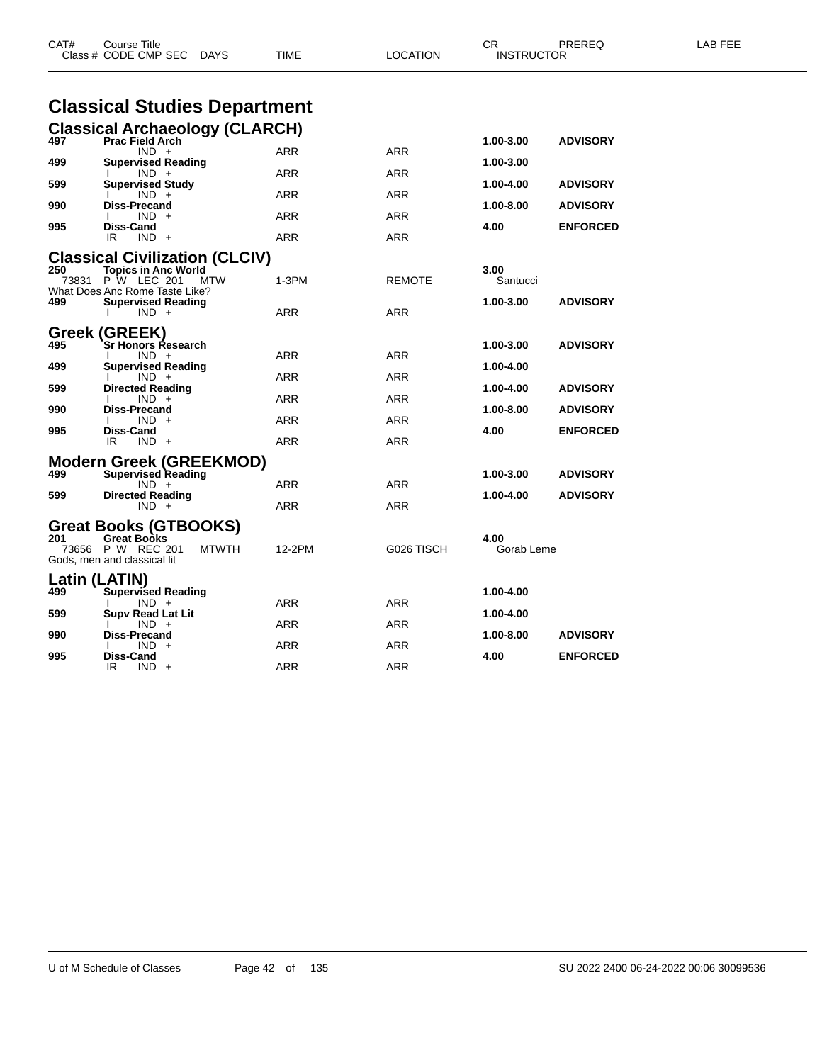| CAT# | Course Title | | | | CR | PREREQ | LAB FEE |
|---|---|---|---|---|---|---|---|
| Class # | CODE CMP SEC | DAYS | TIME | LOCATION | INSTRUCTOR | | |

# Classical Studies Department

## Classical Archaeology (CLARCH)

| CAT# | Course Title | DAYS | TIME | LOCATION | CR / INSTRUCTOR | PREREQ |
|---|---|---|---|---|---|---|
| 497 | Prac Field Arch | | | | 1.00-3.00 | ADVISORY |
| | IND + | | ARR | ARR | | |
| 499 | Supervised Reading | | | | 1.00-3.00 | |
| | I IND + | | ARR | ARR | | |
| 599 | Supervised Study | | | | 1.00-4.00 | ADVISORY |
| | I IND + | | ARR | ARR | | |
| 990 | Diss-Precand | | | | 1.00-8.00 | ADVISORY |
| | I IND + | | ARR | ARR | | |
| 995 | Diss-Cand | | | | 4.00 | ENFORCED |
| | IR IND + | | ARR | ARR | | |

## Classical Civilization (CLCIV)

| CAT# | Course Title | DAYS | TIME | LOCATION | CR / INSTRUCTOR | PREREQ |
|---|---|---|---|---|---|---|
| 250 | Topics in Anc World | | | | 3.00 | |
| 73831 | P W LEC 201 | MTW | 1-3PM | REMOTE | Santucci | |
| | What Does Anc Rome Taste Like? | | | | | |
| 499 | Supervised Reading | | | | 1.00-3.00 | ADVISORY |
| | I IND + | | ARR | ARR | | |

## Greek (GREEK)

| CAT# | Course Title | DAYS | TIME | LOCATION | CR / INSTRUCTOR | PREREQ |
|---|---|---|---|---|---|---|
| 495 | Sr Honors Research | | | | 1.00-3.00 | ADVISORY |
| | I IND + | | ARR | ARR | | |
| 499 | Supervised Reading | | | | 1.00-4.00 | |
| | I IND + | | ARR | ARR | | |
| 599 | Directed Reading | | | | 1.00-4.00 | ADVISORY |
| | I IND + | | ARR | ARR | | |
| 990 | Diss-Precand | | | | 1.00-8.00 | ADVISORY |
| | I IND + | | ARR | ARR | | |
| 995 | Diss-Cand | | | | 4.00 | ENFORCED |
| | IR IND + | | ARR | ARR | | |

## Modern Greek (GREEKMOD)

| CAT# | Course Title | DAYS | TIME | LOCATION | CR / INSTRUCTOR | PREREQ |
|---|---|---|---|---|---|---|
| 499 | Supervised Reading | | | | 1.00-3.00 | ADVISORY |
| | IND + | | ARR | ARR | | |
| 599 | Directed Reading | | | | 1.00-4.00 | ADVISORY |
| | IND + | | ARR | ARR | | |

## Great Books (GTBOOKS)

| CAT# | Course Title | DAYS | TIME | LOCATION | CR / INSTRUCTOR | PREREQ |
|---|---|---|---|---|---|---|
| 201 | Great Books | | | | 4.00 | |
| 73656 | P W REC 201 | MTWTH | 12-2PM | G026 TISCH | Gorab Leme | |
| | Gods, men and classical lit | | | | | |

## Latin (LATIN)

| CAT# | Course Title | DAYS | TIME | LOCATION | CR / INSTRUCTOR | PREREQ |
|---|---|---|---|---|---|---|
| 499 | Supervised Reading | | | | 1.00-4.00 | |
| | I IND + | | ARR | ARR | | |
| 599 | Supv Read Lat Lit | | | | 1.00-4.00 | |
| | I IND + | | ARR | ARR | | |
| 990 | Diss-Precand | | | | 1.00-8.00 | ADVISORY |
| | I IND + | | ARR | ARR | | |
| 995 | Diss-Cand | | | | 4.00 | ENFORCED |
| | IR IND + | | ARR | ARR | | |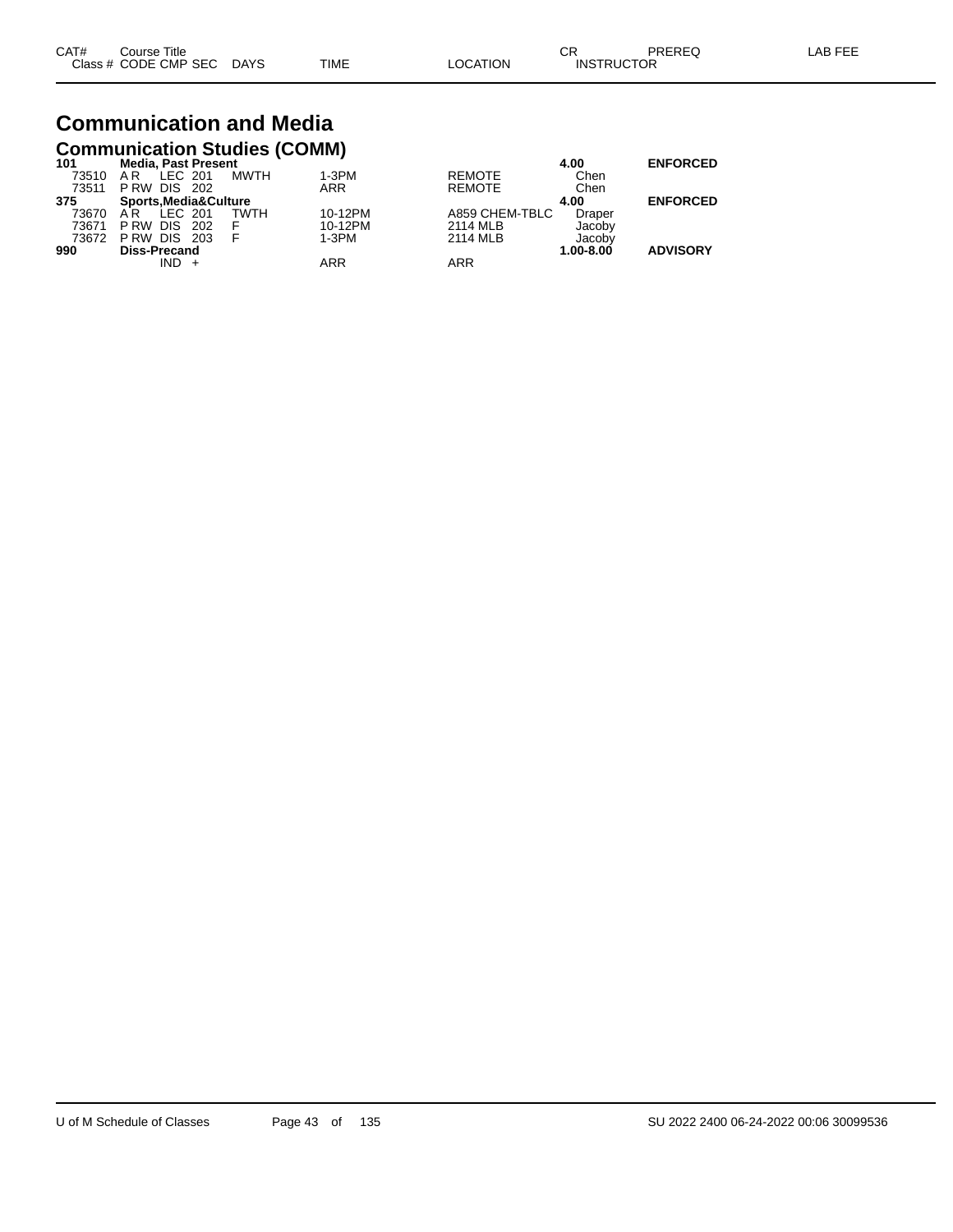# Communication and Media

## Communication Studies (COMM)

| CAT# / Class # | Course Title / CODE CMP SEC | DAYS | TIME | LOCATION | CR / INSTRUCTOR | PREREQ | LAB FEE |
|---|---|---|---|---|---|---|---|
| **101** | **Media, Past Present** | | | | **4.00** | **ENFORCED** | |
| 73510 | A R LEC 201 | MWTH | 1-3PM | REMOTE | Chen | | |
| 73511 | P RW DIS 202 | | ARR | REMOTE | Chen | | |
| **375** | **Sports,Media&Culture** | | | | **4.00** | **ENFORCED** | |
| 73670 | A R LEC 201 | TWTH | 10-12PM | A859 CHEM-TBLC | Draper | | |
| 73671 | P RW DIS 202 | F | 10-12PM | 2114 MLB | Jacoby | | |
| 73672 | P RW DIS 203 | F | 1-3PM | 2114 MLB | Jacoby | | |
| **990** | **Diss-Precand** | | | | **1.00-8.00** | **ADVISORY** | |
| | IND + | | ARR | ARR | | | |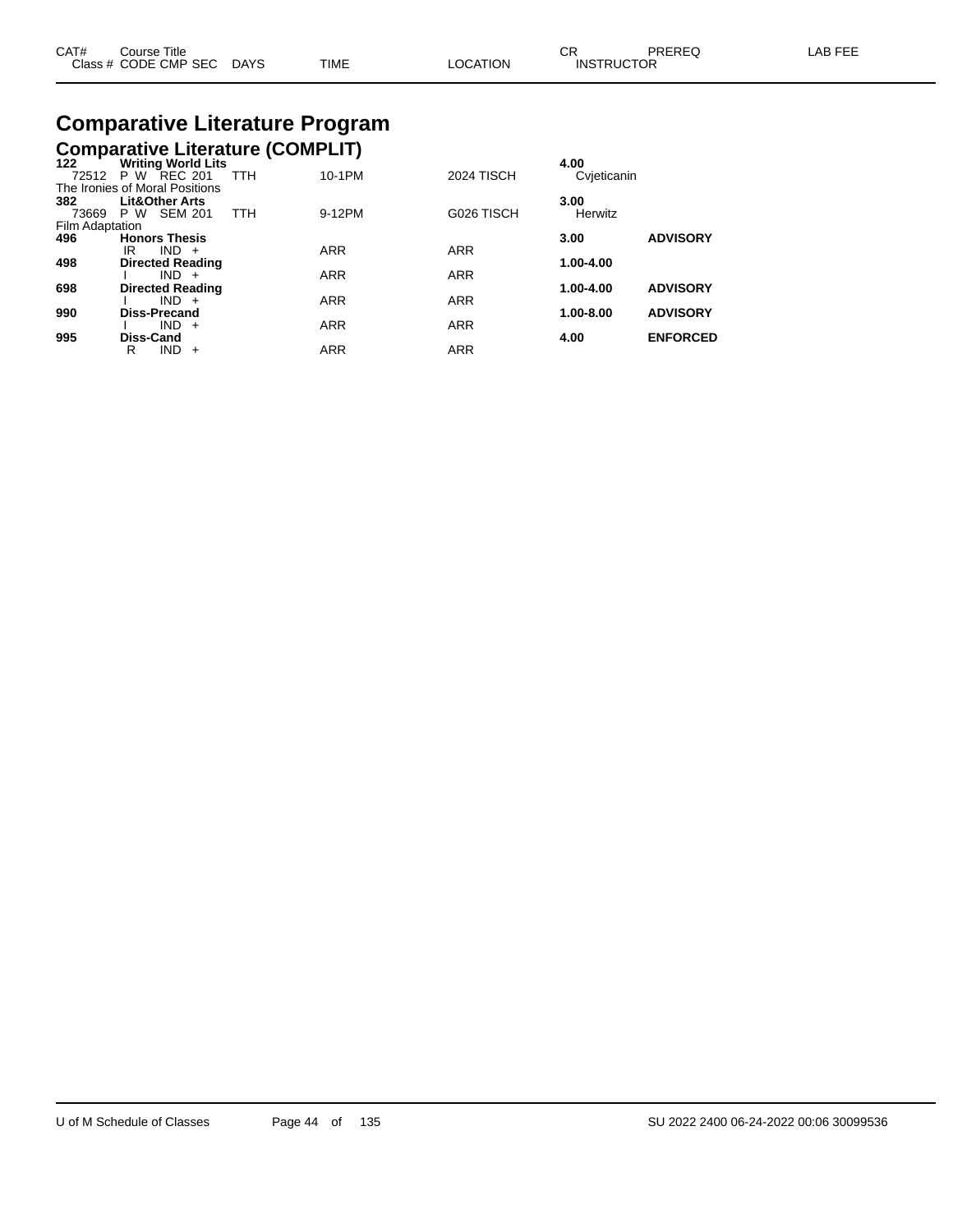# Comparative Literature Program

## Comparative Literature (COMPLIT)

| CAT# | Course Title / Class # CODE CMP SEC | DAYS | TIME | LOCATION | CR / INSTRUCTOR | PREREQ | LAB FEE |
|---|---|---|---|---|---|---|---|
| **122** | **Writing World Lits** | | | | **4.00** | | |
| 72512 | P W REC 201 | TTH | 10-1PM | 2024 TISCH | Cvjeticanin | | |
| The Ironies of Moral Positions | | | | | | | |
| **382** | **Lit&Other Arts** | | | | **3.00** | | |
| 73669 | P W SEM 201 | TTH | 9-12PM | G026 TISCH | Herwitz | | |
| Film Adaptation | | | | | | | |
| **496** | **Honors Thesis** | | | | **3.00** | **ADVISORY** | |
| | IR IND + | | ARR | ARR | | | |
| **498** | **Directed Reading** | | | | **1.00-4.00** | | |
| | I IND + | | ARR | ARR | | | |
| **698** | **Directed Reading** | | | | **1.00-4.00** | **ADVISORY** | |
| | I IND + | | ARR | ARR | | | |
| **990** | **Diss-Precand** | | | | **1.00-8.00** | **ADVISORY** | |
| | I IND + | | ARR | ARR | | | |
| **995** | **Diss-Cand** | | | | **4.00** | **ENFORCED** | |
| | R IND + | | ARR | ARR | | | |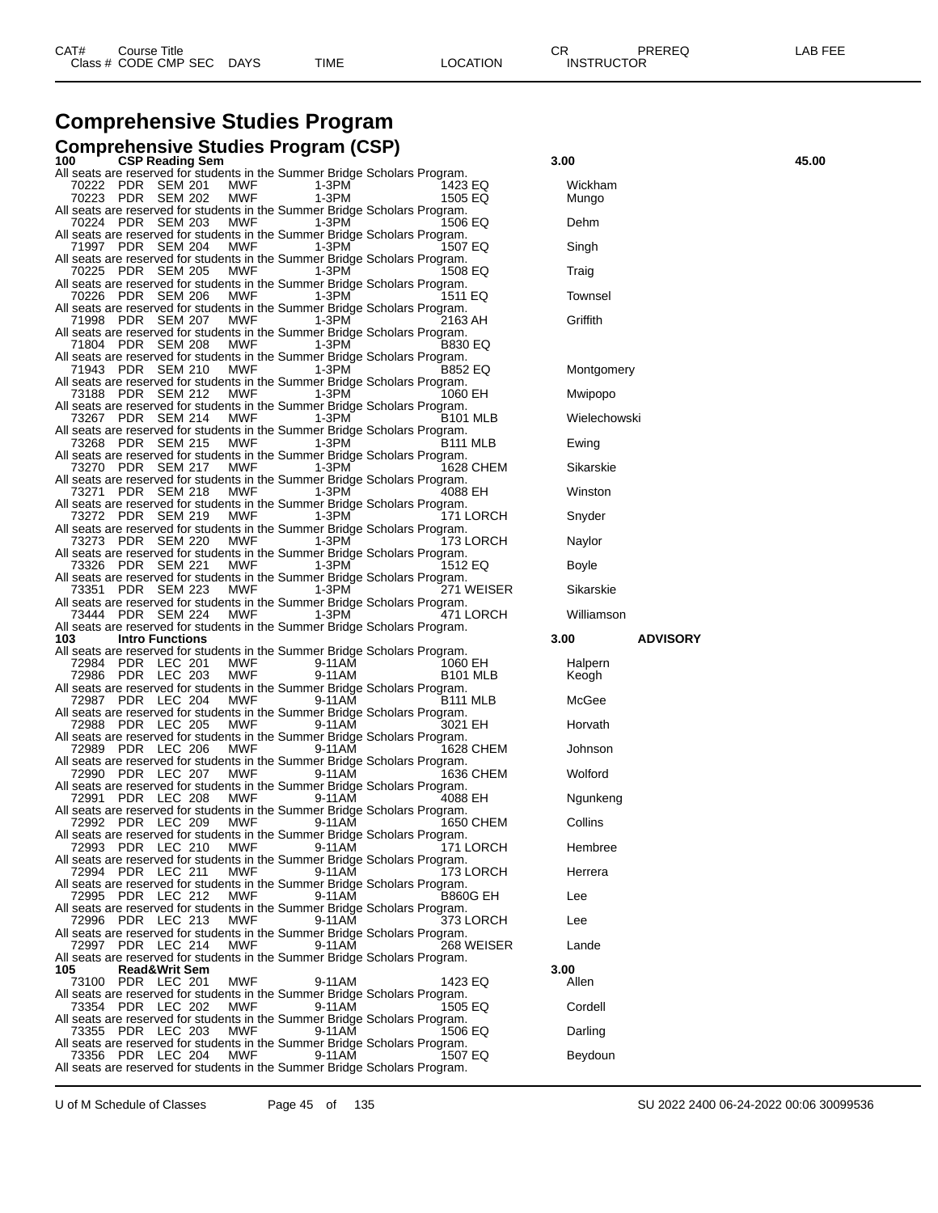# Comprehensive Studies Program

## Comprehensive Studies Program (CSP)

| CAT# | Course Title | | | | | | CR | PREREQ | LAB FEE |
|---|---|---|---|---|---|---|---|---|---|
| Class # | CODE | CMP | SEC | DAYS | TIME | LOCATION | INSTRUCTOR | | |
| **100** | **CSP Reading Sem** | | | | | | **3.00** | | **45.00** |
| All seats are reserved for students in the Summer Bridge Scholars Program. | | | | | | | | | |
| 70222 | PDR | SEM | 201 | MWF | 1-3PM | 1423 EQ | Wickham | | |
| 70223 | PDR | SEM | 202 | MWF | 1-3PM | 1505 EQ | Mungo | | |
| All seats are reserved for students in the Summer Bridge Scholars Program. | | | | | | | | | |
| 70224 | PDR | SEM | 203 | MWF | 1-3PM | 1506 EQ | Dehm | | |
| All seats are reserved for students in the Summer Bridge Scholars Program. | | | | | | | | | |
| 71997 | PDR | SEM | 204 | MWF | 1-3PM | 1507 EQ | Singh | | |
| All seats are reserved for students in the Summer Bridge Scholars Program. | | | | | | | | | |
| 70225 | PDR | SEM | 205 | MWF | 1-3PM | 1508 EQ | Traig | | |
| All seats are reserved for students in the Summer Bridge Scholars Program. | | | | | | | | | |
| 70226 | PDR | SEM | 206 | MWF | 1-3PM | 1511 EQ | Townsel | | |
| All seats are reserved for students in the Summer Bridge Scholars Program. | | | | | | | | | |
| 71998 | PDR | SEM | 207 | MWF | 1-3PM | 2163 AH | Griffith | | |
| All seats are reserved for students in the Summer Bridge Scholars Program. | | | | | | | | | |
| 71804 | PDR | SEM | 208 | MWF | 1-3PM | B830 EQ | | | |
| All seats are reserved for students in the Summer Bridge Scholars Program. | | | | | | | | | |
| 71943 | PDR | SEM | 210 | MWF | 1-3PM | B852 EQ | Montgomery | | |
| All seats are reserved for students in the Summer Bridge Scholars Program. | | | | | | | | | |
| 73188 | PDR | SEM | 212 | MWF | 1-3PM | 1060 EH | Mwipopo | | |
| All seats are reserved for students in the Summer Bridge Scholars Program. | | | | | | | | | |
| 73267 | PDR | SEM | 214 | MWF | 1-3PM | B101 MLB | Wielechowski | | |
| All seats are reserved for students in the Summer Bridge Scholars Program. | | | | | | | | | |
| 73268 | PDR | SEM | 215 | MWF | 1-3PM | B111 MLB | Ewing | | |
| All seats are reserved for students in the Summer Bridge Scholars Program. | | | | | | | | | |
| 73270 | PDR | SEM | 217 | MWF | 1-3PM | 1628 CHEM | Sikarskie | | |
| All seats are reserved for students in the Summer Bridge Scholars Program. | | | | | | | | | |
| 73271 | PDR | SEM | 218 | MWF | 1-3PM | 4088 EH | Winston | | |
| All seats are reserved for students in the Summer Bridge Scholars Program. | | | | | | | | | |
| 73272 | PDR | SEM | 219 | MWF | 1-3PM | 171 LORCH | Snyder | | |
| All seats are reserved for students in the Summer Bridge Scholars Program. | | | | | | | | | |
| 73273 | PDR | SEM | 220 | MWF | 1-3PM | 173 LORCH | Naylor | | |
| All seats are reserved for students in the Summer Bridge Scholars Program. | | | | | | | | | |
| 73326 | PDR | SEM | 221 | MWF | 1-3PM | 1512 EQ | Boyle | | |
| All seats are reserved for students in the Summer Bridge Scholars Program. | | | | | | | | | |
| 73351 | PDR | SEM | 223 | MWF | 1-3PM | 271 WEISER | Sikarskie | | |
| All seats are reserved for students in the Summer Bridge Scholars Program. | | | | | | | | | |
| 73444 | PDR | SEM | 224 | MWF | 1-3PM | 471 LORCH | Williamson | | |
| All seats are reserved for students in the Summer Bridge Scholars Program. | | | | | | | | | |
| **103** | **Intro Functions** | | | | | | **3.00** | **ADVISORY** | |
| All seats are reserved for students in the Summer Bridge Scholars Program. | | | | | | | | | |
| 72984 | PDR | LEC | 201 | MWF | 9-11AM | 1060 EH | Halpern | | |
| 72986 | PDR | LEC | 203 | MWF | 9-11AM | B101 MLB | Keogh | | |
| All seats are reserved for students in the Summer Bridge Scholars Program. | | | | | | | | | |
| 72987 | PDR | LEC | 204 | MWF | 9-11AM | B111 MLB | McGee | | |
| All seats are reserved for students in the Summer Bridge Scholars Program. | | | | | | | | | |
| 72988 | PDR | LEC | 205 | MWF | 9-11AM | 3021 EH | Horvath | | |
| All seats are reserved for students in the Summer Bridge Scholars Program. | | | | | | | | | |
| 72989 | PDR | LEC | 206 | MWF | 9-11AM | 1628 CHEM | Johnson | | |
| All seats are reserved for students in the Summer Bridge Scholars Program. | | | | | | | | | |
| 72990 | PDR | LEC | 207 | MWF | 9-11AM | 1636 CHEM | Wolford | | |
| All seats are reserved for students in the Summer Bridge Scholars Program. | | | | | | | | | |
| 72991 | PDR | LEC | 208 | MWF | 9-11AM | 4088 EH | Ngunkeng | | |
| All seats are reserved for students in the Summer Bridge Scholars Program. | | | | | | | | | |
| 72992 | PDR | LEC | 209 | MWF | 9-11AM | 1650 CHEM | Collins | | |
| All seats are reserved for students in the Summer Bridge Scholars Program. | | | | | | | | | |
| 72993 | PDR | LEC | 210 | MWF | 9-11AM | 171 LORCH | Hembree | | |
| All seats are reserved for students in the Summer Bridge Scholars Program. | | | | | | | | | |
| 72994 | PDR | LEC | 211 | MWF | 9-11AM | 173 LORCH | Herrera | | |
| All seats are reserved for students in the Summer Bridge Scholars Program. | | | | | | | | | |
| 72995 | PDR | LEC | 212 | MWF | 9-11AM | B860G EH | Lee | | |
| All seats are reserved for students in the Summer Bridge Scholars Program. | | | | | | | | | |
| 72996 | PDR | LEC | 213 | MWF | 9-11AM | 373 LORCH | Lee | | |
| All seats are reserved for students in the Summer Bridge Scholars Program. | | | | | | | | | |
| 72997 | PDR | LEC | 214 | MWF | 9-11AM | 268 WEISER | Lande | | |
| All seats are reserved for students in the Summer Bridge Scholars Program. | | | | | | | | | |
| **105** | **Read&Writ Sem** | | | | | | **3.00** | | |
| 73100 | PDR | LEC | 201 | MWF | 9-11AM | 1423 EQ | Allen | | |
| All seats are reserved for students in the Summer Bridge Scholars Program. | | | | | | | | | |
| 73354 | PDR | LEC | 202 | MWF | 9-11AM | 1505 EQ | Cordell | | |
| All seats are reserved for students in the Summer Bridge Scholars Program. | | | | | | | | | |
| 73355 | PDR | LEC | 203 | MWF | 9-11AM | 1506 EQ | Darling | | |
| All seats are reserved for students in the Summer Bridge Scholars Program. | | | | | | | | | |
| 73356 | PDR | LEC | 204 | MWF | 9-11AM | 1507 EQ | Beydoun | | |
| All seats are reserved for students in the Summer Bridge Scholars Program. | | | | | | | | | |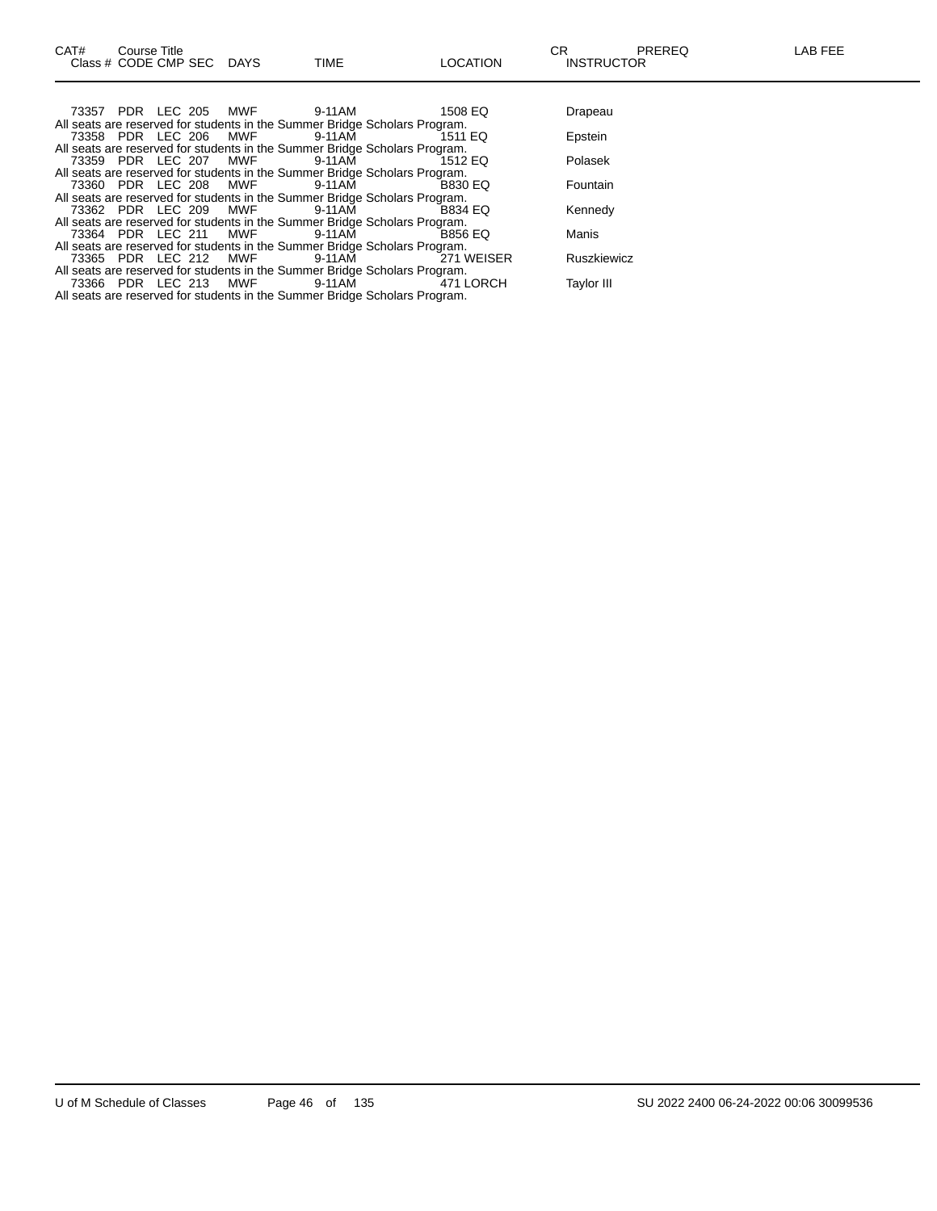| CAT# Class # | Course Title CODE | CMP | SEC | DAYS | TIME | LOCATION | CR INSTRUCTOR | PREREQ | LAB FEE |
|---|---|---|---|---|---|---|---|---|---|
| 73357 | PDR | LEC | 205 | MWF | 9-11AM | 1508 EQ | Drapeau | | |
| All seats are reserved for students in the Summer Bridge Scholars Program. | | | | | | | | | |
| 73358 | PDR | LEC | 206 | MWF | 9-11AM | 1511 EQ | Epstein | | |
| All seats are reserved for students in the Summer Bridge Scholars Program. | | | | | | | | | |
| 73359 | PDR | LEC | 207 | MWF | 9-11AM | 1512 EQ | Polasek | | |
| All seats are reserved for students in the Summer Bridge Scholars Program. | | | | | | | | | |
| 73360 | PDR | LEC | 208 | MWF | 9-11AM | B830 EQ | Fountain | | |
| All seats are reserved for students in the Summer Bridge Scholars Program. | | | | | | | | | |
| 73362 | PDR | LEC | 209 | MWF | 9-11AM | B834 EQ | Kennedy | | |
| All seats are reserved for students in the Summer Bridge Scholars Program. | | | | | | | | | |
| 73364 | PDR | LEC | 211 | MWF | 9-11AM | B856 EQ | Manis | | |
| All seats are reserved for students in the Summer Bridge Scholars Program. | | | | | | | | | |
| 73365 | PDR | LEC | 212 | MWF | 9-11AM | 271 WEISER | Ruszkiewicz | | |
| All seats are reserved for students in the Summer Bridge Scholars Program. | | | | | | | | | |
| 73366 | PDR | LEC | 213 | MWF | 9-11AM | 471 LORCH | Taylor III | | |
| All seats are reserved for students in the Summer Bridge Scholars Program. | | | | | | | | | |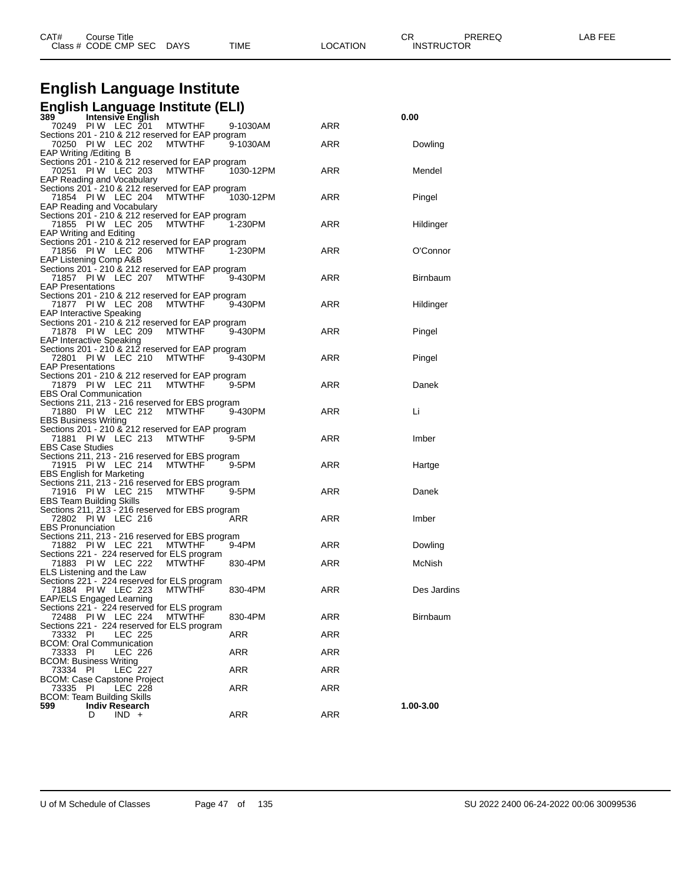# English Language Institute

## English Language Institute (ELI)

| CAT# | Course Title | | | | | | CR | PREREQ | LAB FEE |
|---|---|---|---|---|---|---|---|---|---|
| Class # | CODE CMP SEC | DAYS | TIME | LOCATION | INSTRUCTOR | | | | |
| **389** | **Intensive English** | | | | | | **0.00** | | |
| 70249 | PI W LEC 201 | MTWTHF | 9-1030AM | ARR | | | | | |
| Sections 201 - 210 & 212 reserved for EAP program | | | | | | | | | |
| 70250 | PI W LEC 202 | MTWTHF | 9-1030AM | ARR | Dowling | | | | |
| EAP Writing /Editing B | | | | | | | | | |
| Sections 201 - 210 & 212 reserved for EAP program | | | | | | | | | |
| 70251 | PI W LEC 203 | MTWTHF | 1030-12PM | ARR | Mendel | | | | |
| EAP Reading and Vocabulary | | | | | | | | | |
| Sections 201 - 210 & 212 reserved for EAP program | | | | | | | | | |
| 71854 | PI W LEC 204 | MTWTHF | 1030-12PM | ARR | Pingel | | | | |
| EAP Reading and Vocabulary | | | | | | | | | |
| Sections 201 - 210 & 212 reserved for EAP program | | | | | | | | | |
| 71855 | PI W LEC 205 | MTWTHF | 1-230PM | ARR | Hildinger | | | | |
| EAP Writing and Editing | | | | | | | | | |
| Sections 201 - 210 & 212 reserved for EAP program | | | | | | | | | |
| 71856 | PI W LEC 206 | MTWTHF | 1-230PM | ARR | O'Connor | | | | |
| EAP Listening Comp A&B | | | | | | | | | |
| Sections 201 - 210 & 212 reserved for EAP program | | | | | | | | | |
| 71857 | PI W LEC 207 | MTWTHF | 9-430PM | ARR | Birnbaum | | | | |
| EAP Presentations | | | | | | | | | |
| Sections 201 - 210 & 212 reserved for EAP program | | | | | | | | | |
| 71877 | PI W LEC 208 | MTWTHF | 9-430PM | ARR | Hildinger | | | | |
| EAP Interactive Speaking | | | | | | | | | |
| Sections 201 - 210 & 212 reserved for EAP program | | | | | | | | | |
| 71878 | PI W LEC 209 | MTWTHF | 9-430PM | ARR | Pingel | | | | |
| EAP Interactive Speaking | | | | | | | | | |
| Sections 201 - 210 & 212 reserved for EAP program | | | | | | | | | |
| 72801 | PI W LEC 210 | MTWTHF | 9-430PM | ARR | Pingel | | | | |
| EAP Presentations | | | | | | | | | |
| Sections 201 - 210 & 212 reserved for EAP program | | | | | | | | | |
| 71879 | PI W LEC 211 | MTWTHF | 9-5PM | ARR | Danek | | | | |
| EBS Oral Communication | | | | | | | | | |
| Sections 211, 213 - 216 reserved for EBS program | | | | | | | | | |
| 71880 | PI W LEC 212 | MTWTHF | 9-430PM | ARR | Li | | | | |
| EBS Business Writing | | | | | | | | | |
| Sections 201 - 210 & 212 reserved for EAP program | | | | | | | | | |
| 71881 | PI W LEC 213 | MTWTHF | 9-5PM | ARR | Imber | | | | |
| EBS Case Studies | | | | | | | | | |
| Sections 211, 213 - 216 reserved for EBS program | | | | | | | | | |
| 71915 | PI W LEC 214 | MTWTHF | 9-5PM | ARR | Hartge | | | | |
| EBS English for Marketing | | | | | | | | | |
| Sections 211, 213 - 216 reserved for EBS program | | | | | | | | | |
| 71916 | PI W LEC 215 | MTWTHF | 9-5PM | ARR | Danek | | | | |
| EBS Team Building Skills | | | | | | | | | |
| Sections 211, 213 - 216 reserved for EBS program | | | | | | | | | |
| 72802 | PI W LEC 216 | | ARR | ARR | Imber | | | | |
| EBS Pronunciation | | | | | | | | | |
| Sections 211, 213 - 216 reserved for EBS program | | | | | | | | | |
| 71882 | PI W LEC 221 | MTWTHF | 9-4PM | ARR | Dowling | | | | |
| Sections 221 - 224 reserved for ELS program | | | | | | | | | |
| 71883 | PI W LEC 222 | MTWTHF | 830-4PM | ARR | McNish | | | | |
| ELS Listening and the Law | | | | | | | | | |
| Sections 221 - 224 reserved for ELS program | | | | | | | | | |
| 71884 | PI W LEC 223 | MTWTHF | 830-4PM | ARR | Des Jardins | | | | |
| EAP/ELS Engaged Learning | | | | | | | | | |
| Sections 221 - 224 reserved for ELS program | | | | | | | | | |
| 72488 | PI W LEC 224 | MTWTHF | 830-4PM | ARR | Birnbaum | | | | |
| Sections 221 - 224 reserved for ELS program | | | | | | | | | |
| 73332 | PI LEC 225 | | ARR | ARR | | | | | |
| BCOM: Oral Communication | | | | | | | | | |
| 73333 | PI LEC 226 | | ARR | ARR | | | | | |
| BCOM: Business Writing | | | | | | | | | |
| 73334 | PI LEC 227 | | ARR | ARR | | | | | |
| BCOM: Case Capstone Project | | | | | | | | | |
| 73335 | PI LEC 228 | | ARR | ARR | | | | | |
| BCOM: Team Building Skills | | | | | | | | | |
| **599** | **Indiv Research** | | | | | | **1.00-3.00** | | |
| | D IND + | | ARR | ARR | | | | | |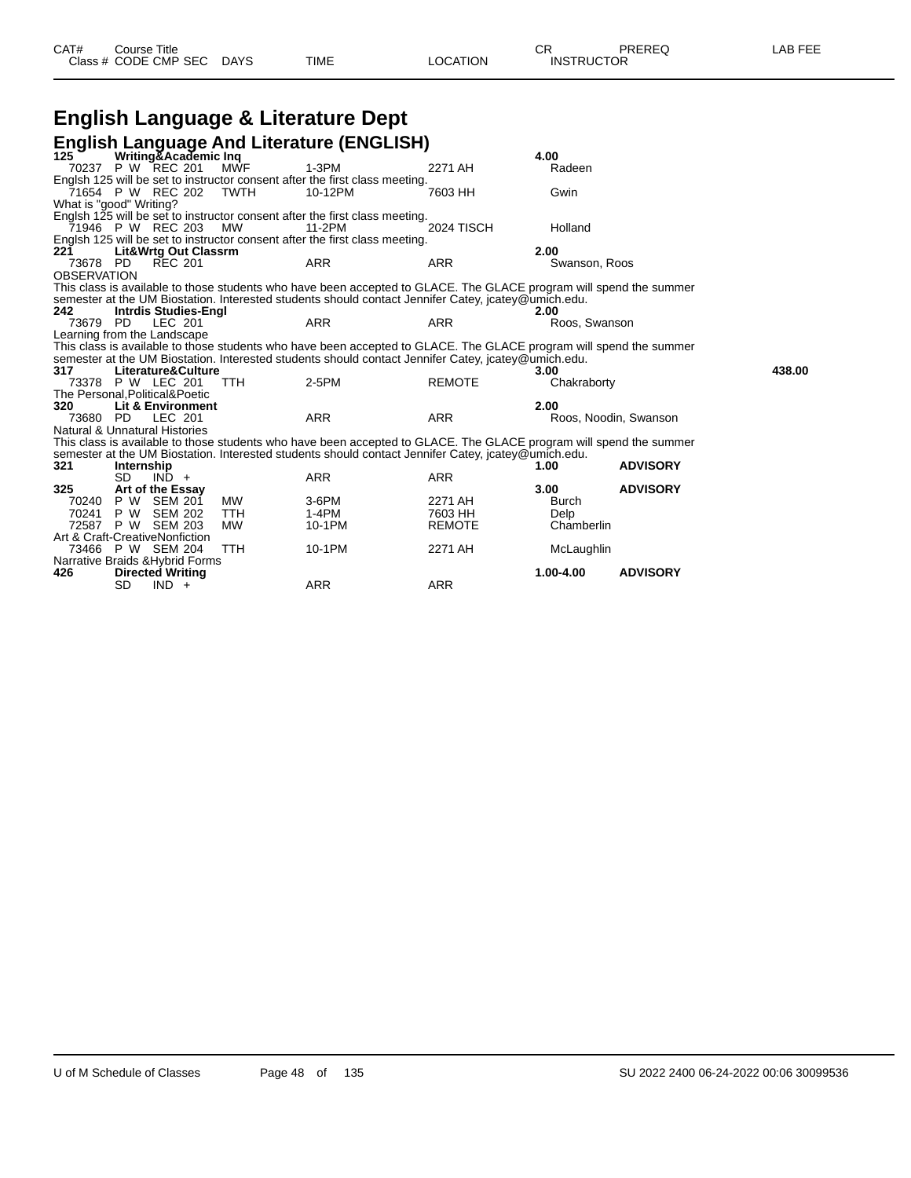# English Language & Literature Dept

## English Language And Literature (ENGLISH)

| CAT# | Course Title | | | | | CR | PREREQ | LAB FEE |
|---|---|---|---|---|---|---|---|---|
| Class # | CODE CMP SEC | DAYS | TIME | LOCATION | INSTRUCTOR | | | |
| **125** | **Writing&Academic Inq** | | | | | **4.00** | | |
| 70237 | P W REC 201 | MWF | 1-3PM | 2271 AH | Radeen | | | |

Englsh 125 will be set to instructor consent after the first class meeting.

| | | | | | |
|---|---|---|---|---|---|
| 71654 | P W REC 202 | TWTH | 10-12PM | 7603 HH | Gwin |

What is "good" Writing?

Englsh 125 will be set to instructor consent after the first class meeting.

| | | | | | |
|---|---|---|---|---|---|
| 71946 | P W REC 203 | MW | 11-2PM | 2024 TISCH | Holland |

Englsh 125 will be set to instructor consent after the first class meeting.

**221 Lit&Wrtg Out Classrm** — **2.00**

| | | | | | |
|---|---|---|---|---|---|
| 73678 | PD REC 201 | | ARR | ARR | Swanson, Roos |

OBSERVATION

This class is available to those students who have been accepted to GLACE. The GLACE program will spend the summer semester at the UM Biostation. Interested students should contact Jennifer Catey, jcatey@umich.edu.

**242 Intrdis Studies-Engl** — **2.00**

| | | | | | |
|---|---|---|---|---|---|
| 73679 | PD LEC 201 | | ARR | ARR | Roos, Swanson |

Learning from the Landscape

This class is available to those students who have been accepted to GLACE. The GLACE program will spend the summer semester at the UM Biostation. Interested students should contact Jennifer Catey, jcatey@umich.edu.

**317 Literature&Culture** — **3.00** — Lab Fee: **438.00**

| | | | | | |
|---|---|---|---|---|---|
| 73378 | P W LEC 201 | TTH | 2-5PM | REMOTE | Chakraborty |

The Personal,Political&Poetic

**320 Lit & Environment** — **2.00**

| | | | | | |
|---|---|---|---|---|---|
| 73680 | PD LEC 201 | | ARR | ARR | Roos, Noodin, Swanson |

Natural & Unnatural Histories

This class is available to those students who have been accepted to GLACE. The GLACE program will spend the summer semester at the UM Biostation. Interested students should contact Jennifer Catey, jcatey@umich.edu.

**321 Internship** — **1.00** — **ADVISORY**

| | | | | | |
|---|---|---|---|---|---|
| | SD IND + | | ARR | ARR | |

**325 Art of the Essay** — **3.00** — **ADVISORY**

| | | | | | |
|---|---|---|---|---|---|
| 70240 | P W SEM 201 | MW | 3-6PM | 2271 AH | Burch |
| 70241 | P W SEM 202 | TTH | 1-4PM | 7603 HH | Delp |
| 72587 | P W SEM 203 | MW | 10-1PM | REMOTE | Chamberlin |

Art & Craft-CreativeNonfiction

| | | | | | |
|---|---|---|---|---|---|
| 73466 | P W SEM 204 | TTH | 10-1PM | 2271 AH | McLaughlin |

Narrative Braids &Hybrid Forms

**426 Directed Writing** — **1.00-4.00** — **ADVISORY**

| | | | | | |
|---|---|---|---|---|---|
| | SD IND + | | ARR | ARR | |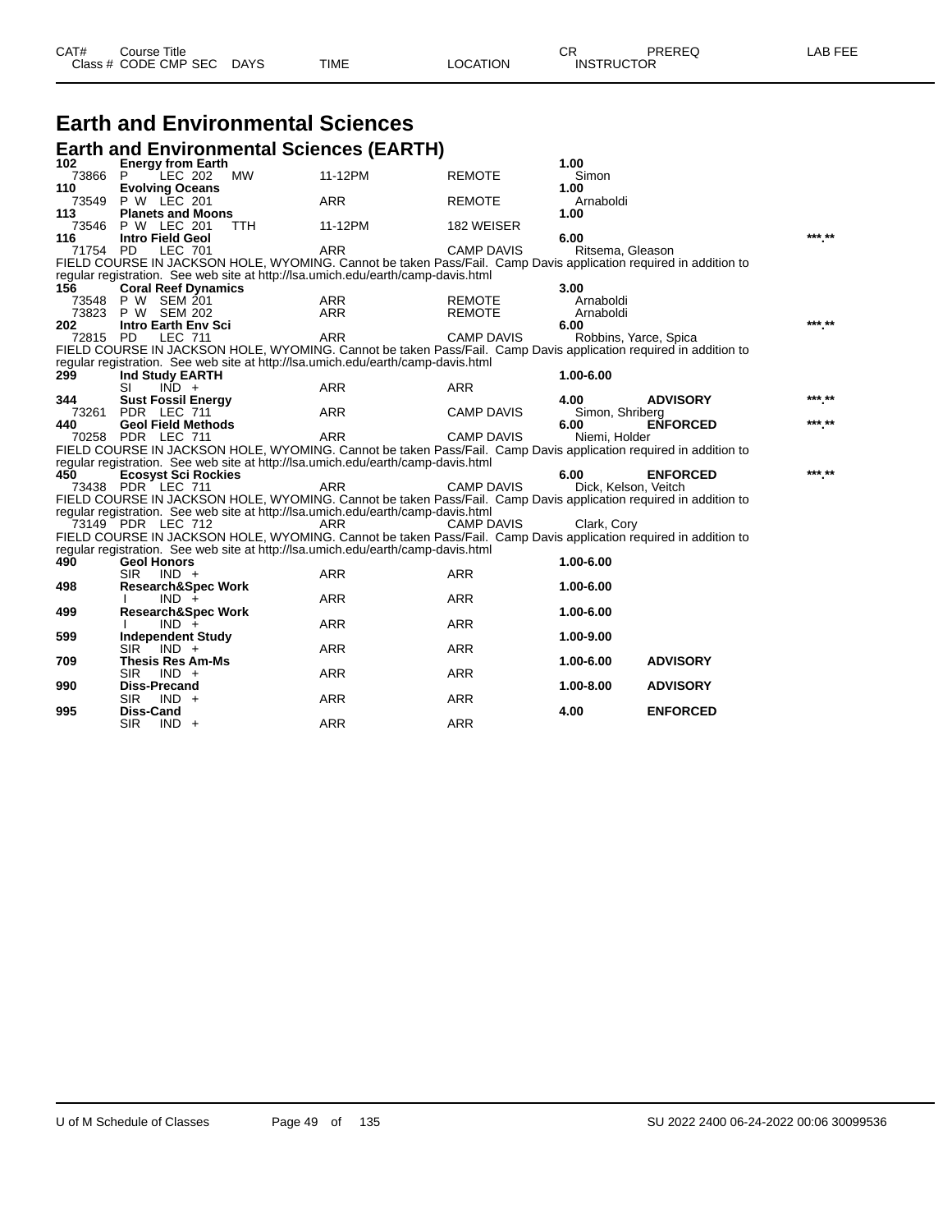# Earth and Environmental Sciences

## Earth and Environmental Sciences (EARTH)

| CAT# / Class # | Course Title / CODE CMP SEC | DAYS | TIME | LOCATION | CR / INSTRUCTOR | PREREQ | LAB FEE |
|---|---|---|---|---|---|---|---|
| **102** | **Energy from Earth** | | | | **1.00** | | |
| 73866 | P LEC 202 | MW | 11-12PM | REMOTE | Simon | | |
| **110** | **Evolving Oceans** | | | | **1.00** | | |
| 73549 | P W LEC 201 | | ARR | REMOTE | Arnaboldi | | |
| **113** | **Planets and Moons** | | | | **1.00** | | |
| 73546 | P W LEC 201 | TTH | 11-12PM | 182 WEISER | | | |
| **116** | **Intro Field Geol** | | | | **6.00** | | ***.** |
| 71754 | PD LEC 701 | | ARR | CAMP DAVIS | Ritsema, Gleason | | |

FIELD COURSE IN JACKSON HOLE, WYOMING. Cannot be taken Pass/Fail. Camp Davis application required in addition to regular registration. See web site at http://lsa.umich.edu/earth/camp-davis.html

| CAT# / Class # | Course Title / CODE CMP SEC | DAYS | TIME | LOCATION | CR / INSTRUCTOR | PREREQ | LAB FEE |
|---|---|---|---|---|---|---|---|
| **156** | **Coral Reef Dynamics** | | | | **3.00** | | |
| 73548 | P W SEM 201 | | ARR | REMOTE | Arnaboldi | | |
| 73823 | P W SEM 202 | | ARR | REMOTE | Arnaboldi | | |
| **202** | **Intro Earth Env Sci** | | | | **6.00** | | ***.** |
| 72815 | PD LEC 711 | | ARR | CAMP DAVIS | Robbins, Yarce, Spica | | |

FIELD COURSE IN JACKSON HOLE, WYOMING. Cannot be taken Pass/Fail. Camp Davis application required in addition to regular registration. See web site at http://lsa.umich.edu/earth/camp-davis.html

| CAT# / Class # | Course Title / CODE CMP SEC | DAYS | TIME | LOCATION | CR / INSTRUCTOR | PREREQ | LAB FEE |
|---|---|---|---|---|---|---|---|
| **299** | **Ind Study EARTH** | | | | **1.00-6.00** | | |
| | SI IND + | | ARR | ARR | | | |
| **344** | **Sust Fossil Energy** | | | | **4.00** | **ADVISORY** | ***.** |
| 73261 | PDR LEC 711 | | ARR | CAMP DAVIS | Simon, Shriberg | | |
| **440** | **Geol Field Methods** | | | | **6.00** | **ENFORCED** | ***.** |
| 70258 | PDR LEC 711 | | ARR | CAMP DAVIS | Niemi, Holder | | |

FIELD COURSE IN JACKSON HOLE, WYOMING. Cannot be taken Pass/Fail. Camp Davis application required in addition to regular registration. See web site at http://lsa.umich.edu/earth/camp-davis.html

| CAT# / Class # | Course Title / CODE CMP SEC | DAYS | TIME | LOCATION | CR / INSTRUCTOR | PREREQ | LAB FEE |
|---|---|---|---|---|---|---|---|
| **450** | **Ecosyst Sci Rockies** | | | | **6.00** | **ENFORCED** | ***.** |
| 73438 | PDR LEC 711 | | ARR | CAMP DAVIS | Dick, Kelson, Veitch | | |

FIELD COURSE IN JACKSON HOLE, WYOMING. Cannot be taken Pass/Fail. Camp Davis application required in addition to regular registration. See web site at http://lsa.umich.edu/earth/camp-davis.html

| CAT# / Class # | Course Title / CODE CMP SEC | DAYS | TIME | LOCATION | CR / INSTRUCTOR | PREREQ | LAB FEE |
|---|---|---|---|---|---|---|---|
| 73149 | PDR LEC 712 | | ARR | CAMP DAVIS | Clark, Cory | | |

FIELD COURSE IN JACKSON HOLE, WYOMING. Cannot be taken Pass/Fail. Camp Davis application required in addition to regular registration. See web site at http://lsa.umich.edu/earth/camp-davis.html

| CAT# / Class # | Course Title / CODE CMP SEC | DAYS | TIME | LOCATION | CR / INSTRUCTOR | PREREQ | LAB FEE |
|---|---|---|---|---|---|---|---|
| **490** | **Geol Honors** | | | | **1.00-6.00** | | |
| | SIR IND + | | ARR | ARR | | | |
| **498** | **Research&Spec Work** | | | | **1.00-6.00** | | |
| | I IND + | | ARR | ARR | | | |
| **499** | **Research&Spec Work** | | | | **1.00-6.00** | | |
| | I IND + | | ARR | ARR | | | |
| **599** | **Independent Study** | | | | **1.00-9.00** | | |
| | SIR IND + | | ARR | ARR | | | |
| **709** | **Thesis Res Am-Ms** | | | | **1.00-6.00** | **ADVISORY** | |
| | SIR IND + | | ARR | ARR | | | |
| **990** | **Diss-Precand** | | | | **1.00-8.00** | **ADVISORY** | |
| | SIR IND + | | ARR | ARR | | | |
| **995** | **Diss-Cand** | | | | **4.00** | **ENFORCED** | |
| | SIR IND + | | ARR | ARR | | | |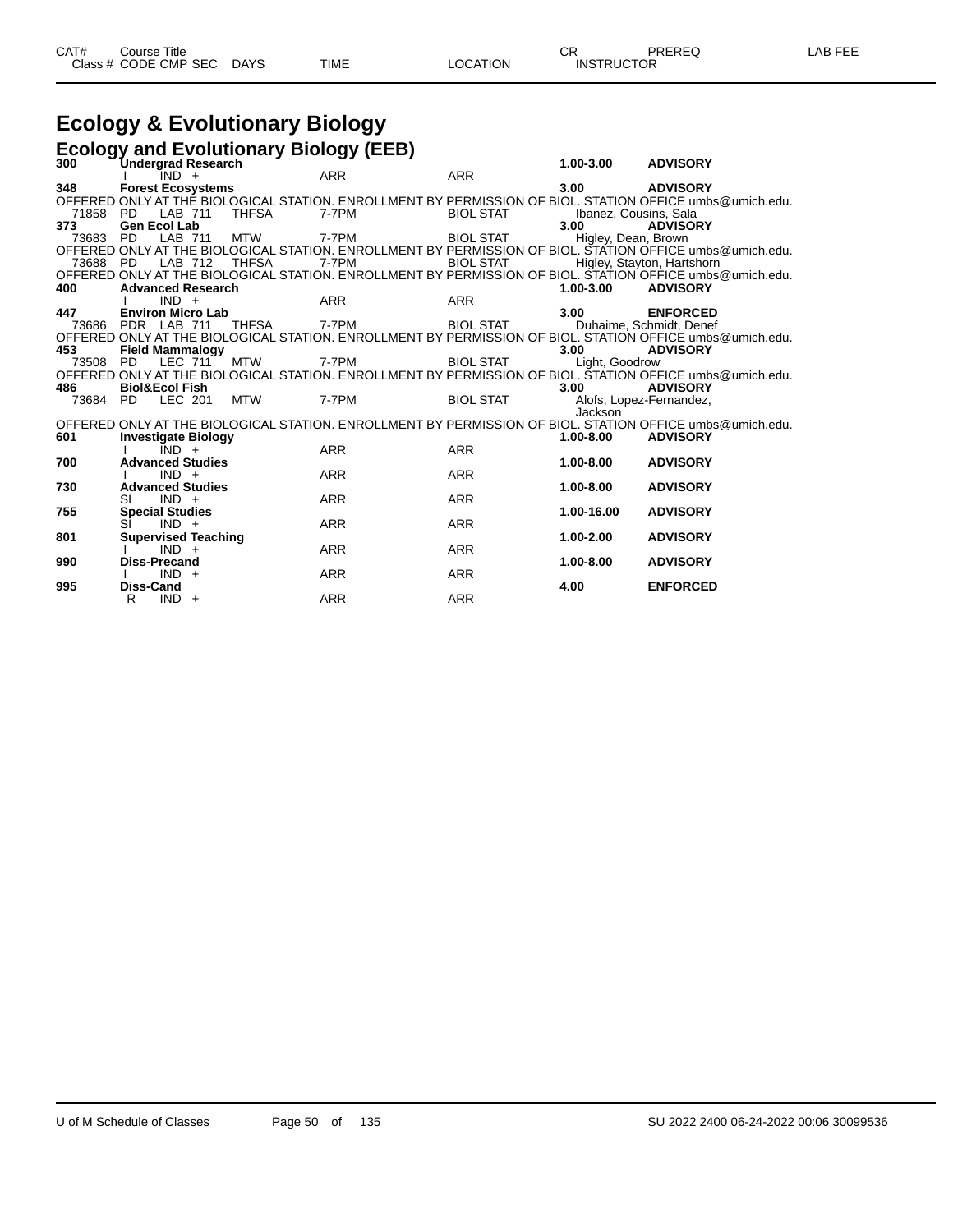| CAT# | Course Title | | | | | CR | PREREQ | LAB FEE |
|---|---|---|---|---|---|---|---|---|
| Class # | CODE CMP SEC | DAYS | TIME | LOCATION | INSTRUCTOR | | | |

# Ecology & Evolutionary Biology

## Ecology and Evolutionary Biology (EEB)

| CAT# / Class # | Course Title / CODE CMP SEC | DAYS | TIME | LOCATION | CR / INSTRUCTOR | PREREQ |
|---|---|---|---|---|---|---|
| **300** | **Undergrad Research** | | | | **1.00-3.00** | **ADVISORY** |
| | I IND + | | ARR | ARR | | |
| **348** | **Forest Ecosystems** | | | | **3.00** | **ADVISORY** |
| OFFERED ONLY AT THE BIOLOGICAL STATION. ENROLLMENT BY PERMISSION OF BIOL. STATION OFFICE umbs@umich.edu. | | | | | | |
| 71858 | PD LAB 711 | THFSA | 7-7PM | BIOL STAT | Ibanez, Cousins, Sala | |
| **373** | **Gen Ecol Lab** | | | | **3.00** | **ADVISORY** |
| 73683 | PD LAB 711 | MTW | 7-7PM | BIOL STAT | Higley, Dean, Brown | |
| OFFERED ONLY AT THE BIOLOGICAL STATION. ENROLLMENT BY PERMISSION OF BIOL. STATION OFFICE umbs@umich.edu. | | | | | | |
| 73688 | PD LAB 712 | THFSA | 7-7PM | BIOL STAT | Higley, Stayton, Hartshorn | |
| OFFERED ONLY AT THE BIOLOGICAL STATION. ENROLLMENT BY PERMISSION OF BIOL. STATION OFFICE umbs@umich.edu. | | | | | | |
| **400** | **Advanced Research** | | | | **1.00-3.00** | **ADVISORY** |
| | I IND + | | ARR | ARR | | |
| **447** | **Environ Micro Lab** | | | | **3.00** | **ENFORCED** |
| 73686 | PDR LAB 711 | THFSA | 7-7PM | BIOL STAT | Duhaime, Schmidt, Denef | |
| OFFERED ONLY AT THE BIOLOGICAL STATION. ENROLLMENT BY PERMISSION OF BIOL. STATION OFFICE umbs@umich.edu. | | | | | | |
| **453** | **Field Mammalogy** | | | | **3.00** | **ADVISORY** |
| 73508 | PD LEC 711 | MTW | 7-7PM | BIOL STAT | Light, Goodrow | |
| OFFERED ONLY AT THE BIOLOGICAL STATION. ENROLLMENT BY PERMISSION OF BIOL. STATION OFFICE umbs@umich.edu. | | | | | | |
| **486** | **Biol&Ecol Fish** | | | | **3.00** | **ADVISORY** |
| 73684 | PD LEC 201 | MTW | 7-7PM | BIOL STAT | Alofs, Lopez-Fernandez, Jackson | |
| OFFERED ONLY AT THE BIOLOGICAL STATION. ENROLLMENT BY PERMISSION OF BIOL. STATION OFFICE umbs@umich.edu. | | | | | | |
| **601** | **Investigate Biology** | | | | **1.00-8.00** | **ADVISORY** |
| | I IND + | | ARR | ARR | | |
| **700** | **Advanced Studies** | | | | **1.00-8.00** | **ADVISORY** |
| | I IND + | | ARR | ARR | | |
| **730** | **Advanced Studies** | | | | **1.00-8.00** | **ADVISORY** |
| | SI IND + | | ARR | ARR | | |
| **755** | **Special Studies** | | | | **1.00-16.00** | **ADVISORY** |
| | SI IND + | | ARR | ARR | | |
| **801** | **Supervised Teaching** | | | | **1.00-2.00** | **ADVISORY** |
| | I IND + | | ARR | ARR | | |
| **990** | **Diss-Precand** | | | | **1.00-8.00** | **ADVISORY** |
| | I IND + | | ARR | ARR | | |
| **995** | **Diss-Cand** | | | | **4.00** | **ENFORCED** |
| | R IND + | | ARR | ARR | | |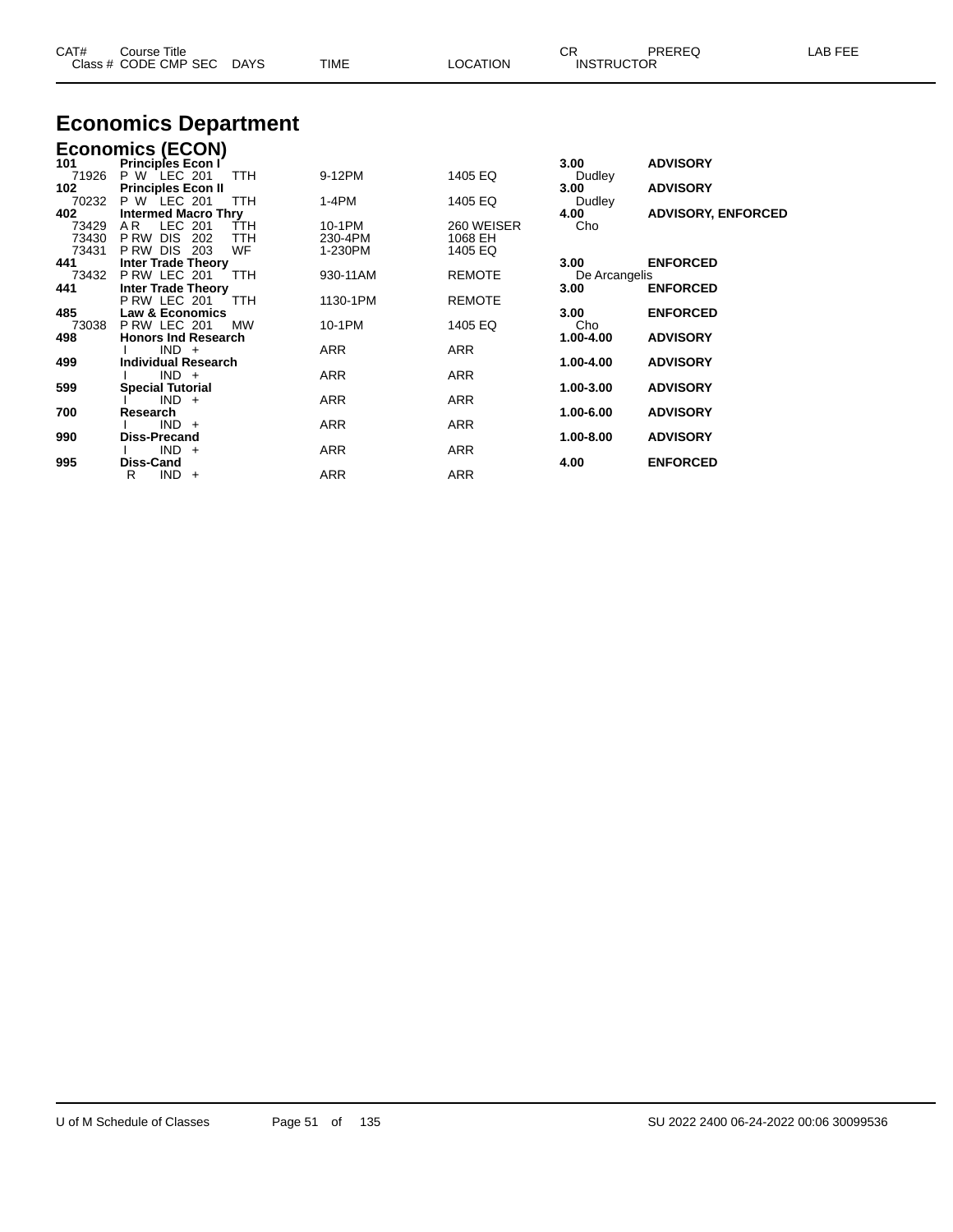# Economics Department

## Economics (ECON)

| CAT# / Class # | Course Title / CODE CMP SEC | DAYS | TIME | LOCATION | CR / INSTRUCTOR | PREREQ | LAB FEE |
|---|---|---|---|---|---|---|---|
| **101** | **Principles Econ I** | | | | **3.00** | **ADVISORY** | |
| 71926 | P W LEC 201 | TTH | 9-12PM | 1405 EQ | Dudley | | |
| **102** | **Principles Econ II** | | | | **3.00** | **ADVISORY** | |
| 70232 | P W LEC 201 | TTH | 1-4PM | 1405 EQ | Dudley | | |
| **402** | **Intermed Macro Thry** | | | | **4.00** | **ADVISORY, ENFORCED** | |
| 73429 | A R LEC 201 | TTH | 10-1PM | 260 WEISER | Cho | | |
| 73430 | P RW DIS 202 | TTH | 230-4PM | 1068 EH | | | |
| 73431 | P RW DIS 203 | WF | 1-230PM | 1405 EQ | | | |
| **441** | **Inter Trade Theory** | | | | **3.00** | **ENFORCED** | |
| 73432 | P RW LEC 201 | TTH | 930-11AM | REMOTE | De Arcangelis | | |
| **441** | **Inter Trade Theory** | | | | **3.00** | **ENFORCED** | |
| | P RW LEC 201 | TTH | 1130-1PM | REMOTE | | | |
| **485** | **Law & Economics** | | | | **3.00** | **ENFORCED** | |
| 73038 | P RW LEC 201 | MW | 10-1PM | 1405 EQ | Cho | | |
| **498** | **Honors Ind Research** | | | | **1.00-4.00** | **ADVISORY** | |
| | I IND + | | ARR | ARR | | | |
| **499** | **Individual Research** | | | | **1.00-4.00** | **ADVISORY** | |
| | I IND + | | ARR | ARR | | | |
| **599** | **Special Tutorial** | | | | **1.00-3.00** | **ADVISORY** | |
| | I IND + | | ARR | ARR | | | |
| **700** | **Research** | | | | **1.00-6.00** | **ADVISORY** | |
| | I IND + | | ARR | ARR | | | |
| **990** | **Diss-Precand** | | | | **1.00-8.00** | **ADVISORY** | |
| | I IND + | | ARR | ARR | | | |
| **995** | **Diss-Cand** | | | | **4.00** | **ENFORCED** | |
| | R IND + | | ARR | ARR | | | |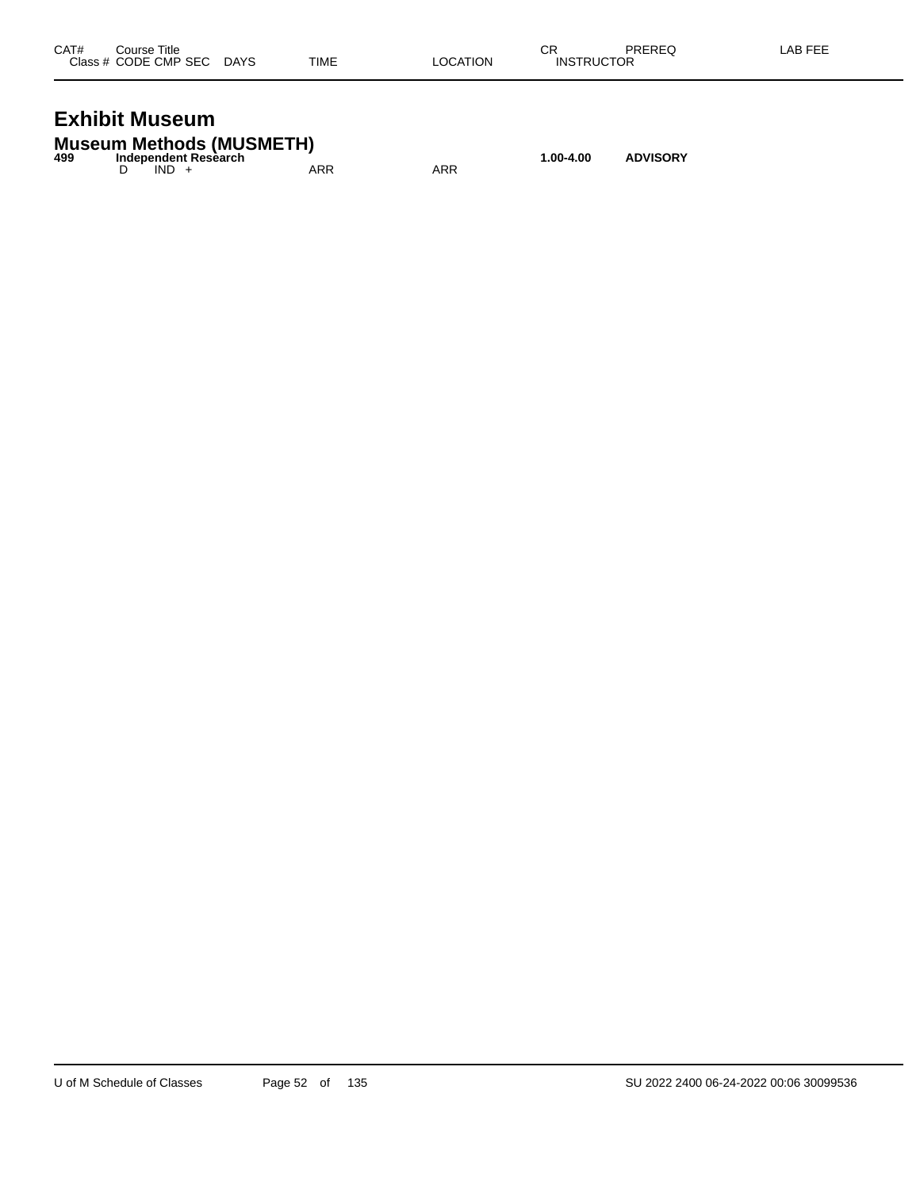| CAT# | Course Title<br>Class # CODE CMP SEC DAYS | TIME | LOCATION | CR<br>INSTRUCTOR | PREREQ | LAB FEE |
|---|---|---|---|---|---|---|

# Exhibit Museum

## Museum Methods (MUSMETH)

| CAT# | Course Title<br>Class # CODE CMP SEC DAYS | TIME | LOCATION | CR<br>INSTRUCTOR | PREREQ | LAB FEE |
|---|---|---|---|---|---|---|
| **499** | **Independent Research** | | | **1.00-4.00** | **ADVISORY** | |
| | D IND + | ARR | ARR | | | |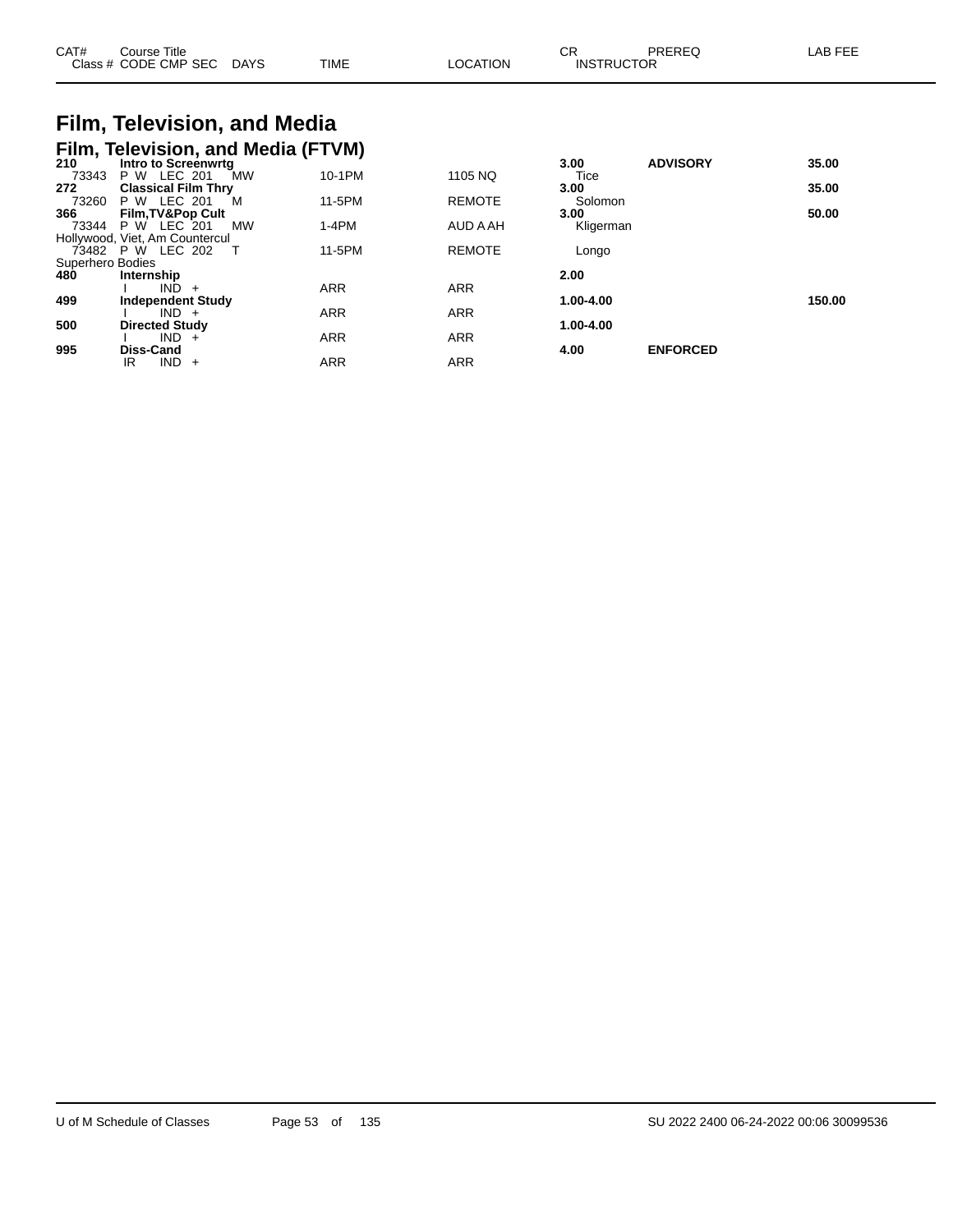# Film, Television, and Media

## Film, Television, and Media (FTVM)

| CAT# / Class # | Course Title / CODE CMP SEC | DAYS | TIME | LOCATION | CR / INSTRUCTOR | PREREQ | LAB FEE |
|---|---|---|---|---|---|---|---|
| **210** | **Intro to Screenwrtg** | | | | **3.00** | **ADVISORY** | **35.00** |
| 73343 | P W LEC 201 | MW | 10-1PM | 1105 NQ | Tice | | |
| **272** | **Classical Film Thry** | | | | **3.00** | | **35.00** |
| 73260 | P W LEC 201 | M | 11-5PM | REMOTE | Solomon | | |
| **366** | **Film,TV&Pop Cult** | | | | **3.00** | | **50.00** |
| 73344 | P W LEC 201 | MW | 1-4PM | AUD A AH | Kligerman | | |
| Hollywood, Viet, Am Countercul | | | | | | | |
| 73482 | P W LEC 202 | T | 11-5PM | REMOTE | Longo | | |
| Superhero Bodies | | | | | | | |
| **480** | **Internship** | | | | **2.00** | | |
| | I IND + | | ARR | ARR | | | |
| **499** | **Independent Study** | | | | **1.00-4.00** | | **150.00** |
| | I IND + | | ARR | ARR | | | |
| **500** | **Directed Study** | | | | **1.00-4.00** | | |
| | I IND + | | ARR | ARR | | | |
| **995** | **Diss-Cand** | | | | **4.00** | **ENFORCED** | |
| | IR IND + | | ARR | ARR | | | |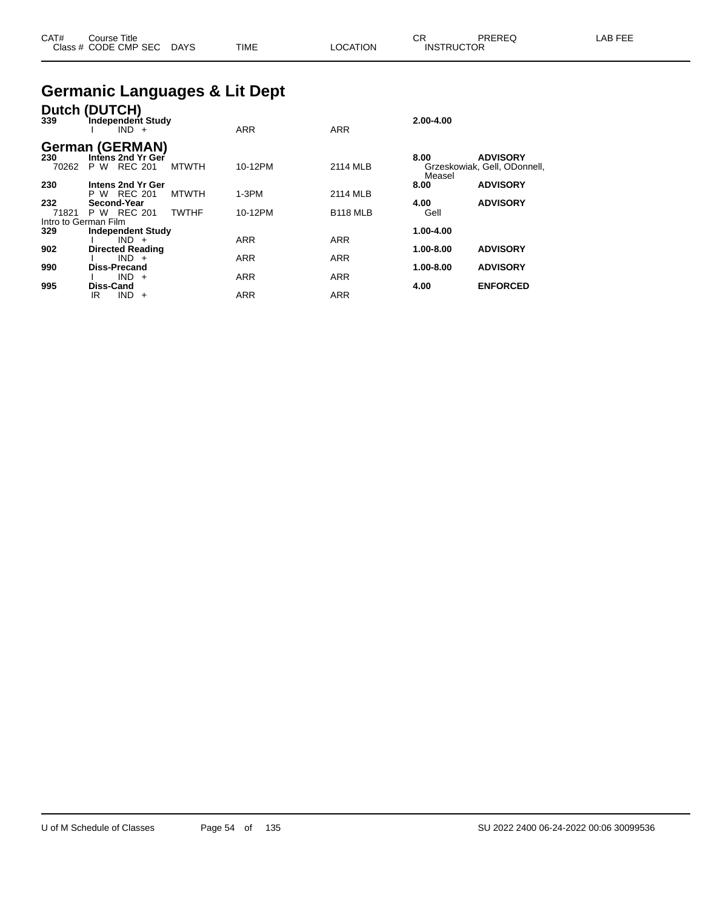| CAT# | Course Title | | | | CR | PREREQ | LAB FEE |
|---|---|---|---|---|---|---|---|
| Class # | CODE CMP SEC | DAYS | TIME | LOCATION | INSTRUCTOR | | |

# Germanic Languages & Lit Dept

## Dutch (DUTCH)

| CAT# | Course Title | | | | CR | PREREQ | LAB FEE |
|---|---|---|---|---|---|---|---|
| **339** | **Independent Study** | | | | **2.00-4.00** | | |
| | I IND + | | ARR | ARR | | | |

## German (GERMAN)

| CAT# | Course Title | | | | CR | PREREQ | LAB FEE |
|---|---|---|---|---|---|---|---|
| **230** | **Intens 2nd Yr Ger** | | | | **8.00** | **ADVISORY** | |
| 70262 | P W REC 201 | MTWTH | 10-12PM | 2114 MLB | Grzeskowiak, Gell, ODonnell, Measel | | |
| **230** | **Intens 2nd Yr Ger** | | | | **8.00** | **ADVISORY** | |
| | P W REC 201 | MTWTH | 1-3PM | 2114 MLB | | | |
| **232** | **Second-Year** | | | | **4.00** | **ADVISORY** | |
| 71821 | P W REC 201 | TWTHF | 10-12PM | B118 MLB | Gell | | |
| Intro to German Film | | | | | | | |
| **329** | **Independent Study** | | | | **1.00-4.00** | | |
| | I IND + | | ARR | ARR | | | |
| **902** | **Directed Reading** | | | | **1.00-8.00** | **ADVISORY** | |
| | I IND + | | ARR | ARR | | | |
| **990** | **Diss-Precand** | | | | **1.00-8.00** | **ADVISORY** | |
| | I IND + | | ARR | ARR | | | |
| **995** | **Diss-Cand** | | | | **4.00** | **ENFORCED** | |
| | IR IND + | | ARR | ARR | | | |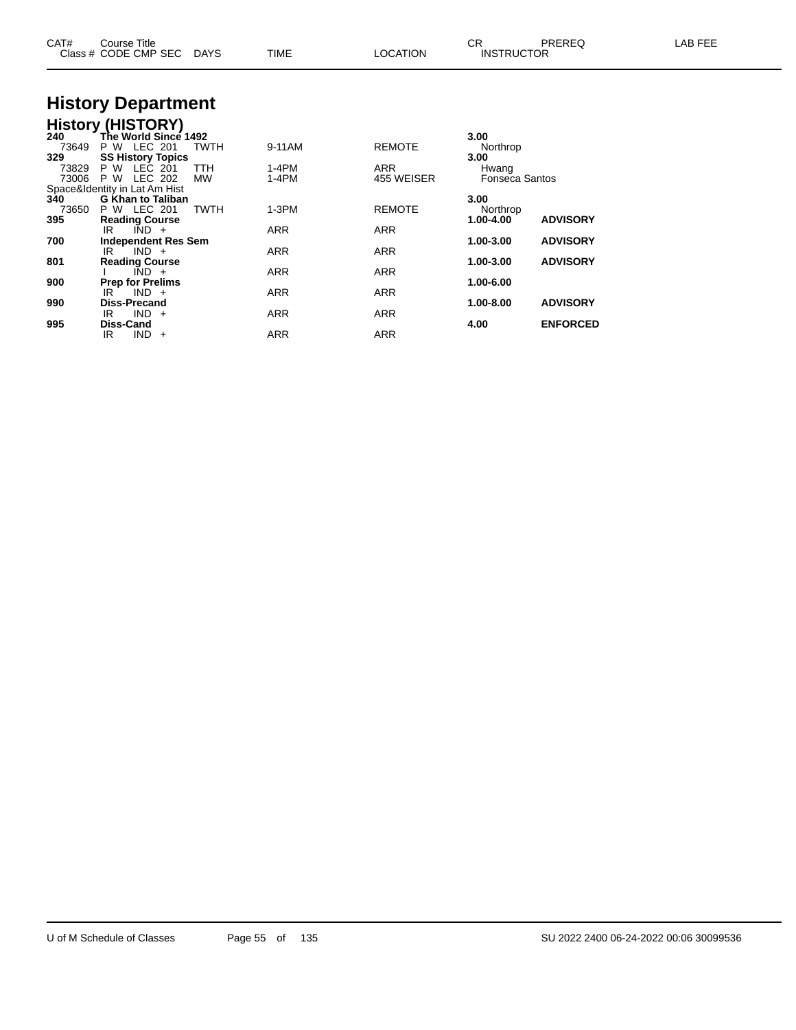# History Department

## History (HISTORY)

| CAT# / Class # | Course Title / CODE CMP SEC | DAYS | TIME | LOCATION | CR / INSTRUCTOR | PREREQ | LAB FEE |
|---|---|---|---|---|---|---|---|
| **240** | **The World Since 1492** | | | | **3.00** | | |
| 73649 | P W LEC 201 | TWTH | 9-11AM | REMOTE | Northrop | | |
| **329** | **SS History Topics** | | | | **3.00** | | |
| 73829 | P W LEC 201 | TTH | 1-4PM | ARR | Hwang | | |
| 73006 | P W LEC 202 | MW | 1-4PM | 455 WEISER | Fonseca Santos | | |
| Space&Identity in Lat Am Hist | | | | | | | |
| **340** | **G Khan to Taliban** | | | | **3.00** | | |
| 73650 | P W LEC 201 | TWTH | 1-3PM | REMOTE | Northrop | | |
| **395** | **Reading Course** | | | | **1.00-4.00** | **ADVISORY** | |
| | IR IND + | | ARR | ARR | | | |
| **700** | **Independent Res Sem** | | | | **1.00-3.00** | **ADVISORY** | |
| | IR IND + | | ARR | ARR | | | |
| **801** | **Reading Course** | | | | **1.00-3.00** | **ADVISORY** | |
| | I IND + | | ARR | ARR | | | |
| **900** | **Prep for Prelims** | | | | **1.00-6.00** | | |
| | IR IND + | | ARR | ARR | | | |
| **990** | **Diss-Precand** | | | | **1.00-8.00** | **ADVISORY** | |
| | IR IND + | | ARR | ARR | | | |
| **995** | **Diss-Cand** | | | | **4.00** | **ENFORCED** | |
| | IR IND + | | ARR | ARR | | | |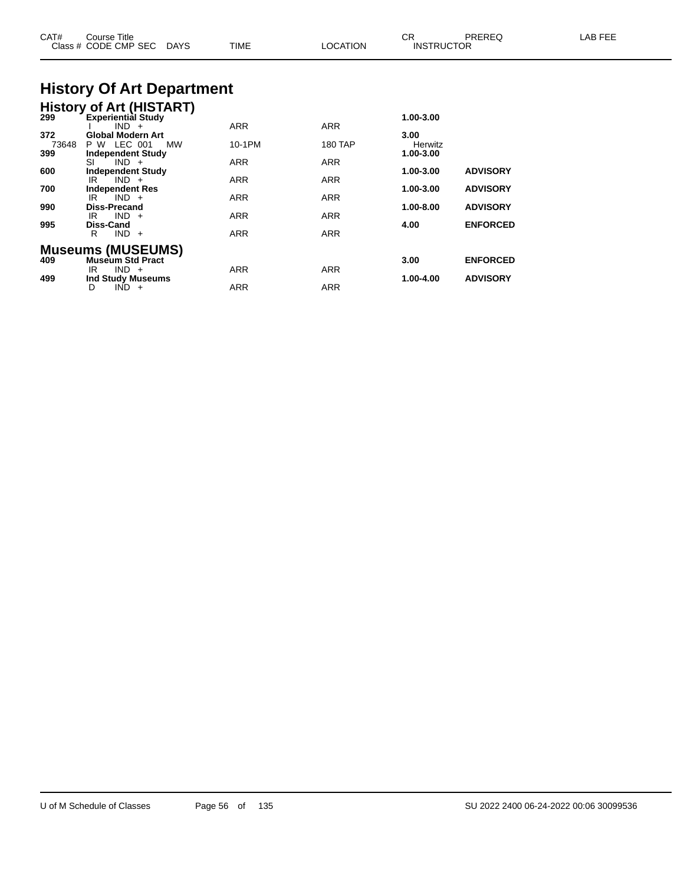# History Of Art Department

## History of Art (HISTART)

| CAT# / Class # | Course Title / CODE CMP SEC | DAYS | TIME | LOCATION | CR / INSTRUCTOR | PREREQ | LAB FEE |
|---|---|---|---|---|---|---|---|
| **299** | **Experiential Study** | | | | **1.00-3.00** | | |
| | I IND + | | ARR | ARR | | | |
| **372** | **Global Modern Art** | | | | **3.00** | | |
| 73648 | P W LEC 001 | MW | 10-1PM | 180 TAP | Herwitz | | |
| **399** | **Independent Study** | | | | **1.00-3.00** | | |
| | SI IND + | | ARR | ARR | | | |
| **600** | **Independent Study** | | | | **1.00-3.00** | **ADVISORY** | |
| | IR IND + | | ARR | ARR | | | |
| **700** | **Independent Res** | | | | **1.00-3.00** | **ADVISORY** | |
| | IR IND + | | ARR | ARR | | | |
| **990** | **Diss-Precand** | | | | **1.00-8.00** | **ADVISORY** | |
| | IR IND + | | ARR | ARR | | | |
| **995** | **Diss-Cand** | | | | **4.00** | **ENFORCED** | |
| | R IND + | | ARR | ARR | | | |

## Museums (MUSEUMS)

| CAT# / Class # | Course Title / CODE CMP SEC | DAYS | TIME | LOCATION | CR / INSTRUCTOR | PREREQ | LAB FEE |
|---|---|---|---|---|---|---|---|
| **409** | **Museum Std Pract** | | | | **3.00** | **ENFORCED** | |
| | IR IND + | | ARR | ARR | | | |
| **499** | **Ind Study Museums** | | | | **1.00-4.00** | **ADVISORY** | |
| | D IND + | | ARR | ARR | | | |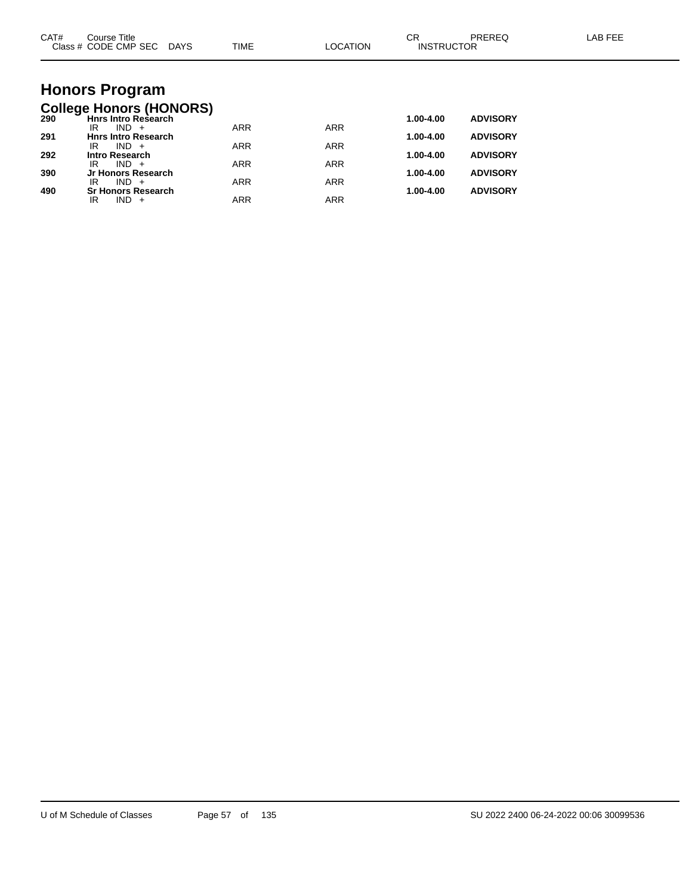| CAT# | Course Title / Class # CODE CMP SEC | DAYS | TIME | LOCATION | CR / INSTRUCTOR | PREREQ | LAB FEE |
|---|---|---|---|---|---|---|---|

# Honors Program

## College Honors (HONORS)

| CAT# | Course Title / Class # CODE CMP SEC | DAYS | TIME | LOCATION | CR / INSTRUCTOR | PREREQ | LAB FEE |
|---|---|---|---|---|---|---|---|
| **290** | **Hnrs Intro Research** | | | | **1.00-4.00** | **ADVISORY** | |
| | IR IND + | | ARR | ARR | | | |
| **291** | **Hnrs Intro Research** | | | | **1.00-4.00** | **ADVISORY** | |
| | IR IND + | | ARR | ARR | | | |
| **292** | **Intro Research** | | | | **1.00-4.00** | **ADVISORY** | |
| | IR IND + | | ARR | ARR | | | |
| **390** | **Jr Honors Research** | | | | **1.00-4.00** | **ADVISORY** | |
| | IR IND + | | ARR | ARR | | | |
| **490** | **Sr Honors Research** | | | | **1.00-4.00** | **ADVISORY** | |
| | IR IND + | | ARR | ARR | | | |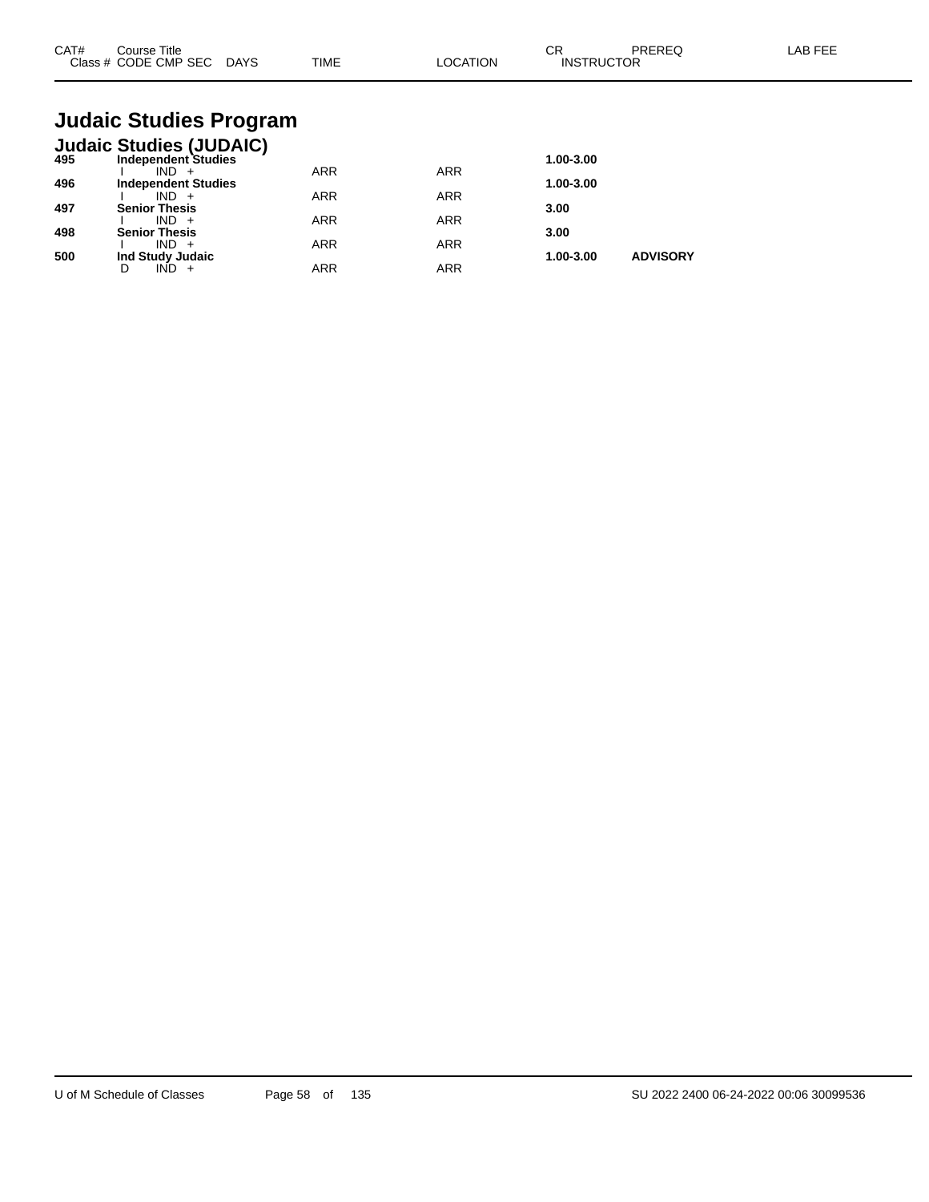| CAT# | Course Title<br>Class # CODE CMP SEC DAYS | TIME | LOCATION | CR<br>INSTRUCTOR | PREREQ | LAB FEE |
|---|---|---|---|---|---|---|

# Judaic Studies Program

## Judaic Studies (JUDAIC)

| CAT# | Course Title / Class # CODE CMP SEC DAYS | TIME | LOCATION | CR / INSTRUCTOR | PREREQ | LAB FEE |
|---|---|---|---|---|---|---|
| **495** | **Independent Studies** | | | **1.00-3.00** | | |
| | I IND + | ARR | ARR | | | |
| **496** | **Independent Studies** | | | **1.00-3.00** | | |
| | I IND + | ARR | ARR | | | |
| **497** | **Senior Thesis** | | | **3.00** | | |
| | I IND + | ARR | ARR | | | |
| **498** | **Senior Thesis** | | | **3.00** | | |
| | I IND + | ARR | ARR | | | |
| **500** | **Ind Study Judaic** | | | **1.00-3.00** | **ADVISORY** | |
| | D IND + | ARR | ARR | | | |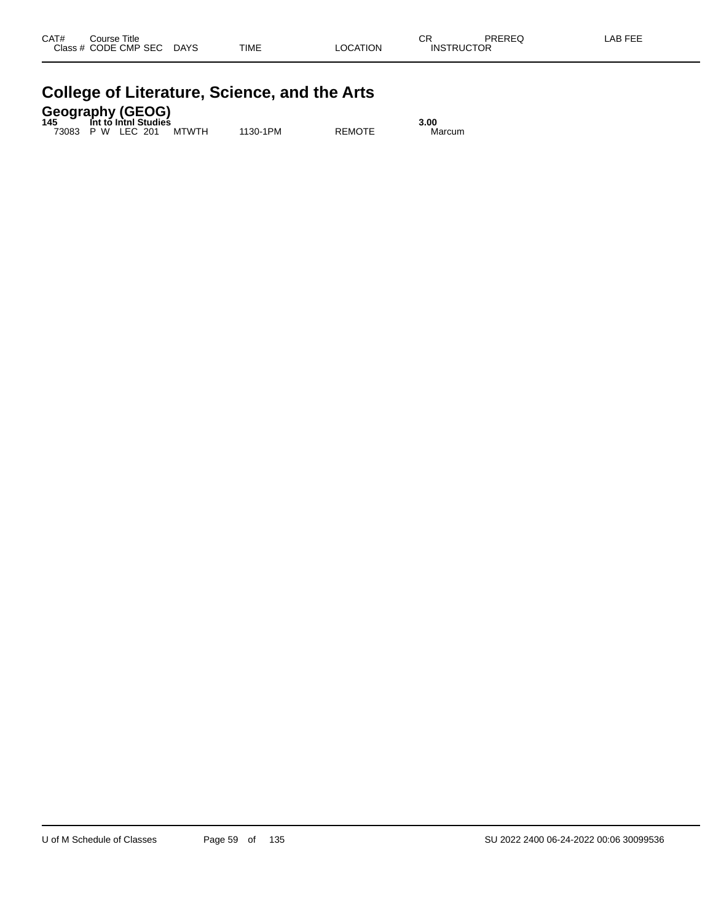| CAT# | Course Title | | | | | | | CR | PREREQ | LAB FEE |
|---|---|---|---|---|---|---|---|---|---|---|
| Class # | CODE | CMP | SEC | DAYS | TIME | LOCATION | | INSTRUCTOR | | |

# College of Literature, Science, and the Arts

## Geography (GEOG)

| CAT# | Course Title | | | | | | CR | INSTRUCTOR |
|---|---|---|---|---|---|---|---|---|
| **145** | **Int to Intnl Studies** | | | | | | **3.00** | |
| 73083 | P W | LEC | 201 | MTWTH | 1130-1PM | REMOTE | | Marcum |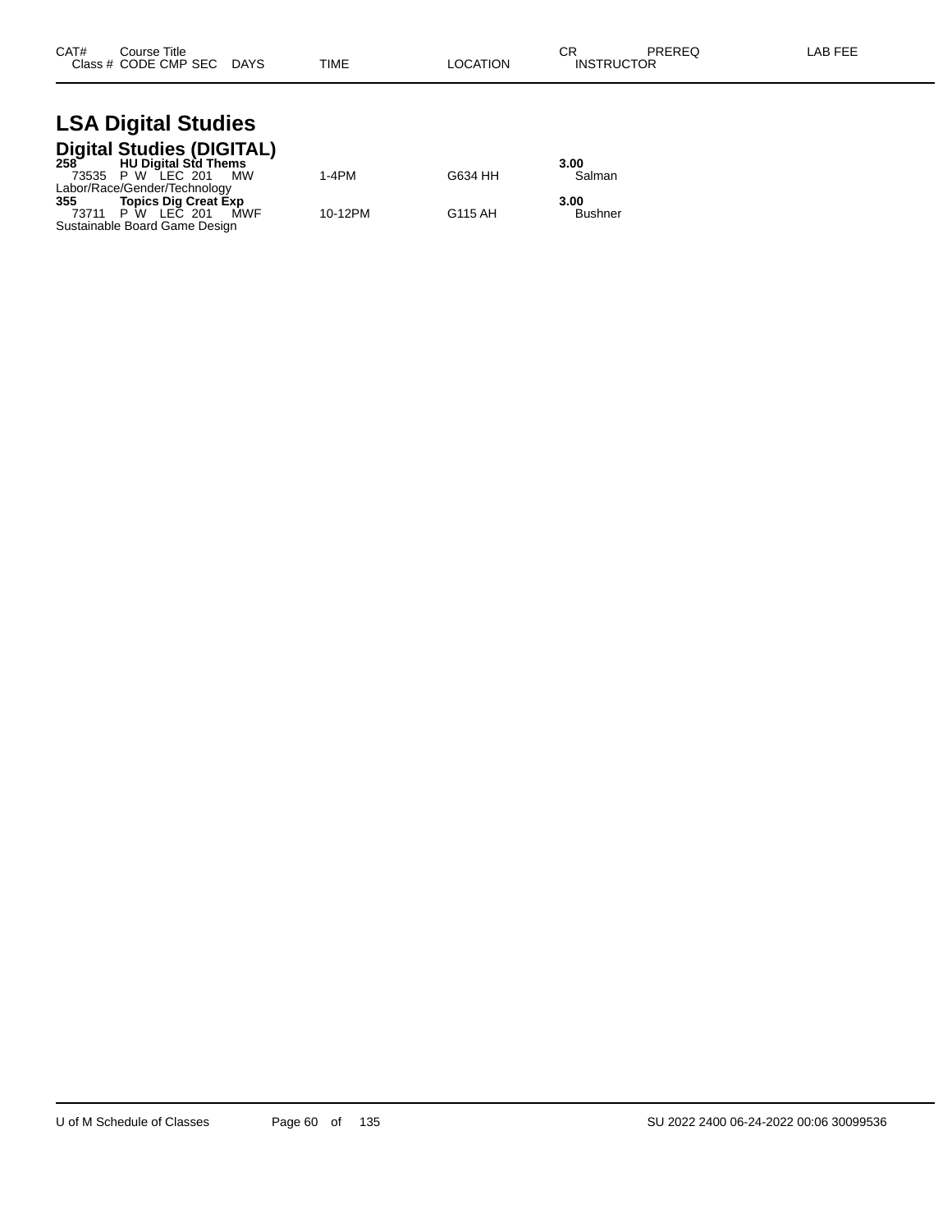| CAT# Class # | Course Title CODE CMP SEC | DAYS | TIME | LOCATION | CR INSTRUCTOR | PREREQ | LAB FEE |
|---|---|---|---|---|---|---|---|

# LSA Digital Studies

## Digital Studies (DIGITAL)

| CAT# Class # | Course Title CODE CMP SEC | DAYS | TIME | LOCATION | CR INSTRUCTOR |
|---|---|---|---|---|---|
| **258** | **HU Digital Std Thems** | | | | **3.00** |
| 73535 | P W LEC 201 | MW | 1-4PM | G634 HH | Salman |
| Labor/Race/Gender/Technology | | | | | |
| **355** | **Topics Dig Creat Exp** | | | | **3.00** |
| 73711 | P W LEC 201 | MWF | 10-12PM | G115 AH | Bushner |
| Sustainable Board Game Design | | | | | |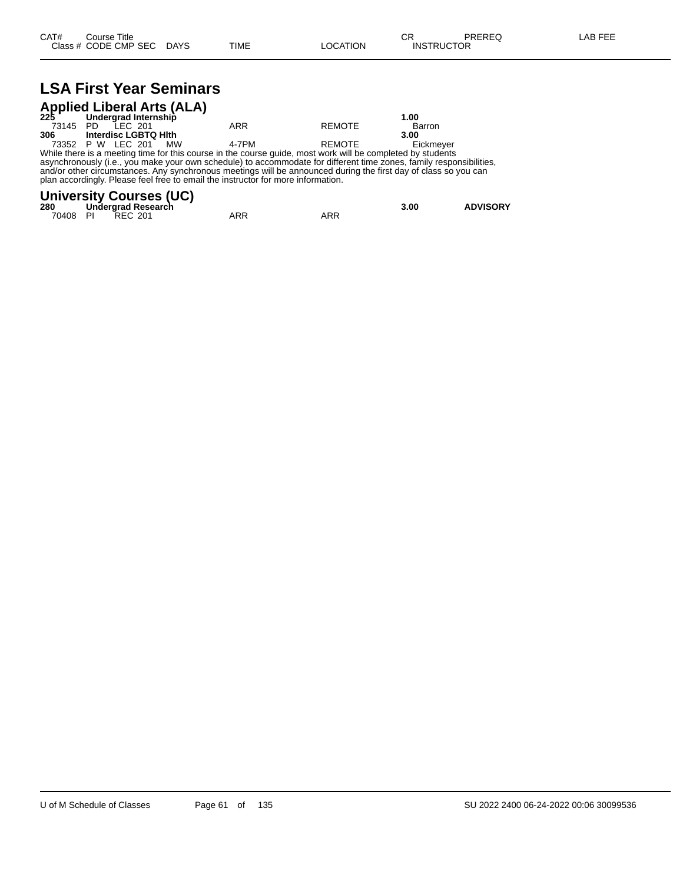| CAT# Class # | Course Title CODE | CMP | SEC | DAYS | TIME | LOCATION | CR INSTRUCTOR | PREREQ | LAB FEE |
|---|---|---|---|---|---|---|---|---|---|

# LSA First Year Seminars

## Applied Liberal Arts (ALA)

| CAT# Class # | Course Title CODE | CMP | SEC | DAYS | TIME | LOCATION | CR INSTRUCTOR | PREREQ | LAB FEE |
|---|---|---|---|---|---|---|---|---|---|
| **225** | **Undergrad Internship** | | | | | | **1.00** | | |
| 73145 | PD | LEC | 201 | | ARR | REMOTE | Barron | | |
| **306** | **Interdisc LGBTQ Hlth** | | | | | | **3.00** | | |
| 73352 | P W | LEC | 201 | MW | 4-7PM | REMOTE | Eickmeyer | | |

While there is a meeting time for this course in the course guide, most work will be completed by students asynchronously (i.e., you make your own schedule) to accommodate for different time zones, family responsibilities, and/or other circumstances. Any synchronous meetings will be announced during the first day of class so you can plan accordingly. Please feel free to email the instructor for more information.

## University Courses (UC)

| CAT# Class # | Course Title CODE | CMP | SEC | DAYS | TIME | LOCATION | CR INSTRUCTOR | PREREQ | LAB FEE |
|---|---|---|---|---|---|---|---|---|---|
| **280** | **Undergrad Research** | | | | | | **3.00** | **ADVISORY** | |
| 70408 | PI | REC | 201 | | ARR | ARR | | | |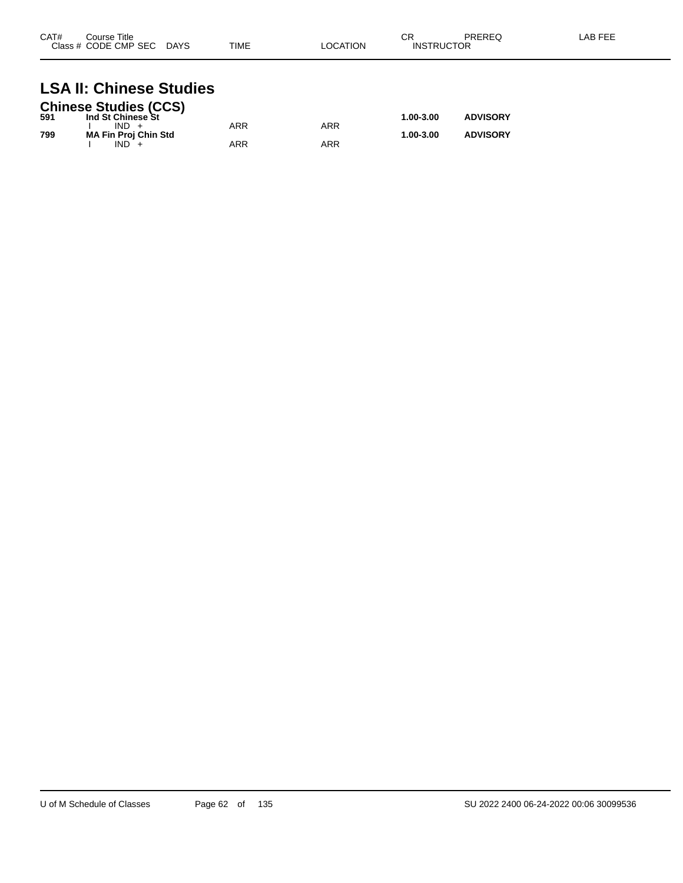| CAT# | Course Title<br>Class # CODE CMP SEC DAYS | TIME | LOCATION | CR<br>INSTRUCTOR | PREREQ | LAB FEE |
|---|---|---|---|---|---|---|

# LSA II: Chinese Studies

## Chinese Studies (CCS)

| CAT# | Course Title / Class # CODE CMP SEC DAYS | TIME | LOCATION | CR | PREREQ | LAB FEE |
|---|---|---|---|---|---|---|
| **591** | **Ind St Chinese St** | | | **1.00-3.00** | **ADVISORY** | |
| | I IND + | ARR | ARR | | | |
| **799** | **MA Fin Proj Chin Std** | | | **1.00-3.00** | **ADVISORY** | |
| | I IND + | ARR | ARR | | | |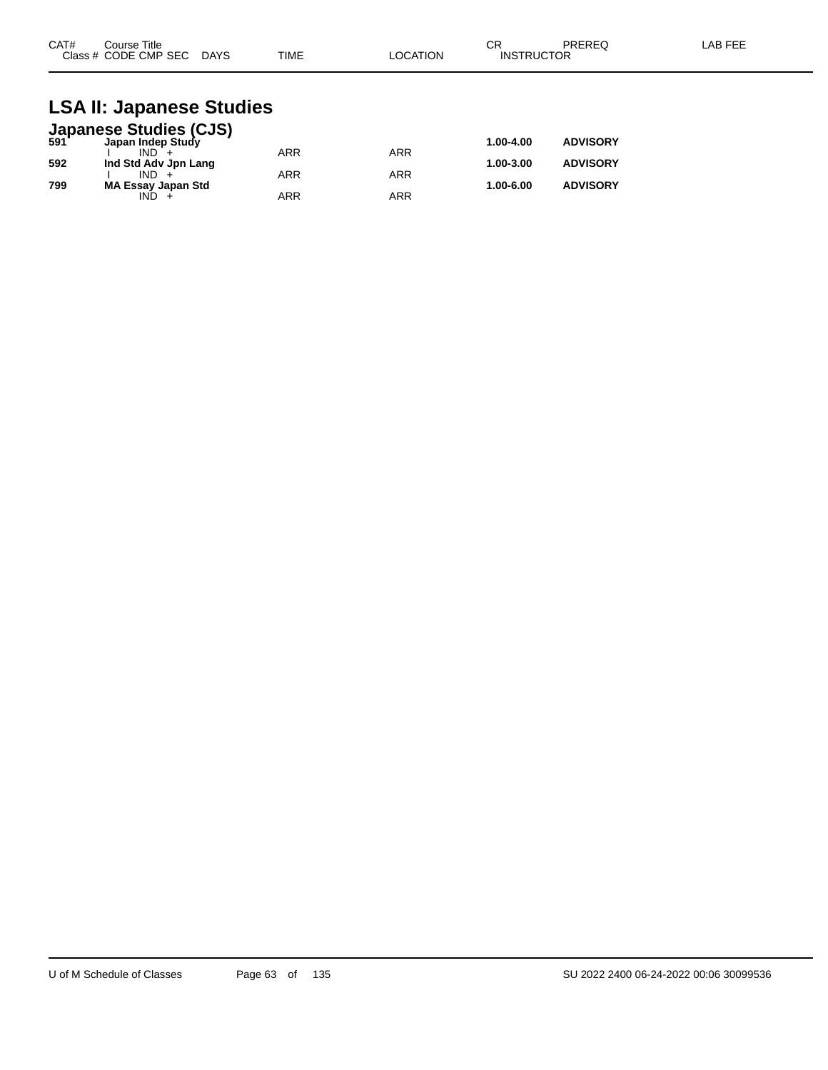| CAT# | Course Title | | | | | CR | PREREQ | LAB FEE |
|---|---|---|---|---|---|---|---|---|
| Class # | CODE | CMP SEC | DAYS | TIME | LOCATION | INSTRUCTOR | | |

# LSA II: Japanese Studies

## Japanese Studies (CJS)

| CAT# | Course Title | | | | | CR | PREREQ | LAB FEE |
|---|---|---|---|---|---|---|---|---|
| **591** | **Japan Indep Study** | | | | | **1.00-4.00** | **ADVISORY** | |
| | I | IND + | | ARR | ARR | | | |
| **592** | **Ind Std Adv Jpn Lang** | | | | | **1.00-3.00** | **ADVISORY** | |
| | I | IND + | | ARR | ARR | | | |
| **799** | **MA Essay Japan Std** | | | | | **1.00-6.00** | **ADVISORY** | |
| | | IND + | | ARR | ARR | | | |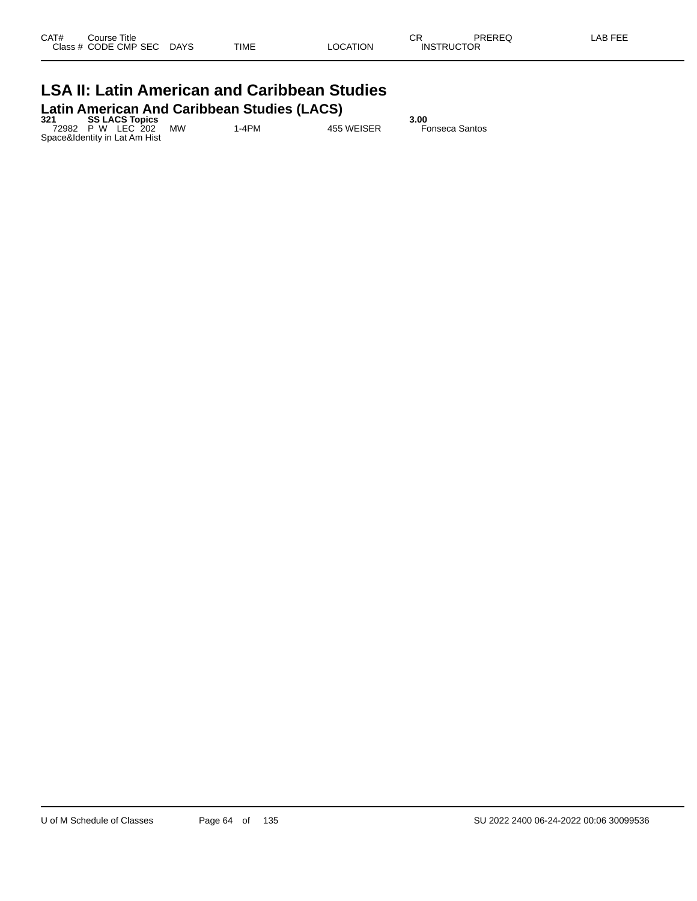| CAT# | Course Title | | | | | | CR | PREREQ | LAB FEE |
|---|---|---|---|---|---|---|---|---|---|
| Class # | CODE | CMP | SEC | DAYS | TIME | LOCATION | INSTRUCTOR | | |

# LSA II: Latin American and Caribbean Studies

## Latin American And Caribbean Studies (LACS)

| CAT# | Course Title | | | | | | CR | PREREQ | LAB FEE |
|---|---|---|---|---|---|---|---|---|---|
| **321** | **SS LACS Topics** | | | | | | **3.00** | | |
| 72982 | P W | LEC | 202 | MW | 1-4PM | 455 WEISER | Fonseca Santos | | |

Space&Identity in Lat Am Hist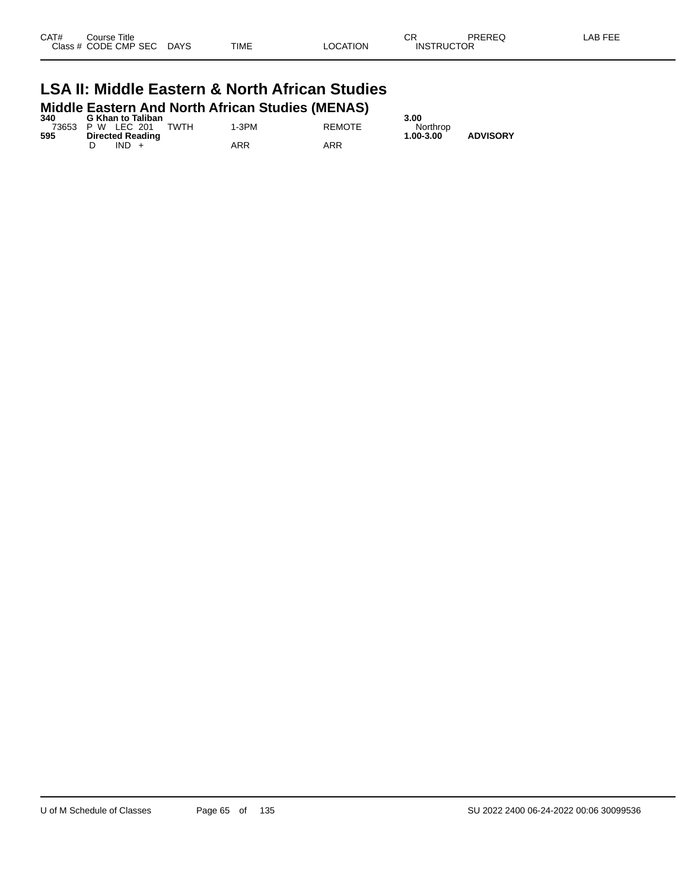| CAT# | Course Title |  |  |  | CR | PREREQ | LAB FEE |
|---|---|---|---|---|---|---|---|
| Class # | CODE CMP SEC | DAYS | TIME | LOCATION | INSTRUCTOR |  |  |

# LSA II: Middle Eastern & North African Studies

## Middle Eastern And North African Studies (MENAS)

| CAT# | Course Title | DAYS | TIME | LOCATION | CR / INSTRUCTOR | PREREQ | LAB FEE |
|---|---|---|---|---|---|---|---|
| **340** | **G Khan to Taliban** |  |  |  | **3.00** |  |  |
| 73653 | P W LEC 201 | TWTH | 1-3PM | REMOTE | Northrop |  |  |
| **595** | **Directed Reading** |  |  |  | **1.00-3.00** | **ADVISORY** |  |
|  | D IND + |  | ARR | ARR |  |  |  |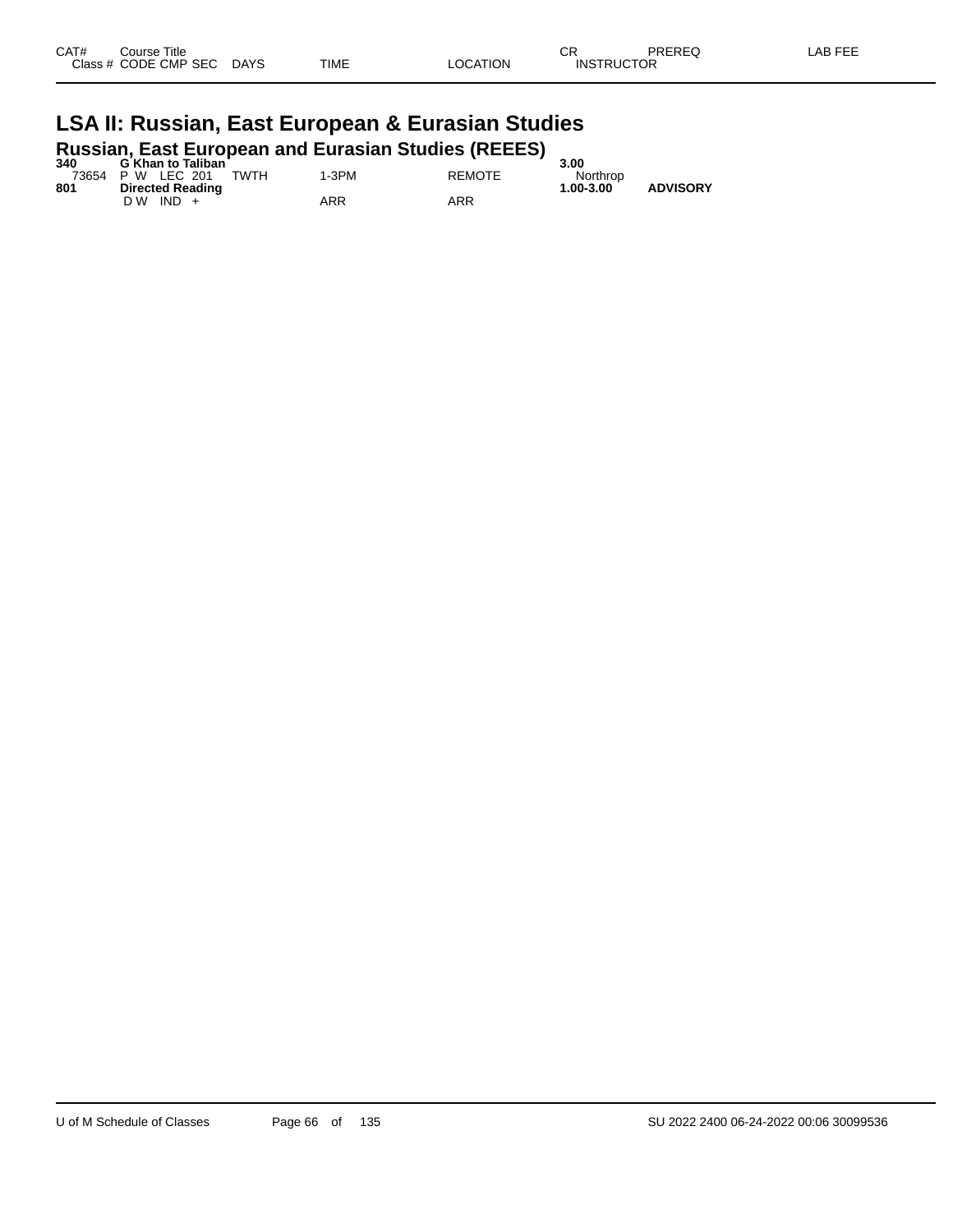| CAT# | Course Title | | | | CR | PREREQ | LAB FEE |
|---|---|---|---|---|---|---|---|
| Class # | CODE CMP SEC | DAYS | TIME | LOCATION | INSTRUCTOR | | |

# LSA II: Russian, East European & Eurasian Studies

## Russian, East European and Eurasian Studies (REEES)

| CAT# | Course Title | | | | CR | PREREQ | LAB FEE |
|---|---|---|---|---|---|---|---|
| **340** | **G Khan to Taliban** | | | | **3.00** | | |
| 73654 | P W LEC 201 | TWTH | 1-3PM | REMOTE | Northrop | | |
| **801** | **Directed Reading** | | | | **1.00-3.00** | **ADVISORY** | |
| | D W IND + | | ARR | ARR | | | |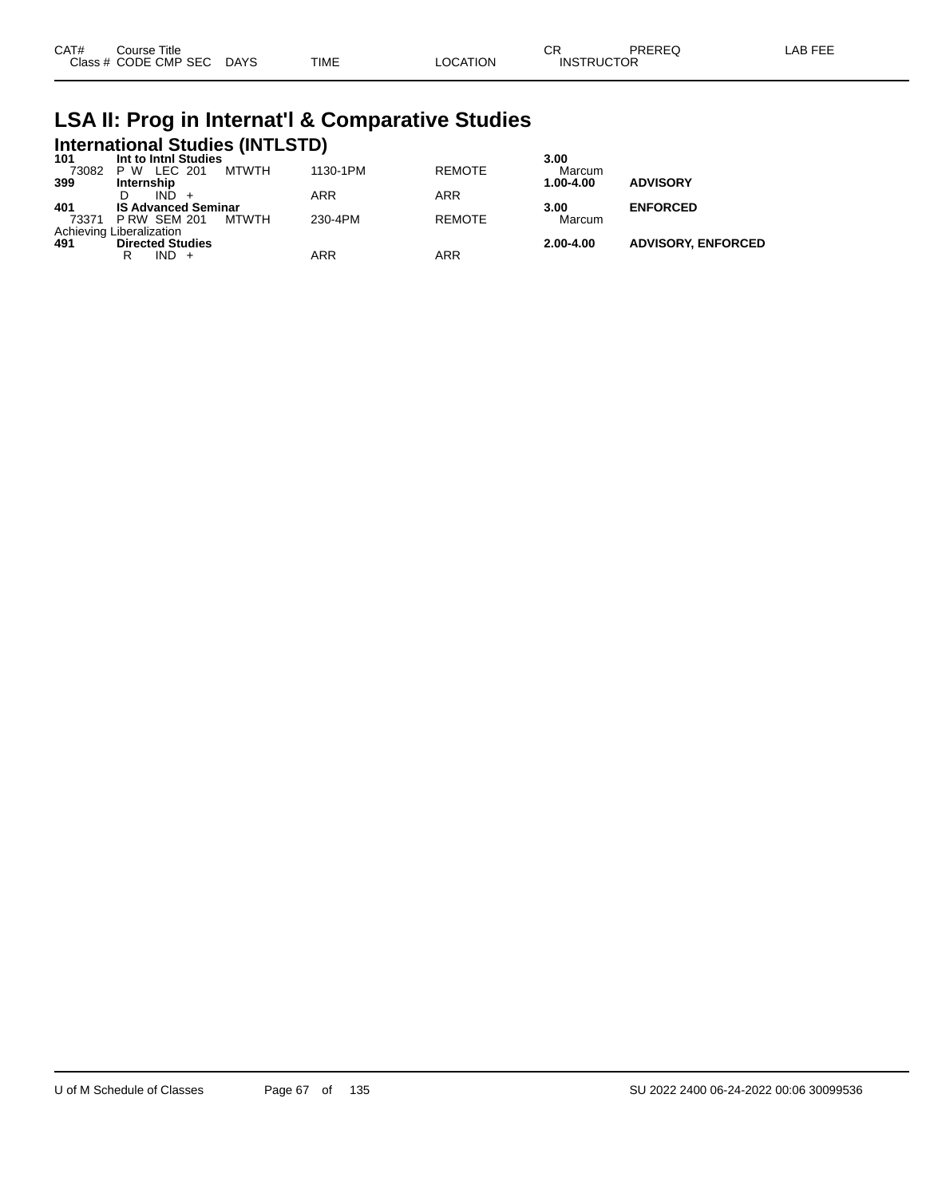# LSA II: Prog in Internat'l & Comparative Studies

## International Studies (INTLSTD)

| CAT# / Class # | Course Title / CODE CMP SEC | DAYS | TIME | LOCATION | CR / INSTRUCTOR | PREREQ | LAB FEE |
|---|---|---|---|---|---|---|---|
| **101** | **Int to Intnl Studies** | | | | **3.00** | | |
| 73082 | P W LEC 201 | MTWTH | 1130-1PM | REMOTE | Marcum | | |
| **399** | **Internship** | | | | **1.00-4.00** | **ADVISORY** | |
| | D IND + | | ARR | ARR | | | |
| **401** | **IS Advanced Seminar** | | | | **3.00** | **ENFORCED** | |
| 73371 | P RW SEM 201 | MTWTH | 230-4PM | REMOTE | Marcum | | |
| Achieving Liberalization | | | | | | | |
| **491** | **Directed Studies** | | | | **2.00-4.00** | **ADVISORY, ENFORCED** | |
| | R IND + | | ARR | ARR | | | |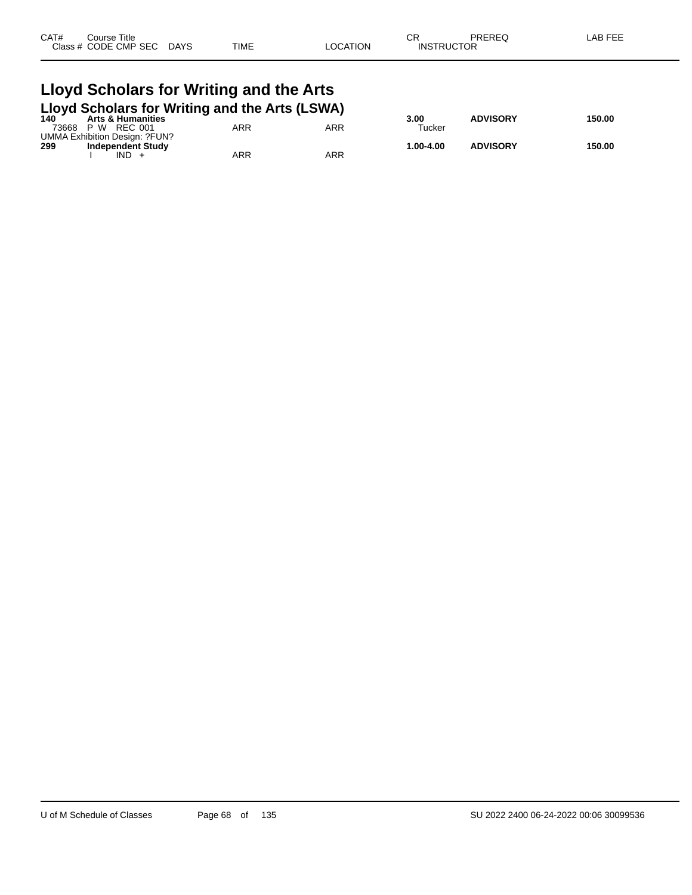| CAT# | Course Title<br>Class # CODE CMP SEC DAYS | TIME | LOCATION | CR<br>INSTRUCTOR | PREREQ | LAB FEE |
|---|---|---|---|---|---|---|

# Lloyd Scholars for Writing and the Arts

## Lloyd Scholars for Writing and the Arts (LSWA)

| CAT# | Course Title / Class # CODE CMP SEC DAYS | TIME | LOCATION | CR / INSTRUCTOR | PREREQ | LAB FEE |
|---|---|---|---|---|---|---|
| **140** | **Arts & Humanities** | | | **3.00** | **ADVISORY** | **150.00** |
| 73668 | P W REC 001 | ARR | ARR | Tucker | | |
| UMMA Exhibition Design: ?FUN? | | | | | | |
| **299** | **Independent Study** | | | **1.00-4.00** | **ADVISORY** | **150.00** |
| | I IND + | ARR | ARR | | | |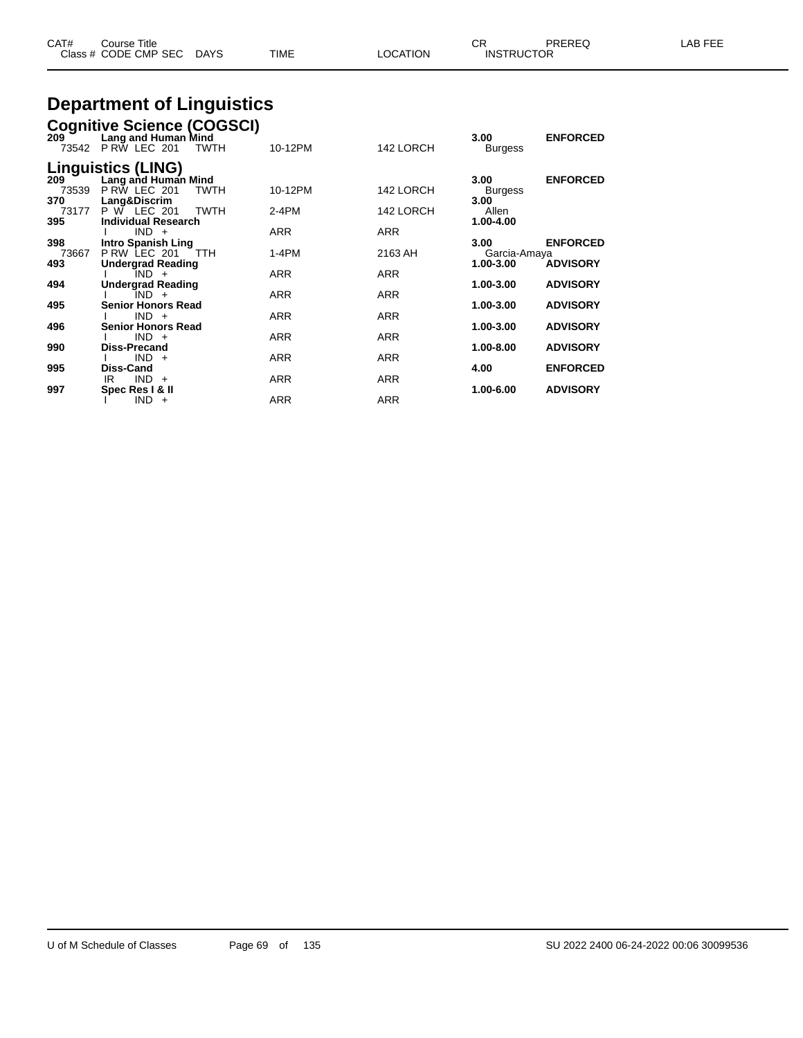# Department of Linguistics

## Cognitive Science (COGSCI)

| CAT# / Class # | Course Title / CODE CMP SEC | DAYS | TIME | LOCATION | CR / INSTRUCTOR | PREREQ | LAB FEE |
|---|---|---|---|---|---|---|---|
| 209 | Lang and Human Mind | | | | 3.00 | ENFORCED | |
| 73542 | P RW LEC 201 | TWTH | 10-12PM | 142 LORCH | Burgess | | |

## Linguistics (LING)

| CAT# / Class # | Course Title / CODE CMP SEC | DAYS | TIME | LOCATION | CR / INSTRUCTOR | PREREQ | LAB FEE |
|---|---|---|---|---|---|---|---|
| 209 | Lang and Human Mind | | | | 3.00 | ENFORCED | |
| 73539 | P RW LEC 201 | TWTH | 10-12PM | 142 LORCH | Burgess | | |
| 370 | Lang&Discrim | | | | 3.00 | | |
| 73177 | P W LEC 201 | TWTH | 2-4PM | 142 LORCH | Allen | | |
| 395 | Individual Research | | | | 1.00-4.00 | | |
| | I IND + | | ARR | ARR | | | |
| 398 | Intro Spanish Ling | | | | 3.00 | ENFORCED | |
| 73667 | P RW LEC 201 | TTH | 1-4PM | 2163 AH | Garcia-Amaya | | |
| 493 | Undergrad Reading | | | | 1.00-3.00 | ADVISORY | |
| | I IND + | | ARR | ARR | | | |
| 494 | Undergrad Reading | | | | 1.00-3.00 | ADVISORY | |
| | I IND + | | ARR | ARR | | | |
| 495 | Senior Honors Read | | | | 1.00-3.00 | ADVISORY | |
| | I IND + | | ARR | ARR | | | |
| 496 | Senior Honors Read | | | | 1.00-3.00 | ADVISORY | |
| | I IND + | | ARR | ARR | | | |
| 990 | Diss-Precand | | | | 1.00-8.00 | ADVISORY | |
| | I IND + | | ARR | ARR | | | |
| 995 | Diss-Cand | | | | 4.00 | ENFORCED | |
| | IR IND + | | ARR | ARR | | | |
| 997 | Spec Res I & II | | | | 1.00-6.00 | ADVISORY | |
| | I IND + | | ARR | ARR | | | |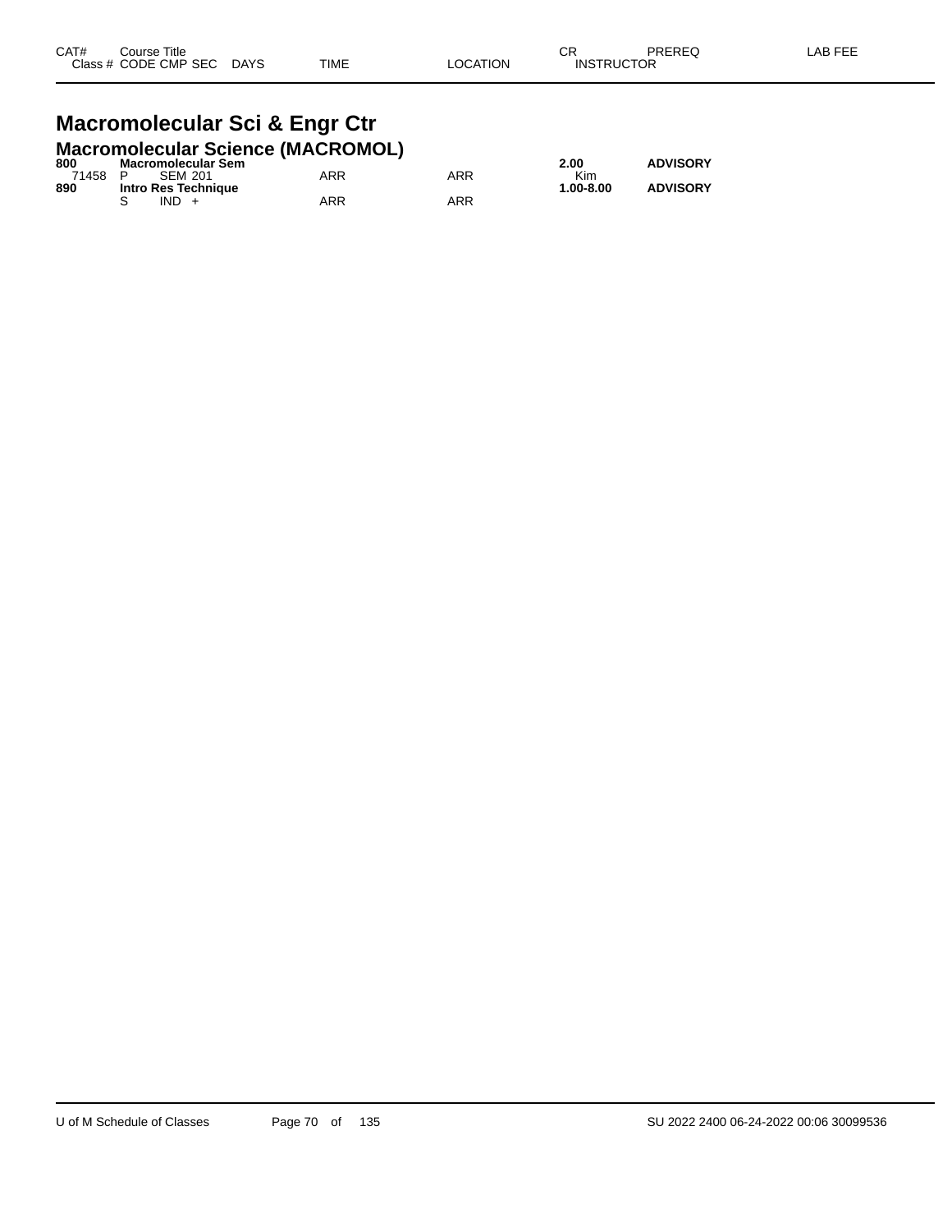| CAT# | Course Title | | | | CR | PREREQ | LAB FEE |
|---|---|---|---|---|---|---|---|
| Class # | CODE CMP SEC | DAYS | TIME | LOCATION | INSTRUCTOR | | |

# Macromolecular Sci & Engr Ctr

## Macromolecular Science (MACROMOL)

| CAT# | Course Title | | | | CR | PREREQ | LAB FEE |
|---|---|---|---|---|---|---|---|
| **800** | **Macromolecular Sem** | | | | **2.00** | **ADVISORY** | |
| 71458 | P SEM 201 | | ARR | ARR | Kim | | |
| **890** | **Intro Res Technique** | | | | **1.00-8.00** | **ADVISORY** | |
| | S IND + | | ARR | ARR | | | |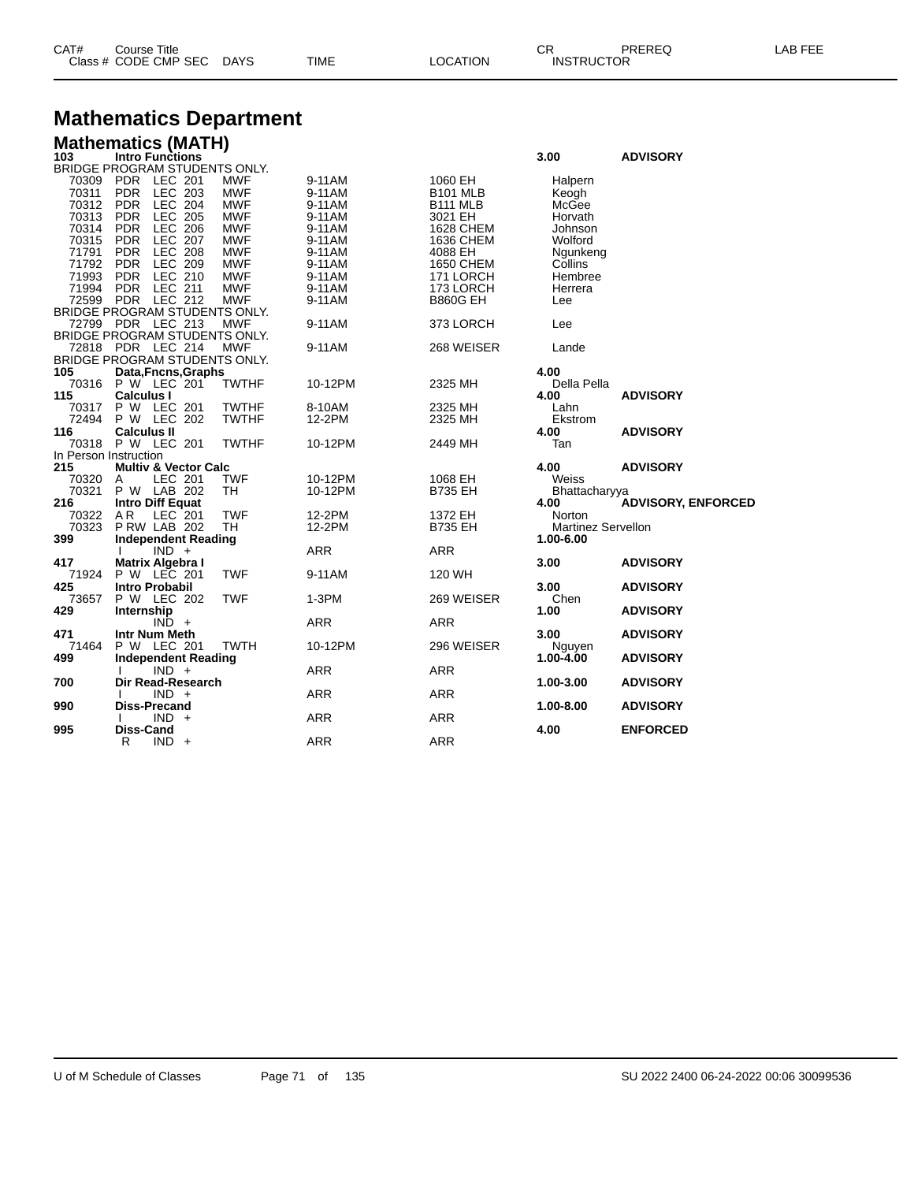# Mathematics Department

## Mathematics (MATH)

| CAT# | Course Title | | | | | | CR | PREREQ | LAB FEE |
|---|---|---|---|---|---|---|---|---|---|
| Class # | CODE | CMP SEC | DAYS | TIME | LOCATION | INSTRUCTOR | | | |
| **103** | **Intro Functions** | | | | | | **3.00** | **ADVISORY** | |
| BRIDGE PROGRAM STUDENTS ONLY. | | | | | | | | | |
| 70309 | PDR | LEC 201 | MWF | 9-11AM | 1060 EH | Halpern | | | |
| 70311 | PDR | LEC 203 | MWF | 9-11AM | B101 MLB | Keogh | | | |
| 70312 | PDR | LEC 204 | MWF | 9-11AM | B111 MLB | McGee | | | |
| 70313 | PDR | LEC 205 | MWF | 9-11AM | 3021 EH | Horvath | | | |
| 70314 | PDR | LEC 206 | MWF | 9-11AM | 1628 CHEM | Johnson | | | |
| 70315 | PDR | LEC 207 | MWF | 9-11AM | 1636 CHEM | Wolford | | | |
| 71791 | PDR | LEC 208 | MWF | 9-11AM | 4088 EH | Ngunkeng | | | |
| 71792 | PDR | LEC 209 | MWF | 9-11AM | 1650 CHEM | Collins | | | |
| 71993 | PDR | LEC 210 | MWF | 9-11AM | 171 LORCH | Hembree | | | |
| 71994 | PDR | LEC 211 | MWF | 9-11AM | 173 LORCH | Herrera | | | |
| 72599 | PDR | LEC 212 | MWF | 9-11AM | B860G EH | Lee | | | |
| BRIDGE PROGRAM STUDENTS ONLY. | | | | | | | | | |
| 72799 | PDR | LEC 213 | MWF | 9-11AM | 373 LORCH | Lee | | | |
| BRIDGE PROGRAM STUDENTS ONLY. | | | | | | | | | |
| 72818 | PDR | LEC 214 | MWF | 9-11AM | 268 WEISER | Lande | | | |
| BRIDGE PROGRAM STUDENTS ONLY. | | | | | | | | | |
| **105** | **Data,Fncns,Graphs** | | | | | | **4.00** | | |
| 70316 | P W | LEC 201 | TWTHF | 10-12PM | 2325 MH | Della Pella | | | |
| **115** | **Calculus I** | | | | | | **4.00** | **ADVISORY** | |
| 70317 | P W | LEC 201 | TWTHF | 8-10AM | 2325 MH | Lahn | | | |
| 72494 | P W | LEC 202 | TWTHF | 12-2PM | 2325 MH | Ekstrom | | | |
| **116** | **Calculus II** | | | | | | **4.00** | **ADVISORY** | |
| 70318 | P W | LEC 201 | TWTHF | 10-12PM | 2449 MH | Tan | | | |
| In Person Instruction | | | | | | | | | |
| **215** | **Multiv & Vector Calc** | | | | | | **4.00** | **ADVISORY** | |
| 70320 | A | LEC 201 | TWF | 10-12PM | 1068 EH | Weiss | | | |
| 70321 | P W | LAB 202 | TH | 10-12PM | B735 EH | Bhattacharyya | | | |
| **216** | **Intro Diff Equat** | | | | | | **4.00** | **ADVISORY, ENFORCED** | |
| 70322 | A R | LEC 201 | TWF | 12-2PM | 1372 EH | Norton | | | |
| 70323 | P RW | LAB 202 | TH | 12-2PM | B735 EH | Martinez Servellon | | | |
| **399** | **Independent Reading** | | | | | | **1.00-6.00** | | |
| | I | IND + | | ARR | ARR | | | | |
| **417** | **Matrix Algebra I** | | | | | | **3.00** | **ADVISORY** | |
| 71924 | P W | LEC 201 | TWF | 9-11AM | 120 WH | | | | |
| **425** | **Intro Probabil** | | | | | | **3.00** | **ADVISORY** | |
| 73657 | P W | LEC 202 | TWF | 1-3PM | 269 WEISER | Chen | | | |
| **429** | **Internship** | | | | | | **1.00** | **ADVISORY** | |
| | | IND + | | ARR | ARR | | | | |
| **471** | **Intr Num Meth** | | | | | | **3.00** | **ADVISORY** | |
| 71464 | P W | LEC 201 | TWTH | 10-12PM | 296 WEISER | Nguyen | | | |
| **499** | **Independent Reading** | | | | | | **1.00-4.00** | **ADVISORY** | |
| | I | IND + | | ARR | ARR | | | | |
| **700** | **Dir Read-Research** | | | | | | **1.00-3.00** | **ADVISORY** | |
| | I | IND + | | ARR | ARR | | | | |
| **990** | **Diss-Precand** | | | | | | **1.00-8.00** | **ADVISORY** | |
| | I | IND + | | ARR | ARR | | | | |
| **995** | **Diss-Cand** | | | | | | **4.00** | **ENFORCED** | |
| | R | IND + | | ARR | ARR | | | | |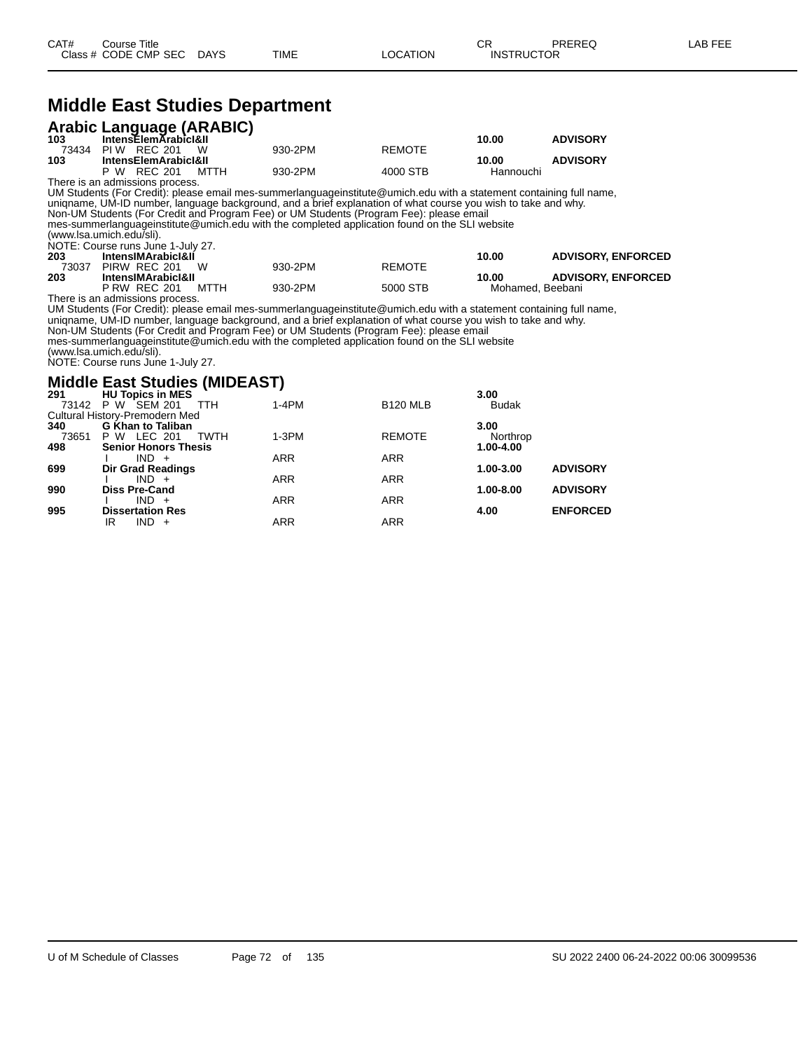## Middle East Studies Department

### Arabic Language (ARABIC)

| CAT# / Class # | Course Title / CODE CMP SEC | DAYS | TIME | LOCATION | CR / INSTRUCTOR | PREREQ | LAB FEE |
|---|---|---|---|---|---|---|---|
| **103** | **IntensElemArabicI&II** | | | | **10.00** | **ADVISORY** | |
| 73434 | PI W REC 201 | W | 930-2PM | REMOTE | | | |
| **103** | **IntensElemArabicI&II** | | | | **10.00** | **ADVISORY** | |
| | P W REC 201 | MTTH | 930-2PM | 4000 STB | Hannouchi | | |

There is an admissions process.
UM Students (For Credit): please email mes-summerlanguageinstitute@umich.edu with a statement containing full name, uniqname, UM-ID number, language background, and a brief explanation of what course you wish to take and why.
Non-UM Students (For Credit and Program Fee) or UM Students (Program Fee): please email mes-summerlanguageinstitute@umich.edu with the completed application found on the SLI website (www.lsa.umich.edu/sli).
NOTE: Course runs June 1-July 27.

| CAT# / Class # | Course Title / CODE CMP SEC | DAYS | TIME | LOCATION | CR / INSTRUCTOR | PREREQ | LAB FEE |
|---|---|---|---|---|---|---|---|
| **203** | **IntensIMArabicI&II** | | | | **10.00** | **ADVISORY, ENFORCED** | |
| 73037 | PIRW REC 201 | W | 930-2PM | REMOTE | | | |
| **203** | **IntensIMArabicI&II** | | | | **10.00** | **ADVISORY, ENFORCED** | |
| | P RW REC 201 | MTTH | 930-2PM | 5000 STB | Mohamed, Beebani | | |

There is an admissions process.
UM Students (For Credit): please email mes-summerlanguageinstitute@umich.edu with a statement containing full name, uniqname, UM-ID number, language background, and a brief explanation of what course you wish to take and why.
Non-UM Students (For Credit and Program Fee) or UM Students (Program Fee): please email mes-summerlanguageinstitute@umich.edu with the completed application found on the SLI website (www.lsa.umich.edu/sli).
NOTE: Course runs June 1-July 27.

### Middle East Studies (MIDEAST)

| CAT# / Class # | Course Title / CODE CMP SEC | DAYS | TIME | LOCATION | CR / INSTRUCTOR | PREREQ | LAB FEE |
|---|---|---|---|---|---|---|---|
| **291** | **HU Topics in MES** | | | | **3.00** | | |
| 73142 | P W SEM 201 | TTH | 1-4PM | B120 MLB | Budak | | |
| | Cultural History-Premodern Med | | | | | | |
| **340** | **G Khan to Taliban** | | | | **3.00** | | |
| 73651 | P W LEC 201 | TWTH | 1-3PM | REMOTE | Northrop | | |
| **498** | **Senior Honors Thesis** | | | | **1.00-4.00** | | |
| | I IND + | | ARR | ARR | | | |
| **699** | **Dir Grad Readings** | | | | **1.00-3.00** | **ADVISORY** | |
| | I IND + | | ARR | ARR | | | |
| **990** | **Diss Pre-Cand** | | | | **1.00-8.00** | **ADVISORY** | |
| | I IND + | | ARR | ARR | | | |
| **995** | **Dissertation Res** | | | | **4.00** | **ENFORCED** | |
| | IR IND + | | ARR | ARR | | | |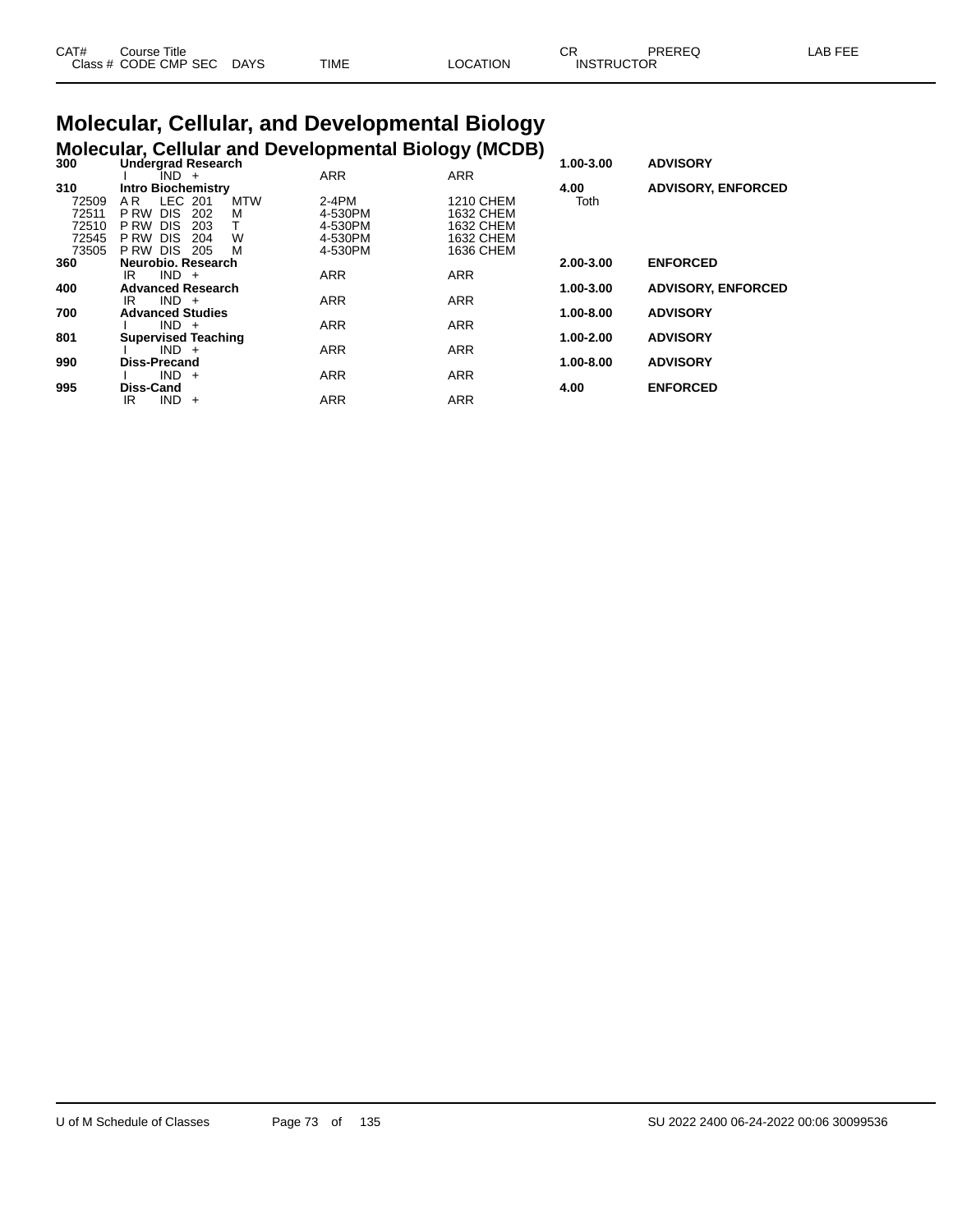# Molecular, Cellular, and Developmental Biology

## Molecular, Cellular and Developmental Biology (MCDB)

| CAT# / Class # | Course Title / CODE CMP SEC | DAYS | TIME | LOCATION | CR / INSTRUCTOR | PREREQ | LAB FEE |
|---|---|---|---|---|---|---|---|
| **300** | **Undergrad Research** | | | | **1.00-3.00** | **ADVISORY** | |
| | I IND + | | ARR | ARR | | | |
| **310** | **Intro Biochemistry** | | | | **4.00** | **ADVISORY, ENFORCED** | |
| 72509 | A R LEC 201 | MTW | 2-4PM | 1210 CHEM | Toth | | |
| 72511 | P RW DIS 202 | M | 4-530PM | 1632 CHEM | | | |
| 72510 | P RW DIS 203 | T | 4-530PM | 1632 CHEM | | | |
| 72545 | P RW DIS 204 | W | 4-530PM | 1632 CHEM | | | |
| 73505 | P RW DIS 205 | M | 4-530PM | 1636 CHEM | | | |
| **360** | **Neurobio. Research** | | | | **2.00-3.00** | **ENFORCED** | |
| | IR IND + | | ARR | ARR | | | |
| **400** | **Advanced Research** | | | | **1.00-3.00** | **ADVISORY, ENFORCED** | |
| | IR IND + | | ARR | ARR | | | |
| **700** | **Advanced Studies** | | | | **1.00-8.00** | **ADVISORY** | |
| | I IND + | | ARR | ARR | | | |
| **801** | **Supervised Teaching** | | | | **1.00-2.00** | **ADVISORY** | |
| | I IND + | | ARR | ARR | | | |
| **990** | **Diss-Precand** | | | | **1.00-8.00** | **ADVISORY** | |
| | I IND + | | ARR | ARR | | | |
| **995** | **Diss-Cand** | | | | **4.00** | **ENFORCED** | |
| | IR IND + | | ARR | ARR | | | |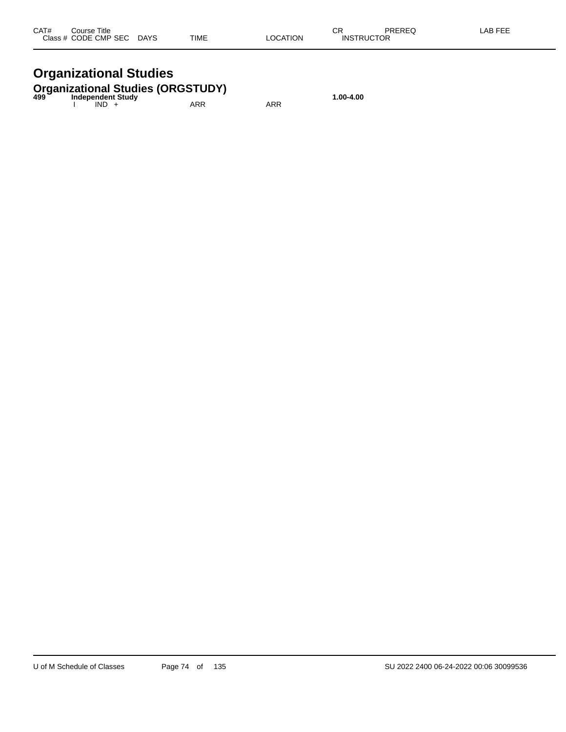| CAT# | Course Title | | | | | | CR | PREREQ | LAB FEE |
|---|---|---|---|---|---|---|---|---|---|
| Class # | CODE | CMP | SEC | DAYS | TIME | LOCATION | INSTRUCTOR | | |

# Organizational Studies

## Organizational Studies (ORGSTUDY)

| CAT# | Course Title | | | | | | CR | PREREQ | LAB FEE |
|---|---|---|---|---|---|---|---|---|---|
| **499** | **Independent Study** | | | | | | **1.00-4.00** | | |
| | I | IND | + | | ARR | ARR | | | |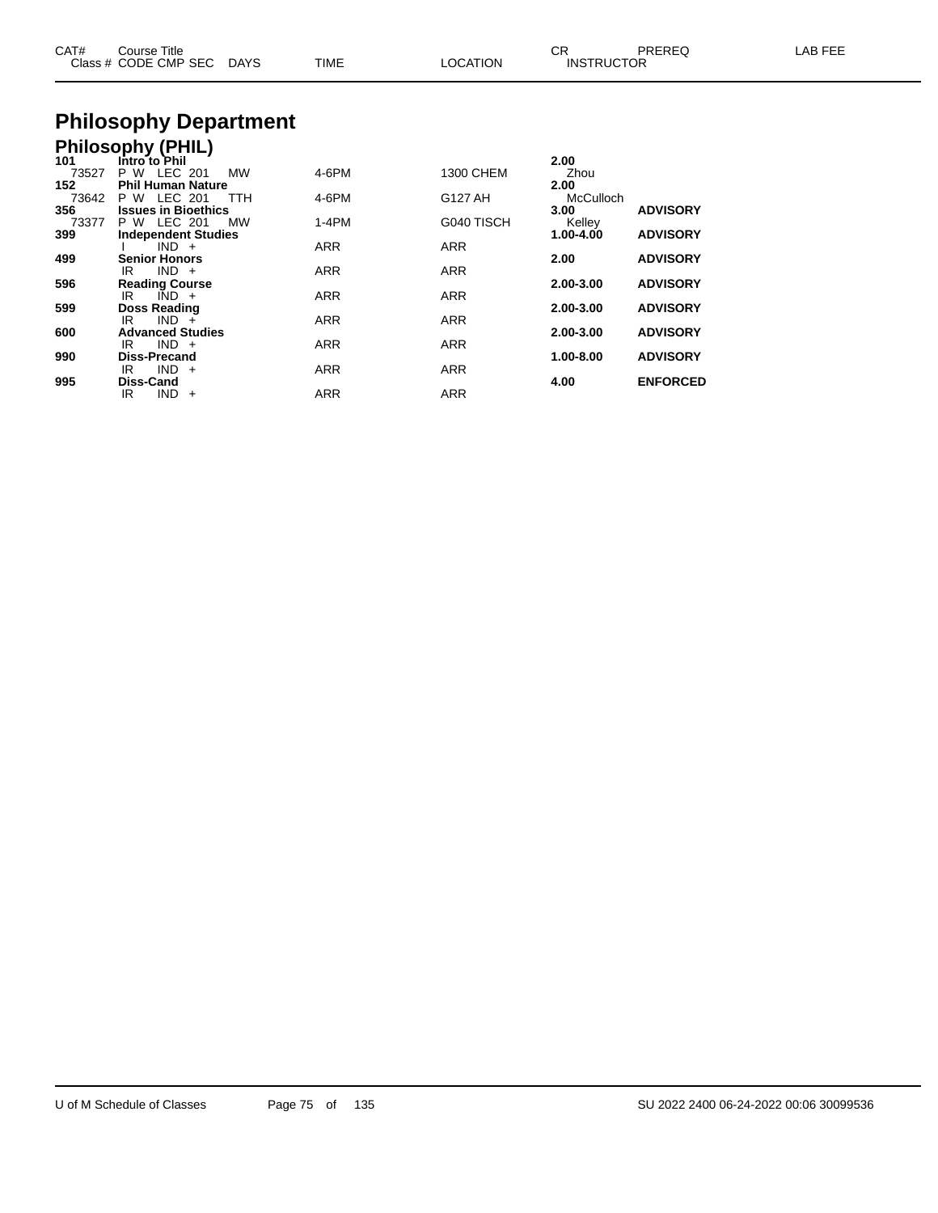# Philosophy Department

## Philosophy (PHIL)

| CAT# / Class # | Course Title / CODE CMP SEC | DAYS | TIME | LOCATION | CR / INSTRUCTOR | PREREQ | LAB FEE |
|---|---|---|---|---|---|---|---|
| **101** | **Intro to Phil** | | | | **2.00** | | |
| 73527 | P W LEC 201 | MW | 4-6PM | 1300 CHEM | Zhou | | |
| **152** | **Phil Human Nature** | | | | **2.00** | | |
| 73642 | P W LEC 201 | TTH | 4-6PM | G127 AH | McCulloch | | |
| **356** | **Issues in Bioethics** | | | | **3.00** | **ADVISORY** | |
| 73377 | P W LEC 201 | MW | 1-4PM | G040 TISCH | Kelley | | |
| **399** | **Independent Studies** | | | | **1.00-4.00** | **ADVISORY** | |
| | I IND + | | ARR | ARR | | | |
| **499** | **Senior Honors** | | | | **2.00** | **ADVISORY** | |
| | IR IND + | | ARR | ARR | | | |
| **596** | **Reading Course** | | | | **2.00-3.00** | **ADVISORY** | |
| | IR IND + | | ARR | ARR | | | |
| **599** | **Doss Reading** | | | | **2.00-3.00** | **ADVISORY** | |
| | IR IND + | | ARR | ARR | | | |
| **600** | **Advanced Studies** | | | | **2.00-3.00** | **ADVISORY** | |
| | IR IND + | | ARR | ARR | | | |
| **990** | **Diss-Precand** | | | | **1.00-8.00** | **ADVISORY** | |
| | IR IND + | | ARR | ARR | | | |
| **995** | **Diss-Cand** | | | | **4.00** | **ENFORCED** | |
| | IR IND + | | ARR | ARR | | | |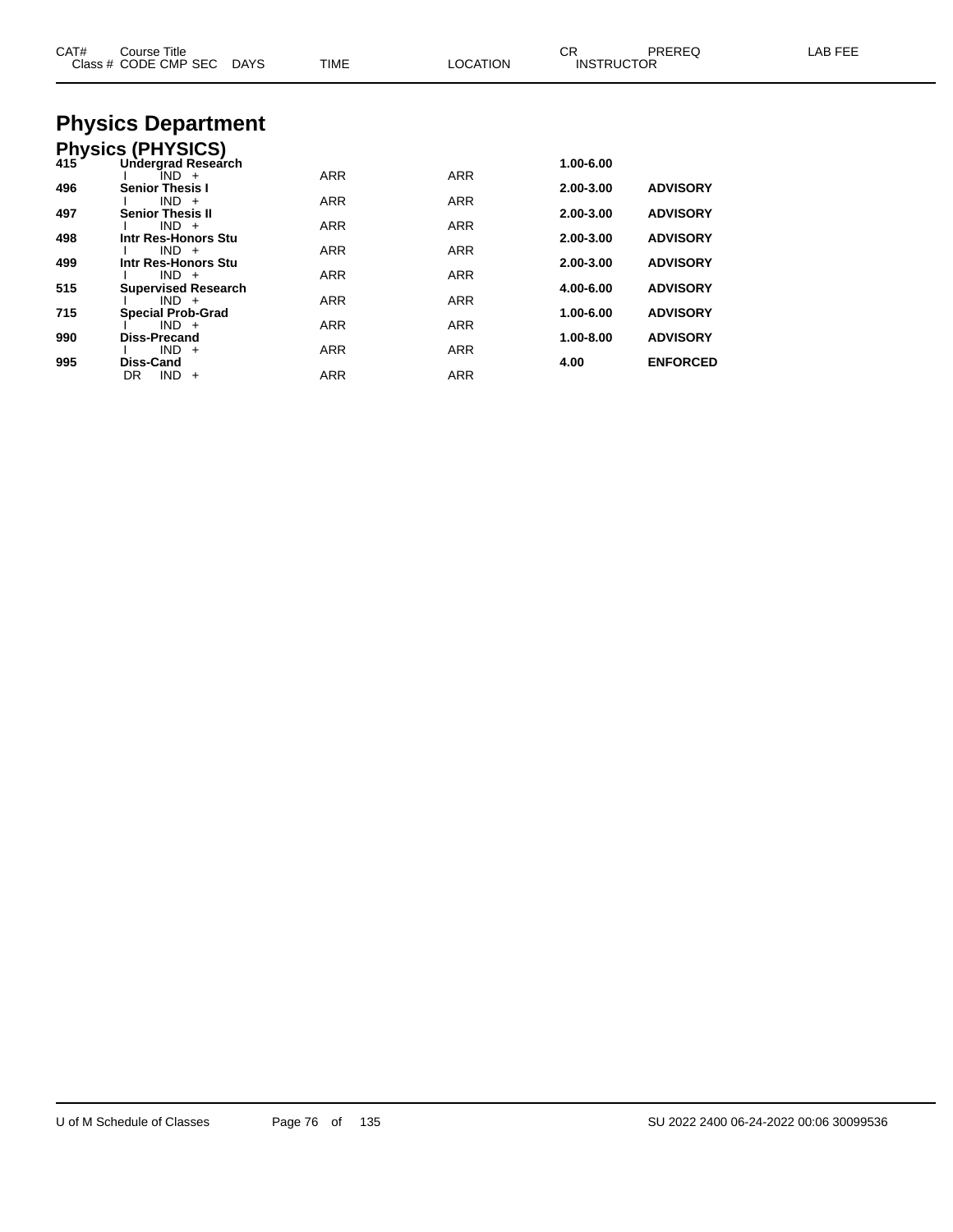| CAT# | Course Title<br>Class # CODE CMP SEC DAYS | TIME | LOCATION | CR<br>INSTRUCTOR | PREREQ | LAB FEE |
|---|---|---|---|---|---|---|

# Physics Department

## Physics (PHYSICS)

| CAT# | Course Title / Class # CODE CMP SEC DAYS | TIME | LOCATION | CR / INSTRUCTOR | PREREQ | LAB FEE |
|---|---|---|---|---|---|---|
| **415** | **Undergrad Research** | | | **1.00-6.00** | | |
| | I IND + | ARR | ARR | | | |
| **496** | **Senior Thesis I** | | | **2.00-3.00** | **ADVISORY** | |
| | I IND + | ARR | ARR | | | |
| **497** | **Senior Thesis II** | | | **2.00-3.00** | **ADVISORY** | |
| | I IND + | ARR | ARR | | | |
| **498** | **Intr Res-Honors Stu** | | | **2.00-3.00** | **ADVISORY** | |
| | I IND + | ARR | ARR | | | |
| **499** | **Intr Res-Honors Stu** | | | **2.00-3.00** | **ADVISORY** | |
| | I IND + | ARR | ARR | | | |
| **515** | **Supervised Research** | | | **4.00-6.00** | **ADVISORY** | |
| | I IND + | ARR | ARR | | | |
| **715** | **Special Prob-Grad** | | | **1.00-6.00** | **ADVISORY** | |
| | I IND + | ARR | ARR | | | |
| **990** | **Diss-Precand** | | | **1.00-8.00** | **ADVISORY** | |
| | I IND + | ARR | ARR | | | |
| **995** | **Diss-Cand** | | | **4.00** | **ENFORCED** | |
| | DR IND + | ARR | ARR | | | |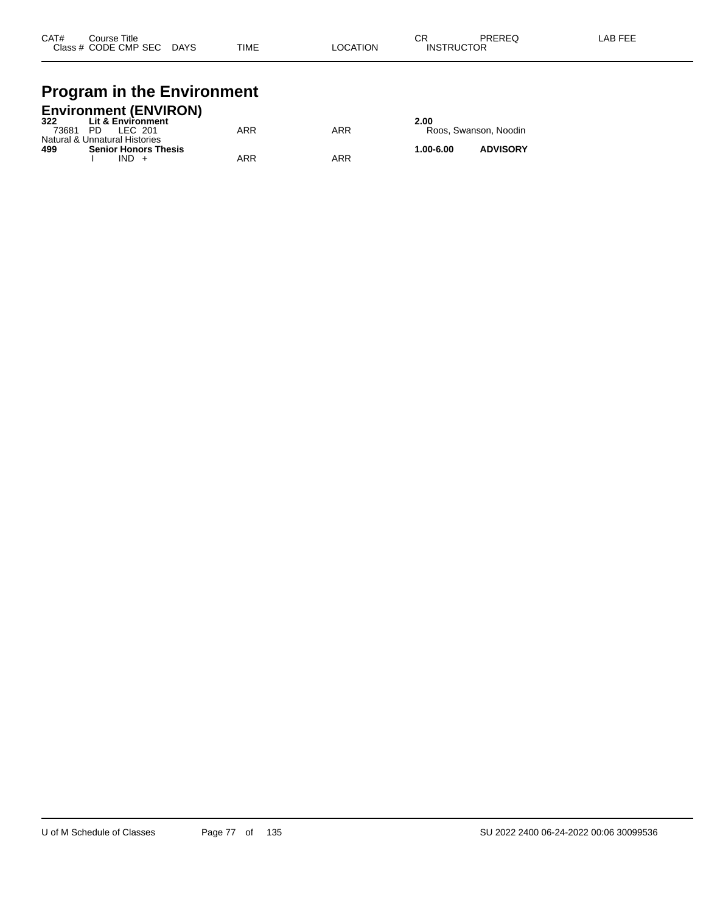| CAT# | Course Title | | | | | CR | PREREQ | LAB FEE |
|---|---|---|---|---|---|---|---|---|
| Class # | CODE | CMP SEC | DAYS | TIME | LOCATION | INSTRUCTOR | | |

# Program in the Environment

## Environment (ENVIRON)

| CAT# | Course Title | | | | | CR | PREREQ | LAB FEE |
|---|---|---|---|---|---|---|---|---|
| **322** | **Lit & Environment** | | | | | **2.00** | | |
| 73681 | PD | LEC 201 | | ARR | ARR | Roos, Swanson, Noodin | | |
| Natural & Unnatural Histories | | | | | | | | |
| **499** | **Senior Honors Thesis** | | | | | **1.00-6.00** | **ADVISORY** | |
| | I | IND + | | ARR | ARR | | | |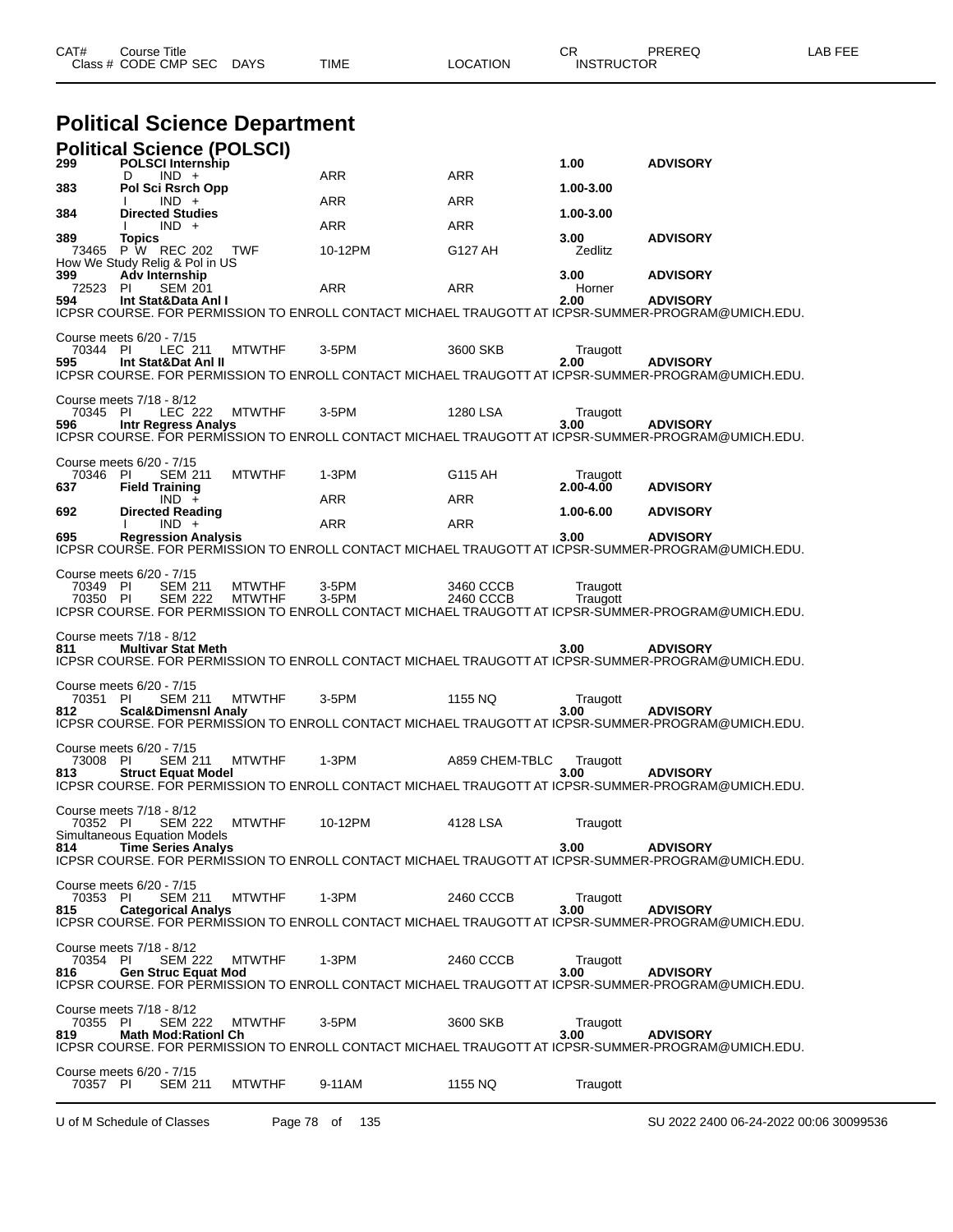| CAT# | Course Title | | | | | CR | PREREQ | LAB FEE |
|---|---|---|---|---|---|---|---|---|
| Class # | CODE CMP SEC | DAYS | TIME | LOCATION | | INSTRUCTOR | | |

# Political Science Department

## Political Science (POLSCI)

**299** **POLSCI Internship** — 1.00 — **ADVISORY**
D IND + ARR ARR

**383** **Pol Sci Rsrch Opp** — 1.00-3.00
I IND + ARR ARR

**384** **Directed Studies** — 1.00-3.00
I IND + ARR ARR

**389** **Topics** — 3.00 — **ADVISORY**
73465 P W REC 202 TWF 10-12PM G127 AH Zedlitz
How We Study Relig & Pol in US

**399** **Adv Internship** — 3.00 — **ADVISORY**
72523 PI SEM 201 ARR ARR Horner

**594** **Int Stat&Data Anl I** — 2.00 — **ADVISORY**
ICPSR COURSE. FOR PERMISSION TO ENROLL CONTACT MICHAEL TRAUGOTT AT ICPSR-SUMMER-PROGRAM@UMICH.EDU.

Course meets 6/20 - 7/15
70344 PI LEC 211 MTWTHF 3-5PM 3600 SKB Traugott

**595** **Int Stat&Dat Anl II** — 2.00 — **ADVISORY**
ICPSR COURSE. FOR PERMISSION TO ENROLL CONTACT MICHAEL TRAUGOTT AT ICPSR-SUMMER-PROGRAM@UMICH.EDU.

Course meets 7/18 - 8/12
70345 PI LEC 222 MTWTHF 3-5PM 1280 LSA Traugott

**596** **Intr Regress Analys** — 3.00 — **ADVISORY**
ICPSR COURSE. FOR PERMISSION TO ENROLL CONTACT MICHAEL TRAUGOTT AT ICPSR-SUMMER-PROGRAM@UMICH.EDU.

Course meets 6/20 - 7/15
70346 PI SEM 211 MTWTHF 1-3PM G115 AH Traugott

**637** **Field Training** — 2.00-4.00 — **ADVISORY**
IND + ARR ARR

**692** **Directed Reading** — 1.00-6.00 — **ADVISORY**
I IND + ARR ARR

**695** **Regression Analysis** — 3.00 — **ADVISORY**
ICPSR COURSE. FOR PERMISSION TO ENROLL CONTACT MICHAEL TRAUGOTT AT ICPSR-SUMMER-PROGRAM@UMICH.EDU.

Course meets 6/20 - 7/15
70349 PI SEM 211 MTWTHF 3-5PM 3460 CCCB Traugott
70350 PI SEM 222 MTWTHF 3-5PM 2460 CCCB Traugott
ICPSR COURSE. FOR PERMISSION TO ENROLL CONTACT MICHAEL TRAUGOTT AT ICPSR-SUMMER-PROGRAM@UMICH.EDU.

Course meets 7/18 - 8/12

**811** **Multivar Stat Meth** — 3.00 — **ADVISORY**
ICPSR COURSE. FOR PERMISSION TO ENROLL CONTACT MICHAEL TRAUGOTT AT ICPSR-SUMMER-PROGRAM@UMICH.EDU.

Course meets 6/20 - 7/15
70351 PI SEM 211 MTWTHF 3-5PM 1155 NQ Traugott

**812** **Scal&Dimensnl Analy** — 3.00 — **ADVISORY**
ICPSR COURSE. FOR PERMISSION TO ENROLL CONTACT MICHAEL TRAUGOTT AT ICPSR-SUMMER-PROGRAM@UMICH.EDU.

Course meets 6/20 - 7/15
73008 PI SEM 211 MTWTHF 1-3PM A859 CHEM-TBLC Traugott

**813** **Struct Equat Model** — 3.00 — **ADVISORY**
ICPSR COURSE. FOR PERMISSION TO ENROLL CONTACT MICHAEL TRAUGOTT AT ICPSR-SUMMER-PROGRAM@UMICH.EDU.

Course meets 7/18 - 8/12
70352 PI SEM 222 MTWTHF 10-12PM 4128 LSA Traugott
Simultaneous Equation Models

**814** **Time Series Analys** — 3.00 — **ADVISORY**
ICPSR COURSE. FOR PERMISSION TO ENROLL CONTACT MICHAEL TRAUGOTT AT ICPSR-SUMMER-PROGRAM@UMICH.EDU.

Course meets 6/20 - 7/15
70353 PI SEM 211 MTWTHF 1-3PM 2460 CCCB Traugott

**815** **Categorical Analys** — 3.00 — **ADVISORY**
ICPSR COURSE. FOR PERMISSION TO ENROLL CONTACT MICHAEL TRAUGOTT AT ICPSR-SUMMER-PROGRAM@UMICH.EDU.

Course meets 7/18 - 8/12
70354 PI SEM 222 MTWTHF 1-3PM 2460 CCCB Traugott

**816** **Gen Struc Equat Mod** — 3.00 — **ADVISORY**
ICPSR COURSE. FOR PERMISSION TO ENROLL CONTACT MICHAEL TRAUGOTT AT ICPSR-SUMMER-PROGRAM@UMICH.EDU.

Course meets 7/18 - 8/12
70355 PI SEM 222 MTWTHF 3-5PM 3600 SKB Traugott

**819** **Math Mod:Rationl Ch** — 3.00 — **ADVISORY**
ICPSR COURSE. FOR PERMISSION TO ENROLL CONTACT MICHAEL TRAUGOTT AT ICPSR-SUMMER-PROGRAM@UMICH.EDU.

Course meets 6/20 - 7/15
70357 PI SEM 211 MTWTHF 9-11AM 1155 NQ Traugott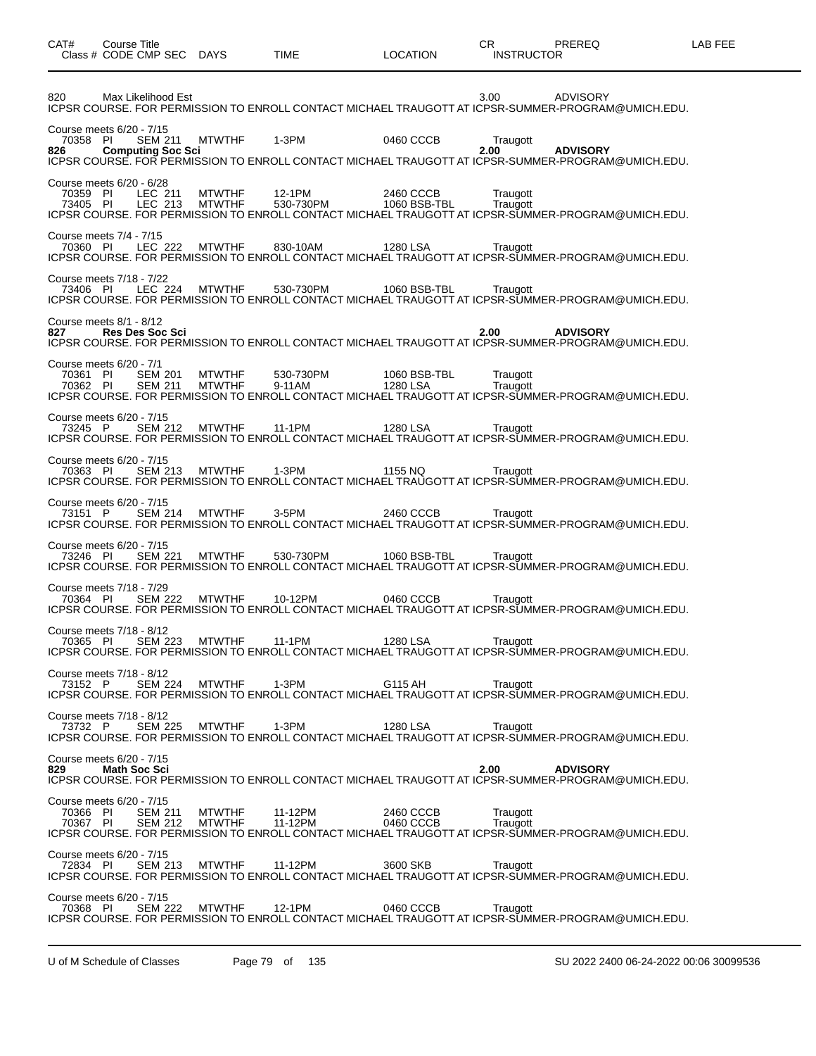| CAT# | Course Title | | | | | | CR | PREREQ | LAB FEE |
|---|---|---|---|---|---|---|---|---|---|
| Class # | CODE | CMP | SEC | DAYS | TIME | LOCATION | INSTRUCTOR | | |

820 Max Likelihood Est 3.00 ADVISORY
ICPSR COURSE. FOR PERMISSION TO ENROLL CONTACT MICHAEL TRAUGOTT AT ICPSR-SUMMER-PROGRAM@UMICH.EDU.

Course meets 6/20 - 7/15

| 70358 | PI | SEM | 211 | MTWTHF | 1-3PM | 0460 CCCB | Traugott |
|---|---|---|---|---|---|---|---|

**826 Computing Soc Sci 2.00 ADVISORY**
ICPSR COURSE. FOR PERMISSION TO ENROLL CONTACT MICHAEL TRAUGOTT AT ICPSR-SUMMER-PROGRAM@UMICH.EDU.

Course meets 6/20 - 6/28

| 70359 | PI | LEC | 211 | MTWTHF | 12-1PM | 2460 CCCB | Traugott |
|---|---|---|---|---|---|---|---|
| 73405 | PI | LEC | 213 | MTWTHF | 530-730PM | 1060 BSB-TBL | Traugott |

ICPSR COURSE. FOR PERMISSION TO ENROLL CONTACT MICHAEL TRAUGOTT AT ICPSR-SUMMER-PROGRAM@UMICH.EDU.

Course meets 7/4 - 7/15

| 70360 | PI | LEC | 222 | MTWTHF | 830-10AM | 1280 LSA | Traugott |
|---|---|---|---|---|---|---|---|

ICPSR COURSE. FOR PERMISSION TO ENROLL CONTACT MICHAEL TRAUGOTT AT ICPSR-SUMMER-PROGRAM@UMICH.EDU.

Course meets 7/18 - 7/22

| 73406 | PI | LEC | 224 | MTWTHF | 530-730PM | 1060 BSB-TBL | Traugott |
|---|---|---|---|---|---|---|---|

ICPSR COURSE. FOR PERMISSION TO ENROLL CONTACT MICHAEL TRAUGOTT AT ICPSR-SUMMER-PROGRAM@UMICH.EDU.

Course meets 8/1 - 8/12

**827 Res Des Soc Sci 2.00 ADVISORY**
ICPSR COURSE. FOR PERMISSION TO ENROLL CONTACT MICHAEL TRAUGOTT AT ICPSR-SUMMER-PROGRAM@UMICH.EDU.

Course meets 6/20 - 7/1

| 70361 | PI | SEM | 201 | MTWTHF | 530-730PM | 1060 BSB-TBL | Traugott |
|---|---|---|---|---|---|---|---|
| 70362 | PI | SEM | 211 | MTWTHF | 9-11AM | 1280 LSA | Traugott |

ICPSR COURSE. FOR PERMISSION TO ENROLL CONTACT MICHAEL TRAUGOTT AT ICPSR-SUMMER-PROGRAM@UMICH.EDU.

Course meets 6/20 - 7/15

| 73245 | P | SEM | 212 | MTWTHF | 11-1PM | 1280 LSA | Traugott |
|---|---|---|---|---|---|---|---|

ICPSR COURSE. FOR PERMISSION TO ENROLL CONTACT MICHAEL TRAUGOTT AT ICPSR-SUMMER-PROGRAM@UMICH.EDU.

Course meets 6/20 - 7/15

| 70363 | PI | SEM | 213 | MTWTHF | 1-3PM | 1155 NQ | Traugott |
|---|---|---|---|---|---|---|---|

ICPSR COURSE. FOR PERMISSION TO ENROLL CONTACT MICHAEL TRAUGOTT AT ICPSR-SUMMER-PROGRAM@UMICH.EDU.

Course meets 6/20 - 7/15

| 73151 | P | SEM | 214 | MTWTHF | 3-5PM | 2460 CCCB | Traugott |
|---|---|---|---|---|---|---|---|

ICPSR COURSE. FOR PERMISSION TO ENROLL CONTACT MICHAEL TRAUGOTT AT ICPSR-SUMMER-PROGRAM@UMICH.EDU.

Course meets 6/20 - 7/15

| 73246 | PI | SEM | 221 | MTWTHF | 530-730PM | 1060 BSB-TBL | Traugott |
|---|---|---|---|---|---|---|---|

ICPSR COURSE. FOR PERMISSION TO ENROLL CONTACT MICHAEL TRAUGOTT AT ICPSR-SUMMER-PROGRAM@UMICH.EDU.

Course meets 7/18 - 7/29

| 70364 | PI | SEM | 222 | MTWTHF | 10-12PM | 0460 CCCB | Traugott |
|---|---|---|---|---|---|---|---|

ICPSR COURSE. FOR PERMISSION TO ENROLL CONTACT MICHAEL TRAUGOTT AT ICPSR-SUMMER-PROGRAM@UMICH.EDU.

Course meets 7/18 - 8/12

| 70365 | PI | SEM | 223 | MTWTHF | 11-1PM | 1280 LSA | Traugott |
|---|---|---|---|---|---|---|---|

ICPSR COURSE. FOR PERMISSION TO ENROLL CONTACT MICHAEL TRAUGOTT AT ICPSR-SUMMER-PROGRAM@UMICH.EDU.

Course meets 7/18 - 8/12

| 73152 | P | SEM | 224 | MTWTHF | 1-3PM | G115 AH | Traugott |
|---|---|---|---|---|---|---|---|

ICPSR COURSE. FOR PERMISSION TO ENROLL CONTACT MICHAEL TRAUGOTT AT ICPSR-SUMMER-PROGRAM@UMICH.EDU.

Course meets 7/18 - 8/12

| 73732 | P | SEM | 225 | MTWTHF | 1-3PM | 1280 LSA | Traugott |
|---|---|---|---|---|---|---|---|

ICPSR COURSE. FOR PERMISSION TO ENROLL CONTACT MICHAEL TRAUGOTT AT ICPSR-SUMMER-PROGRAM@UMICH.EDU.

Course meets 6/20 - 7/15

**829 Math Soc Sci 2.00 ADVISORY**
ICPSR COURSE. FOR PERMISSION TO ENROLL CONTACT MICHAEL TRAUGOTT AT ICPSR-SUMMER-PROGRAM@UMICH.EDU.

Course meets 6/20 - 7/15

| 70366 | PI | SEM | 211 | MTWTHF | 11-12PM | 2460 CCCB | Traugott |
|---|---|---|---|---|---|---|---|
| 70367 | PI | SEM | 212 | MTWTHF | 11-12PM | 0460 CCCB | Traugott |

ICPSR COURSE. FOR PERMISSION TO ENROLL CONTACT MICHAEL TRAUGOTT AT ICPSR-SUMMER-PROGRAM@UMICH.EDU.

Course meets 6/20 - 7/15

| 72834 | PI | SEM | 213 | MTWTHF | 11-12PM | 3600 SKB | Traugott |
|---|---|---|---|---|---|---|---|

ICPSR COURSE. FOR PERMISSION TO ENROLL CONTACT MICHAEL TRAUGOTT AT ICPSR-SUMMER-PROGRAM@UMICH.EDU.

Course meets 6/20 - 7/15

| 70368 | PI | SEM | 222 | MTWTHF | 12-1PM | 0460 CCCB | Traugott |
|---|---|---|---|---|---|---|---|

ICPSR COURSE. FOR PERMISSION TO ENROLL CONTACT MICHAEL TRAUGOTT AT ICPSR-SUMMER-PROGRAM@UMICH.EDU.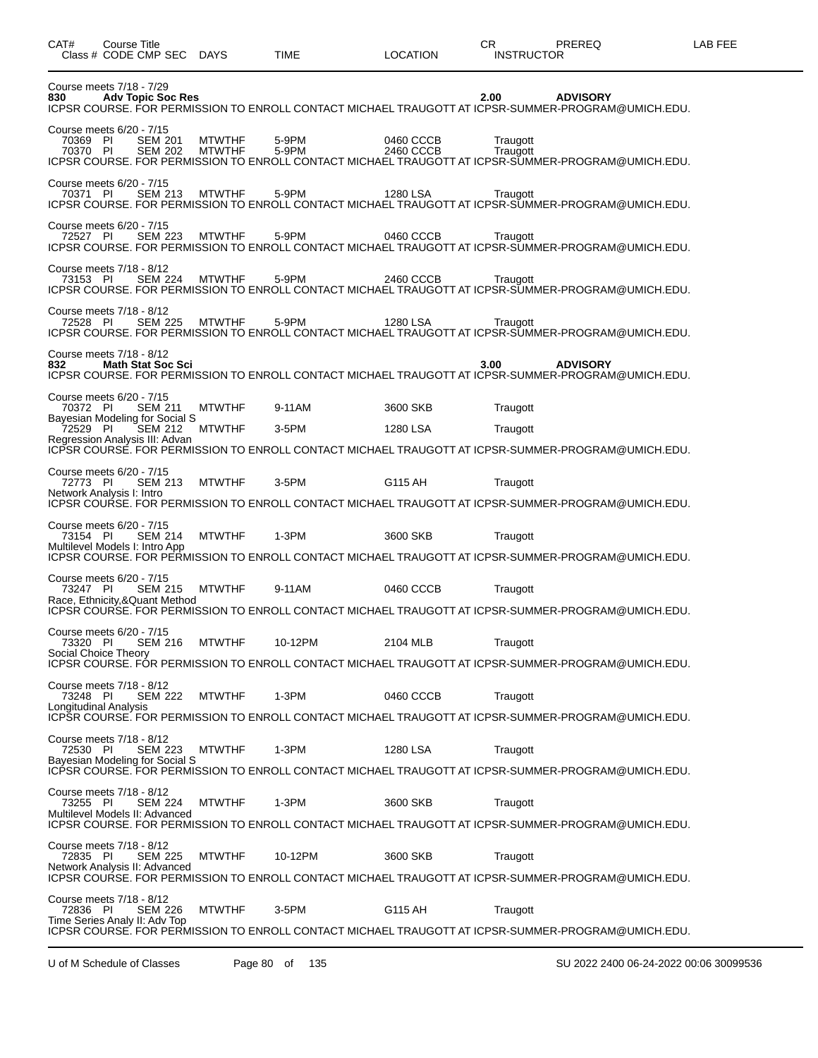| CAT# | Course Title Class # CODE CMP SEC | DAYS | TIME | LOCATION | CR INSTRUCTOR | PREREQ | LAB FEE |
|---|---|---|---|---|---|---|---|

Course meets 7/18 - 7/29

**830 Adv Topic Soc Res** **2.00** **ADVISORY**

ICPSR COURSE. FOR PERMISSION TO ENROLL CONTACT MICHAEL TRAUGOTT AT ICPSR-SUMMER-PROGRAM@UMICH.EDU.

Course meets 6/20 - 7/15

| Class # | CODE | CMP SEC | DAYS | TIME | LOCATION | INSTRUCTOR |
|---|---|---|---|---|---|---|
| 70369 | PI | SEM 201 | MTWTHF | 5-9PM | 0460 CCCB | Traugott |
| 70370 | PI | SEM 202 | MTWTHF | 5-9PM | 2460 CCCB | Traugott |

ICPSR COURSE. FOR PERMISSION TO ENROLL CONTACT MICHAEL TRAUGOTT AT ICPSR-SUMMER-PROGRAM@UMICH.EDU.

Course meets 6/20 - 7/15

| Class # | CODE | CMP SEC | DAYS | TIME | LOCATION | INSTRUCTOR |
|---|---|---|---|---|---|---|
| 70371 | PI | SEM 213 | MTWTHF | 5-9PM | 1280 LSA | Traugott |

ICPSR COURSE. FOR PERMISSION TO ENROLL CONTACT MICHAEL TRAUGOTT AT ICPSR-SUMMER-PROGRAM@UMICH.EDU.

Course meets 6/20 - 7/15

| Class # | CODE | CMP SEC | DAYS | TIME | LOCATION | INSTRUCTOR |
|---|---|---|---|---|---|---|
| 72527 | PI | SEM 223 | MTWTHF | 5-9PM | 0460 CCCB | Traugott |

ICPSR COURSE. FOR PERMISSION TO ENROLL CONTACT MICHAEL TRAUGOTT AT ICPSR-SUMMER-PROGRAM@UMICH.EDU.

Course meets 7/18 - 8/12

| Class # | CODE | CMP SEC | DAYS | TIME | LOCATION | INSTRUCTOR |
|---|---|---|---|---|---|---|
| 73153 | PI | SEM 224 | MTWTHF | 5-9PM | 2460 CCCB | Traugott |

ICPSR COURSE. FOR PERMISSION TO ENROLL CONTACT MICHAEL TRAUGOTT AT ICPSR-SUMMER-PROGRAM@UMICH.EDU.

Course meets 7/18 - 8/12

| Class # | CODE | CMP SEC | DAYS | TIME | LOCATION | INSTRUCTOR |
|---|---|---|---|---|---|---|
| 72528 | PI | SEM 225 | MTWTHF | 5-9PM | 1280 LSA | Traugott |

ICPSR COURSE. FOR PERMISSION TO ENROLL CONTACT MICHAEL TRAUGOTT AT ICPSR-SUMMER-PROGRAM@UMICH.EDU.

Course meets 7/18 - 8/12

**832 Math Stat Soc Sci** **3.00** **ADVISORY**

ICPSR COURSE. FOR PERMISSION TO ENROLL CONTACT MICHAEL TRAUGOTT AT ICPSR-SUMMER-PROGRAM@UMICH.EDU.

Course meets 6/20 - 7/15

| Class # | CODE | CMP SEC | DAYS | TIME | LOCATION | INSTRUCTOR |
|---|---|---|---|---|---|---|
| 70372 | PI | SEM 211 | MTWTHF | 9-11AM | 3600 SKB | Traugott |

Bayesian Modeling for Social S

| Class # | CODE | CMP SEC | DAYS | TIME | LOCATION | INSTRUCTOR |
|---|---|---|---|---|---|---|
| 72529 | PI | SEM 212 | MTWTHF | 3-5PM | 1280 LSA | Traugott |

Regression Analysis III: Advan

ICPSR COURSE. FOR PERMISSION TO ENROLL CONTACT MICHAEL TRAUGOTT AT ICPSR-SUMMER-PROGRAM@UMICH.EDU.

Course meets 6/20 - 7/15

| Class # | CODE | CMP SEC | DAYS | TIME | LOCATION | INSTRUCTOR |
|---|---|---|---|---|---|---|
| 72773 | PI | SEM 213 | MTWTHF | 3-5PM | G115 AH | Traugott |

Network Analysis I: Intro

ICPSR COURSE. FOR PERMISSION TO ENROLL CONTACT MICHAEL TRAUGOTT AT ICPSR-SUMMER-PROGRAM@UMICH.EDU.

Course meets 6/20 - 7/15

| Class # | CODE | CMP SEC | DAYS | TIME | LOCATION | INSTRUCTOR |
|---|---|---|---|---|---|---|
| 73154 | PI | SEM 214 | MTWTHF | 1-3PM | 3600 SKB | Traugott |

Multilevel Models I: Intro App

ICPSR COURSE. FOR PERMISSION TO ENROLL CONTACT MICHAEL TRAUGOTT AT ICPSR-SUMMER-PROGRAM@UMICH.EDU.

Course meets 6/20 - 7/15

| Class # | CODE | CMP SEC | DAYS | TIME | LOCATION | INSTRUCTOR |
|---|---|---|---|---|---|---|
| 73247 | PI | SEM 215 | MTWTHF | 9-11AM | 0460 CCCB | Traugott |

Race, Ethnicity,&Quant Method

ICPSR COURSE. FOR PERMISSION TO ENROLL CONTACT MICHAEL TRAUGOTT AT ICPSR-SUMMER-PROGRAM@UMICH.EDU.

Course meets 6/20 - 7/15

| Class # | CODE | CMP SEC | DAYS | TIME | LOCATION | INSTRUCTOR |
|---|---|---|---|---|---|---|
| 73320 | PI | SEM 216 | MTWTHF | 10-12PM | 2104 MLB | Traugott |

Social Choice Theory

ICPSR COURSE. FOR PERMISSION TO ENROLL CONTACT MICHAEL TRAUGOTT AT ICPSR-SUMMER-PROGRAM@UMICH.EDU.

Course meets 7/18 - 8/12

| Class # | CODE | CMP SEC | DAYS | TIME | LOCATION | INSTRUCTOR |
|---|---|---|---|---|---|---|
| 73248 | PI | SEM 222 | MTWTHF | 1-3PM | 0460 CCCB | Traugott |

Longitudinal Analysis

ICPSR COURSE. FOR PERMISSION TO ENROLL CONTACT MICHAEL TRAUGOTT AT ICPSR-SUMMER-PROGRAM@UMICH.EDU.

Course meets 7/18 - 8/12

| Class # | CODE | CMP SEC | DAYS | TIME | LOCATION | INSTRUCTOR |
|---|---|---|---|---|---|---|
| 72530 | PI | SEM 223 | MTWTHF | 1-3PM | 1280 LSA | Traugott |

Bayesian Modeling for Social S

ICPSR COURSE. FOR PERMISSION TO ENROLL CONTACT MICHAEL TRAUGOTT AT ICPSR-SUMMER-PROGRAM@UMICH.EDU.

Course meets 7/18 - 8/12

| Class # | CODE | CMP SEC | DAYS | TIME | LOCATION | INSTRUCTOR |
|---|---|---|---|---|---|---|
| 73255 | PI | SEM 224 | MTWTHF | 1-3PM | 3600 SKB | Traugott |

Multilevel Models II: Advanced

ICPSR COURSE. FOR PERMISSION TO ENROLL CONTACT MICHAEL TRAUGOTT AT ICPSR-SUMMER-PROGRAM@UMICH.EDU.

Course meets 7/18 - 8/12

| Class # | CODE | CMP SEC | DAYS | TIME | LOCATION | INSTRUCTOR |
|---|---|---|---|---|---|---|
| 72835 | PI | SEM 225 | MTWTHF | 10-12PM | 3600 SKB | Traugott |

Network Analysis II: Advanced

ICPSR COURSE. FOR PERMISSION TO ENROLL CONTACT MICHAEL TRAUGOTT AT ICPSR-SUMMER-PROGRAM@UMICH.EDU.

Course meets 7/18 - 8/12

| Class # | CODE | CMP SEC | DAYS | TIME | LOCATION | INSTRUCTOR |
|---|---|---|---|---|---|---|
| 72836 | PI | SEM 226 | MTWTHF | 3-5PM | G115 AH | Traugott |

Time Series Analy II: Adv Top

ICPSR COURSE. FOR PERMISSION TO ENROLL CONTACT MICHAEL TRAUGOTT AT ICPSR-SUMMER-PROGRAM@UMICH.EDU.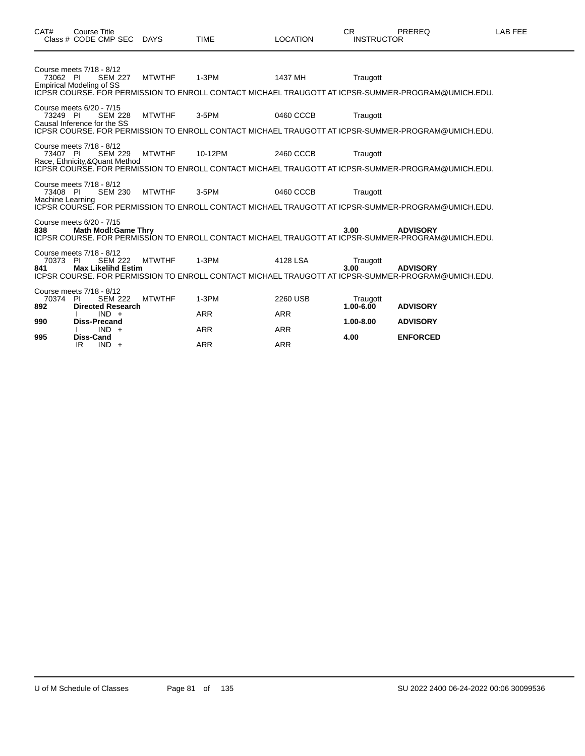| CAT# | Course Title Class # CODE CMP SEC | DAYS | TIME | LOCATION | CR INSTRUCTOR | PREREQ | LAB FEE |
|---|---|---|---|---|---|---|---|
| | Course meets 7/18 - 8/12 | | | | | | |
| 73062 | PI SEM 227 | MTWTHF | 1-3PM | 1437 MH | Traugott | | |
| | Empirical Modeling of SS | | | | | | |
| | ICPSR COURSE. FOR PERMISSION TO ENROLL CONTACT MICHAEL TRAUGOTT AT ICPSR-SUMMER-PROGRAM@UMICH.EDU. | | | | | | |
| | Course meets 6/20 - 7/15 | | | | | | |
| 73249 | PI SEM 228 | MTWTHF | 3-5PM | 0460 CCCB | Traugott | | |
| | Causal Inference for the SS | | | | | | |
| | ICPSR COURSE. FOR PERMISSION TO ENROLL CONTACT MICHAEL TRAUGOTT AT ICPSR-SUMMER-PROGRAM@UMICH.EDU. | | | | | | |
| | Course meets 7/18 - 8/12 | | | | | | |
| 73407 | PI SEM 229 | MTWTHF | 10-12PM | 2460 CCCB | Traugott | | |
| | Race, Ethnicity,&Quant Method | | | | | | |
| | ICPSR COURSE. FOR PERMISSION TO ENROLL CONTACT MICHAEL TRAUGOTT AT ICPSR-SUMMER-PROGRAM@UMICH.EDU. | | | | | | |
| | Course meets 7/18 - 8/12 | | | | | | |
| 73408 | PI SEM 230 | MTWTHF | 3-5PM | 0460 CCCB | Traugott | | |
| | Machine Learning | | | | | | |
| | ICPSR COURSE. FOR PERMISSION TO ENROLL CONTACT MICHAEL TRAUGOTT AT ICPSR-SUMMER-PROGRAM@UMICH.EDU. | | | | | | |
| | Course meets 6/20 - 7/15 | | | | | | |
| **838** | **Math Modl:Game Thry** | | | | **3.00** | **ADVISORY** | |
| | ICPSR COURSE. FOR PERMISSION TO ENROLL CONTACT MICHAEL TRAUGOTT AT ICPSR-SUMMER-PROGRAM@UMICH.EDU. | | | | | | |
| | Course meets 7/18 - 8/12 | | | | | | |
| 70373 | PI SEM 222 | MTWTHF | 1-3PM | 4128 LSA | Traugott | | |
| **841** | **Max Likelihd Estim** | | | | **3.00** | **ADVISORY** | |
| | ICPSR COURSE. FOR PERMISSION TO ENROLL CONTACT MICHAEL TRAUGOTT AT ICPSR-SUMMER-PROGRAM@UMICH.EDU. | | | | | | |
| | Course meets 7/18 - 8/12 | | | | | | |
| 70374 | PI SEM 222 | MTWTHF | 1-3PM | 2260 USB | Traugott | | |
| **892** | **Directed Research** | | | | **1.00-6.00** | **ADVISORY** | |
| | I IND + | | ARR | ARR | | | |
| **990** | **Diss-Precand** | | | | **1.00-8.00** | **ADVISORY** | |
| | I IND + | | ARR | ARR | | | |
| **995** | **Diss-Cand** | | | | **4.00** | **ENFORCED** | |
| | IR IND + | | ARR | ARR | | | |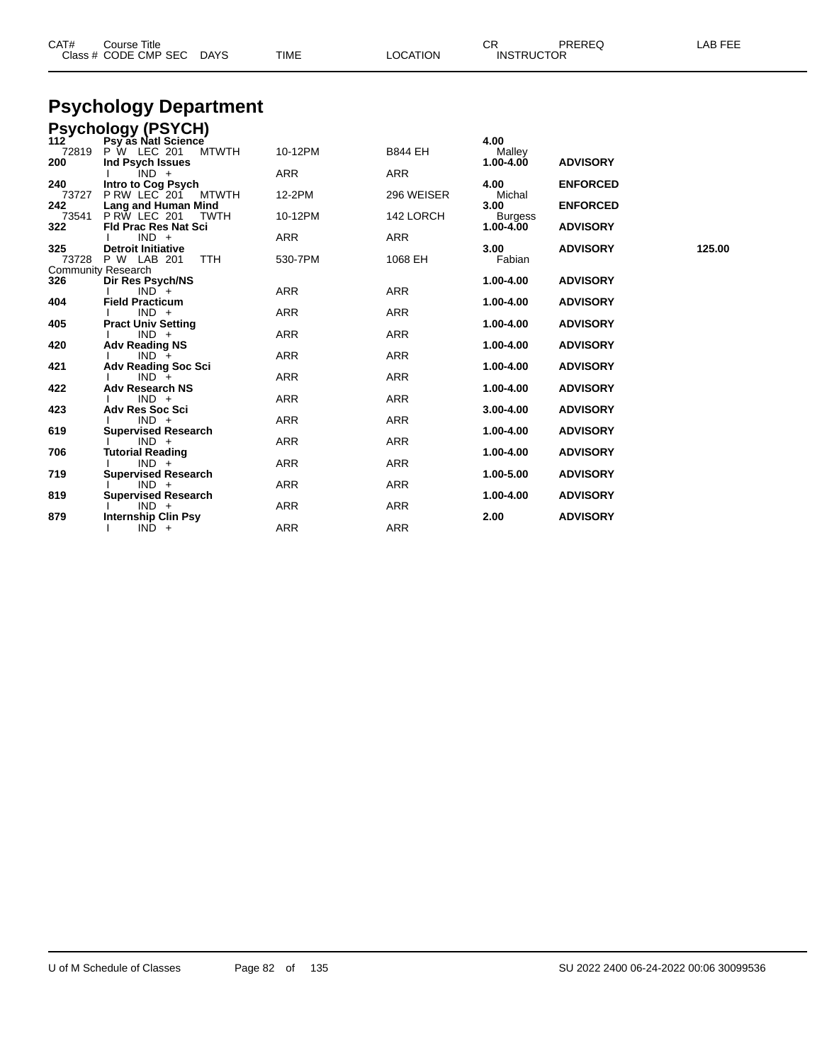# Psychology Department

## Psychology (PSYCH)

| CAT# Class # | Course Title CODE CMP SEC | DAYS | TIME | LOCATION | CR INSTRUCTOR | PREREQ | LAB FEE |
|---|---|---|---|---|---|---|---|
| **112** | **Psy as Natl Science** | | | | **4.00** | | |
| 72819 | P W LEC 201 | MTWTH | 10-12PM | B844 EH | Malley | | |
| **200** | **Ind Psych Issues** | | | | **1.00-4.00** | **ADVISORY** | |
| | I IND + | | ARR | ARR | | | |
| **240** | **Intro to Cog Psych** | | | | **4.00** | **ENFORCED** | |
| 73727 | P RW LEC 201 | MTWTH | 12-2PM | 296 WEISER | Michal | | |
| **242** | **Lang and Human Mind** | | | | **3.00** | **ENFORCED** | |
| 73541 | P RW LEC 201 | TWTH | 10-12PM | 142 LORCH | Burgess | | |
| **322** | **Fld Prac Res Nat Sci** | | | | **1.00-4.00** | **ADVISORY** | |
| | I IND + | | ARR | ARR | | | |
| **325** | **Detroit Initiative** | | | | **3.00** | **ADVISORY** | **125.00** |
| 73728 | P W LAB 201 | TTH | 530-7PM | 1068 EH | Fabian | | |
| Community Research | | | | | | | |
| **326** | **Dir Res Psych/NS** | | | | **1.00-4.00** | **ADVISORY** | |
| | I IND + | | ARR | ARR | | | |
| **404** | **Field Practicum** | | | | **1.00-4.00** | **ADVISORY** | |
| | I IND + | | ARR | ARR | | | |
| **405** | **Pract Univ Setting** | | | | **1.00-4.00** | **ADVISORY** | |
| | I IND + | | ARR | ARR | | | |
| **420** | **Adv Reading NS** | | | | **1.00-4.00** | **ADVISORY** | |
| | I IND + | | ARR | ARR | | | |
| **421** | **Adv Reading Soc Sci** | | | | **1.00-4.00** | **ADVISORY** | |
| | I IND + | | ARR | ARR | | | |
| **422** | **Adv Research NS** | | | | **1.00-4.00** | **ADVISORY** | |
| | I IND + | | ARR | ARR | | | |
| **423** | **Adv Res Soc Sci** | | | | **3.00-4.00** | **ADVISORY** | |
| | I IND + | | ARR | ARR | | | |
| **619** | **Supervised Research** | | | | **1.00-4.00** | **ADVISORY** | |
| | I IND + | | ARR | ARR | | | |
| **706** | **Tutorial Reading** | | | | **1.00-4.00** | **ADVISORY** | |
| | I IND + | | ARR | ARR | | | |
| **719** | **Supervised Research** | | | | **1.00-5.00** | **ADVISORY** | |
| | I IND + | | ARR | ARR | | | |
| **819** | **Supervised Research** | | | | **1.00-4.00** | **ADVISORY** | |
| | I IND + | | ARR | ARR | | | |
| **879** | **Internship Clin Psy** | | | | **2.00** | **ADVISORY** | |
| | I IND + | | ARR | ARR | | | |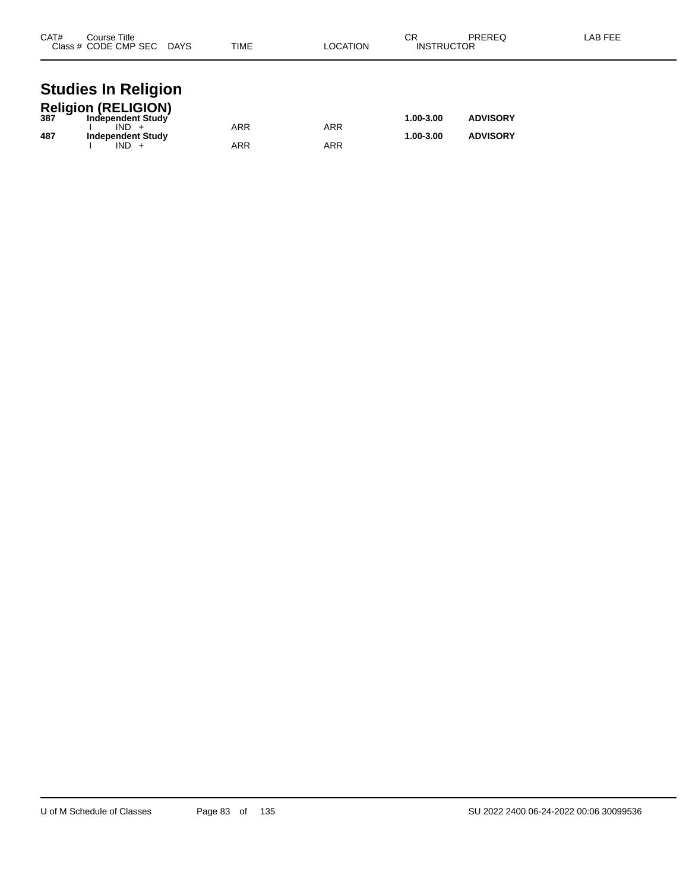| CAT# | Course Title Class # CODE CMP SEC DAYS | TIME | LOCATION | CR INSTRUCTOR | PREREQ | LAB FEE |
|---|---|---|---|---|---|---|

# Studies In Religion

## Religion (RELIGION)

| CAT# | Course Title Class # CODE CMP SEC DAYS | TIME | LOCATION | CR INSTRUCTOR | PREREQ | LAB FEE |
|---|---|---|---|---|---|---|
| **387** | **Independent Study** | | | **1.00-3.00** | **ADVISORY** | |
| | I IND + | ARR | ARR | | | |
| **487** | **Independent Study** | | | **1.00-3.00** | **ADVISORY** | |
| | I IND + | ARR | ARR | | | |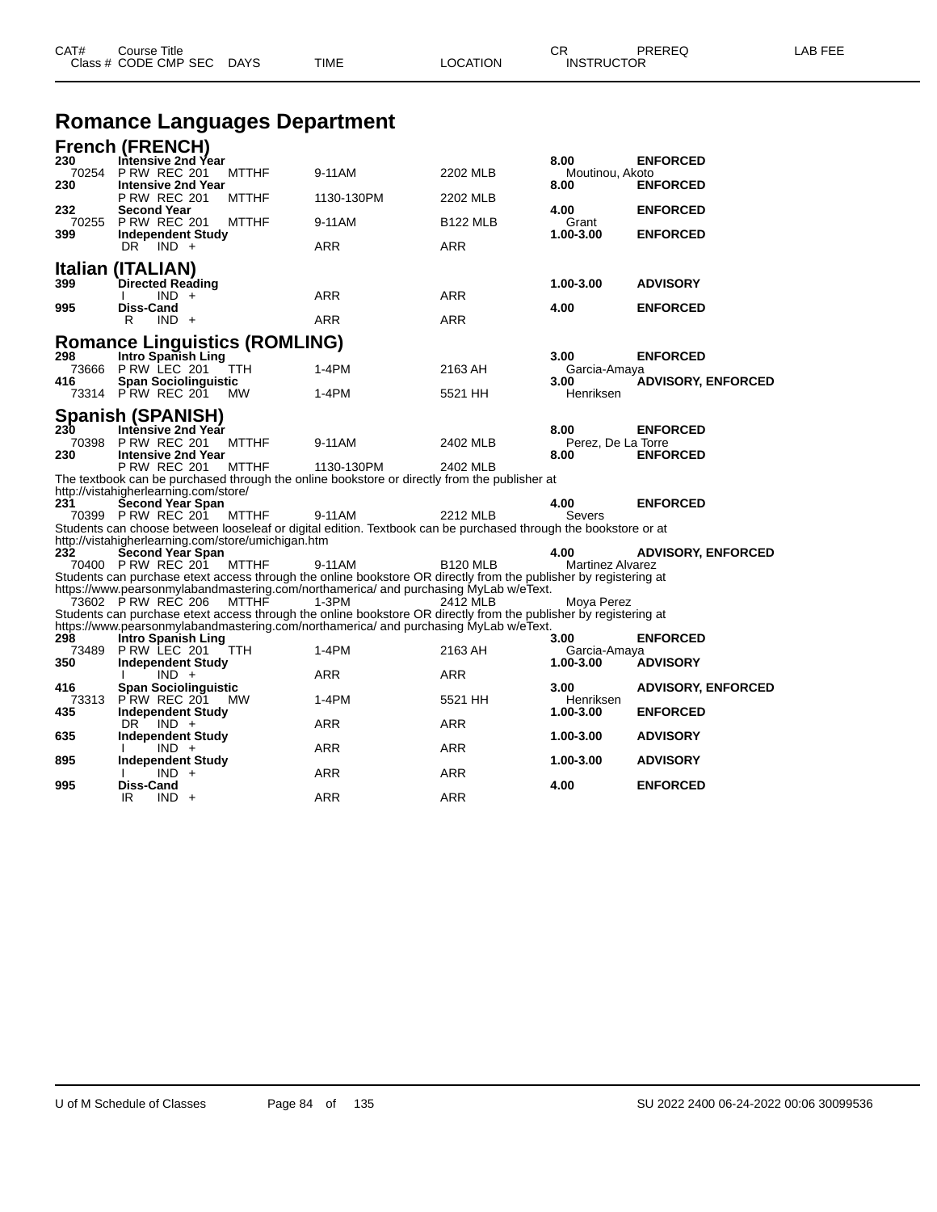# Romance Languages Department

## French (FRENCH)

| CAT# / Class # | Course Title / CODE CMP SEC | DAYS | TIME | LOCATION | CR / INSTRUCTOR | PREREQ | LAB FEE |
|---|---|---|---|---|---|---|---|
| 230 | Intensive 2nd Year | | | | 8.00 | ENFORCED | |
| 70254 | P RW REC 201 | MTTHF | 9-11AM | 2202 MLB | Moutinou, Akoto | | |
| 230 | Intensive 2nd Year | | | | 8.00 | ENFORCED | |
| | P RW REC 201 | MTTHF | 1130-130PM | 2202 MLB | | | |
| 232 | Second Year | | | | 4.00 | ENFORCED | |
| 70255 | P RW REC 201 | MTTHF | 9-11AM | B122 MLB | Grant | | |
| 399 | Independent Study | | | | 1.00-3.00 | ENFORCED | |
| | DR IND + | | ARR | ARR | | | |

## Italian (ITALIAN)

| CAT# / Class # | Course Title / CODE CMP SEC | DAYS | TIME | LOCATION | CR / INSTRUCTOR | PREREQ | LAB FEE |
|---|---|---|---|---|---|---|---|
| 399 | Directed Reading | | | | 1.00-3.00 | ADVISORY | |
| | I IND + | | ARR | ARR | | | |
| 995 | Diss-Cand | | | | 4.00 | ENFORCED | |
| | R IND + | | ARR | ARR | | | |

## Romance Linguistics (ROMLING)

| CAT# / Class # | Course Title / CODE CMP SEC | DAYS | TIME | LOCATION | CR / INSTRUCTOR | PREREQ | LAB FEE |
|---|---|---|---|---|---|---|---|
| 298 | Intro Spanish Ling | | | | 3.00 | ENFORCED | |
| 73666 | P RW LEC 201 | TTH | 1-4PM | 2163 AH | Garcia-Amaya | | |
| 416 | Span Sociolinguistic | | | | 3.00 | ADVISORY, ENFORCED | |
| 73314 | P RW REC 201 | MW | 1-4PM | 5521 HH | Henriksen | | |

## Spanish (SPANISH)

| CAT# / Class # | Course Title / CODE CMP SEC | DAYS | TIME | LOCATION | CR / INSTRUCTOR | PREREQ | LAB FEE |
|---|---|---|---|---|---|---|---|
| 230 | Intensive 2nd Year | | | | 8.00 | ENFORCED | |
| 70398 | P RW REC 201 | MTTHF | 9-11AM | 2402 MLB | Perez, De La Torre | | |
| 230 | Intensive 2nd Year | | | | 8.00 | ENFORCED | |
| | P RW REC 201 | MTTHF | 1130-130PM | 2402 MLB | | | |

The textbook can be purchased through the online bookstore or directly from the publisher at http://vistahigherlearning.com/store/

| CAT# / Class # | Course Title / CODE CMP SEC | DAYS | TIME | LOCATION | CR / INSTRUCTOR | PREREQ | LAB FEE |
|---|---|---|---|---|---|---|---|
| 231 | Second Year Span | | | | 4.00 | ENFORCED | |
| 70399 | P RW REC 201 | MTTHF | 9-11AM | 2212 MLB | Severs | | |

Students can choose between looseleaf or digital edition. Textbook can be purchased through the bookstore or at http://vistahigherlearning.com/store/umichigan.htm

| CAT# / Class # | Course Title / CODE CMP SEC | DAYS | TIME | LOCATION | CR / INSTRUCTOR | PREREQ | LAB FEE |
|---|---|---|---|---|---|---|---|
| 232 | Second Year Span | | | | 4.00 | ADVISORY, ENFORCED | |
| 70400 | P RW REC 201 | MTTHF | 9-11AM | B120 MLB | Martinez Alvarez | | |

Students can purchase etext access through the online bookstore OR directly from the publisher by registering at https://www.pearsonmylabandmastering.com/northamerica/ and purchasing MyLab w/eText.

| CAT# / Class # | Course Title / CODE CMP SEC | DAYS | TIME | LOCATION | CR / INSTRUCTOR | PREREQ | LAB FEE |
|---|---|---|---|---|---|---|---|
| 73602 | P RW REC 206 | MTTHF | 1-3PM | 2412 MLB | Moya Perez | | |

Students can purchase etext access through the online bookstore OR directly from the publisher by registering at https://www.pearsonmylabandmastering.com/northamerica/ and purchasing MyLab w/eText.

| CAT# / Class # | Course Title / CODE CMP SEC | DAYS | TIME | LOCATION | CR / INSTRUCTOR | PREREQ | LAB FEE |
|---|---|---|---|---|---|---|---|
| 298 | Intro Spanish Ling | | | | 3.00 | ENFORCED | |
| 73489 | P RW LEC 201 | TTH | 1-4PM | 2163 AH | Garcia-Amaya | | |
| 350 | Independent Study | | | | 1.00-3.00 | ADVISORY | |
| | I IND + | | ARR | ARR | | | |
| 416 | Span Sociolinguistic | | | | 3.00 | ADVISORY, ENFORCED | |
| 73313 | P RW REC 201 | MW | 1-4PM | 5521 HH | Henriksen | | |
| 435 | Independent Study | | | | 1.00-3.00 | ENFORCED | |
| | DR IND + | | ARR | ARR | | | |
| 635 | Independent Study | | | | 1.00-3.00 | ADVISORY | |
| | I IND + | | ARR | ARR | | | |
| 895 | Independent Study | | | | 1.00-3.00 | ADVISORY | |
| | I IND + | | ARR | ARR | | | |
| 995 | Diss-Cand | | | | 4.00 | ENFORCED | |
| | IR IND + | | ARR | ARR | | | |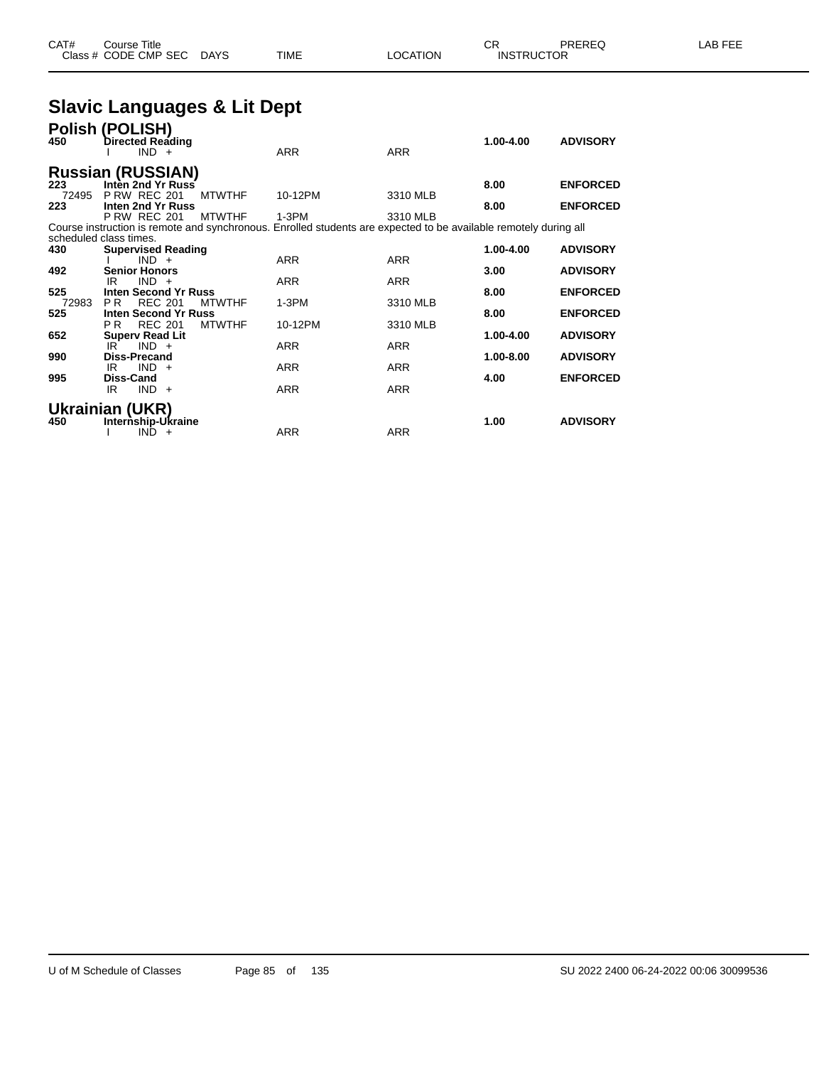| CAT# | Course Title | | | | CR | PREREQ | LAB FEE |
|---|---|---|---|---|---|---|---|
| Class # | CODE CMP SEC | DAYS | TIME | LOCATION | INSTRUCTOR | | |

# Slavic Languages & Lit Dept

## Polish (POLISH)

| CAT# | Course Title / Code CMP SEC | DAYS | TIME | LOCATION | CR | PREREQ |
|---|---|---|---|---|---|---|
| **450** | **Directed Reading** | | | | **1.00-4.00** | **ADVISORY** |
| | I IND + | | ARR | ARR | | |

## Russian (RUSSIAN)

| CAT# | Course Title / Code CMP SEC | DAYS | TIME | LOCATION | CR | PREREQ |
|---|---|---|---|---|---|---|
| **223** | **Inten 2nd Yr Russ** | | | | **8.00** | **ENFORCED** |
| 72495 | P RW REC 201 | MTWTHF | 10-12PM | 3310 MLB | | |
| **223** | **Inten 2nd Yr Russ** | | | | **8.00** | **ENFORCED** |
| | P RW REC 201 | MTWTHF | 1-3PM | 3310 MLB | | |

Course instruction is remote and synchronous. Enrolled students are expected to be available remotely during all scheduled class times.

| CAT# | Course Title / Code CMP SEC | DAYS | TIME | LOCATION | CR | PREREQ |
|---|---|---|---|---|---|---|
| **430** | **Supervised Reading** | | | | **1.00-4.00** | **ADVISORY** |
| | I IND + | | ARR | ARR | | |
| **492** | **Senior Honors** | | | | **3.00** | **ADVISORY** |
| | IR IND + | | ARR | ARR | | |
| **525** | **Inten Second Yr Russ** | | | | **8.00** | **ENFORCED** |
| 72983 | P R REC 201 | MTWTHF | 1-3PM | 3310 MLB | | |
| **525** | **Inten Second Yr Russ** | | | | **8.00** | **ENFORCED** |
| | P R REC 201 | MTWTHF | 10-12PM | 3310 MLB | | |
| **652** | **Superv Read Lit** | | | | **1.00-4.00** | **ADVISORY** |
| | IR IND + | | ARR | ARR | | |
| **990** | **Diss-Precand** | | | | **1.00-8.00** | **ADVISORY** |
| | IR IND + | | ARR | ARR | | |
| **995** | **Diss-Cand** | | | | **4.00** | **ENFORCED** |
| | IR IND + | | ARR | ARR | | |

## Ukrainian (UKR)

| CAT# | Course Title / Code CMP SEC | DAYS | TIME | LOCATION | CR | PREREQ |
|---|---|---|---|---|---|---|
| **450** | **Internship-Ukraine** | | | | **1.00** | **ADVISORY** |
| | I IND + | | ARR | ARR | | |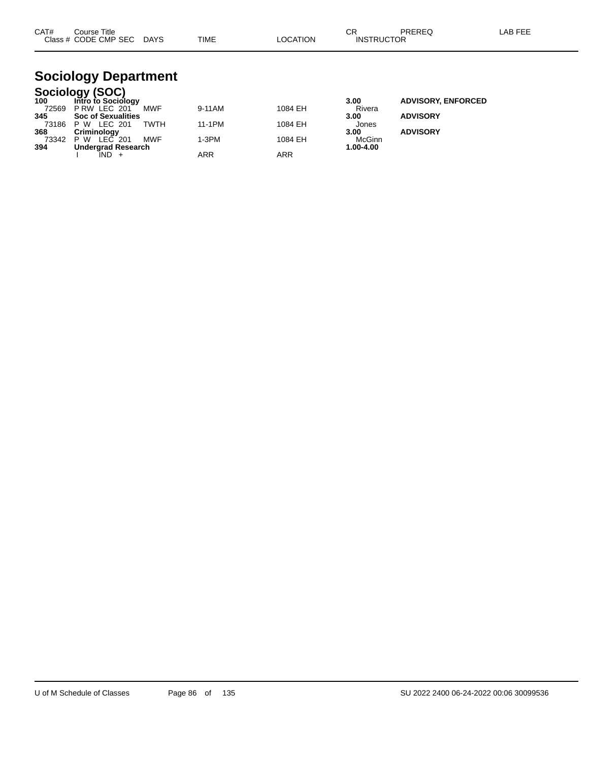| CAT# Class # | Course Title CODE CMP SEC | DAYS | TIME | LOCATION | CR INSTRUCTOR | PREREQ | LAB FEE |
|---|---|---|---|---|---|---|---|

# Sociology Department

## Sociology (SOC)

| CAT# Class # | Course Title CODE CMP SEC | DAYS | TIME | LOCATION | CR INSTRUCTOR | PREREQ | LAB FEE |
|---|---|---|---|---|---|---|---|
| **100** | **Intro to Sociology** | | | | **3.00** | **ADVISORY, ENFORCED** | |
| 72569 | P RW LEC 201 | MWF | 9-11AM | 1084 EH | Rivera | | |
| **345** | **Soc of Sexualities** | | | | **3.00** | **ADVISORY** | |
| 73186 | P W LEC 201 | TWTH | 11-1PM | 1084 EH | Jones | | |
| **368** | **Criminology** | | | | **3.00** | **ADVISORY** | |
| 73342 | P W LEC 201 | MWF | 1-3PM | 1084 EH | McGinn | | |
| **394** | **Undergrad Research** | | | | **1.00-4.00** | | |
| | I IND + | | ARR | ARR | | | |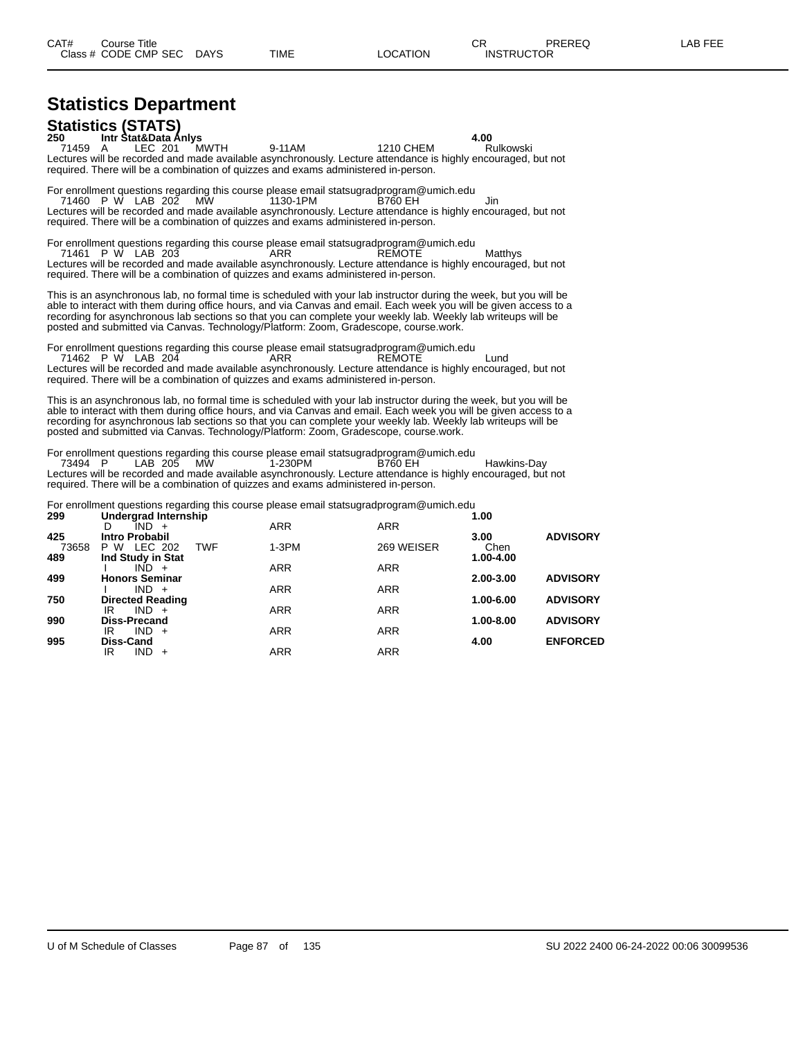CAT# Course Title CR PREREQ LAB FEE
Class # CODE CMP SEC DAYS TIME LOCATION INSTRUCTOR

# Statistics Department

## Statistics (STATS)

**250 Intr Stat&Data Anlys 4.00**

71459 A LEC 201 MWTH 9-11AM 1210 CHEM Rulkowski

Lectures will be recorded and made available asynchronously. Lecture attendance is highly encouraged, but not required. There will be a combination of quizzes and exams administered in-person.

For enrollment questions regarding this course please email statsugradprogram@umich.edu

71460 P W LAB 202 MW 1130-1PM B760 EH Jin

Lectures will be recorded and made available asynchronously. Lecture attendance is highly encouraged, but not required. There will be a combination of quizzes and exams administered in-person.

For enrollment questions regarding this course please email statsugradprogram@umich.edu

71461 P W LAB 203 ARR REMOTE Matthys

Lectures will be recorded and made available asynchronously. Lecture attendance is highly encouraged, but not required. There will be a combination of quizzes and exams administered in-person.

This is an asynchronous lab, no formal time is scheduled with your lab instructor during the week, but you will be able to interact with them during office hours, and via Canvas and email. Each week you will be given access to a recording for asynchronous lab sections so that you can complete your weekly lab. Weekly lab writeups will be posted and submitted via Canvas. Technology/Platform: Zoom, Gradescope, course.work.

For enrollment questions regarding this course please email statsugradprogram@umich.edu

71462 P W LAB 204 ARR REMOTE Lund

Lectures will be recorded and made available asynchronously. Lecture attendance is highly encouraged, but not required. There will be a combination of quizzes and exams administered in-person.

This is an asynchronous lab, no formal time is scheduled with your lab instructor during the week, but you will be able to interact with them during office hours, and via Canvas and email. Each week you will be given access to a recording for asynchronous lab sections so that you can complete your weekly lab. Weekly lab writeups will be posted and submitted via Canvas. Technology/Platform: Zoom, Gradescope, course.work.

For enrollment questions regarding this course please email statsugradprogram@umich.edu

73494 P LAB 205 MW 1-230PM B760 EH Hawkins-Day

Lectures will be recorded and made available asynchronously. Lecture attendance is highly encouraged, but not required. There will be a combination of quizzes and exams administered in-person.

For enrollment questions regarding this course please email statsugradprogram@umich.edu

| CAT# / Class # | Course Title / CODE CMP SEC | DAYS | TIME | LOCATION | CR / INSTRUCTOR | PREREQ |
|---|---|---|---|---|---|---|
| **299** | **Undergrad Internship** | | | | **1.00** | |
| | D IND + | | ARR | ARR | | |
| **425** | **Intro Probabil** | | | | **3.00** | **ADVISORY** |
| 73658 | P W LEC 202 | TWF | 1-3PM | 269 WEISER | Chen | |
| **489** | **Ind Study in Stat** | | | | **1.00-4.00** | |
| | I IND + | | ARR | ARR | | |
| **499** | **Honors Seminar** | | | | **2.00-3.00** | **ADVISORY** |
| | I IND + | | ARR | ARR | | |
| **750** | **Directed Reading** | | | | **1.00-6.00** | **ADVISORY** |
| | IR IND + | | ARR | ARR | | |
| **990** | **Diss-Precand** | | | | **1.00-8.00** | **ADVISORY** |
| | IR IND + | | ARR | ARR | | |
| **995** | **Diss-Cand** | | | | **4.00** | **ENFORCED** |
| | IR IND + | | ARR | ARR | | |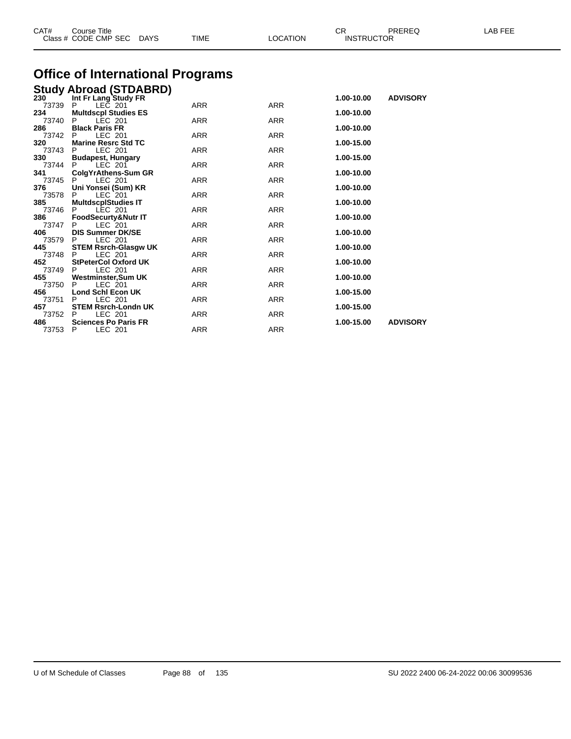# Office of International Programs

## Study Abroad (STDABRD)

| CAT# / Class # | Course Title / CODE CMP SEC | DAYS | TIME | LOCATION | CR / INSTRUCTOR | PREREQ | LAB FEE |
|---|---|---|---|---|---|---|---|
| **230** | **Int Fr Lang Study FR** | | | | **1.00-10.00** | **ADVISORY** | |
| 73739 | P LEC 201 | | ARR | ARR | | | |
| **234** | **Multdscpl Studies ES** | | | | **1.00-10.00** | | |
| 73740 | P LEC 201 | | ARR | ARR | | | |
| **286** | **Black Paris FR** | | | | **1.00-10.00** | | |
| 73742 | P LEC 201 | | ARR | ARR | | | |
| **320** | **Marine Resrc Std TC** | | | | **1.00-15.00** | | |
| 73743 | P LEC 201 | | ARR | ARR | | | |
| **330** | **Budapest, Hungary** | | | | **1.00-15.00** | | |
| 73744 | P LEC 201 | | ARR | ARR | | | |
| **341** | **ColgYrAthens-Sum GR** | | | | **1.00-10.00** | | |
| 73745 | P LEC 201 | | ARR | ARR | | | |
| **376** | **Uni Yonsei (Sum) KR** | | | | **1.00-10.00** | | |
| 73578 | P LEC 201 | | ARR | ARR | | | |
| **385** | **MultdscplStudies IT** | | | | **1.00-10.00** | | |
| 73746 | P LEC 201 | | ARR | ARR | | | |
| **386** | **FoodSecurty&Nutr IT** | | | | **1.00-10.00** | | |
| 73747 | P LEC 201 | | ARR | ARR | | | |
| **406** | **DIS Summer DK/SE** | | | | **1.00-10.00** | | |
| 73579 | P LEC 201 | | ARR | ARR | | | |
| **445** | **STEM Rsrch-Glasgw UK** | | | | **1.00-10.00** | | |
| 73748 | P LEC 201 | | ARR | ARR | | | |
| **452** | **StPeterCol Oxford UK** | | | | **1.00-10.00** | | |
| 73749 | P LEC 201 | | ARR | ARR | | | |
| **455** | **Westminster,Sum UK** | | | | **1.00-10.00** | | |
| 73750 | P LEC 201 | | ARR | ARR | | | |
| **456** | **Lond Schl Econ UK** | | | | **1.00-15.00** | | |
| 73751 | P LEC 201 | | ARR | ARR | | | |
| **457** | **STEM Rsrch-Londn UK** | | | | **1.00-15.00** | | |
| 73752 | P LEC 201 | | ARR | ARR | | | |
| **486** | **Sciences Po Paris FR** | | | | **1.00-15.00** | **ADVISORY** | |
| 73753 | P LEC 201 | | ARR | ARR | | | |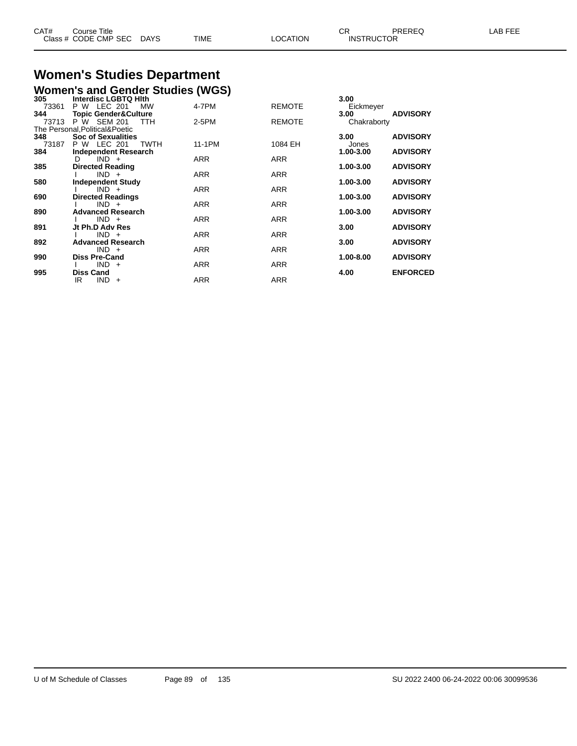| CAT# | Course Title<br>Class # CODE CMP SEC DAYS | TIME | LOCATION | CR<br>INSTRUCTOR | PREREQ | LAB FEE |
|---|---|---|---|---|---|---|

# Women's Studies Department

## Women's and Gender Studies (WGS)

| CAT# | Course Title / Class # CODE CMP SEC DAYS | TIME | LOCATION | CR / INSTRUCTOR | PREREQ | LAB FEE |
|---|---|---|---|---|---|---|
| **305** | **Interdisc LGBTQ Hlth** | | | **3.00** | | |
| 73361 | P W LEC 201 MW | 4-7PM | REMOTE | Eickmeyer | | |
| **344** | **Topic Gender&Culture** | | | **3.00** | **ADVISORY** | |
| 73713 | P W SEM 201 TTH | 2-5PM | REMOTE | Chakraborty | | |
| | The Personal,Political&Poetic | | | | | |
| **348** | **Soc of Sexualities** | | | **3.00** | **ADVISORY** | |
| 73187 | P W LEC 201 TWTH | 11-1PM | 1084 EH | Jones | | |
| **384** | **Independent Research** | | | **1.00-3.00** | **ADVISORY** | |
| | D IND + | ARR | ARR | | | |
| **385** | **Directed Reading** | | | **1.00-3.00** | **ADVISORY** | |
| | I IND + | ARR | ARR | | | |
| **580** | **Independent Study** | | | **1.00-3.00** | **ADVISORY** | |
| | I IND + | ARR | ARR | | | |
| **690** | **Directed Readings** | | | **1.00-3.00** | **ADVISORY** | |
| | I IND + | ARR | ARR | | | |
| **890** | **Advanced Research** | | | **1.00-3.00** | **ADVISORY** | |
| | I IND + | ARR | ARR | | | |
| **891** | **Jt Ph.D Adv Res** | | | **3.00** | **ADVISORY** | |
| | I IND + | ARR | ARR | | | |
| **892** | **Advanced Research** | | | **3.00** | **ADVISORY** | |
| | IND + | ARR | ARR | | | |
| **990** | **Diss Pre-Cand** | | | **1.00-8.00** | **ADVISORY** | |
| | I IND + | ARR | ARR | | | |
| **995** | **Diss Cand** | | | **4.00** | **ENFORCED** | |
| | IR IND + | ARR | ARR | | | |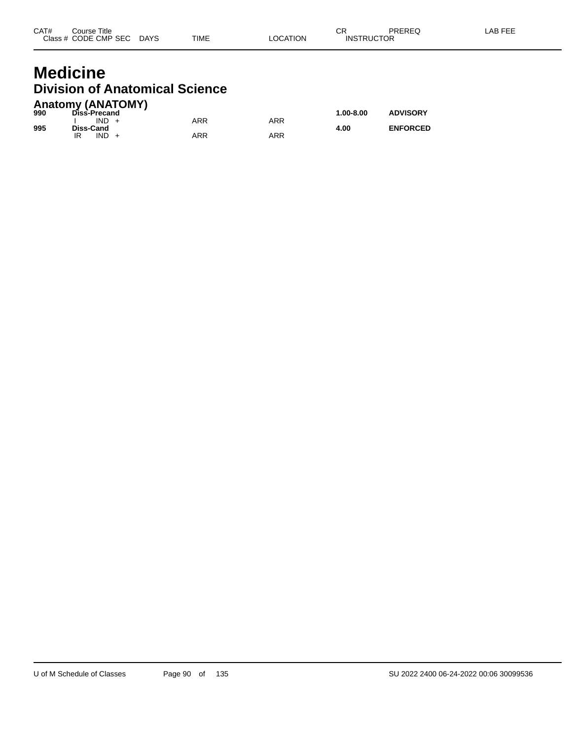| CAT# | Course Title<br>Class # CODE CMP SEC DAYS | TIME | LOCATION | CR<br>INSTRUCTOR | PREREQ | LAB FEE |
|---|---|---|---|---|---|---|

# Medicine

## Division of Anatomical Science

### Anatomy (ANATOMY)

| CAT# | Course Title / Class # CODE CMP SEC DAYS | TIME | LOCATION | CR / INSTRUCTOR | PREREQ | LAB FEE |
|---|---|---|---|---|---|---|
| **990** | **Diss-Precand** | | | **1.00-8.00** | **ADVISORY** | |
| | I IND + | ARR | ARR | | | |
| **995** | **Diss-Cand** | | | **4.00** | **ENFORCED** | |
| | IR IND + | ARR | ARR | | | |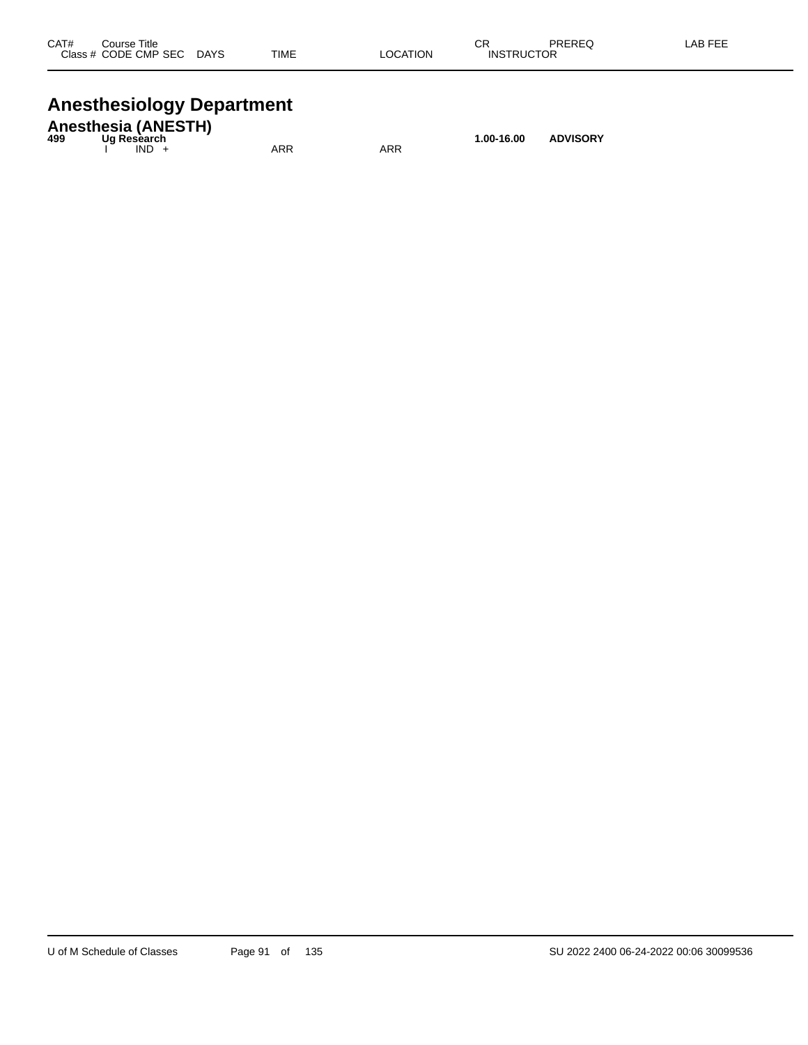| CAT# | Course Title | | | | | | CR | PREREQ | LAB FEE |
|---|---|---|---|---|---|---|---|---|---|
| Class # | CODE | CMP | SEC | DAYS | TIME | LOCATION | INSTRUCTOR | | |

# Anesthesiology Department

## Anesthesia (ANESTH)

| CAT# | Course Title | | | | | | CR | PREREQ | LAB FEE |
|---|---|---|---|---|---|---|---|---|---|
| **499** | **Ug Research** | | | | | | **1.00-16.00** | **ADVISORY** | |
| | I | IND | + | | ARR | ARR | | | |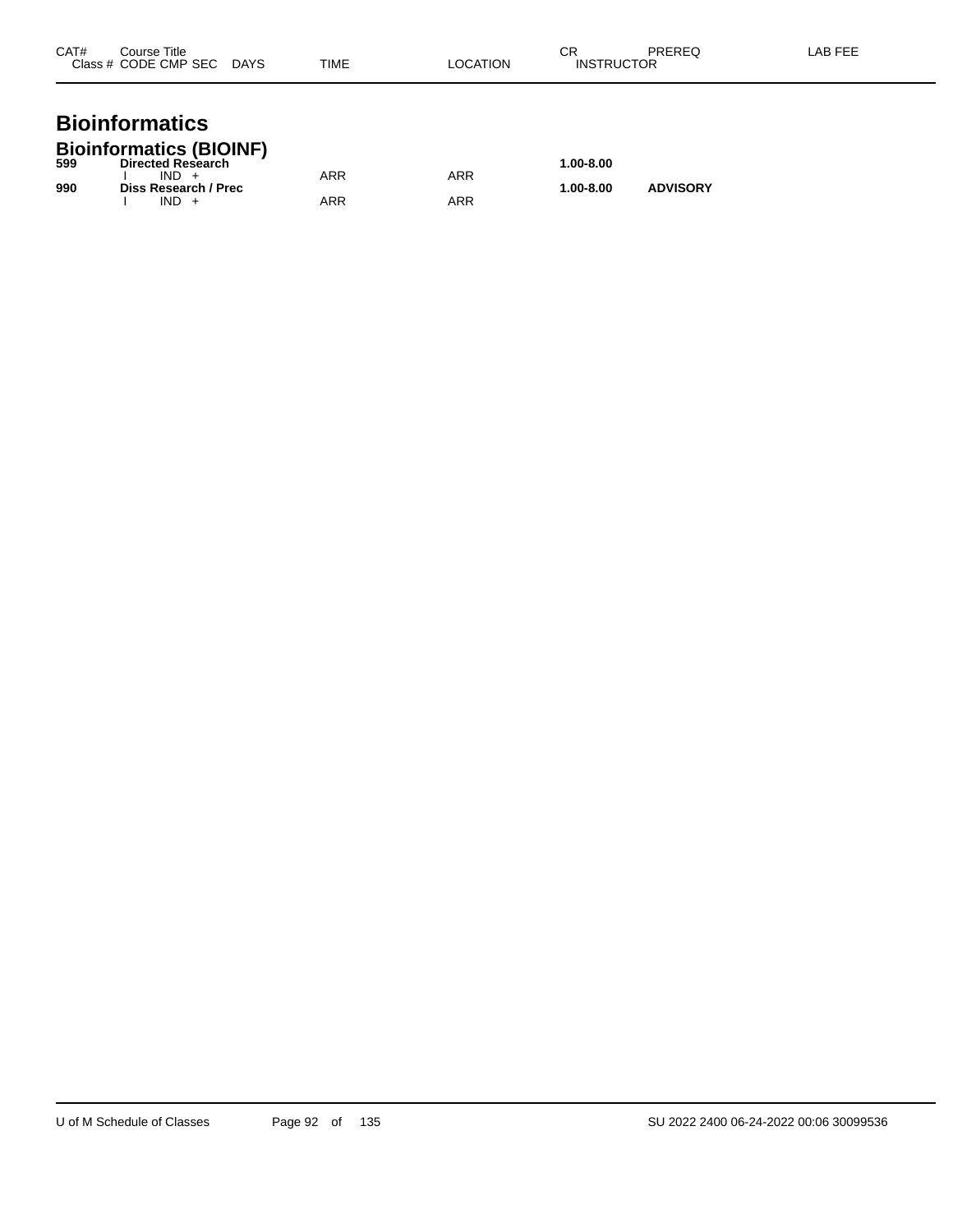| CAT# | Course Title<br>Class # CODE CMP SEC DAYS | TIME | LOCATION | CR<br>INSTRUCTOR | PREREQ | LAB FEE |
|---|---|---|---|---|---|---|

# Bioinformatics

## Bioinformatics (BIOINF)

| CAT# | Course Title / Class # CODE CMP SEC DAYS | TIME | LOCATION | CR / INSTRUCTOR | PREREQ | LAB FEE |
|---|---|---|---|---|---|---|
| **599** | **Directed Research** | | | **1.00-8.00** | | |
| | I IND + | ARR | ARR | | | |
| **990** | **Diss Research / Prec** | | | **1.00-8.00** | **ADVISORY** | |
| | I IND + | ARR | ARR | | | |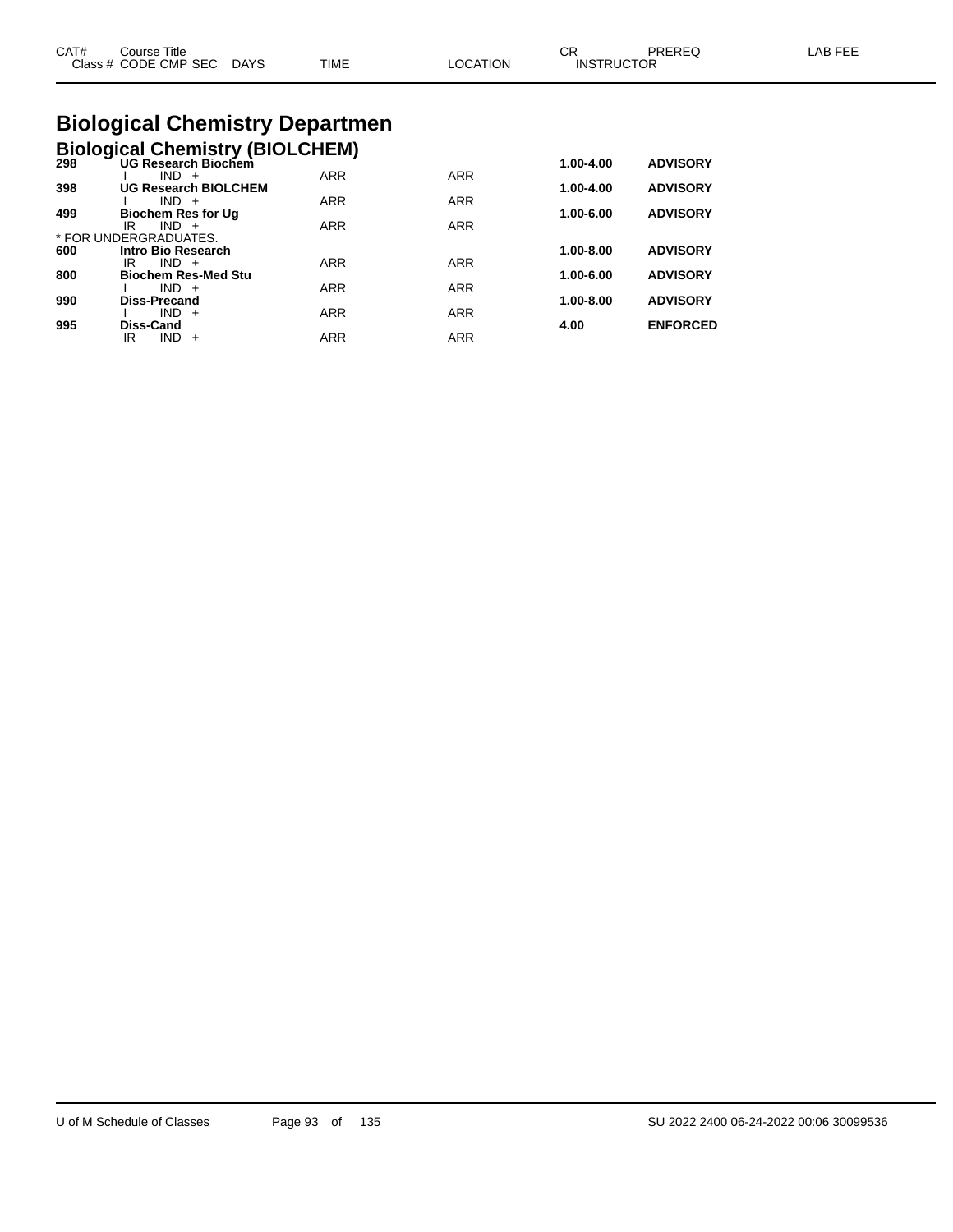| CAT# | Course Title<br>Class # CODE CMP SEC DAYS | TIME | LOCATION | CR<br>INSTRUCTOR | PREREQ | LAB FEE |
|---|---|---|---|---|---|---|

# Biological Chemistry Departmen

## Biological Chemistry (BIOLCHEM)

| CAT# | Course Title / Class # CODE CMP SEC DAYS | TIME | LOCATION | CR | PREREQ | LAB FEE |
|---|---|---|---|---|---|---|
| **298** | **UG Research Biochem** | | | **1.00-4.00** | **ADVISORY** | |
| | I IND + | ARR | ARR | | | |
| **398** | **UG Research BIOLCHEM** | | | **1.00-4.00** | **ADVISORY** | |
| | I IND + | ARR | ARR | | | |
| **499** | **Biochem Res for Ug** | | | **1.00-6.00** | **ADVISORY** | |
| | IR IND + | ARR | ARR | | | |
| * FOR UNDERGRADUATES. | | | | | | |
| **600** | **Intro Bio Research** | | | **1.00-8.00** | **ADVISORY** | |
| | IR IND + | ARR | ARR | | | |
| **800** | **Biochem Res-Med Stu** | | | **1.00-6.00** | **ADVISORY** | |
| | I IND + | ARR | ARR | | | |
| **990** | **Diss-Precand** | | | **1.00-8.00** | **ADVISORY** | |
| | I IND + | ARR | ARR | | | |
| **995** | **Diss-Cand** | | | **4.00** | **ENFORCED** | |
| | IR IND + | ARR | ARR | | | |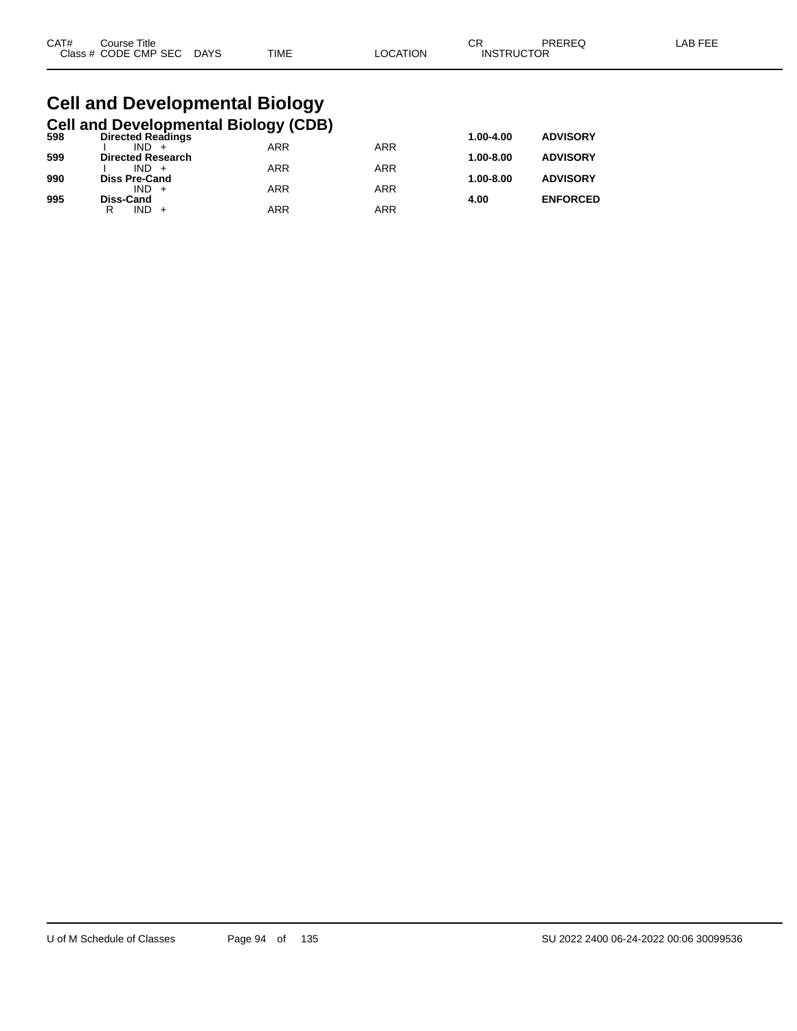# Cell and Developmental Biology

## Cell and Developmental Biology (CDB)

| CAT# | Course Title / Class # CODE CMP SEC | DAYS | TIME | LOCATION | CR | PREREQ | LAB FEE |
|---|---|---|---|---|---|---|---|
| **598** | **Directed Readings** | | | | **1.00-4.00** | **ADVISORY** | |
| | I IND + | | ARR | ARR | | | |
| **599** | **Directed Research** | | | | **1.00-8.00** | **ADVISORY** | |
| | I IND + | | ARR | ARR | | | |
| **990** | **Diss Pre-Cand** | | | | **1.00-8.00** | **ADVISORY** | |
| | IND + | | ARR | ARR | | | |
| **995** | **Diss-Cand** | | | | **4.00** | **ENFORCED** | |
| | R IND + | | ARR | ARR | | | |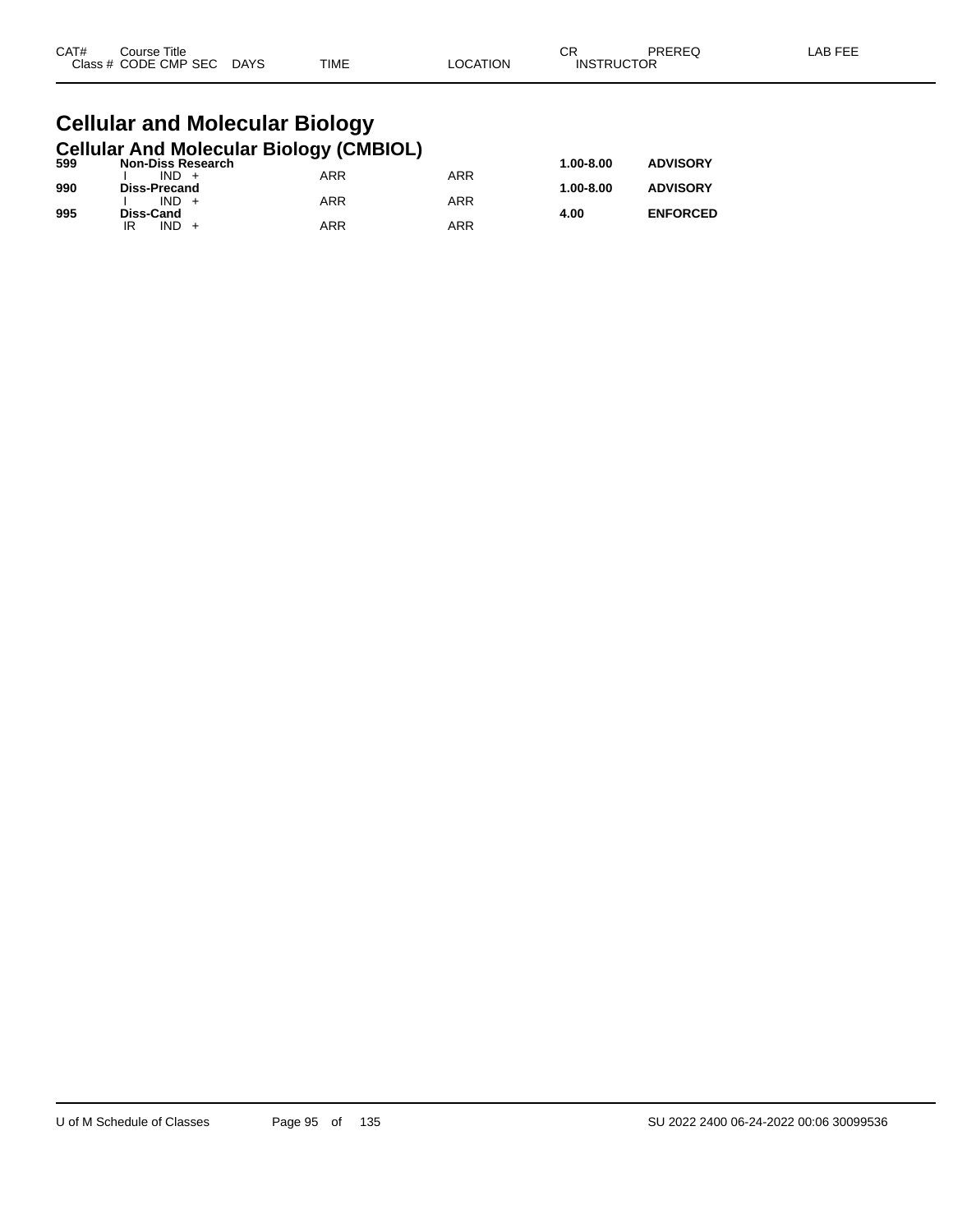| CAT# | Course Title | | | | | CR | PREREQ | LAB FEE |
|---|---|---|---|---|---|---|---|---|
| Class # | CODE | CMP SEC | DAYS | TIME | LOCATION | INSTRUCTOR | | |

# Cellular and Molecular Biology

## Cellular And Molecular Biology (CMBIOL)

| CAT# | Course Title | | | | | CR | PREREQ | LAB FEE |
|---|---|---|---|---|---|---|---|---|
| **599** | **Non-Diss Research** | | | | | **1.00-8.00** | **ADVISORY** | |
| | I | IND + | | ARR | ARR | | | |
| **990** | **Diss-Precand** | | | | | **1.00-8.00** | **ADVISORY** | |
| | I | IND + | | ARR | ARR | | | |
| **995** | **Diss-Cand** | | | | | **4.00** | **ENFORCED** | |
| | IR | IND + | | ARR | ARR | | | |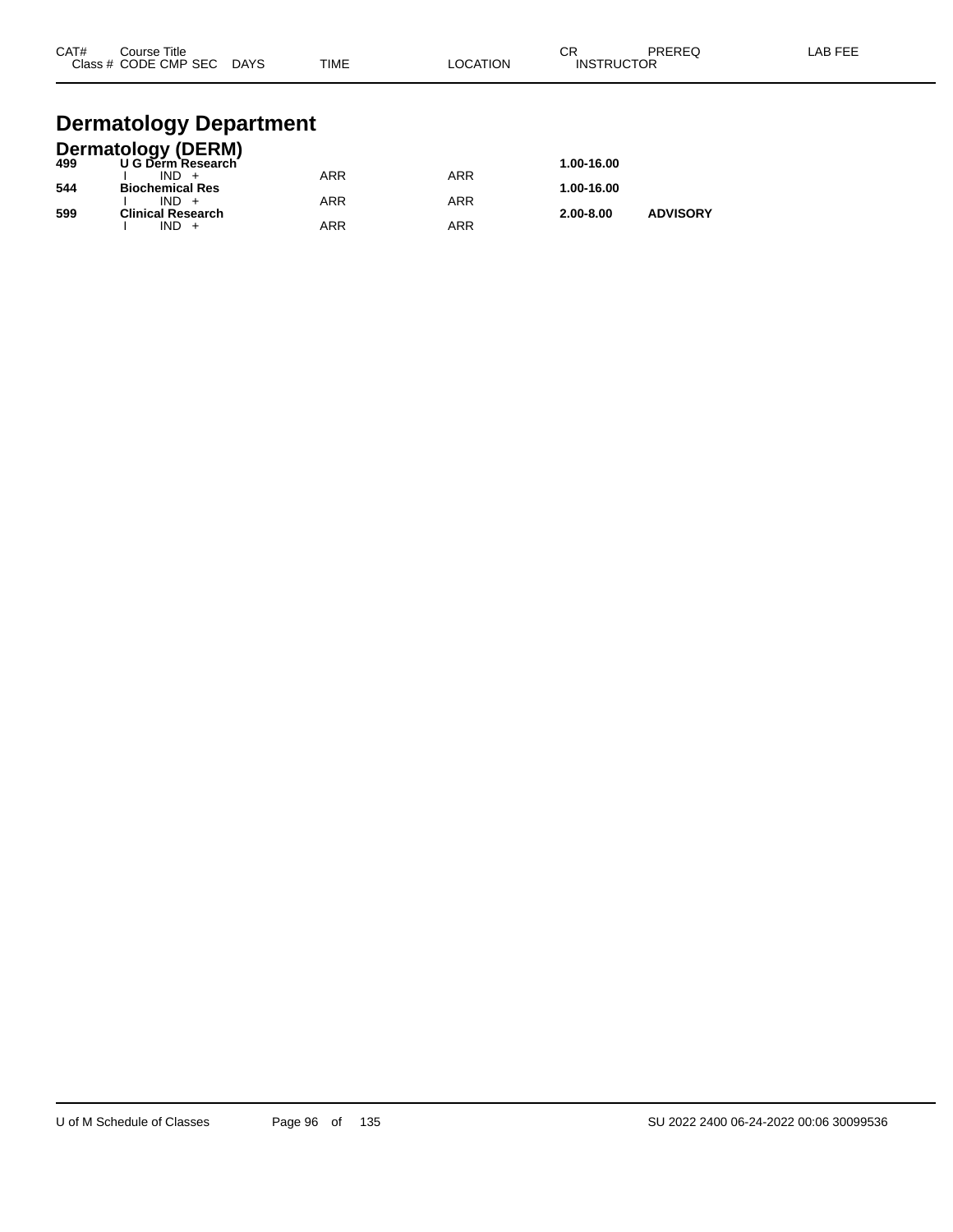| CAT# | Course Title |  |  | CR | PREREQ | LAB FEE |
|---|---|---|---|---|---|---|
| Class # | CODE CMP SEC DAYS | TIME | LOCATION | INSTRUCTOR |  |  |

# Dermatology Department

## Dermatology (DERM)

| CAT# | Course Title / Class # CODE CMP SEC DAYS | TIME | LOCATION | CR / INSTRUCTOR | PREREQ | LAB FEE |
|---|---|---|---|---|---|---|
| **499** | **U G Derm Research** |  |  | **1.00-16.00** |  |  |
|  | I IND + | ARR | ARR |  |  |  |
| **544** | **Biochemical Res** |  |  | **1.00-16.00** |  |  |
|  | I IND + | ARR | ARR |  |  |  |
| **599** | **Clinical Research** |  |  | **2.00-8.00** | **ADVISORY** |  |
|  | I IND + | ARR | ARR |  |  |  |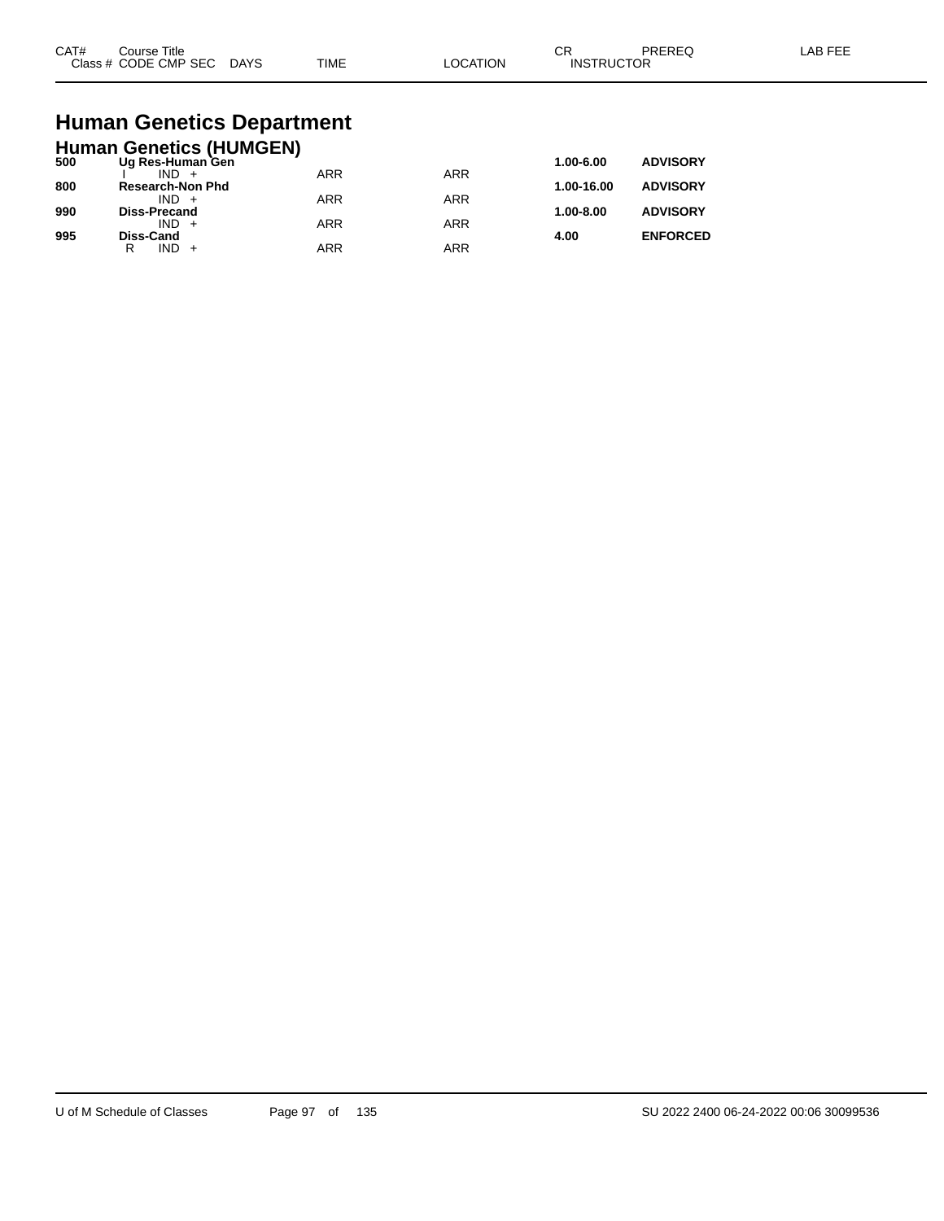| CAT# | Course Title | | | | | CR | PREREQ | LAB FEE |
|---|---|---|---|---|---|---|---|---|
| Class # | CODE | CMP | SEC | DAYS | TIME | LOCATION | INSTRUCTOR | |

# Human Genetics Department

## Human Genetics (HUMGEN)

| CAT# | Course Title | | | | TIME | LOCATION | CR | PREREQ |
|---|---|---|---|---|---|---|---|---|
| **500** | **Ug Res-Human Gen** | | | | | | **1.00-6.00** | **ADVISORY** |
| | I | IND | + | | ARR | ARR | | |
| **800** | **Research-Non Phd** | | | | | | **1.00-16.00** | **ADVISORY** |
| | | IND | + | | ARR | ARR | | |
| **990** | **Diss-Precand** | | | | | | **1.00-8.00** | **ADVISORY** |
| | | IND | + | | ARR | ARR | | |
| **995** | **Diss-Cand** | | | | | | **4.00** | **ENFORCED** |
| | R | IND | + | | ARR | ARR | | |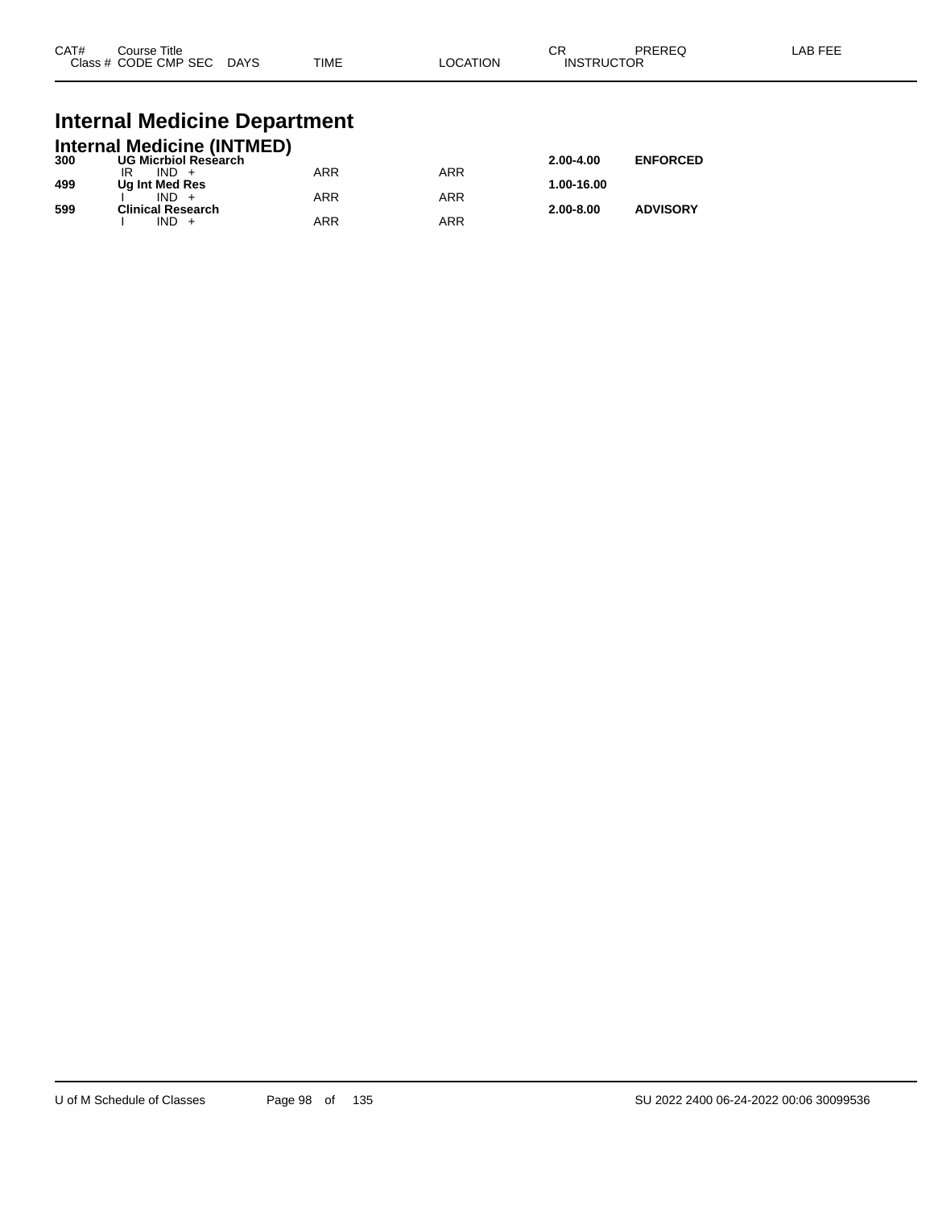| CAT# Class # | Course Title CODE CMP SEC | DAYS | TIME | LOCATION | CR INSTRUCTOR | PREREQ | LAB FEE |
|---|---|---|---|---|---|---|---|

# Internal Medicine Department

## Internal Medicine (INTMED)

| CAT# Class # | Course Title CODE CMP SEC | DAYS | TIME | LOCATION | CR INSTRUCTOR | PREREQ | LAB FEE |
|---|---|---|---|---|---|---|---|
| **300** | **UG Micrbiol Research** | | | | **2.00-4.00** | **ENFORCED** | |
| | IR IND + | | ARR | ARR | | | |
| **499** | **Ug Int Med Res** | | | | **1.00-16.00** | | |
| | I IND + | | ARR | ARR | | | |
| **599** | **Clinical Research** | | | | **2.00-8.00** | **ADVISORY** | |
| | I IND + | | ARR | ARR | | | |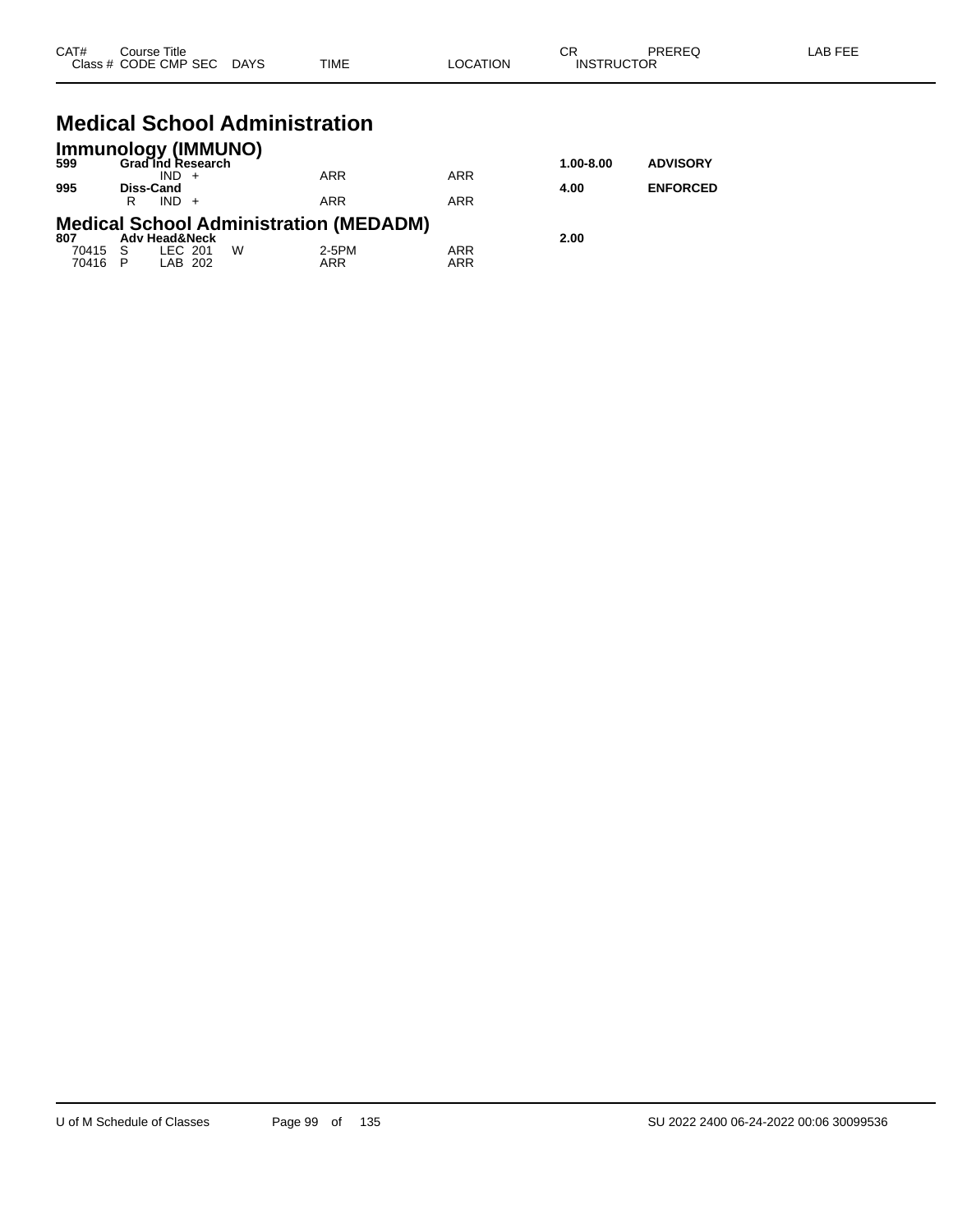| CAT# | Course Title | | | | | | CR | PREREQ | LAB FEE |
|---|---|---|---|---|---|---|---|---|---|
| Class # | CODE | CMP | SEC | DAYS | TIME | LOCATION | INSTRUCTOR | | |

# Medical School Administration

## Immunology (IMMUNO)

| CAT# | Course Title | | | | | | CR | PREREQ | LAB FEE |
|---|---|---|---|---|---|---|---|---|---|
| **599** | **Grad Ind Research** | | | | | | **1.00-8.00** | **ADVISORY** | |
| | | IND | + | | ARR | ARR | | | |
| **995** | **Diss-Cand** | | | | | | **4.00** | **ENFORCED** | |
| | R | IND | + | | ARR | ARR | | | |

## Medical School Administration (MEDADM)

| CAT# | Course Title | | | | | | CR | PREREQ | LAB FEE |
|---|---|---|---|---|---|---|---|---|---|
| **807** | **Adv Head&Neck** | | | | | | **2.00** | | |
| 70415 | S | LEC | 201 | W | 2-5PM | ARR | | | |
| 70416 | P | LAB | 202 | | ARR | ARR | | | |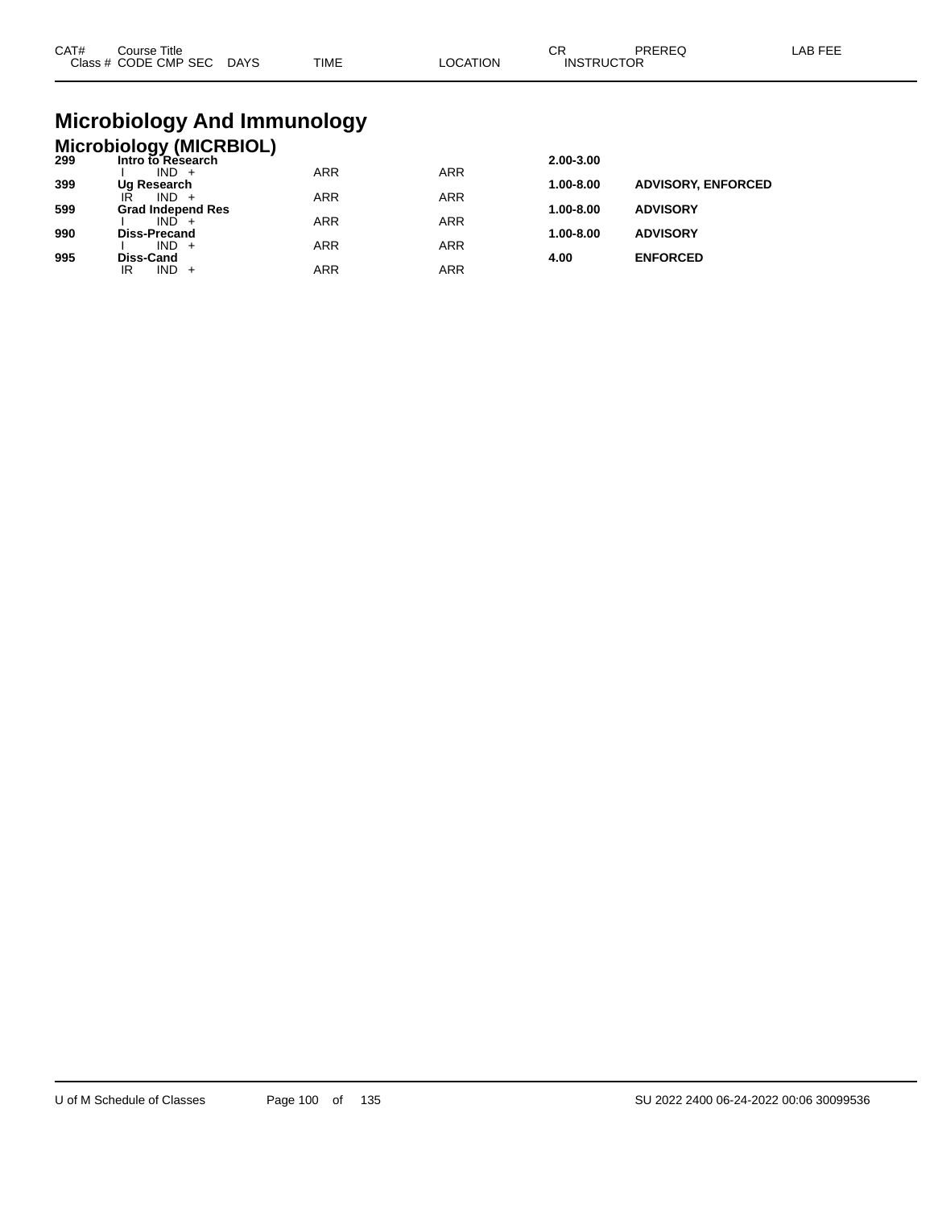| CAT# | Course Title<br>Class # CODE CMP SEC DAYS | TIME | LOCATION | CR<br>INSTRUCTOR | PREREQ | LAB FEE |
|---|---|---|---|---|---|---|

# Microbiology And Immunology

## Microbiology (MICRBIOL)

| CAT# | Course Title / Class # CODE CMP SEC DAYS | TIME | LOCATION | CR / INSTRUCTOR | PREREQ | LAB FEE |
|---|---|---|---|---|---|---|
| **299** | **Intro to Research** | | | **2.00-3.00** | | |
| | I IND + | ARR | ARR | | | |
| **399** | **Ug Research** | | | **1.00-8.00** | **ADVISORY, ENFORCED** | |
| | IR IND + | ARR | ARR | | | |
| **599** | **Grad Independ Res** | | | **1.00-8.00** | **ADVISORY** | |
| | I IND + | ARR | ARR | | | |
| **990** | **Diss-Precand** | | | **1.00-8.00** | **ADVISORY** | |
| | I IND + | ARR | ARR | | | |
| **995** | **Diss-Cand** | | | **4.00** | **ENFORCED** | |
| | IR IND + | ARR | ARR | | | |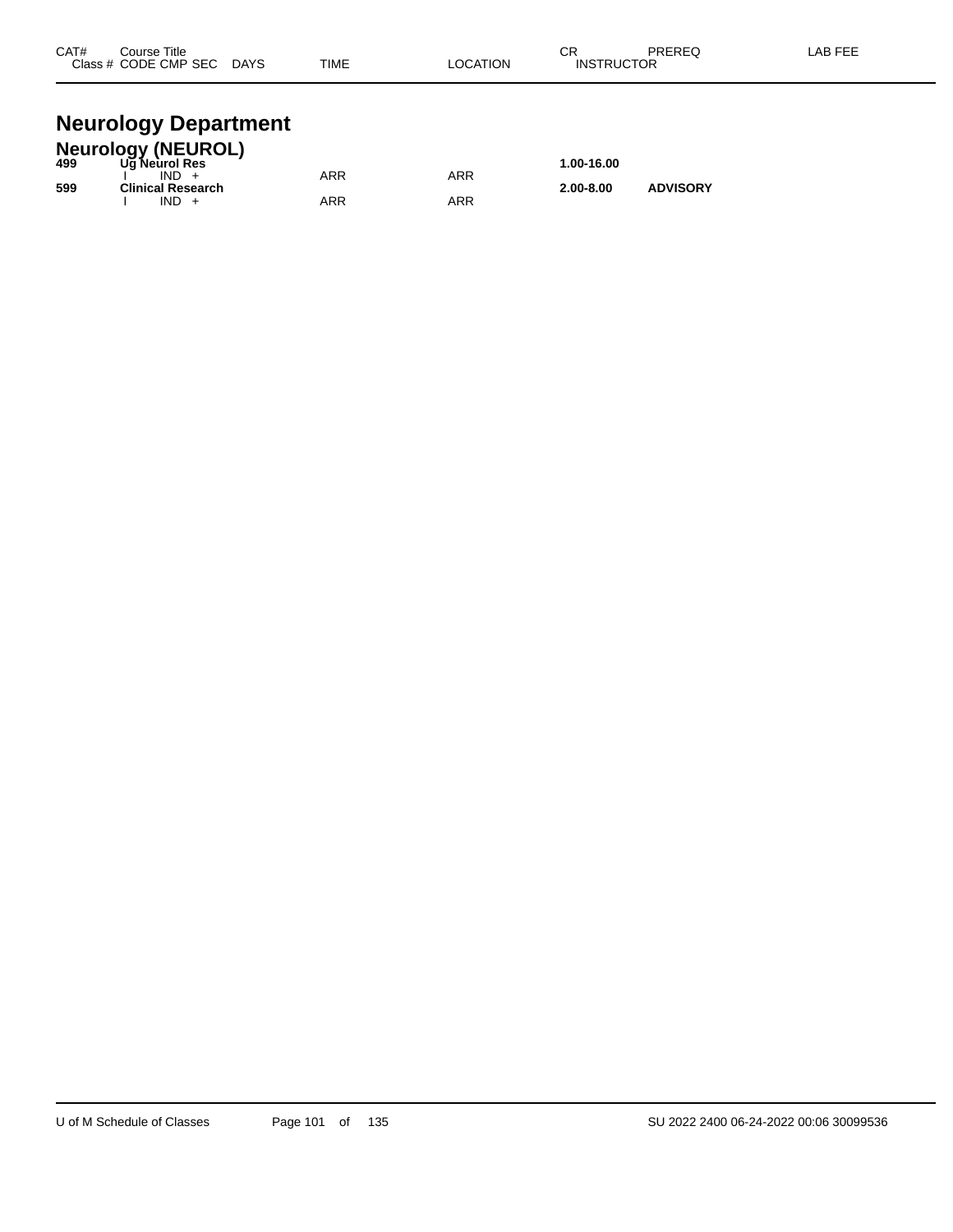| CAT# | Course Title / Class # CODE CMP SEC DAYS | TIME | LOCATION | CR / INSTRUCTOR | PREREQ | LAB FEE |
|---|---|---|---|---|---|---|

# Neurology Department

## Neurology (NEUROL)

| CAT# | Course Title / Class # CODE CMP SEC DAYS | TIME | LOCATION | CR / INSTRUCTOR | PREREQ | LAB FEE |
|---|---|---|---|---|---|---|
| **499** | **Ug Neurol Res** | | | **1.00-16.00** | | |
| | I IND + | ARR | ARR | | | |
| **599** | **Clinical Research** | | | **2.00-8.00** | **ADVISORY** | |
| | I IND + | ARR | ARR | | | |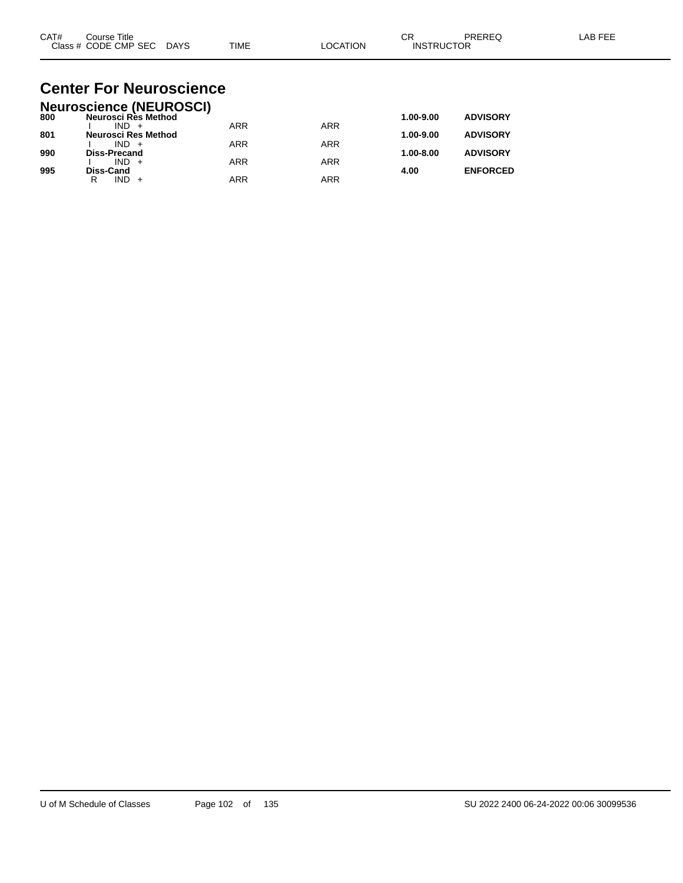| CAT# | Course Title<br>Class # CODE CMP SEC DAYS | TIME | LOCATION | CR<br>INSTRUCTOR | PREREQ | LAB FEE |
|---|---|---|---|---|---|---|

# Center For Neuroscience

## Neuroscience (NEUROSCI)

| CAT# | Course Title / Class # CODE CMP SEC DAYS | TIME | LOCATION | CR | PREREQ | LAB FEE |
|---|---|---|---|---|---|---|
| **800** | **Neurosci Res Method** | | | **1.00-9.00** | **ADVISORY** | |
| | I IND + | ARR | ARR | | | |
| **801** | **Neurosci Res Method** | | | **1.00-9.00** | **ADVISORY** | |
| | I IND + | ARR | ARR | | | |
| **990** | **Diss-Precand** | | | **1.00-8.00** | **ADVISORY** | |
| | I IND + | ARR | ARR | | | |
| **995** | **Diss-Cand** | | | **4.00** | **ENFORCED** | |
| | R IND + | ARR | ARR | | | |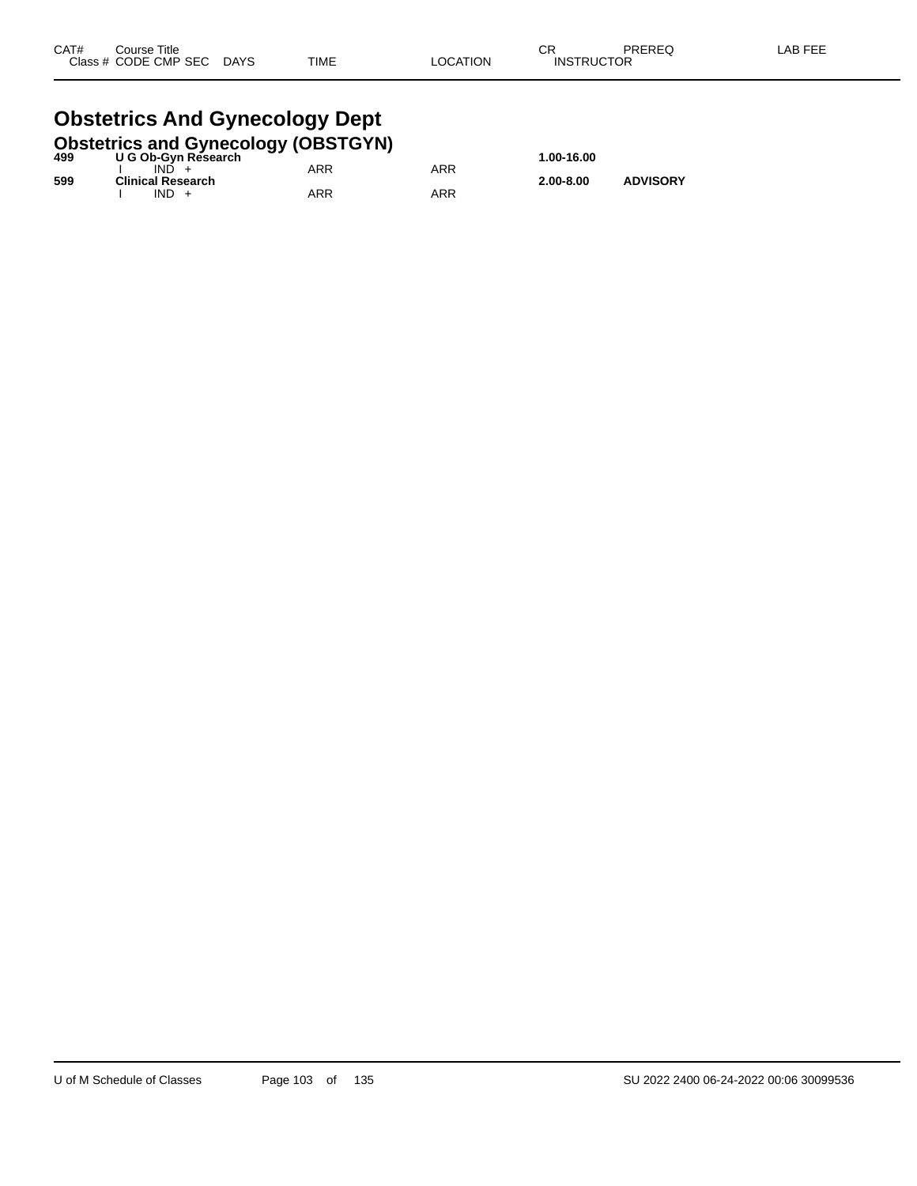| CAT# | Course Title<br>Class # CODE CMP SEC DAYS | TIME | LOCATION | CR<br>INSTRUCTOR | PREREQ | LAB FEE |
|---|---|---|---|---|---|---|

# Obstetrics And Gynecology Dept

## Obstetrics and Gynecology (OBSTGYN)

| CAT# | Course Title / Class # CODE CMP SEC DAYS | TIME | LOCATION | CR / INSTRUCTOR | PREREQ | LAB FEE |
|---|---|---|---|---|---|---|
| **499** | **U G Ob-Gyn Research** | | | **1.00-16.00** | | |
| | I IND + | ARR | ARR | | | |
| **599** | **Clinical Research** | | | **2.00-8.00** | **ADVISORY** | |
| | I IND + | ARR | ARR | | | |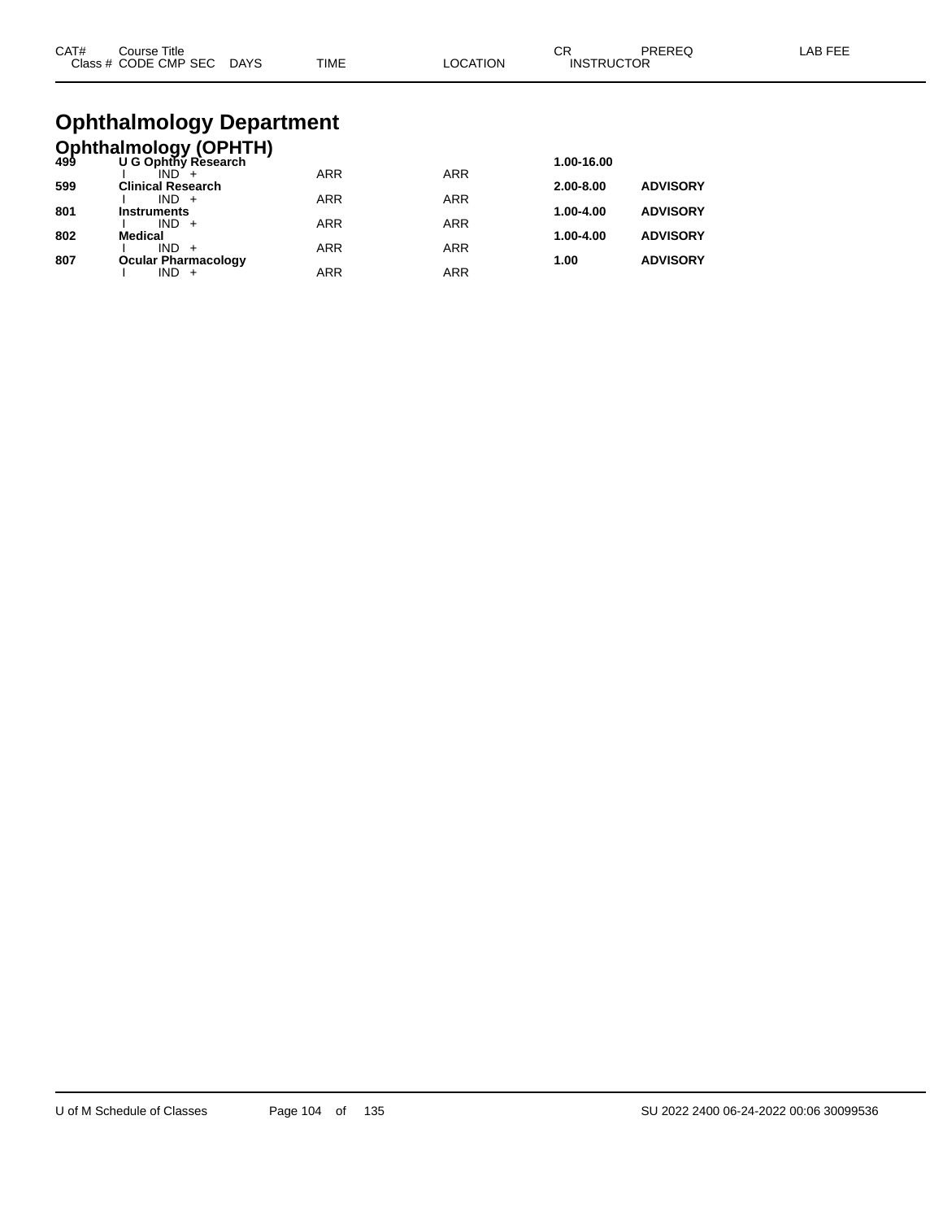# Ophthalmology Department

## Ophthalmology (OPHTH)

| CAT# | Course Title / Class # CODE CMP SEC DAYS | TIME | LOCATION | CR / INSTRUCTOR | PREREQ | LAB FEE |
|---|---|---|---|---|---|---|
| **499** | **U G Ophthy Research** | | | **1.00-16.00** | | |
| | I IND + | ARR | ARR | | | |
| **599** | **Clinical Research** | | | **2.00-8.00** | **ADVISORY** | |
| | I IND + | ARR | ARR | | | |
| **801** | **Instruments** | | | **1.00-4.00** | **ADVISORY** | |
| | I IND + | ARR | ARR | | | |
| **802** | **Medical** | | | **1.00-4.00** | **ADVISORY** | |
| | I IND + | ARR | ARR | | | |
| **807** | **Ocular Pharmacology** | | | **1.00** | **ADVISORY** | |
| | I IND + | ARR | ARR | | | |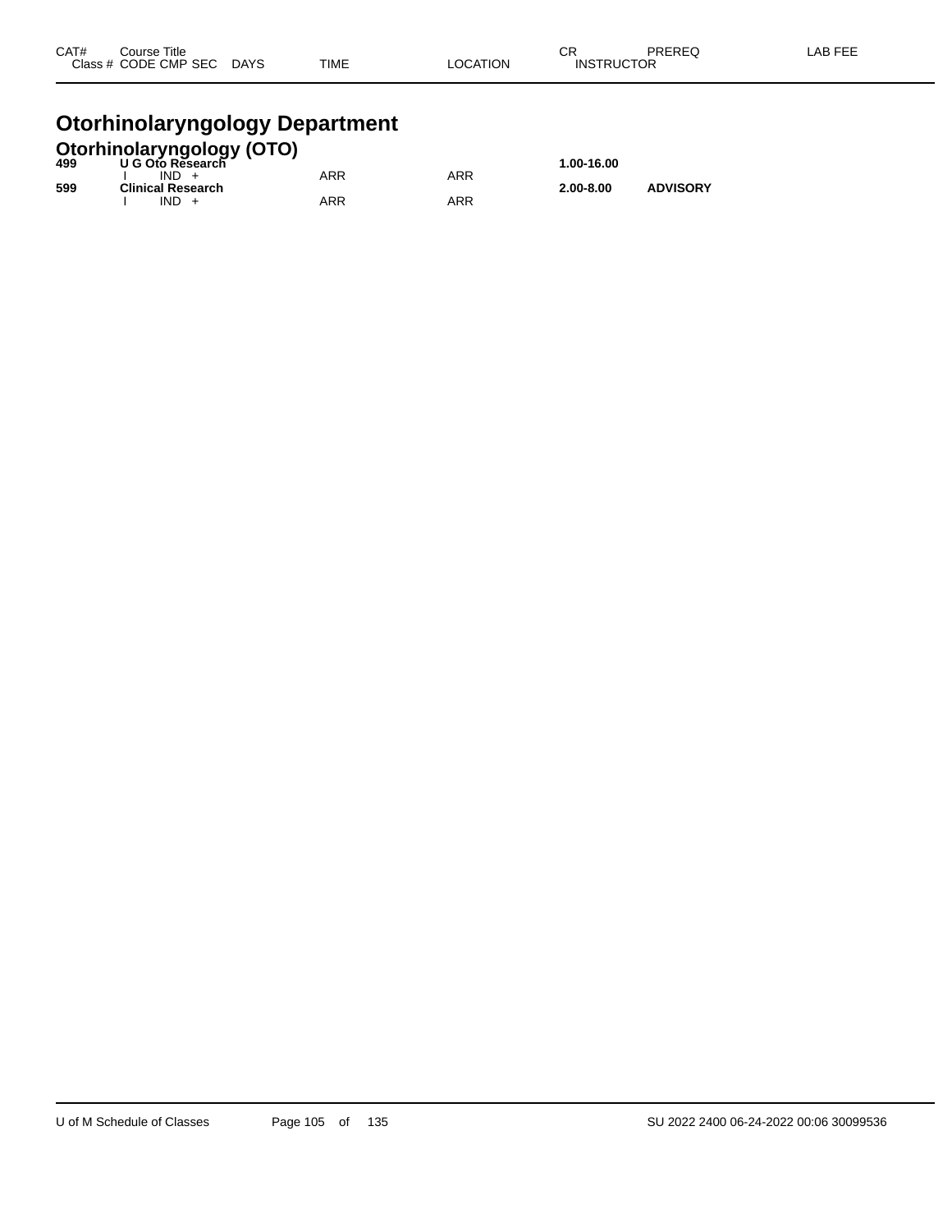| CAT# | Course Title<br>Class # CODE CMP SEC DAYS | TIME | LOCATION | CR<br>INSTRUCTOR | PREREQ | LAB FEE |
|---|---|---|---|---|---|---|

# Otorhinolaryngology Department

## Otorhinolaryngology (OTO)

| CAT# | Course Title / Class # CODE CMP SEC DAYS | TIME | LOCATION | CR / INSTRUCTOR | PREREQ | LAB FEE |
|---|---|---|---|---|---|---|
| **499** | **U G Oto Research** | | | **1.00-16.00** | | |
| | I IND + | ARR | ARR | | | |
| **599** | **Clinical Research** | | | **2.00-8.00** | **ADVISORY** | |
| | I IND + | ARR | ARR | | | |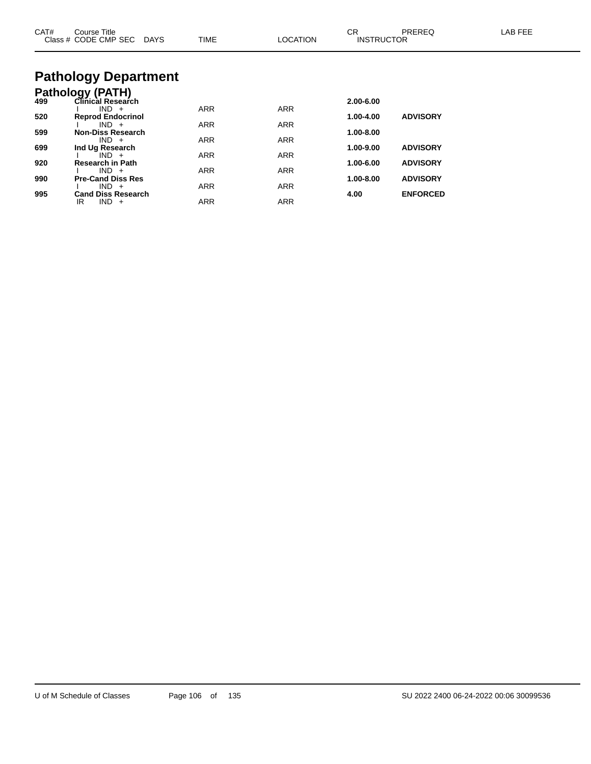| CAT# | Course Title<br>Class # CODE CMP SEC DAYS | TIME | LOCATION | CR<br>INSTRUCTOR | PREREQ | LAB FEE |
|---|---|---|---|---|---|---|

# Pathology Department

## Pathology (PATH)

| CAT# | Course Title / Class # CODE CMP SEC DAYS | TIME | LOCATION | CR / INSTRUCTOR | PREREQ | LAB FEE |
|---|---|---|---|---|---|---|
| **499** | **Clinical Research** | | | **2.00-6.00** | | |
| | I IND + | ARR | ARR | | | |
| **520** | **Reprod Endocrinol** | | | **1.00-4.00** | **ADVISORY** | |
| | I IND + | ARR | ARR | | | |
| **599** | **Non-Diss Research** | | | **1.00-8.00** | | |
| | IND + | ARR | ARR | | | |
| **699** | **Ind Ug Research** | | | **1.00-9.00** | **ADVISORY** | |
| | I IND + | ARR | ARR | | | |
| **920** | **Research in Path** | | | **1.00-6.00** | **ADVISORY** | |
| | I IND + | ARR | ARR | | | |
| **990** | **Pre-Cand Diss Res** | | | **1.00-8.00** | **ADVISORY** | |
| | I IND + | ARR | ARR | | | |
| **995** | **Cand Diss Research** | | | **4.00** | **ENFORCED** | |
| | IR IND + | ARR | ARR | | | |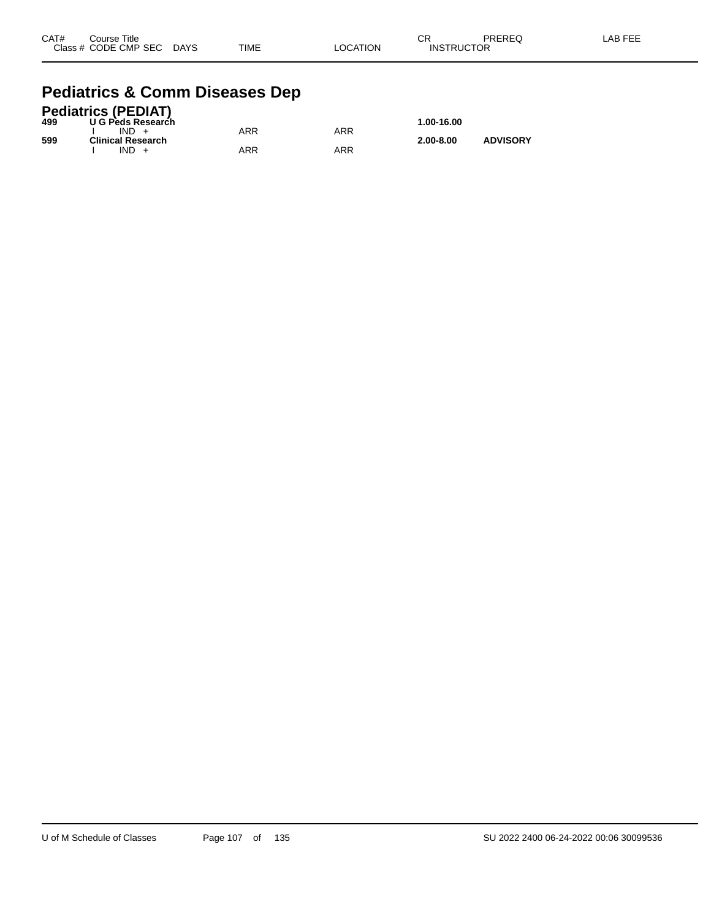| CAT# | Course Title<br>Class # CODE CMP SEC DAYS | TIME | LOCATION | CR<br>INSTRUCTOR | PREREQ | LAB FEE |
|---|---|---|---|---|---|---|

# Pediatrics & Comm Diseases Dep

## Pediatrics (PEDIAT)

| CAT# | Course Title<br>Class # CODE CMP SEC DAYS | TIME | LOCATION | CR<br>INSTRUCTOR | PREREQ | LAB FEE |
|---|---|---|---|---|---|---|
| **499** | **U G Peds Research** | | | **1.00-16.00** | | |
| | I IND + | ARR | ARR | | | |
| **599** | **Clinical Research** | | | **2.00-8.00** | **ADVISORY** | |
| | I IND + | ARR | ARR | | | |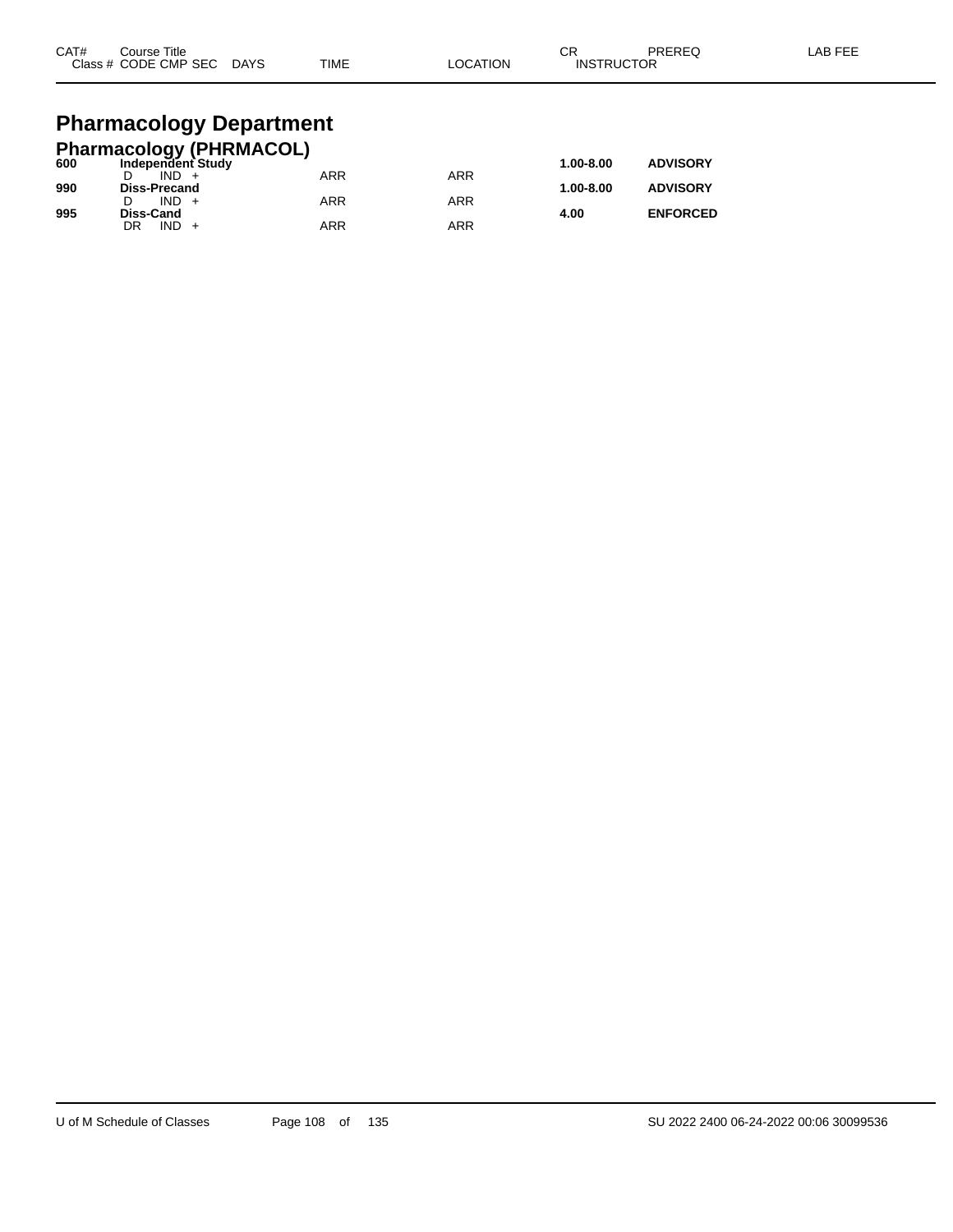| CAT# | Course Title<br>Class # CODE CMP SEC DAYS | TIME | LOCATION | CR<br>INSTRUCTOR | PREREQ | LAB FEE |
|---|---|---|---|---|---|---|

# Pharmacology Department

## Pharmacology (PHRMACOL)

| CAT# | Course Title / Class # CODE CMP SEC DAYS | TIME | LOCATION | CR / INSTRUCTOR | PREREQ | LAB FEE |
|---|---|---|---|---|---|---|
| **600** | **Independent Study** | | | **1.00-8.00** | **ADVISORY** | |
| | D IND + | ARR | ARR | | | |
| **990** | **Diss-Precand** | | | **1.00-8.00** | **ADVISORY** | |
| | D IND + | ARR | ARR | | | |
| **995** | **Diss-Cand** | | | **4.00** | **ENFORCED** | |
| | DR IND + | ARR | ARR | | | |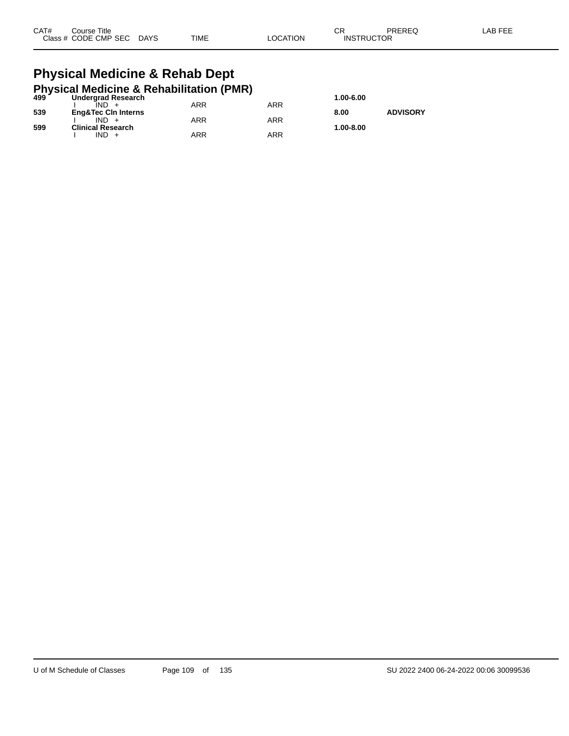# Physical Medicine & Rehab Dept

## Physical Medicine & Rehabilitation (PMR)

| CAT# | Course Title / Class # CODE CMP SEC DAYS | TIME | LOCATION | CR / INSTRUCTOR | PREREQ | LAB FEE |
|---|---|---|---|---|---|---|
| 499 | **Undergrad Research** | | | 1.00-6.00 | | |
| | I IND + | ARR | ARR | | | |
| 539 | **Eng&Tec Cln Interns** | | | 8.00 | **ADVISORY** | |
| | I IND + | ARR | ARR | | | |
| 599 | **Clinical Research** | | | 1.00-8.00 | | |
| | I IND + | ARR | ARR | | | |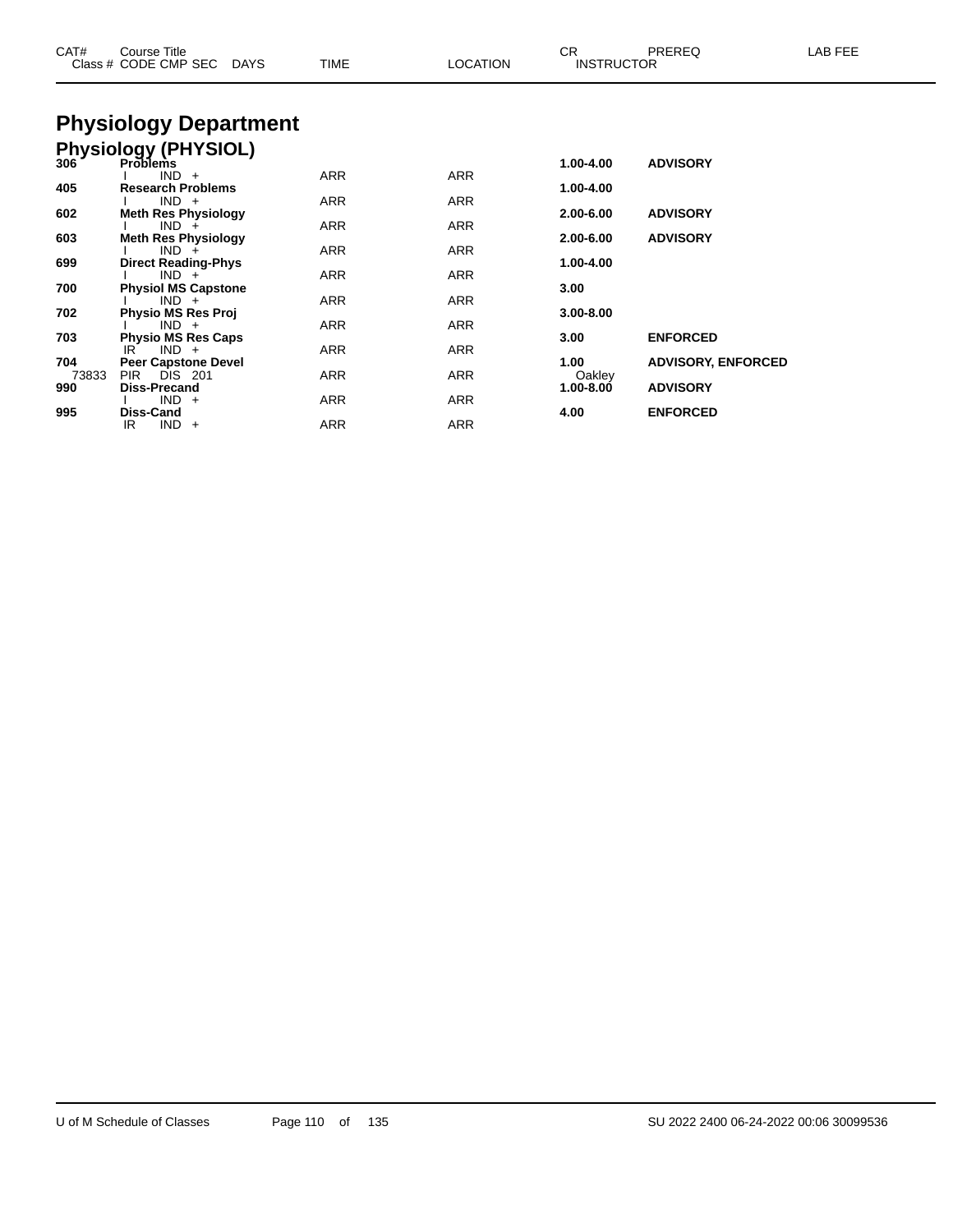| CAT# | Course Title<br>Class # CODE CMP SEC DAYS | TIME | LOCATION | CR<br>INSTRUCTOR | PREREQ | LAB FEE |
|---|---|---|---|---|---|---|

# Physiology Department

## Physiology (PHYSIOL)

| CAT# | Course Title / Class # CODE CMP SEC DAYS | TIME | LOCATION | CR / INSTRUCTOR | PREREQ | LAB FEE |
|---|---|---|---|---|---|---|
| **306** | **Problems** | | | **1.00-4.00** | **ADVISORY** | |
| | I IND + | ARR | ARR | | | |
| **405** | **Research Problems** | | | **1.00-4.00** | | |
| | I IND + | ARR | ARR | | | |
| **602** | **Meth Res Physiology** | | | **2.00-6.00** | **ADVISORY** | |
| | I IND + | ARR | ARR | | | |
| **603** | **Meth Res Physiology** | | | **2.00-6.00** | **ADVISORY** | |
| | I IND + | ARR | ARR | | | |
| **699** | **Direct Reading-Phys** | | | **1.00-4.00** | | |
| | I IND + | ARR | ARR | | | |
| **700** | **Physiol MS Capstone** | | | **3.00** | | |
| | I IND + | ARR | ARR | | | |
| **702** | **Physio MS Res Proj** | | | **3.00-8.00** | | |
| | I IND + | ARR | ARR | | | |
| **703** | **Physio MS Res Caps** | | | **3.00** | **ENFORCED** | |
| | IR IND + | ARR | ARR | | | |
| **704** | **Peer Capstone Devel** | | | **1.00** | **ADVISORY, ENFORCED** | |
| 73833 | PIR DIS 201 | ARR | ARR | Oakley | | |
| **990** | **Diss-Precand** | | | **1.00-8.00** | **ADVISORY** | |
| | I IND + | ARR | ARR | | | |
| **995** | **Diss-Cand** | | | **4.00** | **ENFORCED** | |
| | IR IND + | ARR | ARR | | | |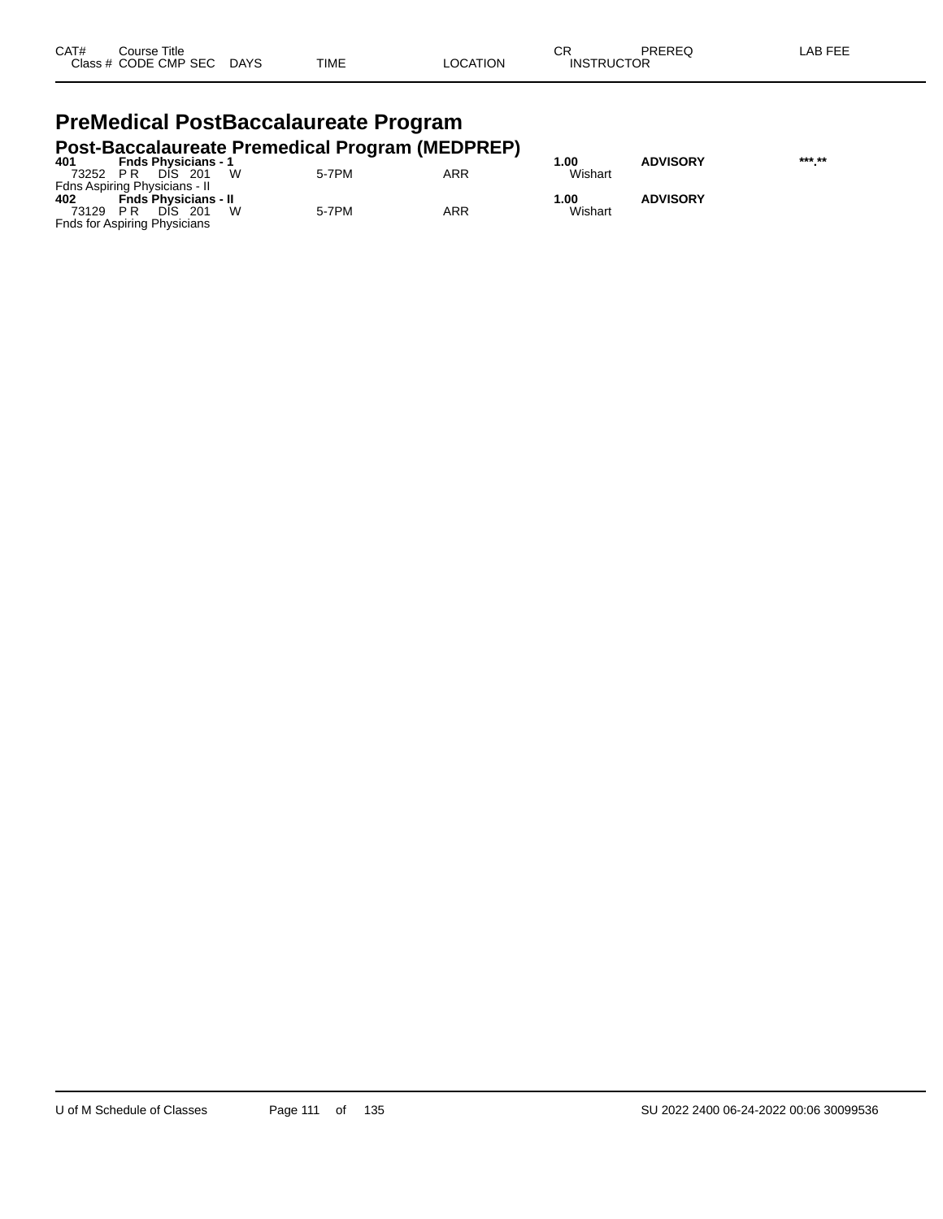| CAT# | Course Title | | | | CR | PREREQ | LAB FEE |
|---|---|---|---|---|---|---|---|
| Class # | CODE CMP SEC | DAYS | TIME | LOCATION | INSTRUCTOR | | |

# PreMedical PostBaccalaureate Program

## Post-Baccalaureate Premedical Program (MEDPREP)

| CAT# | Course Title | | | | CR | PREREQ | LAB FEE |
|---|---|---|---|---|---|---|---|
| **401** | **Fnds Physicians - 1** | | | | **1.00** | **ADVISORY** | *** ** |
| 73252 | P R DIS 201 | W | 5-7PM | ARR | Wishart | | |
| Fdns Aspiring Physicians - II | | | | | | | |
| **402** | **Fnds Physicians - II** | | | | **1.00** | **ADVISORY** | |
| 73129 | P R DIS 201 | W | 5-7PM | ARR | Wishart | | |
| Fnds for Aspiring Physicians | | | | | | | |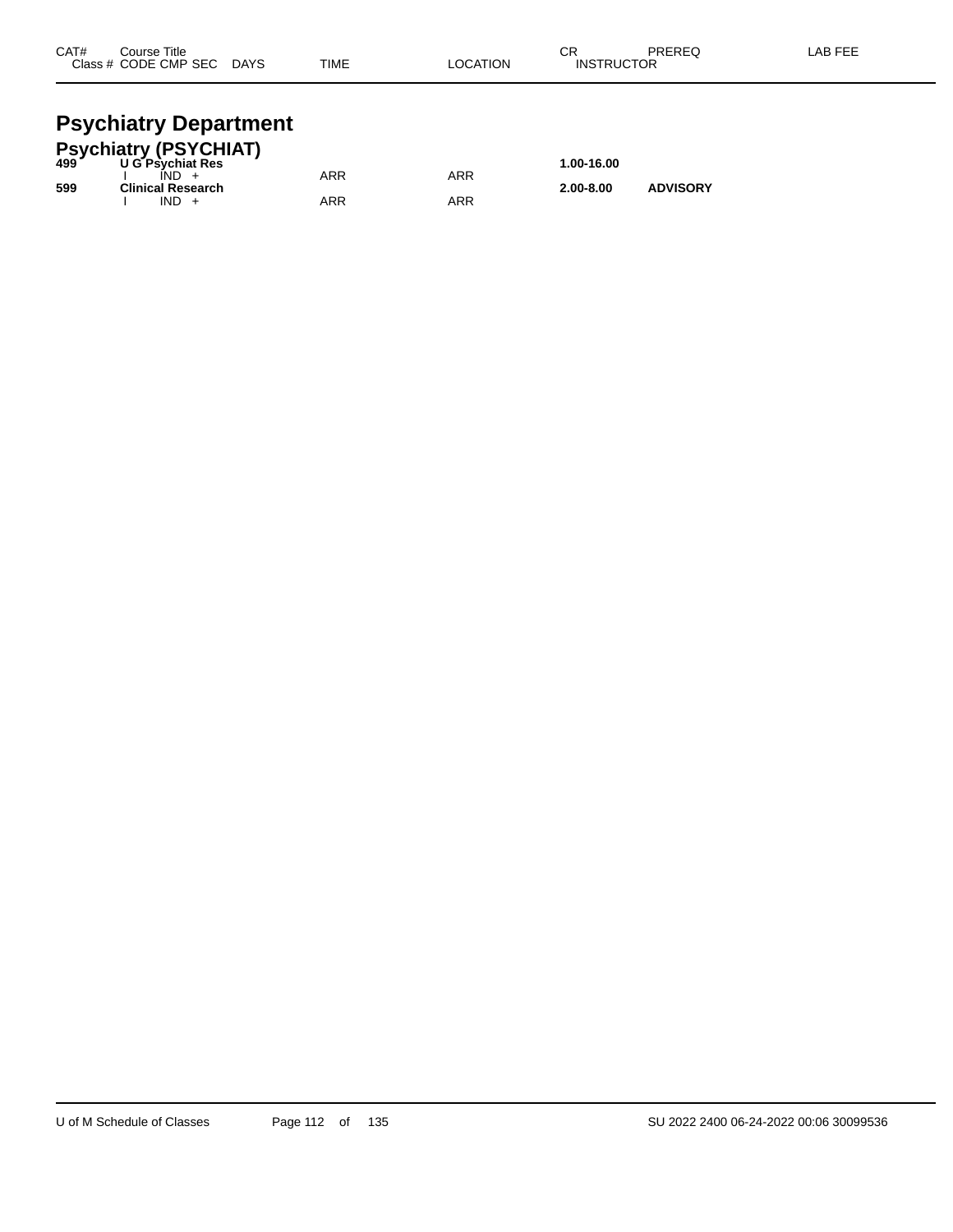| CAT# | Course Title<br>Class # CODE CMP SEC DAYS | TIME | LOCATION | CR<br>INSTRUCTOR | PREREQ | LAB FEE |
|---|---|---|---|---|---|---|

# Psychiatry Department

## Psychiatry (PSYCHIAT)

| CAT# | Course Title<br>Class # CODE CMP SEC DAYS | TIME | LOCATION | CR<br>INSTRUCTOR | PREREQ | LAB FEE |
|---|---|---|---|---|---|---|
| **499** | **U G Psychiat Res** | | | **1.00-16.00** | | |
| | I IND + | ARR | ARR | | | |
| **599** | **Clinical Research** | | | **2.00-8.00** | **ADVISORY** | |
| | I IND + | ARR | ARR | | | |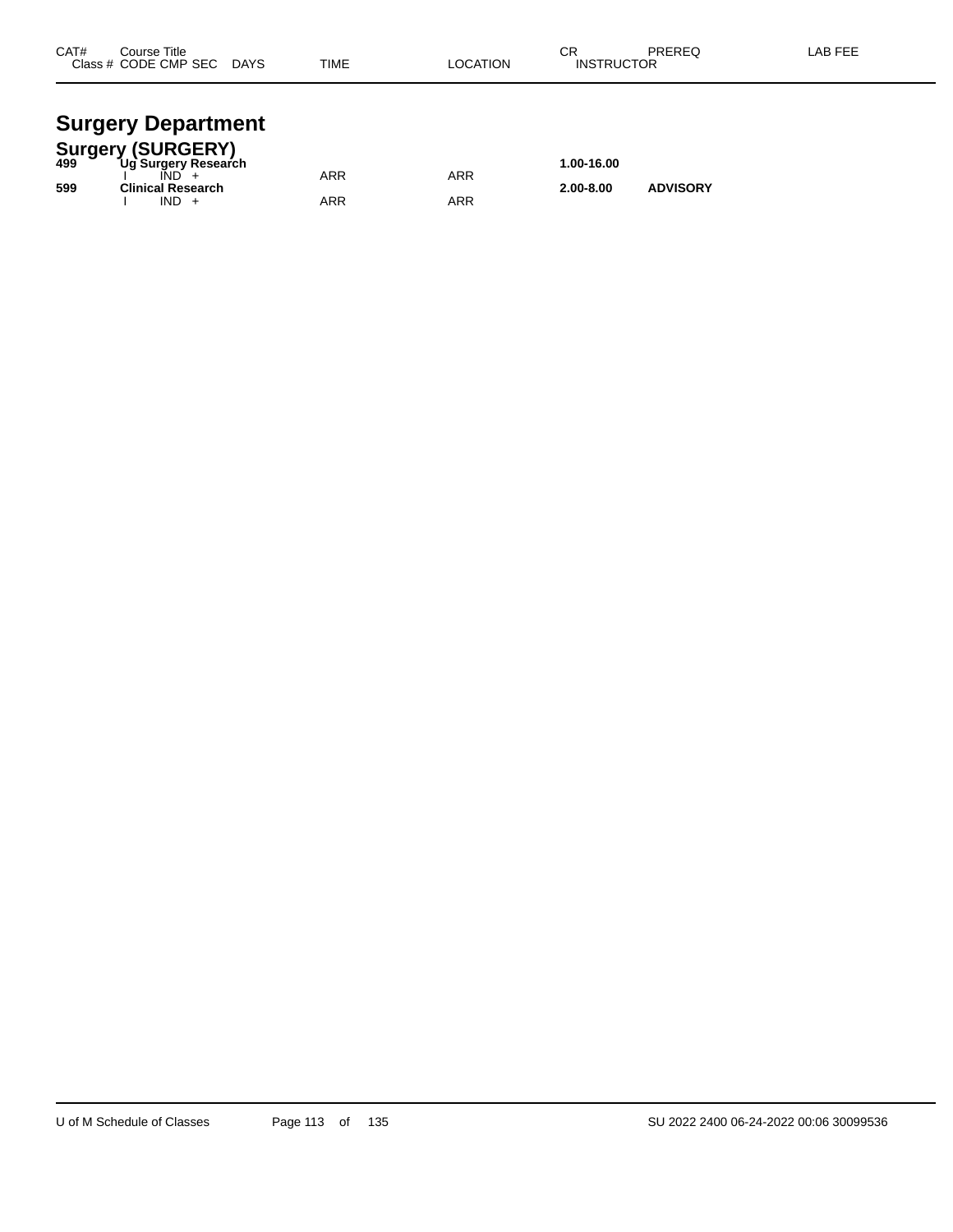| CAT# | Course Title / Class # CODE CMP SEC DAYS | TIME | LOCATION | CR / INSTRUCTOR | PREREQ | LAB FEE |
|---|---|---|---|---|---|---|

# Surgery Department

## Surgery (SURGERY)

| CAT# | Course Title / Class # CODE CMP SEC DAYS | TIME | LOCATION | CR / INSTRUCTOR | PREREQ | LAB FEE |
|---|---|---|---|---|---|---|
| **499** | **Ug Surgery Research** | | | **1.00-16.00** | | |
| | I IND + | ARR | ARR | | | |
| **599** | **Clinical Research** | | | **2.00-8.00** | **ADVISORY** | |
| | I IND + | ARR | ARR | | | |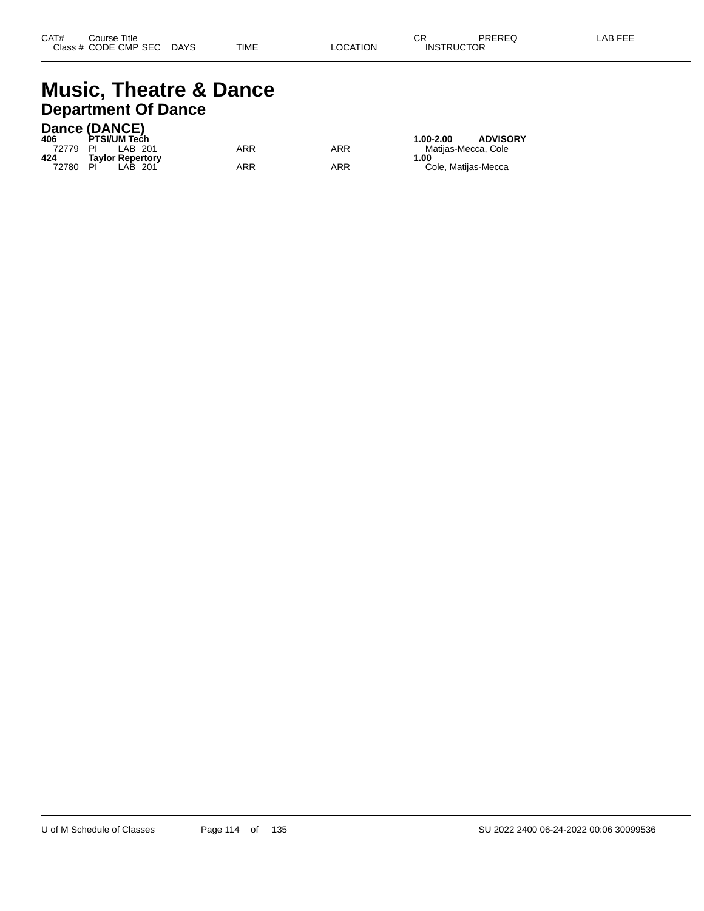| CAT# | Course Title | | | | | | CR | PREREQ | LAB FEE |
|---|---|---|---|---|---|---|---|---|---|
| Class # | CODE | CMP | SEC | DAYS | TIME | LOCATION | INSTRUCTOR | | |

# Music, Theatre & Dance

## Department Of Dance

### Dance (DANCE)

| CAT# | Course Title | | | | | | CR | PREREQ | LAB FEE |
|---|---|---|---|---|---|---|---|---|---|
| **406** | **PTSI/UM Tech** | | | | | | **1.00-2.00** | **ADVISORY** | |
| 72779 | PI | LAB | 201 | | ARR | ARR | Matijas-Mecca, Cole | | |
| **424** | **Taylor Repertory** | | | | | | **1.00** | | |
| 72780 | PI | LAB | 201 | | ARR | ARR | Cole, Matijas-Mecca | | |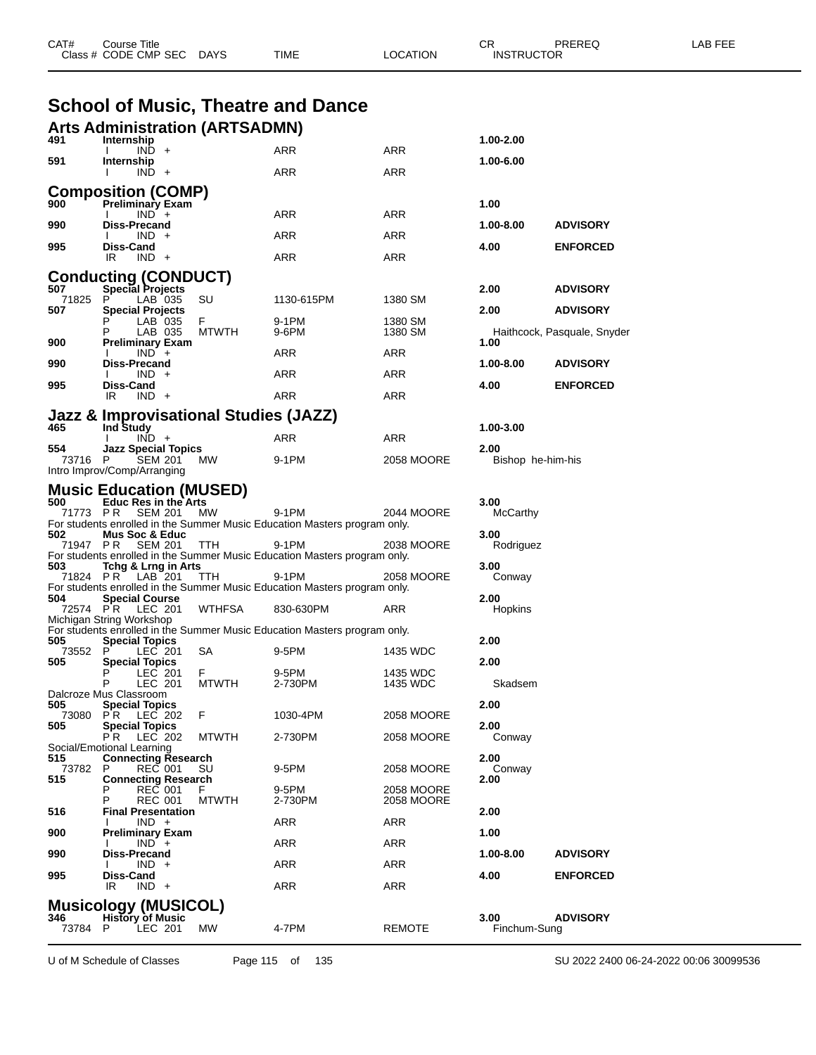# School of Music, Theatre and Dance

## Arts Administration (ARTSADMN)

| CAT# | Course Title / Class # | CODE | CMP | SEC | DAYS | TIME | LOCATION | CR / INSTRUCTOR | PREREQ | LAB FEE |
|---|---|---|---|---|---|---|---|---|---|---|
| **491** | **Internship** | | | | | | | **1.00-2.00** | | |
| | | I | IND | + | | ARR | ARR | | | |
| **591** | **Internship** | | | | | | | **1.00-6.00** | | |
| | | I | IND | + | | ARR | ARR | | | |

## Composition (COMP)

| CAT# | Course Title / Class # | CODE | CMP | SEC | DAYS | TIME | LOCATION | CR / INSTRUCTOR | PREREQ | LAB FEE |
|---|---|---|---|---|---|---|---|---|---|---|
| **900** | **Preliminary Exam** | | | | | | | **1.00** | | |
| | | I | IND | + | | ARR | ARR | | | |
| **990** | **Diss-Precand** | | | | | | | **1.00-8.00** | **ADVISORY** | |
| | | I | IND | + | | ARR | ARR | | | |
| **995** | **Diss-Cand** | | | | | | | **4.00** | **ENFORCED** | |
| | | IR | IND | + | | ARR | ARR | | | |

## Conducting (CONDUCT)

| CAT# | Course Title / Class # | CODE | CMP | SEC | DAYS | TIME | LOCATION | CR / INSTRUCTOR | PREREQ | LAB FEE |
|---|---|---|---|---|---|---|---|---|---|---|
| **507** | **Special Projects** | | | | | | | **2.00** | **ADVISORY** | |
| | 71825 | P | LAB | 035 | SU | 1130-615PM | 1380 SM | | | |
| **507** | **Special Projects** | | | | | | | **2.00** | **ADVISORY** | |
| | | P | LAB | 035 | F | 9-1PM | 1380 SM | | | |
| | | P | LAB | 035 | MTWTH | 9-6PM | 1380 SM | Haithcock, Pasquale, Snyder | | |
| **900** | **Preliminary Exam** | | | | | | | **1.00** | | |
| | | I | IND | + | | ARR | ARR | | | |
| **990** | **Diss-Precand** | | | | | | | **1.00-8.00** | **ADVISORY** | |
| | | I | IND | + | | ARR | ARR | | | |
| **995** | **Diss-Cand** | | | | | | | **4.00** | **ENFORCED** | |
| | | IR | IND | + | | ARR | ARR | | | |

## Jazz & Improvisational Studies (JAZZ)

| CAT# | Course Title / Class # | CODE | CMP | SEC | DAYS | TIME | LOCATION | CR / INSTRUCTOR | PREREQ | LAB FEE |
|---|---|---|---|---|---|---|---|---|---|---|
| **465** | **Ind Study** | | | | | | | **1.00-3.00** | | |
| | | I | IND | + | | ARR | ARR | | | |
| **554** | **Jazz Special Topics** | | | | | | | **2.00** | | |
| | 73716 | P | SEM | 201 | MW | 9-1PM | 2058 MOORE | Bishop he-him-his | | |

Intro Improv/Comp/Arranging

## Music Education (MUSED)

| CAT# | Course Title / Class # | CODE | CMP | SEC | DAYS | TIME | LOCATION | CR / INSTRUCTOR | PREREQ | LAB FEE |
|---|---|---|---|---|---|---|---|---|---|---|
| **500** | **Educ Res in the Arts** | | | | | | | **3.00** | | |
| | 71773 | P R | SEM | 201 | MW | 9-1PM | 2044 MOORE | McCarthy | | |

For students enrolled in the Summer Music Education Masters program only.

| CAT# | Course Title / Class # | CODE | CMP | SEC | DAYS | TIME | LOCATION | CR / INSTRUCTOR | PREREQ | LAB FEE |
|---|---|---|---|---|---|---|---|---|---|---|
| **502** | **Mus Soc & Educ** | | | | | | | **3.00** | | |
| | 71947 | P R | SEM | 201 | TTH | 9-1PM | 2038 MOORE | Rodriguez | | |

For students enrolled in the Summer Music Education Masters program only.

| CAT# | Course Title / Class # | CODE | CMP | SEC | DAYS | TIME | LOCATION | CR / INSTRUCTOR | PREREQ | LAB FEE |
|---|---|---|---|---|---|---|---|---|---|---|
| **503** | **Tchg & Lrng in Arts** | | | | | | | **3.00** | | |
| | 71824 | P R | LAB | 201 | TTH | 9-1PM | 2058 MOORE | Conway | | |

For students enrolled in the Summer Music Education Masters program only.

| CAT# | Course Title / Class # | CODE | CMP | SEC | DAYS | TIME | LOCATION | CR / INSTRUCTOR | PREREQ | LAB FEE |
|---|---|---|---|---|---|---|---|---|---|---|
| **504** | **Special Course** | | | | | | | **2.00** | | |
| | 72574 | P R | LEC | 201 | WTHFSA | 830-630PM | ARR | Hopkins | | |

Michigan String Workshop
For students enrolled in the Summer Music Education Masters program only.

| CAT# | Course Title / Class # | CODE | CMP | SEC | DAYS | TIME | LOCATION | CR / INSTRUCTOR | PREREQ | LAB FEE |
|---|---|---|---|---|---|---|---|---|---|---|
| **505** | **Special Topics** | | | | | | | **2.00** | | |
| | 73552 | P | LEC | 201 | SA | 9-5PM | 1435 WDC | | | |
| **505** | **Special Topics** | | | | | | | **2.00** | | |
| | | P | LEC | 201 | F | 9-5PM | 1435 WDC | | | |
| | | P | LEC | 201 | MTWTH | 2-730PM | 1435 WDC | Skadsem | | |

Dalcroze Mus Classroom

| CAT# | Course Title / Class # | CODE | CMP | SEC | DAYS | TIME | LOCATION | CR / INSTRUCTOR | PREREQ | LAB FEE |
|---|---|---|---|---|---|---|---|---|---|---|
| **505** | **Special Topics** | | | | | | | **2.00** | | |
| | 73080 | P R | LEC | 202 | F | 1030-4PM | 2058 MOORE | | | |
| **505** | **Special Topics** | | | | | | | **2.00** | | |
| | | P R | LEC | 202 | MTWTH | 2-730PM | 2058 MOORE | Conway | | |

Social/Emotional Learning

| CAT# | Course Title / Class # | CODE | CMP | SEC | DAYS | TIME | LOCATION | CR / INSTRUCTOR | PREREQ | LAB FEE |
|---|---|---|---|---|---|---|---|---|---|---|
| **515** | **Connecting Research** | | | | | | | **2.00** | | |
| | 73782 | P | REC | 001 | SU | 9-5PM | 2058 MOORE | Conway | | |
| **515** | **Connecting Research** | | | | | | | **2.00** | | |
| | | P | REC | 001 | F | 9-5PM | 2058 MOORE | | | |
| | | P | REC | 001 | MTWTH | 2-730PM | 2058 MOORE | | | |
| **516** | **Final Presentation** | | | | | | | **2.00** | | |
| | | I | IND | + | | ARR | ARR | | | |
| **900** | **Preliminary Exam** | | | | | | | **1.00** | | |
| | | I | IND | + | | ARR | ARR | | | |
| **990** | **Diss-Precand** | | | | | | | **1.00-8.00** | **ADVISORY** | |
| | | I | IND | + | | ARR | ARR | | | |
| **995** | **Diss-Cand** | | | | | | | **4.00** | **ENFORCED** | |
| | | IR | IND | + | | ARR | ARR | | | |

## Musicology (MUSICOL)

| CAT# | Course Title / Class # | CODE | CMP | SEC | DAYS | TIME | LOCATION | CR / INSTRUCTOR | PREREQ | LAB FEE |
|---|---|---|---|---|---|---|---|---|---|---|
| **346** | **History of Music** | | | | | | | **3.00** | **ADVISORY** | |
| | 73784 | P | LEC | 201 | MW | 4-7PM | REMOTE | Finchum-Sung | | |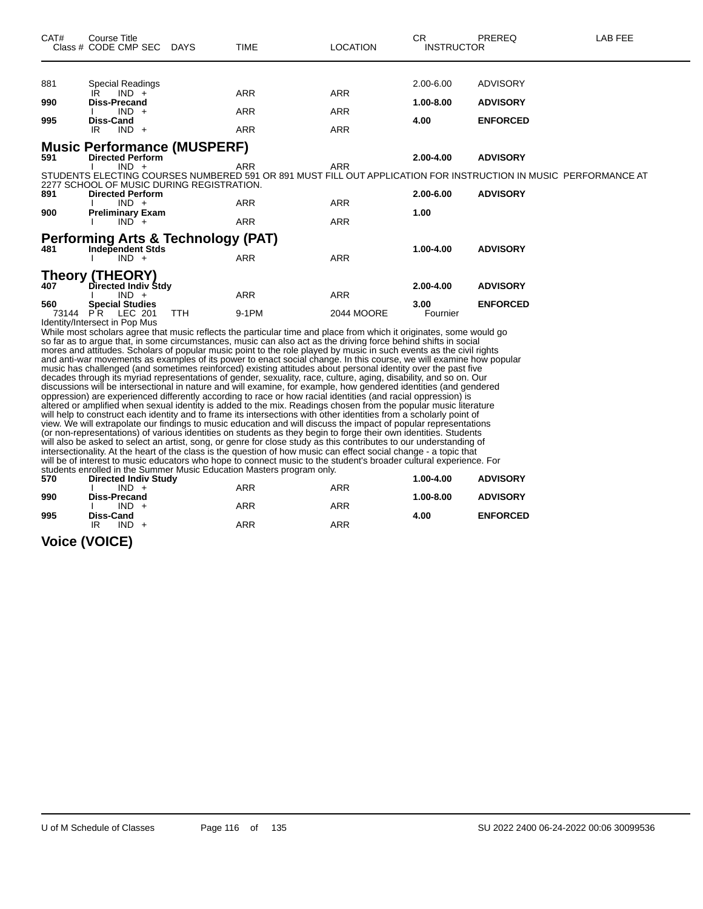| CAT# | Course Title<br>Class # CODE CMP SEC | DAYS | TIME | LOCATION | CR<br>INSTRUCTOR | PREREQ | LAB FEE |
|---|---|---|---|---|---|---|---|
| 881 | Special Readings | | | | 2.00-6.00 | ADVISORY | |
| | IR IND + | | ARR | ARR | | | |
| **990** | **Diss-Precand** | | | | **1.00-8.00** | **ADVISORY** | |
| | I IND + | | ARR | ARR | | | |
| **995** | **Diss-Cand** | | | | **4.00** | **ENFORCED** | |
| | IR IND + | | ARR | ARR | | | |

## Music Performance (MUSPERF)

| CAT# | Course Title<br>Class # CODE CMP SEC | DAYS | TIME | LOCATION | CR<br>INSTRUCTOR | PREREQ | LAB FEE |
|---|---|---|---|---|---|---|---|
| **591** | **Directed Perform** | | | | **2.00-4.00** | **ADVISORY** | |
| | I IND + | | ARR | ARR | | | |

STUDENTS ELECTING COURSES NUMBERED 591 OR 891 MUST FILL OUT APPLICATION FOR INSTRUCTION IN MUSIC PERFORMANCE AT 2277 SCHOOL OF MUSIC DURING REGISTRATION.

| CAT# | Course Title<br>Class # CODE CMP SEC | DAYS | TIME | LOCATION | CR<br>INSTRUCTOR | PREREQ | LAB FEE |
|---|---|---|---|---|---|---|---|
| **891** | **Directed Perform** | | | | **2.00-6.00** | **ADVISORY** | |
| | I IND + | | ARR | ARR | | | |
| **900** | **Preliminary Exam** | | | | **1.00** | | |
| | I IND + | | ARR | ARR | | | |

## Performing Arts & Technology (PAT)

| CAT# | Course Title<br>Class # CODE CMP SEC | DAYS | TIME | LOCATION | CR<br>INSTRUCTOR | PREREQ | LAB FEE |
|---|---|---|---|---|---|---|---|
| **481** | **Independent Stds** | | | | **1.00-4.00** | **ADVISORY** | |
| | I IND + | | ARR | ARR | | | |

## Theory (THEORY)

| CAT# | Course Title<br>Class # CODE CMP SEC | DAYS | TIME | LOCATION | CR<br>INSTRUCTOR | PREREQ | LAB FEE |
|---|---|---|---|---|---|---|---|
| **407** | **Directed Indiv Stdy** | | | | **2.00-4.00** | **ADVISORY** | |
| | I IND + | | ARR | ARR | | | |
| **560** | **Special Studies** | | | | **3.00** | **ENFORCED** | |
| 73144 | P R LEC 201 | TTH | 9-1PM | 2044 MOORE | Fournier | | |

Identity/Intersect in Pop Mus

While most scholars agree that music reflects the particular time and place from which it originates, some would go so far as to argue that, in some circumstances, music can also act as the driving force behind shifts in social mores and attitudes. Scholars of popular music point to the role played by music in such events as the civil rights and anti-war movements as examples of its power to enact social change. In this course, we will examine how popular music has challenged (and sometimes reinforced) existing attitudes about personal identity over the past five decades through its myriad representations of gender, sexuality, race, culture, aging, disability, and so on. Our discussions will be intersectional in nature and will examine, for example, how gendered identities (and gendered oppression) are experienced differently according to race or how racial identities (and racial oppression) is altered or amplified when sexual identity is added to the mix. Readings chosen from the popular music literature will help to construct each identity and to frame its intersections with other identities from a scholarly point of view. We will extrapolate our findings to music education and will discuss the impact of popular representations (or non-representations) of various identities on students as they begin to forge their own identities. Students will also be asked to select an artist, song, or genre for close study as this contributes to our understanding of intersectionality. At the heart of the class is the question of how music can effect social change - a topic that will be of interest to music educators who hope to connect music to the student's broader cultural experience. For students enrolled in the Summer Music Education Masters program only.

| CAT# | Course Title<br>Class # CODE CMP SEC | DAYS | TIME | LOCATION | CR<br>INSTRUCTOR | PREREQ | LAB FEE |
|---|---|---|---|---|---|---|---|
| **570** | **Directed Indiv Study** | | | | **1.00-4.00** | **ADVISORY** | |
| | I IND + | | ARR | ARR | | | |
| **990** | **Diss-Precand** | | | | **1.00-8.00** | **ADVISORY** | |
| | I IND + | | ARR | ARR | | | |
| **995** | **Diss-Cand** | | | | **4.00** | **ENFORCED** | |
| | IR IND + | | ARR | ARR | | | |

## Voice (VOICE)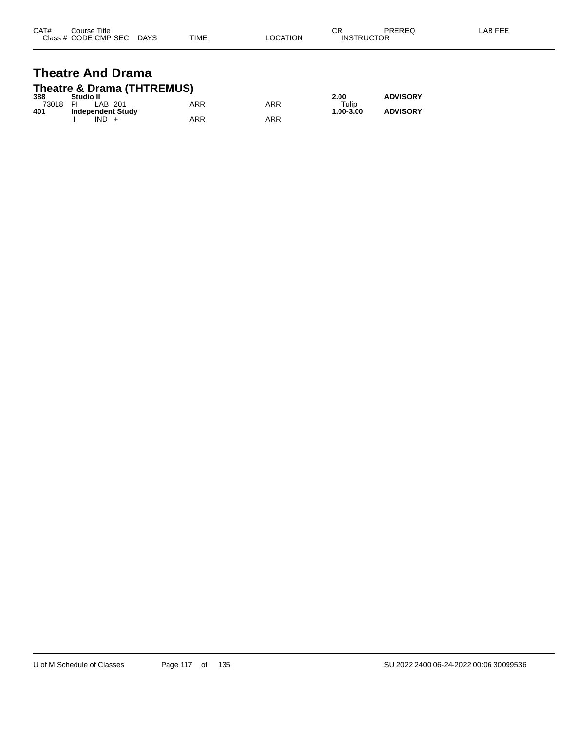| CAT# | Course Title | | | | | | CR | PREREQ | LAB FEE |
|---|---|---|---|---|---|---|---|---|---|
| Class # | CODE | CMP | SEC | DAYS | TIME | LOCATION | INSTRUCTOR | | |

# Theatre And Drama

## Theatre & Drama (THTREMUS)

| CAT# | Course Title | | | | | | CR | PREREQ | LAB FEE |
|---|---|---|---|---|---|---|---|---|---|
| **388** | **Studio II** | | | | | | **2.00** | **ADVISORY** | |
| 73018 | PI | LAB | 201 | | ARR | ARR | Tulip | | |
| **401** | **Independent Study** | | | | | | **1.00-3.00** | **ADVISORY** | |
| | I | IND | + | | ARR | ARR | | | |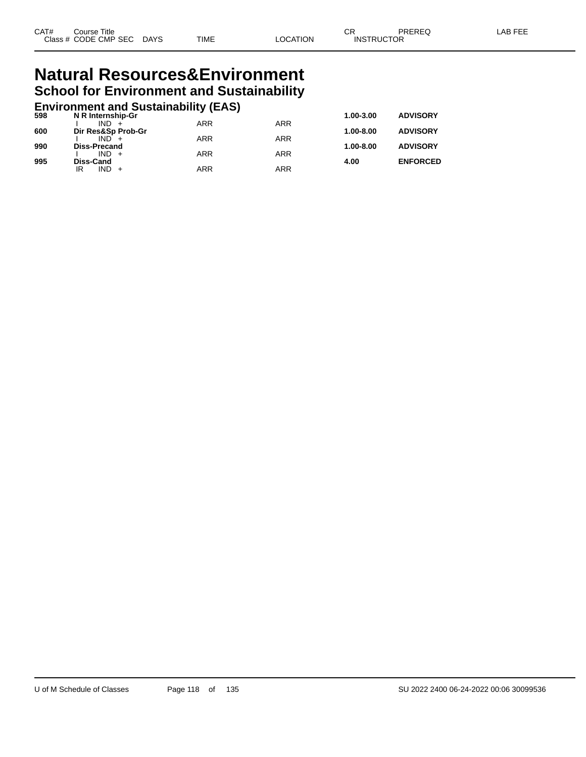| CAT# | Course Title | | | | | CR | PREREQ | LAB FEE |
|---|---|---|---|---|---|---|---|---|
| Class # | CODE CMP SEC | DAYS | TIME | LOCATION | INSTRUCTOR | | | |

# Natural Resources&Environment

## School for Environment and Sustainability

### Environment and Sustainability (EAS)

| CAT# | Course Title | | | | CR | PREREQ |
|---|---|---|---|---|---|---|
| **598** | **N R Internship-Gr** | | | | **1.00-3.00** | **ADVISORY** |
| | I IND + | | ARR | ARR | | |
| **600** | **Dir Res&Sp Prob-Gr** | | | | **1.00-8.00** | **ADVISORY** |
| | I IND + | | ARR | ARR | | |
| **990** | **Diss-Precand** | | | | **1.00-8.00** | **ADVISORY** |
| | I IND + | | ARR | ARR | | |
| **995** | **Diss-Cand** | | | | **4.00** | **ENFORCED** |
| | IR IND + | | ARR | ARR | | |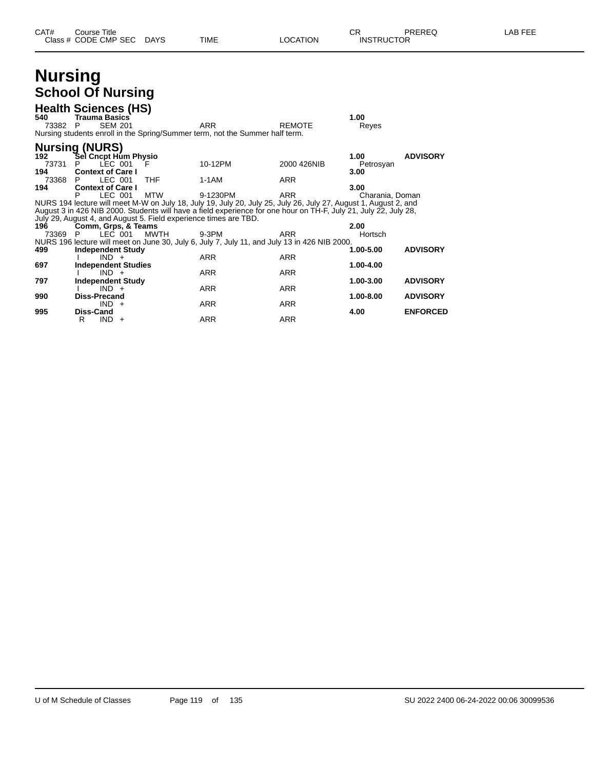# Nursing

## School Of Nursing

### Health Sciences (HS)

| CAT# | Class # | CODE | CMP | SEC | DAYS | TIME | LOCATION | CR | INSTRUCTOR | PREREQ | LAB FEE |
|---|---|---|---|---|---|---|---|---|---|---|---|
| **540** | **Trauma Basics** | | | | | | | **1.00** | | | |
| | 73382 | P | SEM | 201 | | ARR | REMOTE | | Reyes | | |

Nursing students enroll in the Spring/Summer term, not the Summer half term.

### Nursing (NURS)

| CAT# | Class # | CODE | CMP | SEC | DAYS | TIME | LOCATION | CR | INSTRUCTOR | PREREQ | LAB FEE |
|---|---|---|---|---|---|---|---|---|---|---|---|
| **192** | **Sel Cncpt Hum Physio** | | | | | | | **1.00** | | **ADVISORY** | |
| | 73731 | P | LEC | 001 | F | 10-12PM | 2000 426NIB | | Petrosyan | | |
| **194** | **Context of Care I** | | | | | | | **3.00** | | | |
| | 73368 | P | LEC | 001 | THF | 1-1AM | ARR | | | | |
| **194** | **Context of Care I** | | | | | | | **3.00** | | | |
| | | P | LEC | 001 | MTW | 9-1230PM | ARR | | Charania, Doman | | |

NURS 194 lecture will meet M-W on July 18, July 19, July 20, July 25, July 26, July 27, August 1, August 2, and August 3 in 426 NIB 2000. Students will have a field experience for one hour on TH-F, July 21, July 22, July 28, July 29, August 4, and August 5. Field experience times are TBD.

| CAT# | Class # | CODE | CMP | SEC | DAYS | TIME | LOCATION | CR | INSTRUCTOR | PREREQ | LAB FEE |
|---|---|---|---|---|---|---|---|---|---|---|---|
| **196** | **Comm, Grps, & Teams** | | | | | | | **2.00** | | | |
| | 73369 | P | LEC | 001 | MWTH | 9-3PM | ARR | | Hortsch | | |

NURS 196 lecture will meet on June 30, July 6, July 7, July 11, and July 13 in 426 NIB 2000.

| CAT# | Class # | CODE | CMP | SEC | DAYS | TIME | LOCATION | CR | INSTRUCTOR | PREREQ | LAB FEE |
|---|---|---|---|---|---|---|---|---|---|---|---|
| **499** | **Independent Study** | | | | | | | **1.00-5.00** | | **ADVISORY** | |
| | | I | IND | + | | ARR | ARR | | | | |
| **697** | **Independent Studies** | | | | | | | **1.00-4.00** | | | |
| | | I | IND | + | | ARR | ARR | | | | |
| **797** | **Independent Study** | | | | | | | **1.00-3.00** | | **ADVISORY** | |
| | | I | IND | + | | ARR | ARR | | | | |
| **990** | **Diss-Precand** | | | | | | | **1.00-8.00** | | **ADVISORY** | |
| | | | IND | + | | ARR | ARR | | | | |
| **995** | **Diss-Cand** | | | | | | | **4.00** | | **ENFORCED** | |
| | | R | IND | + | | ARR | ARR | | | | |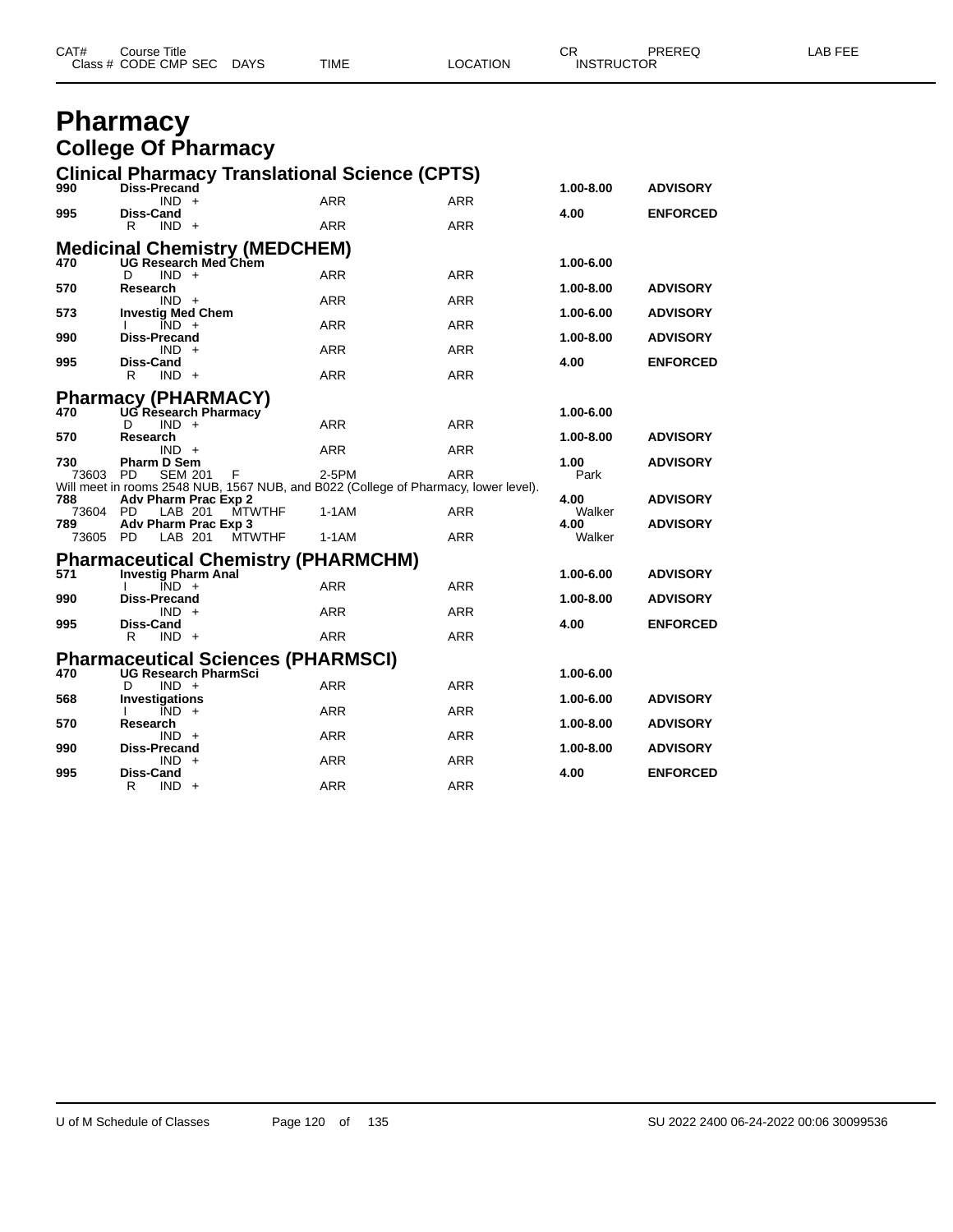# Pharmacy

## College Of Pharmacy

### Clinical Pharmacy Translational Science (CPTS)

| CAT# / Class # | Course Title / CODE CMP SEC | DAYS | TIME | LOCATION | CR / INSTRUCTOR | PREREQ | LAB FEE |
|---|---|---|---|---|---|---|---|
| 990 | **Diss-Precand** | | | | 1.00-8.00 | ADVISORY | |
| | IND + | | ARR | ARR | | | |
| 995 | **Diss-Cand** | | | | 4.00 | ENFORCED | |
| | R IND + | | ARR | ARR | | | |

### Medicinal Chemistry (MEDCHEM)

| CAT# / Class # | Course Title / CODE CMP SEC | DAYS | TIME | LOCATION | CR / INSTRUCTOR | PREREQ | LAB FEE |
|---|---|---|---|---|---|---|---|
| 470 | **UG Research Med Chem** | | | | 1.00-6.00 | | |
| | D IND + | | ARR | ARR | | | |
| 570 | **Research** | | | | 1.00-8.00 | ADVISORY | |
| | IND + | | ARR | ARR | | | |
| 573 | **Investig Med Chem** | | | | 1.00-6.00 | ADVISORY | |
| | I IND + | | ARR | ARR | | | |
| 990 | **Diss-Precand** | | | | 1.00-8.00 | ADVISORY | |
| | IND + | | ARR | ARR | | | |
| 995 | **Diss-Cand** | | | | 4.00 | ENFORCED | |
| | R IND + | | ARR | ARR | | | |

### Pharmacy (PHARMACY)

| CAT# / Class # | Course Title / CODE CMP SEC | DAYS | TIME | LOCATION | CR / INSTRUCTOR | PREREQ | LAB FEE |
|---|---|---|---|---|---|---|---|
| 470 | **UG Research Pharmacy** | | | | 1.00-6.00 | | |
| | D IND + | | ARR | ARR | | | |
| 570 | **Research** | | | | 1.00-8.00 | ADVISORY | |
| | IND + | | ARR | ARR | | | |
| 730 | **Pharm D Sem** | | | | 1.00 | ADVISORY | |
| 73603 | PD SEM 201 | F | 2-5PM | ARR | Park | | |
| | Will meet in rooms 2548 NUB, 1567 NUB, and B022 (College of Pharmacy, lower level). | | | | | | |
| 788 | **Adv Pharm Prac Exp 2** | | | | 4.00 | ADVISORY | |
| 73604 | PD LAB 201 | MTWTHF | 1-1AM | ARR | Walker | | |
| 789 | **Adv Pharm Prac Exp 3** | | | | 4.00 | ADVISORY | |
| 73605 | PD LAB 201 | MTWTHF | 1-1AM | ARR | Walker | | |

### Pharmaceutical Chemistry (PHARMCHM)

| CAT# / Class # | Course Title / CODE CMP SEC | DAYS | TIME | LOCATION | CR / INSTRUCTOR | PREREQ | LAB FEE |
|---|---|---|---|---|---|---|---|
| 571 | **Investig Pharm Anal** | | | | 1.00-6.00 | ADVISORY | |
| | I IND + | | ARR | ARR | | | |
| 990 | **Diss-Precand** | | | | 1.00-8.00 | ADVISORY | |
| | IND + | | ARR | ARR | | | |
| 995 | **Diss-Cand** | | | | 4.00 | ENFORCED | |
| | R IND + | | ARR | ARR | | | |

### Pharmaceutical Sciences (PHARMSCI)

| CAT# / Class # | Course Title / CODE CMP SEC | DAYS | TIME | LOCATION | CR / INSTRUCTOR | PREREQ | LAB FEE |
|---|---|---|---|---|---|---|---|
| 470 | **UG Research PharmSci** | | | | 1.00-6.00 | | |
| | D IND + | | ARR | ARR | | | |
| 568 | **Investigations** | | | | 1.00-6.00 | ADVISORY | |
| | I IND + | | ARR | ARR | | | |
| 570 | **Research** | | | | 1.00-8.00 | ADVISORY | |
| | IND + | | ARR | ARR | | | |
| 990 | **Diss-Precand** | | | | 1.00-8.00 | ADVISORY | |
| | IND + | | ARR | ARR | | | |
| 995 | **Diss-Cand** | | | | 4.00 | ENFORCED | |
| | R IND + | | ARR | ARR | | | |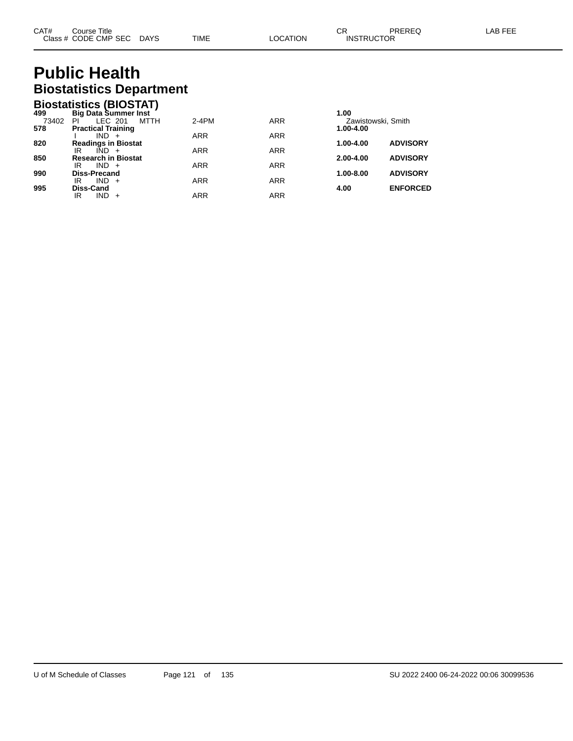# Public Health

## Biostatistics Department

### Biostatistics (BIOSTAT)

| CAT# / Class # | Course Title / CODE CMP SEC | DAYS | TIME | LOCATION | CR / INSTRUCTOR | PREREQ | LAB FEE |
|---|---|---|---|---|---|---|---|
| **499** | **Big Data Summer Inst** | | | | **1.00** | | |
| 73402 | PI LEC 201 | MTTH | 2-4PM | ARR | Zawistowski, Smith | | |
| **578** | **Practical Training** | | | | **1.00-4.00** | | |
| | I IND + | | ARR | ARR | | | |
| **820** | **Readings in Biostat** | | | | **1.00-4.00** | **ADVISORY** | |
| | IR IND + | | ARR | ARR | | | |
| **850** | **Research in Biostat** | | | | **2.00-4.00** | **ADVISORY** | |
| | IR IND + | | ARR | ARR | | | |
| **990** | **Diss-Precand** | | | | **1.00-8.00** | **ADVISORY** | |
| | IR IND + | | ARR | ARR | | | |
| **995** | **Diss-Cand** | | | | **4.00** | **ENFORCED** | |
| | IR IND + | | ARR | ARR | | | |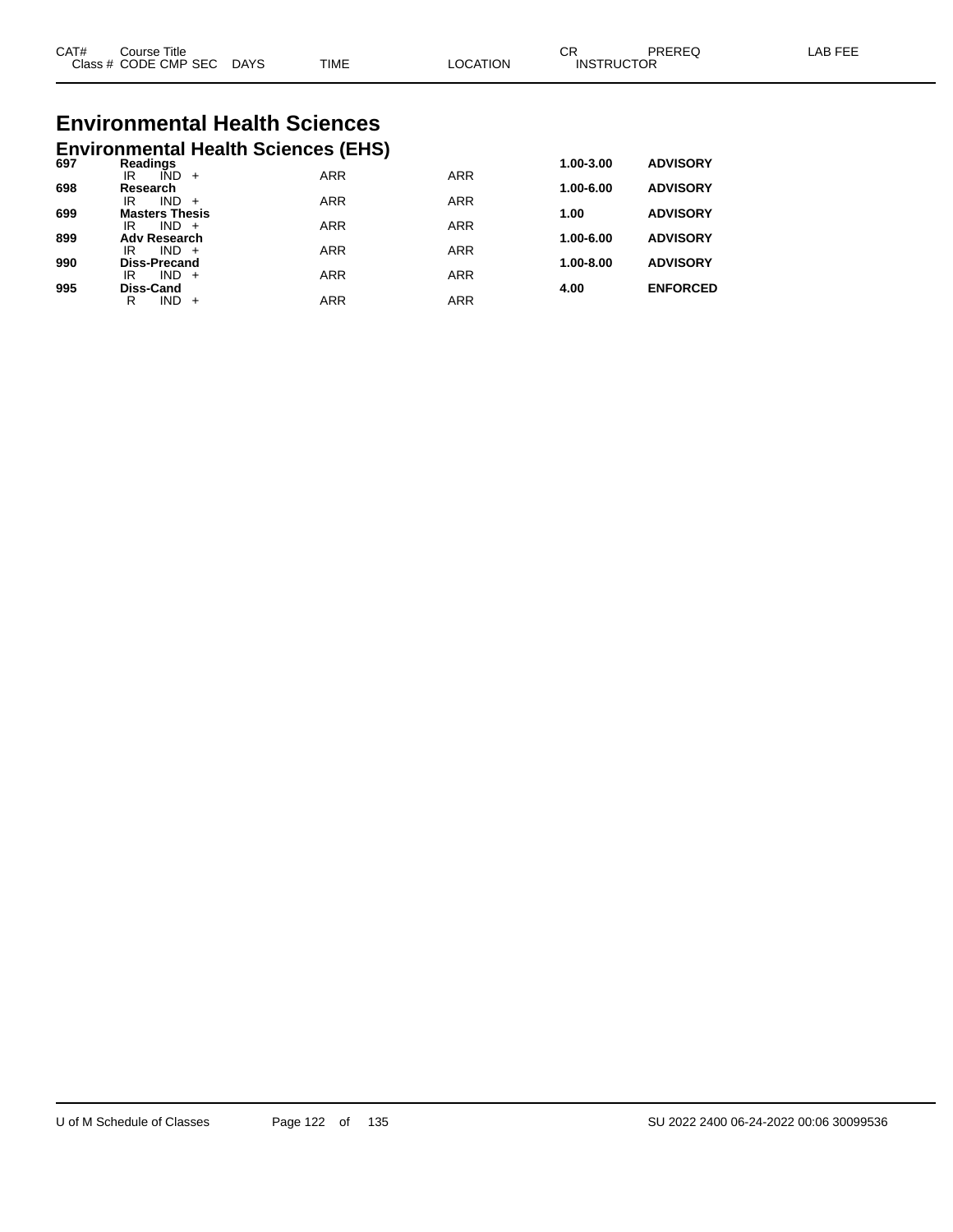# Environmental Health Sciences

## Environmental Health Sciences (EHS)

| CAT# | Course Title / Class # CODE CMP SEC | DAYS | TIME | LOCATION | CR / INSTRUCTOR | PREREQ | LAB FEE |
|---|---|---|---|---|---|---|---|
| **697** | **Readings** | | | | **1.00-3.00** | **ADVISORY** | |
| | IR IND + | | ARR | ARR | | | |
| **698** | **Research** | | | | **1.00-6.00** | **ADVISORY** | |
| | IR IND + | | ARR | ARR | | | |
| **699** | **Masters Thesis** | | | | **1.00** | **ADVISORY** | |
| | IR IND + | | ARR | ARR | | | |
| **899** | **Adv Research** | | | | **1.00-6.00** | **ADVISORY** | |
| | IR IND + | | ARR | ARR | | | |
| **990** | **Diss-Precand** | | | | **1.00-8.00** | **ADVISORY** | |
| | IR IND + | | ARR | ARR | | | |
| **995** | **Diss-Cand** | | | | **4.00** | **ENFORCED** | |
| | R IND + | | ARR | ARR | | | |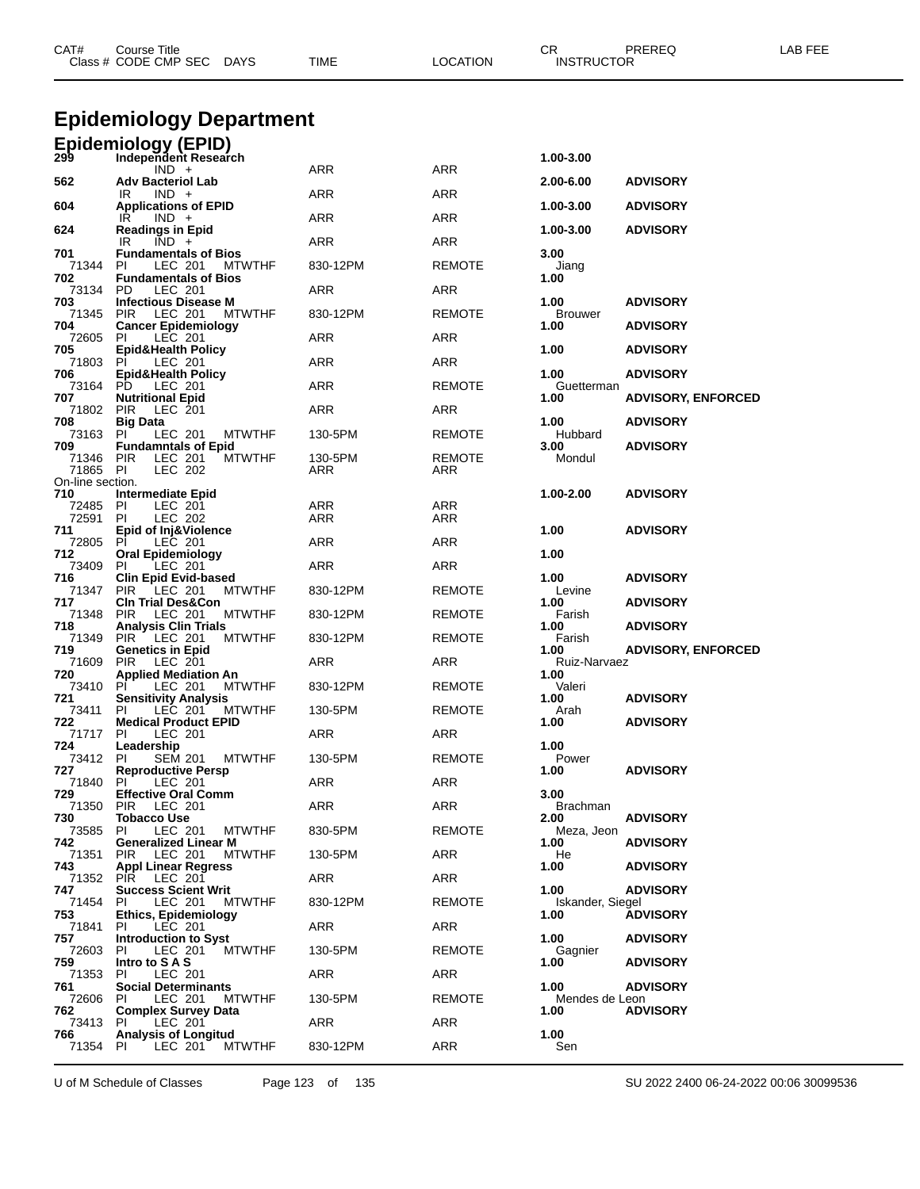# Epidemiology Department

## Epidemiology (EPID)

| CAT# / Class # | Course Title / CODE CMP SEC | DAYS | TIME | LOCATION | CR / INSTRUCTOR | PREREQ | LAB FEE |
|---|---|---|---|---|---|---|---|
| 299 | Independent Research | | | | 1.00-3.00 | | |
| | IND + | | ARR | ARR | | | |
| 562 | Adv Bacteriol Lab | | | | 2.00-6.00 | ADVISORY | |
| | IR IND + | | ARR | ARR | | | |
| 604 | Applications of EPID | | | | 1.00-3.00 | ADVISORY | |
| | IR IND + | | ARR | ARR | | | |
| 624 | Readings in Epid | | | | 1.00-3.00 | ADVISORY | |
| | IR IND + | | ARR | ARR | | | |
| 701 | Fundamentals of Bios | | | | 3.00 | | |
| 71344 | PI LEC 201 | MTWTHF | 830-12PM | REMOTE | Jiang | | |
| 702 | Fundamentals of Bios | | | | 1.00 | | |
| 73134 | PD LEC 201 | | ARR | ARR | | | |
| 703 | Infectious Disease M | | | | 1.00 | ADVISORY | |
| 71345 | PIR LEC 201 | MTWTHF | 830-12PM | REMOTE | Brouwer | | |
| 704 | Cancer Epidemiology | | | | 1.00 | ADVISORY | |
| 72605 | PI LEC 201 | | ARR | ARR | | | |
| 705 | Epid&Health Policy | | | | 1.00 | ADVISORY | |
| 71803 | PI LEC 201 | | ARR | ARR | | | |
| 706 | Epid&Health Policy | | | | 1.00 | ADVISORY | |
| 73164 | PD LEC 201 | | ARR | REMOTE | Guetterman | | |
| 707 | Nutritional Epid | | | | 1.00 | ADVISORY, ENFORCED | |
| 71802 | PIR LEC 201 | | ARR | ARR | | | |
| 708 | Big Data | | | | 1.00 | ADVISORY | |
| 73163 | PI LEC 201 | MTWTHF | 130-5PM | REMOTE | Hubbard | | |
| 709 | Fundamntals of Epid | | | | 3.00 | ADVISORY | |
| 71346 | PIR LEC 201 | MTWTHF | 130-5PM | REMOTE | Mondul | | |
| 71865 | PI LEC 202 | | ARR | ARR | | | |
| On-line section. | | | | | | | |
| 710 | Intermediate Epid | | | | 1.00-2.00 | ADVISORY | |
| 72485 | PI LEC 201 | | ARR | ARR | | | |
| 72591 | PI LEC 202 | | ARR | ARR | | | |
| 711 | Epid of Inj&Violence | | | | 1.00 | ADVISORY | |
| 72805 | PI LEC 201 | | ARR | ARR | | | |
| 712 | Oral Epidemiology | | | | 1.00 | | |
| 73409 | PI LEC 201 | | ARR | ARR | | | |
| 716 | Clin Epid Evid-based | | | | 1.00 | ADVISORY | |
| 71347 | PIR LEC 201 | MTWTHF | 830-12PM | REMOTE | Levine | | |
| 717 | Cln Trial Des&Con | | | | 1.00 | ADVISORY | |
| 71348 | PIR LEC 201 | MTWTHF | 830-12PM | REMOTE | Farish | | |
| 718 | Analysis Clin Trials | | | | 1.00 | ADVISORY | |
| 71349 | PIR LEC 201 | MTWTHF | 830-12PM | REMOTE | Farish | | |
| 719 | Genetics in Epid | | | | 1.00 | ADVISORY, ENFORCED | |
| 71609 | PIR LEC 201 | | ARR | ARR | Ruiz-Narvaez | | |
| 720 | Applied Mediation An | | | | 1.00 | | |
| 73410 | PI LEC 201 | MTWTHF | 830-12PM | REMOTE | Valeri | | |
| 721 | Sensitivity Analysis | | | | 1.00 | ADVISORY | |
| 73411 | PI LEC 201 | MTWTHF | 130-5PM | REMOTE | Arah | | |
| 722 | Medical Product EPID | | | | 1.00 | ADVISORY | |
| 71717 | PI LEC 201 | | ARR | ARR | | | |
| 724 | Leadership | | | | 1.00 | | |
| 73412 | PI SEM 201 | MTWTHF | 130-5PM | REMOTE | Power | | |
| 727 | Reproductive Persp | | | | 1.00 | ADVISORY | |
| 71840 | PI LEC 201 | | ARR | ARR | | | |
| 729 | Effective Oral Comm | | | | 3.00 | | |
| 71350 | PIR LEC 201 | | ARR | ARR | Brachman | | |
| 730 | Tobacco Use | | | | 2.00 | ADVISORY | |
| 73585 | PI LEC 201 | MTWTHF | 830-5PM | REMOTE | Meza, Jeon | | |
| 742 | Generalized Linear M | | | | 1.00 | ADVISORY | |
| 71351 | PIR LEC 201 | MTWTHF | 130-5PM | ARR | He | | |
| 743 | Appl Linear Regress | | | | 1.00 | ADVISORY | |
| 71352 | PIR LEC 201 | | ARR | ARR | | | |
| 747 | Success Scient Writ | | | | 1.00 | ADVISORY | |
| 71454 | PI LEC 201 | MTWTHF | 830-12PM | REMOTE | Iskander, Siegel | | |
| 753 | Ethics, Epidemiology | | | | 1.00 | ADVISORY | |
| 71841 | PI LEC 201 | | ARR | ARR | | | |
| 757 | Introduction to Syst | | | | 1.00 | ADVISORY | |
| 72603 | PI LEC 201 | MTWTHF | 130-5PM | REMOTE | Gagnier | | |
| 759 | Intro to S A S | | | | 1.00 | ADVISORY | |
| 71353 | PI LEC 201 | | ARR | ARR | | | |
| 761 | Social Determinants | | | | 1.00 | ADVISORY | |
| 72606 | PI LEC 201 | MTWTHF | 130-5PM | REMOTE | Mendes de Leon | | |
| 762 | Complex Survey Data | | | | 1.00 | ADVISORY | |
| 73413 | PI LEC 201 | | ARR | ARR | | | |
| 766 | Analysis of Longitud | | | | 1.00 | | |
| 71354 | PI LEC 201 | MTWTHF | 830-12PM | ARR | Sen | | |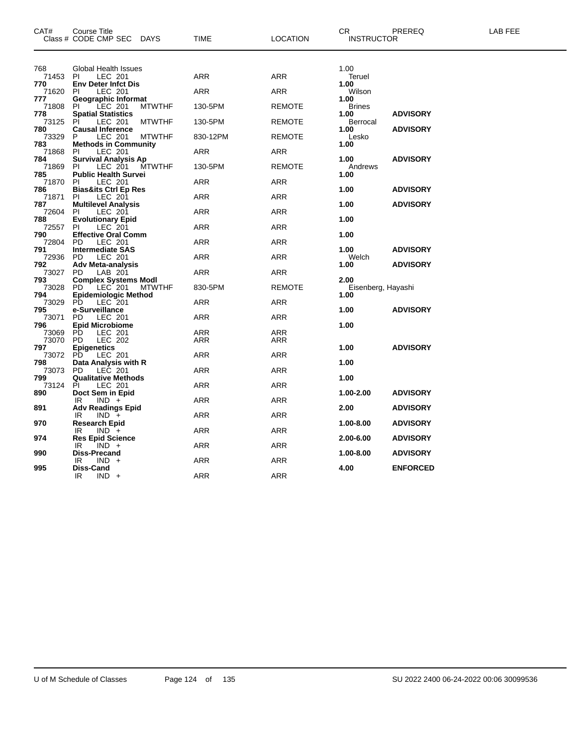| CAT# | Course Title<br>Class # CODE CMP SEC DAYS | TIME | LOCATION | CR<br>INSTRUCTOR | PREREQ | LAB FEE |
|---|---|---|---|---|---|---|
| 768 | Global Health Issues | | | 1.00 | | |
| 71453 | PI LEC 201 | ARR | ARR | Teruel | | |
| **770** | **Env Deter Infct Dis** | | | **1.00** | | |
| 71620 | PI LEC 201 | ARR | ARR | Wilson | | |
| **777** | **Geographic Informat** | | | **1.00** | | |
| 71808 | PI LEC 201 MTWTHF | 130-5PM | REMOTE | Brines | | |
| **778** | **Spatial Statistics** | | | **1.00** | **ADVISORY** | |
| 73125 | PI LEC 201 MTWTHF | 130-5PM | REMOTE | Berrocal | | |
| **780** | **Causal Inference** | | | **1.00** | **ADVISORY** | |
| 73329 | P LEC 201 MTWTHF | 830-12PM | REMOTE | Lesko | | |
| **783** | **Methods in Community** | | | **1.00** | | |
| 71868 | PI LEC 201 | ARR | ARR | | | |
| **784** | **Survival Analysis Ap** | | | **1.00** | **ADVISORY** | |
| 71869 | PI LEC 201 MTWTHF | 130-5PM | REMOTE | Andrews | | |
| **785** | **Public Health Survei** | | | **1.00** | | |
| 71870 | PI LEC 201 | ARR | ARR | | | |
| **786** | **Bias&its Ctrl Ep Res** | | | **1.00** | **ADVISORY** | |
| 71871 | PI LEC 201 | ARR | ARR | | | |
| **787** | **Multilevel Analysis** | | | **1.00** | **ADVISORY** | |
| 72604 | PI LEC 201 | ARR | ARR | | | |
| **788** | **Evolutionary Epid** | | | **1.00** | | |
| 72557 | PI LEC 201 | ARR | ARR | | | |
| **790** | **Effective Oral Comm** | | | **1.00** | | |
| 72804 | PD LEC 201 | ARR | ARR | | | |
| **791** | **Intermediate SAS** | | | **1.00** | **ADVISORY** | |
| 72936 | PD LEC 201 | ARR | ARR | Welch | | |
| **792** | **Adv Meta-analysis** | | | **1.00** | **ADVISORY** | |
| 73027 | PD LAB 201 | ARR | ARR | | | |
| **793** | **Complex Systems Modl** | | | **2.00** | | |
| 73028 | PD LEC 201 MTWTHF | 830-5PM | REMOTE | Eisenberg, Hayashi | | |
| **794** | **Epidemiologic Method** | | | **1.00** | | |
| 73029 | PD LEC 201 | ARR | ARR | | | |
| **795** | **e-Surveillance** | | | **1.00** | **ADVISORY** | |
| 73071 | PD LEC 201 | ARR | ARR | | | |
| **796** | **Epid Microbiome** | | | **1.00** | | |
| 73069 | PD LEC 201 | ARR | ARR | | | |
| 73070 | PD LEC 202 | ARR | ARR | | | |
| **797** | **Epigenetics** | | | **1.00** | **ADVISORY** | |
| 73072 | PD LEC 201 | ARR | ARR | | | |
| **798** | **Data Analysis with R** | | | **1.00** | | |
| 73073 | PD LEC 201 | ARR | ARR | | | |
| **799** | **Qualitative Methods** | | | **1.00** | | |
| 73124 | PI LEC 201 | ARR | ARR | | | |
| **890** | **Doct Sem in Epid** | | | **1.00-2.00** | **ADVISORY** | |
| | IR IND + | ARR | ARR | | | |
| **891** | **Adv Readings Epid** | | | **2.00** | **ADVISORY** | |
| | IR IND + | ARR | ARR | | | |
| **970** | **Research Epid** | | | **1.00-8.00** | **ADVISORY** | |
| | IR IND + | ARR | ARR | | | |
| **974** | **Res Epid Science** | | | **2.00-6.00** | **ADVISORY** | |
| | IR IND + | ARR | ARR | | | |
| **990** | **Diss-Precand** | | | **1.00-8.00** | **ADVISORY** | |
| | IR IND + | ARR | ARR | | | |
| **995** | **Diss-Cand** | | | **4.00** | **ENFORCED** | |
| | IR IND + | ARR | ARR | | | |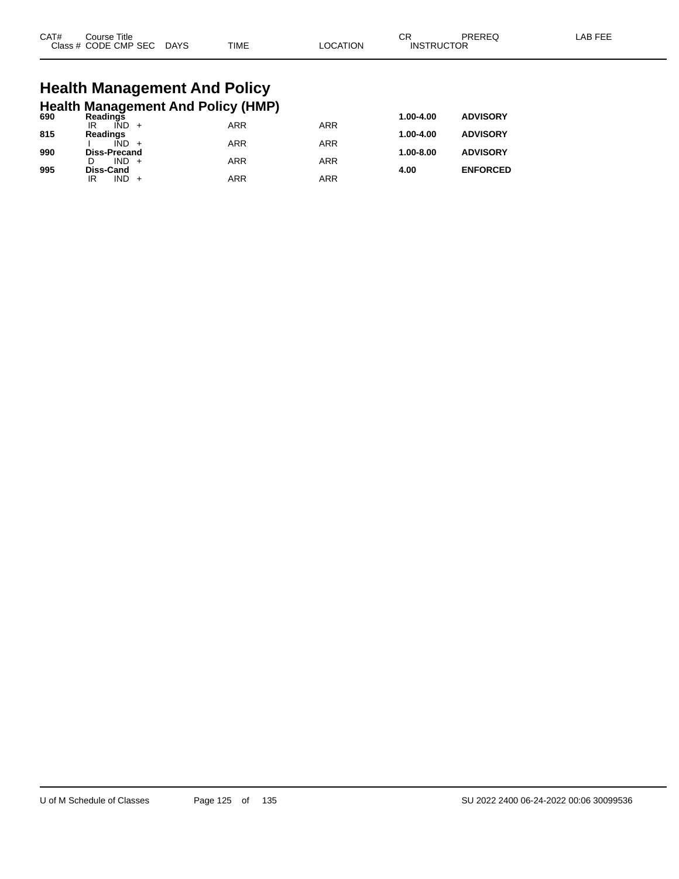# Health Management And Policy

## Health Management And Policy (HMP)

| CAT# | Course Title / Class # CODE CMP SEC | DAYS | TIME | LOCATION | CR | PREREQ | LAB FEE |
|---|---|---|---|---|---|---|---|
| 690 | **Readings** | | | | **1.00-4.00** | **ADVISORY** | |
| | IR IND + | | ARR | ARR | | | |
| 815 | **Readings** | | | | **1.00-4.00** | **ADVISORY** | |
| | I IND + | | ARR | ARR | | | |
| 990 | **Diss-Precand** | | | | **1.00-8.00** | **ADVISORY** | |
| | D IND + | | ARR | ARR | | | |
| 995 | **Diss-Cand** | | | | **4.00** | **ENFORCED** | |
| | IR IND + | | ARR | ARR | | | |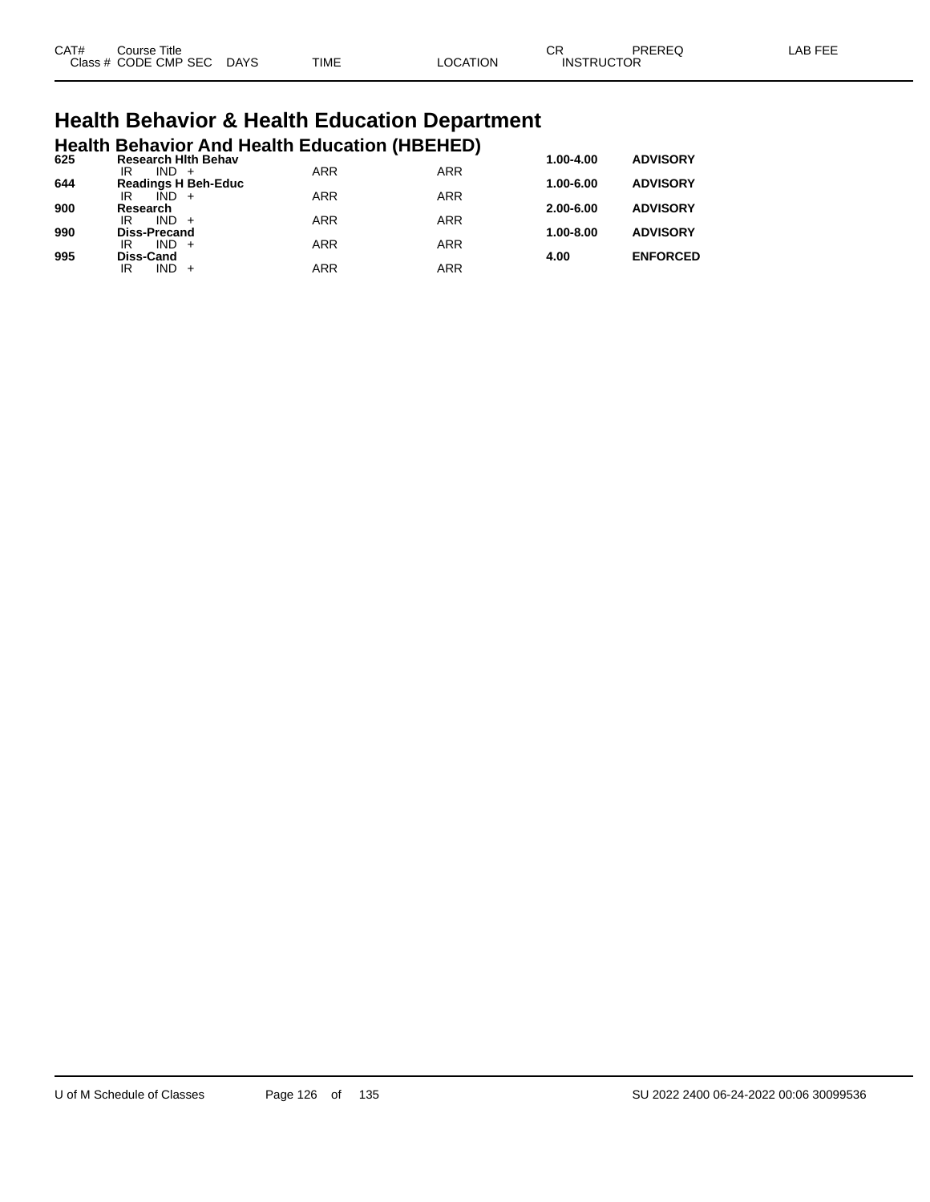| CAT# | Course Title | | | | | CR | PREREQ | LAB FEE |
|---|---|---|---|---|---|---|---|---|
| Class # | CODE CMP SEC | DAYS | TIME | LOCATION | INSTRUCTOR | | | |

# Health Behavior & Health Education Department

## Health Behavior And Health Education (HBEHED)

| CAT# | Course Title | | | | | CR | PREREQ | LAB FEE |
|---|---|---|---|---|---|---|---|---|
| **625** | **Research Hlth Behav** | | | | | **1.00-4.00** | **ADVISORY** | |
| | IR IND + | | ARR | ARR | | | | |
| **644** | **Readings H Beh-Educ** | | | | | **1.00-6.00** | **ADVISORY** | |
| | IR IND + | | ARR | ARR | | | | |
| **900** | **Research** | | | | | **2.00-6.00** | **ADVISORY** | |
| | IR IND + | | ARR | ARR | | | | |
| **990** | **Diss-Precand** | | | | | **1.00-8.00** | **ADVISORY** | |
| | IR IND + | | ARR | ARR | | | | |
| **995** | **Diss-Cand** | | | | | **4.00** | **ENFORCED** | |
| | IR IND + | | ARR | ARR | | | | |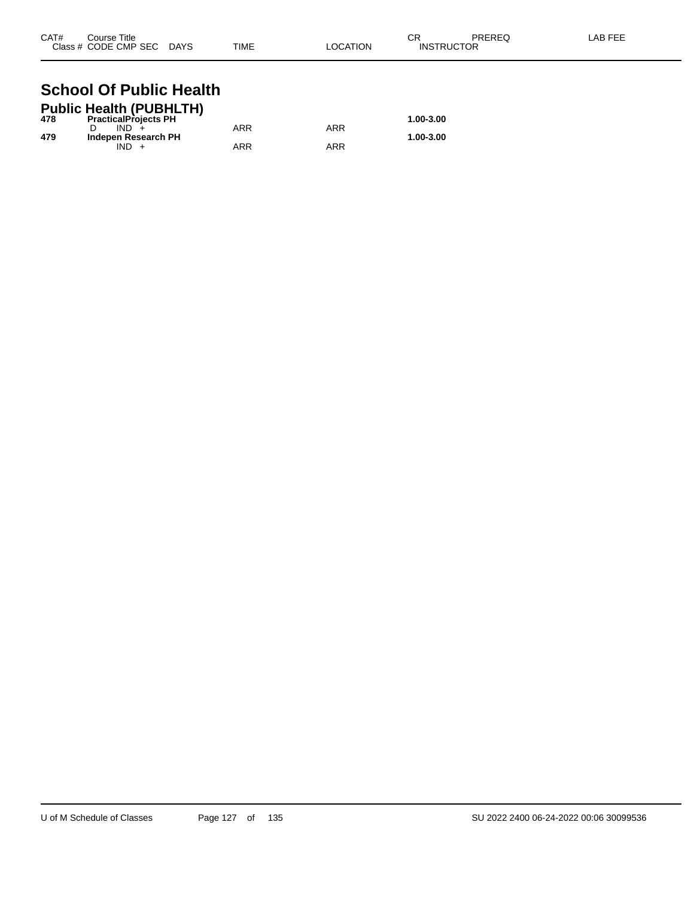| CAT# | Course Title<br>Class # CODE CMP SEC DAYS | TIME | LOCATION | CR<br>INSTRUCTOR | PREREQ | LAB FEE |
|---|---|---|---|---|---|---|

# School Of Public Health

## Public Health (PUBHLTH)

| CAT# | Course Title / Class # CODE CMP SEC DAYS | TIME | LOCATION | CR / INSTRUCTOR | PREREQ | LAB FEE |
|---|---|---|---|---|---|---|
| **478** | **PracticalProjects PH** | | | **1.00-3.00** | | |
| | D IND + | ARR | ARR | | | |
| **479** | **Indepen Research PH** | | | **1.00-3.00** | | |
| | IND + | ARR | ARR | | | |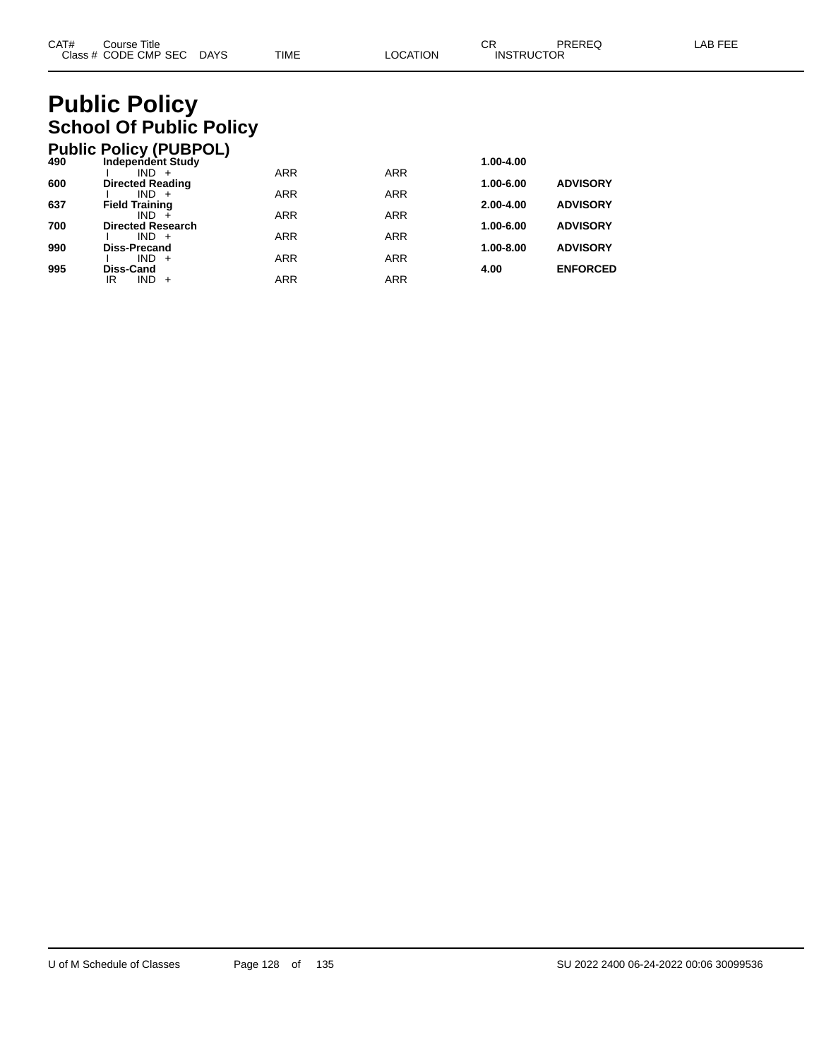| CAT# | Course Title<br>Class # CODE CMP SEC DAYS | TIME | LOCATION | CR<br>INSTRUCTOR | PREREQ | LAB FEE |
|---|---|---|---|---|---|---|

# Public Policy

## School Of Public Policy

### Public Policy (PUBPOL)

| CAT# | Course Title / Class # CODE CMP SEC DAYS | TIME | LOCATION | CR / INSTRUCTOR | PREREQ | LAB FEE |
|---|---|---|---|---|---|---|
| **490** | **Independent Study** | | | **1.00-4.00** | | |
| | I IND + | ARR | ARR | | | |
| **600** | **Directed Reading** | | | **1.00-6.00** | **ADVISORY** | |
| | I IND + | ARR | ARR | | | |
| **637** | **Field Training** | | | **2.00-4.00** | **ADVISORY** | |
| | IND + | ARR | ARR | | | |
| **700** | **Directed Research** | | | **1.00-6.00** | **ADVISORY** | |
| | I IND + | ARR | ARR | | | |
| **990** | **Diss-Precand** | | | **1.00-8.00** | **ADVISORY** | |
| | I IND + | ARR | ARR | | | |
| **995** | **Diss-Cand** | | | **4.00** | **ENFORCED** | |
| | IR IND + | ARR | ARR | | | |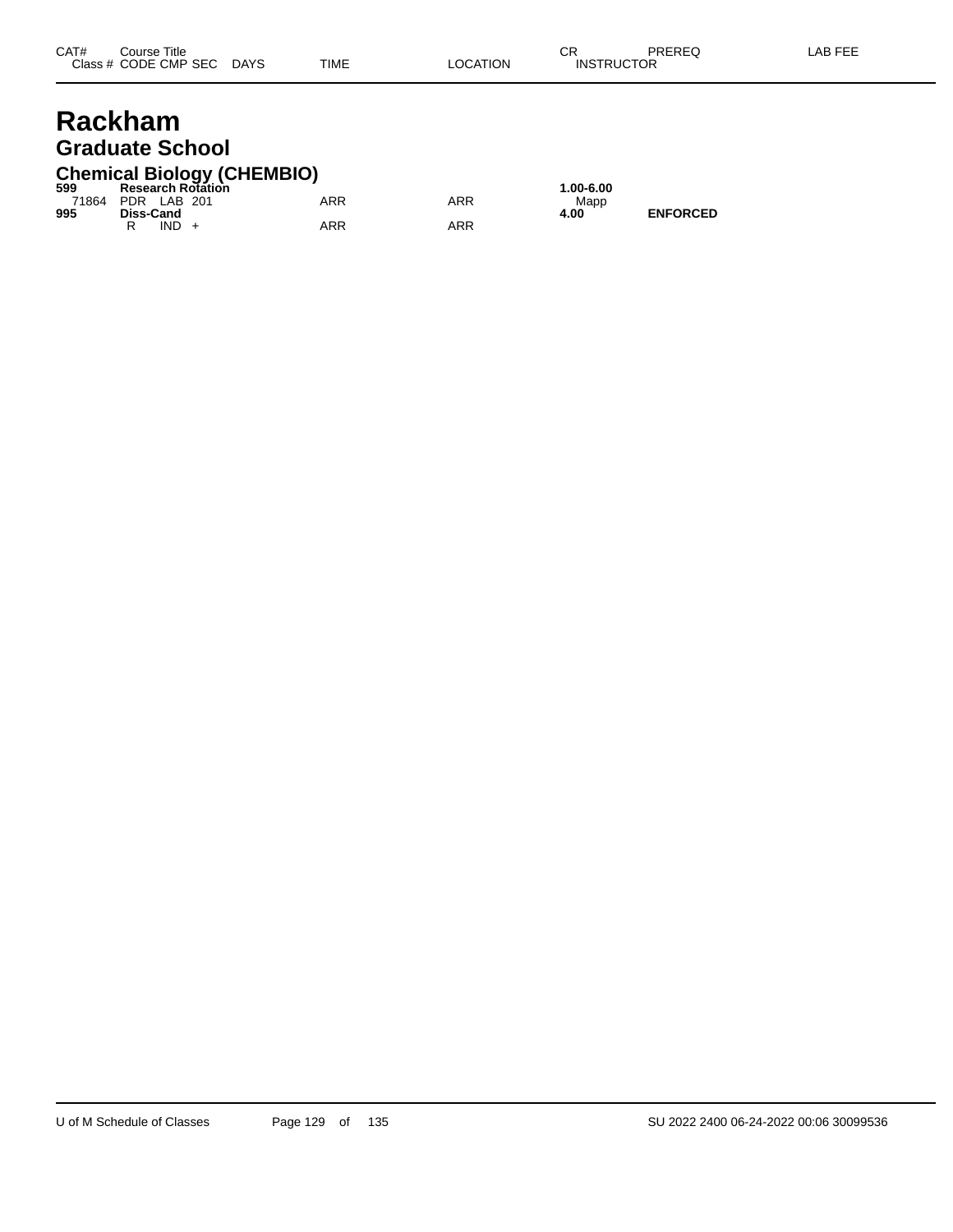# Rackham

## Graduate School

### Chemical Biology (CHEMBIO)

| CAT# | Course Title / Class # CODE CMP SEC | DAYS | TIME | LOCATION | CR / INSTRUCTOR | PREREQ | LAB FEE |
|---|---|---|---|---|---|---|---|
| **599** | **Research Rotation** | | | | **1.00-6.00** | | |
| 71864 | PDR LAB 201 | | ARR | ARR | Mapp | | |
| **995** | **Diss-Cand** | | | | **4.00** | **ENFORCED** | |
| | R IND + | | ARR | ARR | | | |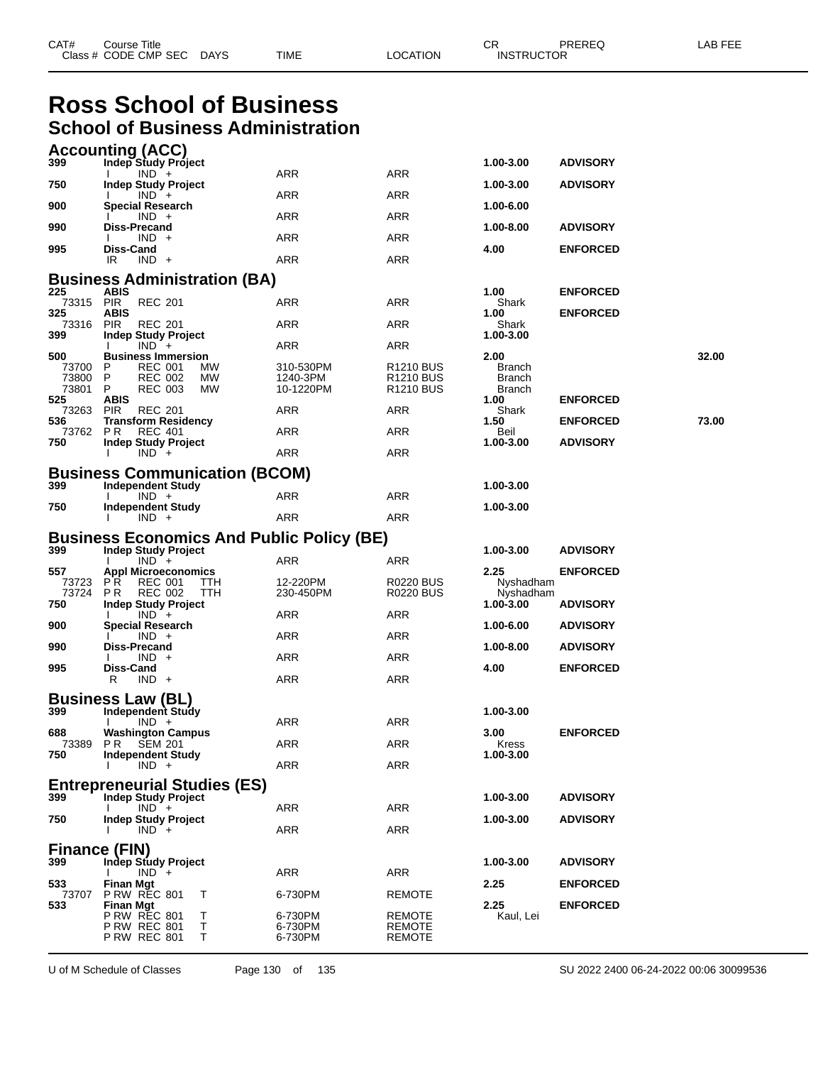# Ross School of Business

## School of Business Administration

### Accounting (ACC)

| CAT# / Class # | Course Title / CODE CMP SEC | DAYS | TIME | LOCATION | CR / INSTRUCTOR | PREREQ | LAB FEE |
|---|---|---|---|---|---|---|---|
| **399** | **Indep Study Project** | | | | **1.00-3.00** | **ADVISORY** | |
| | I IND + | | ARR | ARR | | | |
| **750** | **Indep Study Project** | | | | **1.00-3.00** | **ADVISORY** | |
| | I IND + | | ARR | ARR | | | |
| **900** | **Special Research** | | | | **1.00-6.00** | | |
| | I IND + | | ARR | ARR | | | |
| **990** | **Diss-Precand** | | | | **1.00-8.00** | **ADVISORY** | |
| | I IND + | | ARR | ARR | | | |
| **995** | **Diss-Cand** | | | | **4.00** | **ENFORCED** | |
| | IR IND + | | ARR | ARR | | | |

### Business Administration (BA)

| CAT# / Class # | Course Title / CODE CMP SEC | DAYS | TIME | LOCATION | CR / INSTRUCTOR | PREREQ | LAB FEE |
|---|---|---|---|---|---|---|---|
| **225** | **ABIS** | | | | **1.00** | **ENFORCED** | |
| 73315 | PIR REC 201 | | ARR | ARR | Shark | | |
| **325** | **ABIS** | | | | **1.00** | **ENFORCED** | |
| 73316 | PIR REC 201 | | ARR | ARR | Shark | | |
| **399** | **Indep Study Project** | | | | **1.00-3.00** | | |
| | I IND + | | ARR | ARR | | | |
| **500** | **Business Immersion** | | | | **2.00** | | **32.00** |
| 73700 | P REC 001 | MW | 310-530PM | R1210 BUS | Branch | | |
| 73800 | P REC 002 | MW | 1240-3PM | R1210 BUS | Branch | | |
| 73801 | P REC 003 | MW | 10-1220PM | R1210 BUS | Branch | | |
| **525** | **ABIS** | | | | **1.00** | **ENFORCED** | |
| 73263 | PIR REC 201 | | ARR | ARR | Shark | | |
| **536** | **Transform Residency** | | | | **1.50** | **ENFORCED** | **73.00** |
| 73762 | P R REC 401 | | ARR | ARR | Beil | | |
| **750** | **Indep Study Project** | | | | **1.00-3.00** | **ADVISORY** | |
| | I IND + | | ARR | ARR | | | |

### Business Communication (BCOM)

| CAT# / Class # | Course Title / CODE CMP SEC | DAYS | TIME | LOCATION | CR / INSTRUCTOR | PREREQ | LAB FEE |
|---|---|---|---|---|---|---|---|
| **399** | **Independent Study** | | | | **1.00-3.00** | | |
| | I IND + | | ARR | ARR | | | |
| **750** | **Independent Study** | | | | **1.00-3.00** | | |
| | I IND + | | ARR | ARR | | | |

### Business Economics And Public Policy (BE)

| CAT# / Class # | Course Title / CODE CMP SEC | DAYS | TIME | LOCATION | CR / INSTRUCTOR | PREREQ | LAB FEE |
|---|---|---|---|---|---|---|---|
| **399** | **Indep Study Project** | | | | **1.00-3.00** | **ADVISORY** | |
| | I IND + | | ARR | ARR | | | |
| **557** | **Appl Microeconomics** | | | | **2.25** | **ENFORCED** | |
| 73723 | P R REC 001 | TTH | 12-220PM | R0220 BUS | Nyshadham | | |
| 73724 | P R REC 002 | TTH | 230-450PM | R0220 BUS | Nyshadham | | |
| **750** | **Indep Study Project** | | | | **1.00-3.00** | **ADVISORY** | |
| | I IND + | | ARR | ARR | | | |
| **900** | **Special Research** | | | | **1.00-6.00** | **ADVISORY** | |
| | I IND + | | ARR | ARR | | | |
| **990** | **Diss-Precand** | | | | **1.00-8.00** | **ADVISORY** | |
| | I IND + | | ARR | ARR | | | |
| **995** | **Diss-Cand** | | | | **4.00** | **ENFORCED** | |
| | R IND + | | ARR | ARR | | | |

### Business Law (BL)

| CAT# / Class # | Course Title / CODE CMP SEC | DAYS | TIME | LOCATION | CR / INSTRUCTOR | PREREQ | LAB FEE |
|---|---|---|---|---|---|---|---|
| **399** | **Independent Study** | | | | **1.00-3.00** | | |
| | I IND + | | ARR | ARR | | | |
| **688** | **Washington Campus** | | | | **3.00** | **ENFORCED** | |
| 73389 | P R SEM 201 | | ARR | ARR | Kress | | |
| **750** | **Independent Study** | | | | **1.00-3.00** | | |
| | I IND + | | ARR | ARR | | | |

### Entrepreneurial Studies (ES)

| CAT# / Class # | Course Title / CODE CMP SEC | DAYS | TIME | LOCATION | CR / INSTRUCTOR | PREREQ | LAB FEE |
|---|---|---|---|---|---|---|---|
| **399** | **Indep Study Project** | | | | **1.00-3.00** | **ADVISORY** | |
| | I IND + | | ARR | ARR | | | |
| **750** | **Indep Study Project** | | | | **1.00-3.00** | **ADVISORY** | |
| | I IND + | | ARR | ARR | | | |

### Finance (FIN)

| CAT# / Class # | Course Title / CODE CMP SEC | DAYS | TIME | LOCATION | CR / INSTRUCTOR | PREREQ | LAB FEE |
|---|---|---|---|---|---|---|---|
| **399** | **Indep Study Project** | | | | **1.00-3.00** | **ADVISORY** | |
| | I IND + | | ARR | ARR | | | |
| **533** | **Finan Mgt** | | | | **2.25** | **ENFORCED** | |
| 73707 | P RW REC 801 | T | 6-730PM | REMOTE | | | |
| **533** | **Finan Mgt** | | | | **2.25** | **ENFORCED** | |
| | P RW REC 801 | T | 6-730PM | REMOTE | Kaul, Lei | | |
| | P RW REC 801 | T | 6-730PM | REMOTE | | | |
| | P RW REC 801 | T | 6-730PM | REMOTE | | | |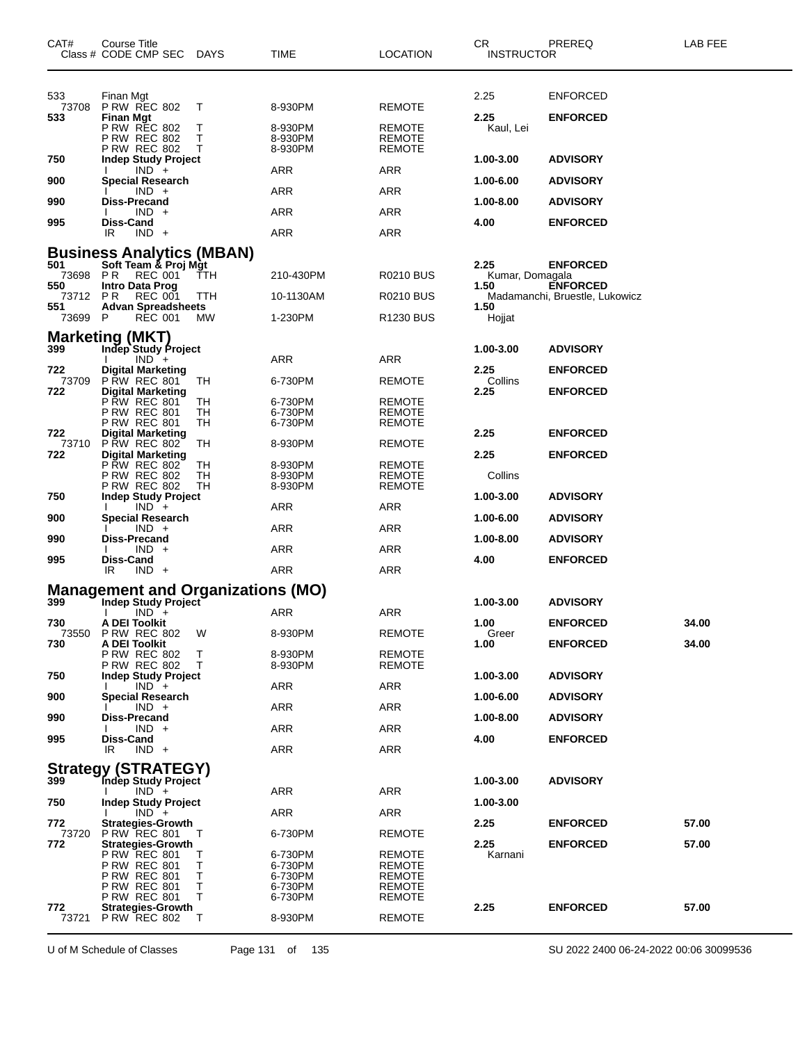| CAT# | Course Title<br>Class # CODE CMP SEC | DAYS | TIME | LOCATION | CR<br>INSTRUCTOR | PREREQ | LAB FEE |
|---|---|---|---|---|---|---|---|
| 533 | Finan Mgt | | | | 2.25 | ENFORCED | |
| 73708 | P RW REC 802 | T | 8-930PM | REMOTE | | | |
| **533** | **Finan Mgt** | | | | **2.25** | **ENFORCED** | |
| | P RW REC 802 | T | 8-930PM | REMOTE | Kaul, Lei | | |
| | P RW REC 802 | T | 8-930PM | REMOTE | | | |
| | P RW REC 802 | T | 8-930PM | REMOTE | | | |
| **750** | **Indep Study Project** | | | | **1.00-3.00** | **ADVISORY** | |
| | I IND + | | ARR | ARR | | | |
| **900** | **Special Research** | | | | **1.00-6.00** | **ADVISORY** | |
| | I IND + | | ARR | ARR | | | |
| **990** | **Diss-Precand** | | | | **1.00-8.00** | **ADVISORY** | |
| | I IND + | | ARR | ARR | | | |
| **995** | **Diss-Cand** | | | | **4.00** | **ENFORCED** | |
| | IR IND + | | ARR | ARR | | | |

## Business Analytics (MBAN)

| CAT# | Course Title<br>Class # CODE CMP SEC | DAYS | TIME | LOCATION | CR<br>INSTRUCTOR | PREREQ | LAB FEE |
|---|---|---|---|---|---|---|---|
| **501** | **Soft Team & Proj Mgt** | | | | **2.25** | **ENFORCED** | |
| 73698 | P R REC 001 | TTH | 210-430PM | R0210 BUS | Kumar, Domagala | | |
| **550** | **Intro Data Prog** | | | | **1.50** | **ENFORCED** | |
| 73712 | P R REC 001 | TTH | 10-1130AM | R0210 BUS | Madamanchi, Bruestle, Lukowicz | | |
| **551** | **Advan Spreadsheets** | | | | **1.50** | | |
| 73699 | P REC 001 | MW | 1-230PM | R1230 BUS | Hojjat | | |

## Marketing (MKT)

| CAT# | Course Title<br>Class # CODE CMP SEC | DAYS | TIME | LOCATION | CR<br>INSTRUCTOR | PREREQ | LAB FEE |
|---|---|---|---|---|---|---|---|
| **399** | **Indep Study Project** | | | | **1.00-3.00** | **ADVISORY** | |
| | I IND + | | ARR | ARR | | | |
| **722** | **Digital Marketing** | | | | **2.25** | **ENFORCED** | |
| 73709 | P RW REC 801 | TH | 6-730PM | REMOTE | Collins | | |
| **722** | **Digital Marketing** | | | | **2.25** | **ENFORCED** | |
| | P RW REC 801 | TH | 6-730PM | REMOTE | | | |
| | P RW REC 801 | TH | 6-730PM | REMOTE | | | |
| | P RW REC 801 | TH | 6-730PM | REMOTE | | | |
| **722** | **Digital Marketing** | | | | **2.25** | **ENFORCED** | |
| 73710 | P RW REC 802 | TH | 8-930PM | REMOTE | | | |
| **722** | **Digital Marketing** | | | | **2.25** | **ENFORCED** | |
| | P RW REC 802 | TH | 8-930PM | REMOTE | | | |
| | P RW REC 802 | TH | 8-930PM | REMOTE | Collins | | |
| | P RW REC 802 | TH | 8-930PM | REMOTE | | | |
| **750** | **Indep Study Project** | | | | **1.00-3.00** | **ADVISORY** | |
| | I IND + | | ARR | ARR | | | |
| **900** | **Special Research** | | | | **1.00-6.00** | **ADVISORY** | |
| | I IND + | | ARR | ARR | | | |
| **990** | **Diss-Precand** | | | | **1.00-8.00** | **ADVISORY** | |
| | I IND + | | ARR | ARR | | | |
| **995** | **Diss-Cand** | | | | **4.00** | **ENFORCED** | |
| | IR IND + | | ARR | ARR | | | |

## Management and Organizations (MO)

| CAT# | Course Title<br>Class # CODE CMP SEC | DAYS | TIME | LOCATION | CR<br>INSTRUCTOR | PREREQ | LAB FEE |
|---|---|---|---|---|---|---|---|
| **399** | **Indep Study Project** | | | | **1.00-3.00** | **ADVISORY** | |
| | I IND + | | ARR | ARR | | | |
| **730** | **A DEI Toolkit** | | | | **1.00** | **ENFORCED** | **34.00** |
| 73550 | P RW REC 802 | W | 8-930PM | REMOTE | Greer | | |
| **730** | **A DEI Toolkit** | | | | **1.00** | **ENFORCED** | **34.00** |
| | P RW REC 802 | T | 8-930PM | REMOTE | | | |
| | P RW REC 802 | T | 8-930PM | REMOTE | | | |
| **750** | **Indep Study Project** | | | | **1.00-3.00** | **ADVISORY** | |
| | I IND + | | ARR | ARR | | | |
| **900** | **Special Research** | | | | **1.00-6.00** | **ADVISORY** | |
| | I IND + | | ARR | ARR | | | |
| **990** | **Diss-Precand** | | | | **1.00-8.00** | **ADVISORY** | |
| | I IND + | | ARR | ARR | | | |
| **995** | **Diss-Cand** | | | | **4.00** | **ENFORCED** | |
| | IR IND + | | ARR | ARR | | | |

## Strategy (STRATEGY)

| CAT# | Course Title<br>Class # CODE CMP SEC | DAYS | TIME | LOCATION | CR<br>INSTRUCTOR | PREREQ | LAB FEE |
|---|---|---|---|---|---|---|---|
| **399** | **Indep Study Project** | | | | **1.00-3.00** | **ADVISORY** | |
| | I IND + | | ARR | ARR | | | |
| **750** | **Indep Study Project** | | | | **1.00-3.00** | | |
| | I IND + | | ARR | ARR | | | |
| **772** | **Strategies-Growth** | | | | **2.25** | **ENFORCED** | **57.00** |
| 73720 | P RW REC 801 | T | 6-730PM | REMOTE | | | |
| **772** | **Strategies-Growth** | | | | **2.25** | **ENFORCED** | **57.00** |
| | P RW REC 801 | T | 6-730PM | REMOTE | Karnani | | |
| | P RW REC 801 | T | 6-730PM | REMOTE | | | |
| | P RW REC 801 | T | 6-730PM | REMOTE | | | |
| | P RW REC 801 | T | 6-730PM | REMOTE | | | |
| | P RW REC 801 | T | 6-730PM | REMOTE | | | |
| **772** | **Strategies-Growth** | | | | **2.25** | **ENFORCED** | **57.00** |
| 73721 | P RW REC 802 | T | 8-930PM | REMOTE | | | |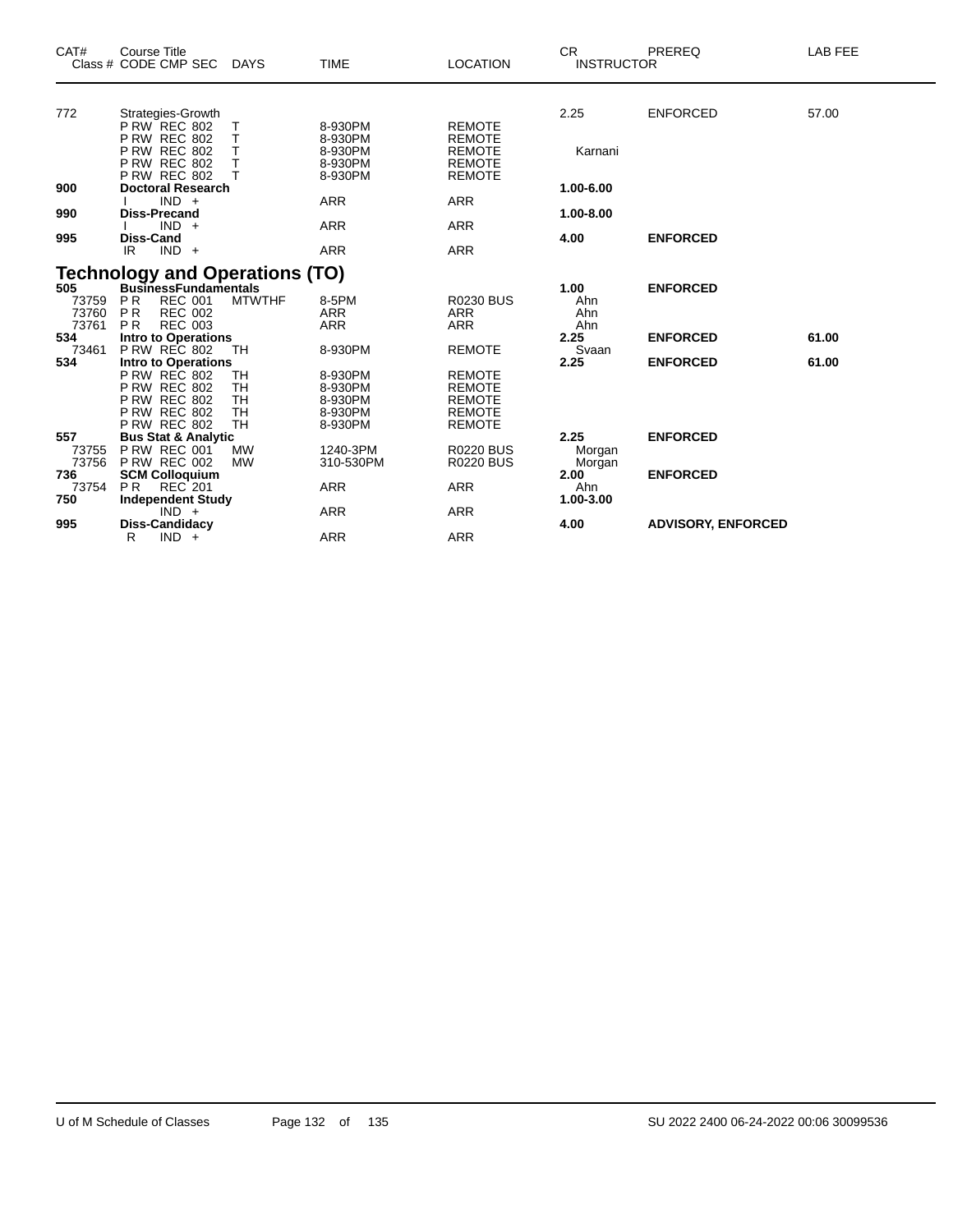| CAT# | Course Title<br>Class # CODE CMP SEC | DAYS | TIME | LOCATION | CR<br>INSTRUCTOR | PREREQ | LAB FEE |
|---|---|---|---|---|---|---|---|
| 772 | Strategies-Growth | | | | 2.25 | ENFORCED | 57.00 |
| | P RW REC 802 | T | 8-930PM | REMOTE | | | |
| | P RW REC 802 | T | 8-930PM | REMOTE | | | |
| | P RW REC 802 | T | 8-930PM | REMOTE | Karnani | | |
| | P RW REC 802 | T | 8-930PM | REMOTE | | | |
| | P RW REC 802 | T | 8-930PM | REMOTE | | | |
| **900** | **Doctoral Research** | | | | **1.00-6.00** | | |
| | I IND + | | ARR | ARR | | | |
| **990** | **Diss-Precand** | | | | **1.00-8.00** | | |
| | I IND + | | ARR | ARR | | | |
| **995** | **Diss-Cand** | | | | **4.00** | **ENFORCED** | |
| | IR IND + | | ARR | ARR | | | |

## Technology and Operations (TO)

| CAT# | Course Title<br>Class # CODE CMP SEC | DAYS | TIME | LOCATION | CR<br>INSTRUCTOR | PREREQ | LAB FEE |
|---|---|---|---|---|---|---|---|
| **505** | **BusinessFundamentals** | | | | **1.00** | **ENFORCED** | |
| 73759 | P R REC 001 | MTWTHF | 8-5PM | R0230 BUS | Ahn | | |
| 73760 | P R REC 002 | | ARR | ARR | Ahn | | |
| 73761 | P R REC 003 | | ARR | ARR | Ahn | | |
| **534** | **Intro to Operations** | | | | **2.25** | **ENFORCED** | **61.00** |
| 73461 | P RW REC 802 | TH | 8-930PM | REMOTE | Svaan | | |
| **534** | **Intro to Operations** | | | | **2.25** | **ENFORCED** | **61.00** |
| | P RW REC 802 | TH | 8-930PM | REMOTE | | | |
| | P RW REC 802 | TH | 8-930PM | REMOTE | | | |
| | P RW REC 802 | TH | 8-930PM | REMOTE | | | |
| | P RW REC 802 | TH | 8-930PM | REMOTE | | | |
| | P RW REC 802 | TH | 8-930PM | REMOTE | | | |
| **557** | **Bus Stat & Analytic** | | | | **2.25** | **ENFORCED** | |
| 73755 | P RW REC 001 | MW | 1240-3PM | R0220 BUS | Morgan | | |
| 73756 | P RW REC 002 | MW | 310-530PM | R0220 BUS | Morgan | | |
| **736** | **SCM Colloquium** | | | | **2.00** | **ENFORCED** | |
| 73754 | P R REC 201 | | ARR | ARR | Ahn | | |
| **750** | **Independent Study** | | | | **1.00-3.00** | | |
| | IND + | | ARR | ARR | | | |
| **995** | **Diss-Candidacy** | | | | **4.00** | **ADVISORY, ENFORCED** | |
| | R IND + | | ARR | ARR | | | |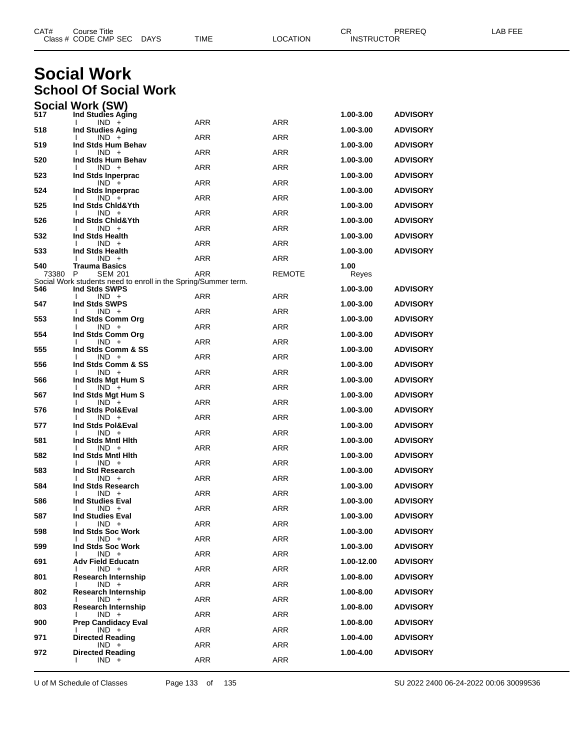# Social Work

## School Of Social Work

### Social Work (SW)

| CAT# Class # | Course Title CODE CMP SEC | DAYS | TIME | LOCATION | CR INSTRUCTOR | PREREQ | LAB FEE |
|---|---|---|---|---|---|---|---|
| 517 | Ind Studies Aging | | | | 1.00-3.00 | ADVISORY | |
| | I IND + | | ARR | ARR | | | |
| 518 | Ind Studies Aging | | | | 1.00-3.00 | ADVISORY | |
| | I IND + | | ARR | ARR | | | |
| 519 | Ind Stds Hum Behav | | | | 1.00-3.00 | ADVISORY | |
| | I IND + | | ARR | ARR | | | |
| 520 | Ind Stds Hum Behav | | | | 1.00-3.00 | ADVISORY | |
| | I IND + | | ARR | ARR | | | |
| 523 | Ind Stds Inperprac | | | | 1.00-3.00 | ADVISORY | |
| | IND + | | ARR | ARR | | | |
| 524 | Ind Stds Inperprac | | | | 1.00-3.00 | ADVISORY | |
| | I IND + | | ARR | ARR | | | |
| 525 | Ind Stds Chld&Yth | | | | 1.00-3.00 | ADVISORY | |
| | I IND + | | ARR | ARR | | | |
| 526 | Ind Stds Chld&Yth | | | | 1.00-3.00 | ADVISORY | |
| | I IND + | | ARR | ARR | | | |
| 532 | Ind Stds Health | | | | 1.00-3.00 | ADVISORY | |
| | I IND + | | ARR | ARR | | | |
| 533 | Ind Stds Health | | | | 1.00-3.00 | ADVISORY | |
| | I IND + | | ARR | ARR | | | |
| 540 | Trauma Basics | | | | 1.00 | | |
| 73380 | P SEM 201 | | ARR | REMOTE | Reyes | | |
| | Social Work students need to enroll in the Spring/Summer term. | | | | | | |
| 546 | Ind Stds SWPS | | | | 1.00-3.00 | ADVISORY | |
| | I IND + | | ARR | ARR | | | |
| 547 | Ind Stds SWPS | | | | 1.00-3.00 | ADVISORY | |
| | I IND + | | ARR | ARR | | | |
| 553 | Ind Stds Comm Org | | | | 1.00-3.00 | ADVISORY | |
| | I IND + | | ARR | ARR | | | |
| 554 | Ind Stds Comm Org | | | | 1.00-3.00 | ADVISORY | |
| | I IND + | | ARR | ARR | | | |
| 555 | Ind Stds Comm & SS | | | | 1.00-3.00 | ADVISORY | |
| | I IND + | | ARR | ARR | | | |
| 556 | Ind Stds Comm & SS | | | | 1.00-3.00 | ADVISORY | |
| | I IND + | | ARR | ARR | | | |
| 566 | Ind Stds Mgt Hum S | | | | 1.00-3.00 | ADVISORY | |
| | I IND + | | ARR | ARR | | | |
| 567 | Ind Stds Mgt Hum S | | | | 1.00-3.00 | ADVISORY | |
| | I IND + | | ARR | ARR | | | |
| 576 | Ind Stds Pol&Eval | | | | 1.00-3.00 | ADVISORY | |
| | I IND + | | ARR | ARR | | | |
| 577 | Ind Stds Pol&Eval | | | | 1.00-3.00 | ADVISORY | |
| | I IND + | | ARR | ARR | | | |
| 581 | Ind Stds Mntl Hlth | | | | 1.00-3.00 | ADVISORY | |
| | I IND + | | ARR | ARR | | | |
| 582 | Ind Stds Mntl Hlth | | | | 1.00-3.00 | ADVISORY | |
| | I IND + | | ARR | ARR | | | |
| 583 | Ind Std Research | | | | 1.00-3.00 | ADVISORY | |
| | I IND + | | ARR | ARR | | | |
| 584 | Ind Stds Research | | | | 1.00-3.00 | ADVISORY | |
| | I IND + | | ARR | ARR | | | |
| 586 | Ind Studies Eval | | | | 1.00-3.00 | ADVISORY | |
| | I IND + | | ARR | ARR | | | |
| 587 | Ind Studies Eval | | | | 1.00-3.00 | ADVISORY | |
| | I IND + | | ARR | ARR | | | |
| 598 | Ind Stds Soc Work | | | | 1.00-3.00 | ADVISORY | |
| | I IND + | | ARR | ARR | | | |
| 599 | Ind Stds Soc Work | | | | 1.00-3.00 | ADVISORY | |
| | I IND + | | ARR | ARR | | | |
| 691 | Adv Field Educatn | | | | 1.00-12.00 | ADVISORY | |
| | I IND + | | ARR | ARR | | | |
| 801 | Research Internship | | | | 1.00-8.00 | ADVISORY | |
| | I IND + | | ARR | ARR | | | |
| 802 | Research Internship | | | | 1.00-8.00 | ADVISORY | |
| | I IND + | | ARR | ARR | | | |
| 803 | Research Internship | | | | 1.00-8.00 | ADVISORY | |
| | I IND + | | ARR | ARR | | | |
| 900 | Prep Candidacy Eval | | | | 1.00-8.00 | ADVISORY | |
| | I IND + | | ARR | ARR | | | |
| 971 | Directed Reading | | | | 1.00-4.00 | ADVISORY | |
| | IND + | | ARR | ARR | | | |
| 972 | Directed Reading | | | | 1.00-4.00 | ADVISORY | |
| | I IND + | | ARR | ARR | | | |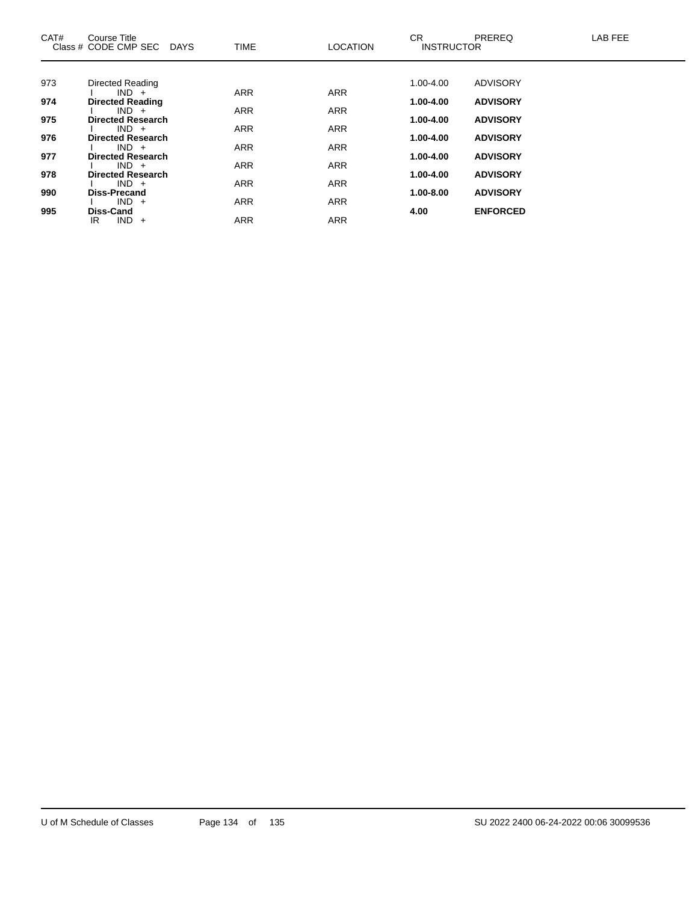| CAT# | Course Title<br>Class # CODE CMP SEC DAYS | TIME | LOCATION | CR<br>INSTRUCTOR | PREREQ | LAB FEE |
|---|---|---|---|---|---|---|
| 973 | Directed Reading | | | 1.00-4.00 | ADVISORY | |
| | I IND + | ARR | ARR | | | |
| **974** | **Directed Reading** | | | **1.00-4.00** | **ADVISORY** | |
| | I IND + | ARR | ARR | | | |
| **975** | **Directed Research** | | | **1.00-4.00** | **ADVISORY** | |
| | I IND + | ARR | ARR | | | |
| **976** | **Directed Research** | | | **1.00-4.00** | **ADVISORY** | |
| | I IND + | ARR | ARR | | | |
| **977** | **Directed Research** | | | **1.00-4.00** | **ADVISORY** | |
| | I IND + | ARR | ARR | | | |
| **978** | **Directed Research** | | | **1.00-4.00** | **ADVISORY** | |
| | I IND + | ARR | ARR | | | |
| **990** | **Diss-Precand** | | | **1.00-8.00** | **ADVISORY** | |
| | I IND + | ARR | ARR | | | |
| **995** | **Diss-Cand** | | | **4.00** | **ENFORCED** | |
| | IR IND + | ARR | ARR | | | |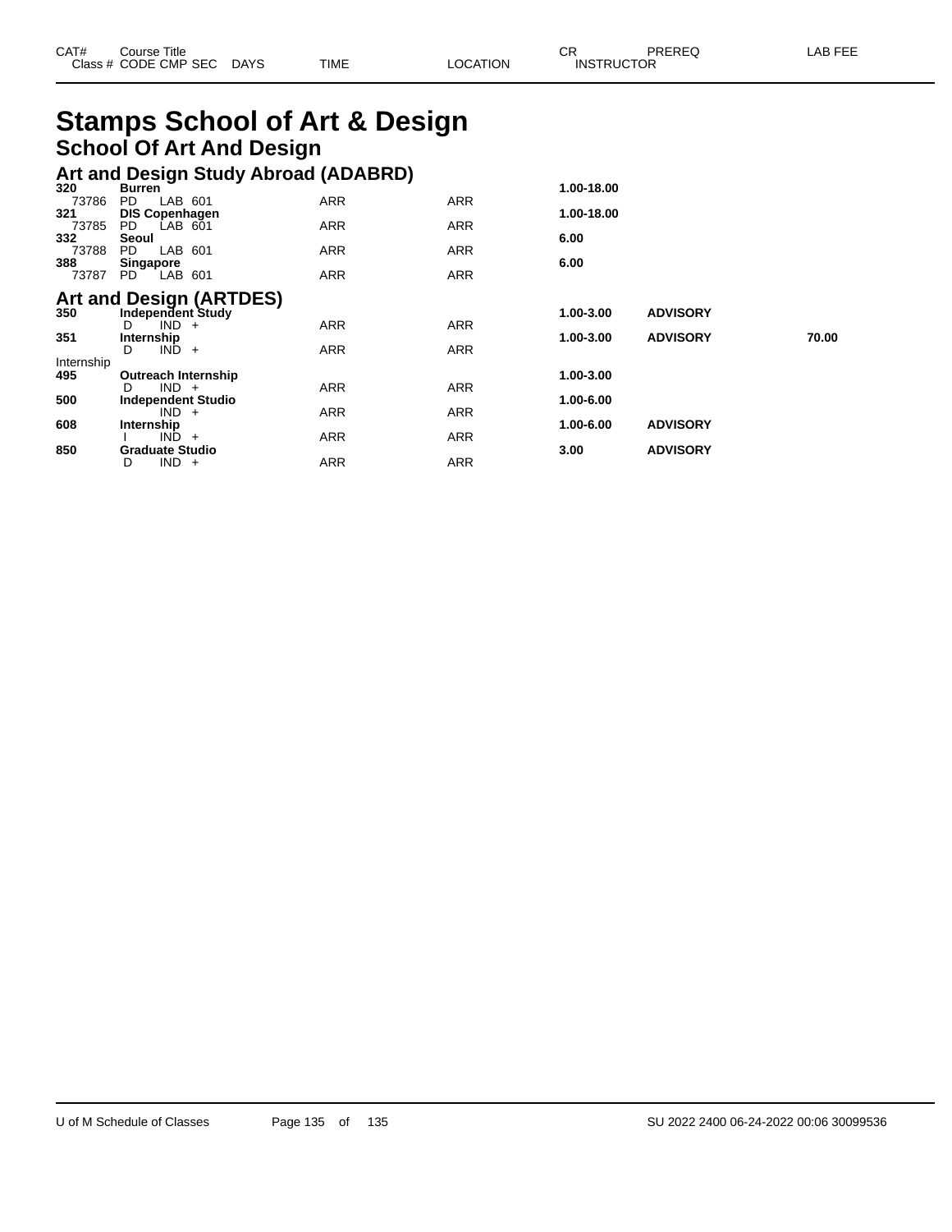| CAT# | Course Title | | | | | | CR | PREREQ | LAB FEE |
|---|---|---|---|---|---|---|---|---|---|
| Class # | CODE CMP SEC | DAYS | TIME | LOCATION | | INSTRUCTOR | | | |

# Stamps School of Art & Design

## School Of Art And Design

### Art and Design Study Abroad (ADABRD)

| CAT# / Class # | Course Title / CODE CMP SEC | DAYS | TIME | LOCATION | CR / INSTRUCTOR | PREREQ | LAB FEE |
|---|---|---|---|---|---|---|---|
| **320** | **Burren** | | | | **1.00-18.00** | | |
| 73786 | PD LAB 601 | | ARR | ARR | | | |
| **321** | **DIS Copenhagen** | | | | **1.00-18.00** | | |
| 73785 | PD LAB 601 | | ARR | ARR | | | |
| **332** | **Seoul** | | | | **6.00** | | |
| 73788 | PD LAB 601 | | ARR | ARR | | | |
| **388** | **Singapore** | | | | **6.00** | | |
| 73787 | PD LAB 601 | | ARR | ARR | | | |

### Art and Design (ARTDES)

| CAT# / Class # | Course Title / CODE CMP SEC | DAYS | TIME | LOCATION | CR / INSTRUCTOR | PREREQ | LAB FEE |
|---|---|---|---|---|---|---|---|
| **350** | **Independent Study** | | | | **1.00-3.00** | **ADVISORY** | |
| | D IND + | | ARR | ARR | | | |
| **351** | **Internship** | | | | **1.00-3.00** | **ADVISORY** | **70.00** |
| | D IND + | | ARR | ARR | | | |
| Internship | | | | | | | |
| **495** | **Outreach Internship** | | | | **1.00-3.00** | | |
| | D IND + | | ARR | ARR | | | |
| **500** | **Independent Studio** | | | | **1.00-6.00** | | |
| | IND + | | ARR | ARR | | | |
| **608** | **Internship** | | | | **1.00-6.00** | **ADVISORY** | |
| | I IND + | | ARR | ARR | | | |
| **850** | **Graduate Studio** | | | | **3.00** | **ADVISORY** | |
| | D IND + | | ARR | ARR | | | |